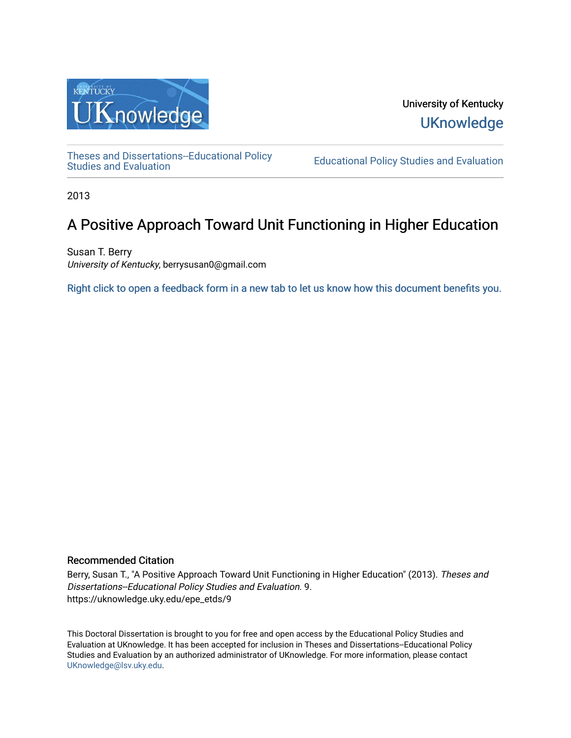University of Kentucky

UKnowledge

Theses and Dissertations--Educational Policy Studies and Evaluation

Educational Policy Studies and Evaluation

2013

# A Positive Approach Toward Unit Functioning in Higher Education

Susan T. Berry
*University of Kentucky*, berrysusan0@gmail.com

Right click to open a feedback form in a new tab to let us know how this document benefits you.

## Recommended Citation

Berry, Susan T., "A Positive Approach Toward Unit Functioning in Higher Education" (2013). *Theses and Dissertations--Educational Policy Studies and Evaluation*. 9.
https://uknowledge.uky.edu/epe_etds/9

This Doctoral Dissertation is brought to you for free and open access by the Educational Policy Studies and Evaluation at UKnowledge. It has been accepted for inclusion in Theses and Dissertations--Educational Policy Studies and Evaluation by an authorized administrator of UKnowledge. For more information, please contact UKnowledge@lsv.uky.edu.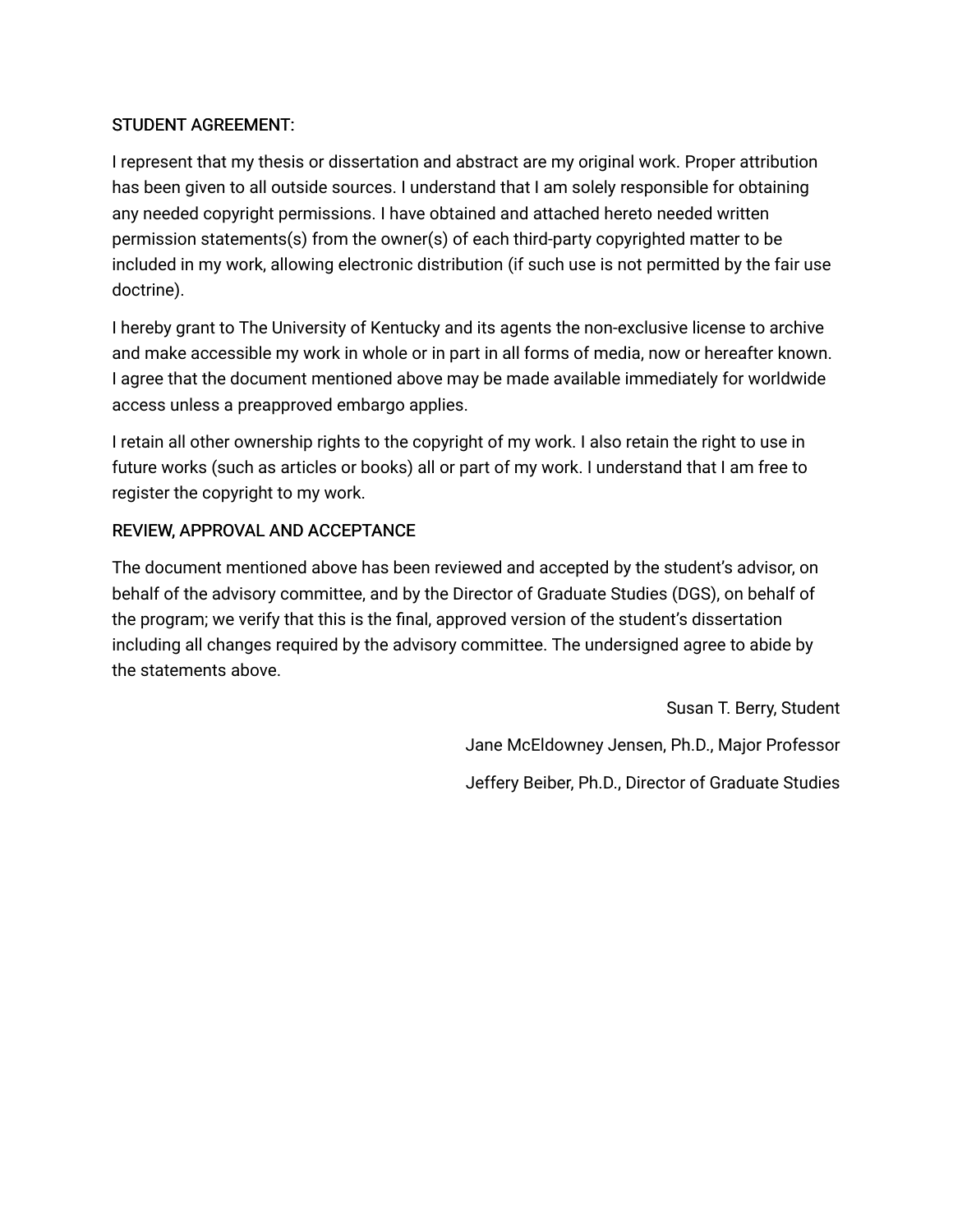STUDENT AGREEMENT:

I represent that my thesis or dissertation and abstract are my original work. Proper attribution has been given to all outside sources. I understand that I am solely responsible for obtaining any needed copyright permissions. I have obtained and attached hereto needed written permission statements(s) from the owner(s) of each third-party copyrighted matter to be included in my work, allowing electronic distribution (if such use is not permitted by the fair use doctrine).

I hereby grant to The University of Kentucky and its agents the non-exclusive license to archive and make accessible my work in whole or in part in all forms of media, now or hereafter known. I agree that the document mentioned above may be made available immediately for worldwide access unless a preapproved embargo applies.

I retain all other ownership rights to the copyright of my work. I also retain the right to use in future works (such as articles or books) all or part of my work. I understand that I am free to register the copyright to my work.

REVIEW, APPROVAL AND ACCEPTANCE

The document mentioned above has been reviewed and accepted by the student's advisor, on behalf of the advisory committee, and by the Director of Graduate Studies (DGS), on behalf of the program; we verify that this is the final, approved version of the student's dissertation including all changes required by the advisory committee. The undersigned agree to abide by the statements above.

Susan T. Berry, Student

Jane McEldowney Jensen, Ph.D., Major Professor

Jeffery Beiber, Ph.D., Director of Graduate Studies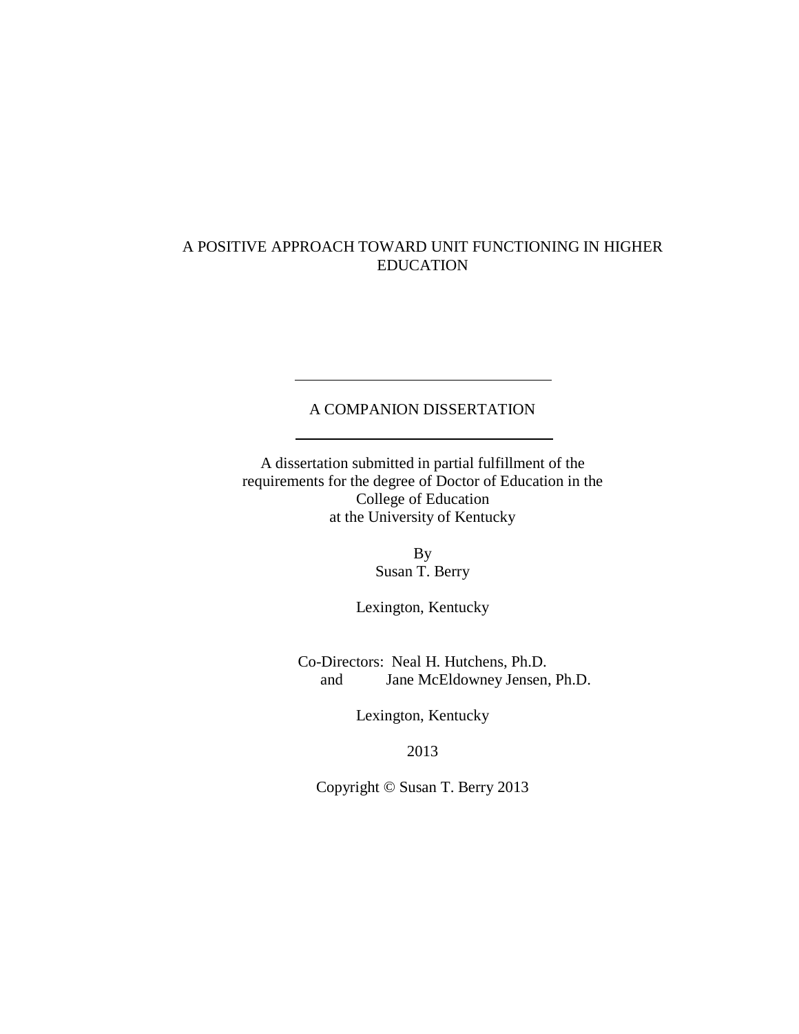# A POSITIVE APPROACH TOWARD UNIT FUNCTIONING IN HIGHER EDUCATION

---

A COMPANION DISSERTATION

---

A dissertation submitted in partial fulfillment of the requirements for the degree of Doctor of Education in the College of Education at the University of Kentucky

By
Susan T. Berry

Lexington, Kentucky

Co-Directors: Neal H. Hutchens, Ph.D.
and Jane McEldowney Jensen, Ph.D.

Lexington, Kentucky

2013

Copyright © Susan T. Berry 2013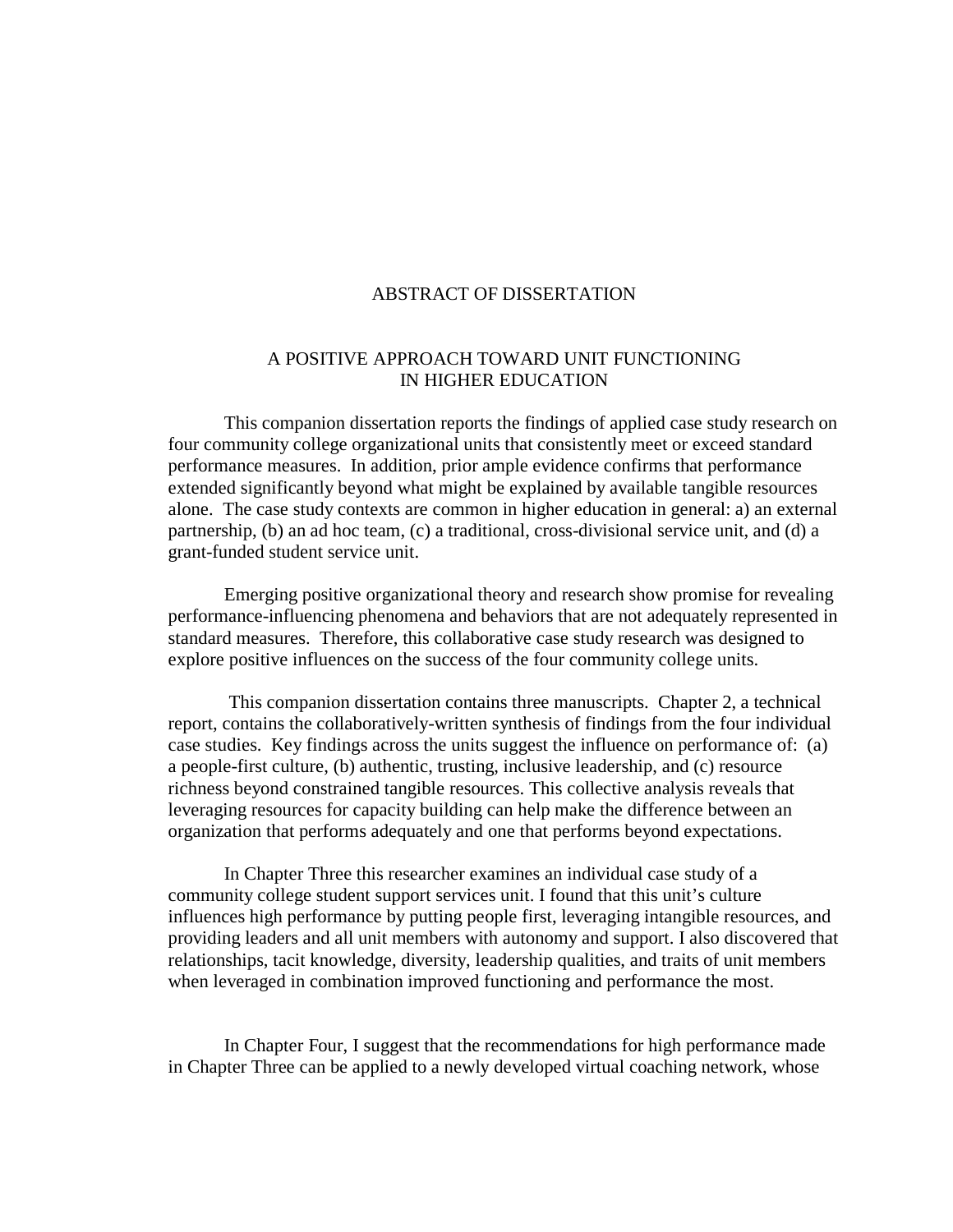# ABSTRACT OF DISSERTATION

## A POSITIVE APPROACH TOWARD UNIT FUNCTIONING IN HIGHER EDUCATION

This companion dissertation reports the findings of applied case study research on four community college organizational units that consistently meet or exceed standard performance measures. In addition, prior ample evidence confirms that performance extended significantly beyond what might be explained by available tangible resources alone. The case study contexts are common in higher education in general: a) an external partnership, (b) an ad hoc team, (c) a traditional, cross-divisional service unit, and (d) a grant-funded student service unit.

Emerging positive organizational theory and research show promise for revealing performance-influencing phenomena and behaviors that are not adequately represented in standard measures. Therefore, this collaborative case study research was designed to explore positive influences on the success of the four community college units.

This companion dissertation contains three manuscripts. Chapter 2, a technical report, contains the collaboratively-written synthesis of findings from the four individual case studies. Key findings across the units suggest the influence on performance of: (a) a people-first culture, (b) authentic, trusting, inclusive leadership, and (c) resource richness beyond constrained tangible resources. This collective analysis reveals that leveraging resources for capacity building can help make the difference between an organization that performs adequately and one that performs beyond expectations.

In Chapter Three this researcher examines an individual case study of a community college student support services unit. I found that this unit's culture influences high performance by putting people first, leveraging intangible resources, and providing leaders and all unit members with autonomy and support. I also discovered that relationships, tacit knowledge, diversity, leadership qualities, and traits of unit members when leveraged in combination improved functioning and performance the most.

In Chapter Four, I suggest that the recommendations for high performance made in Chapter Three can be applied to a newly developed virtual coaching network, whose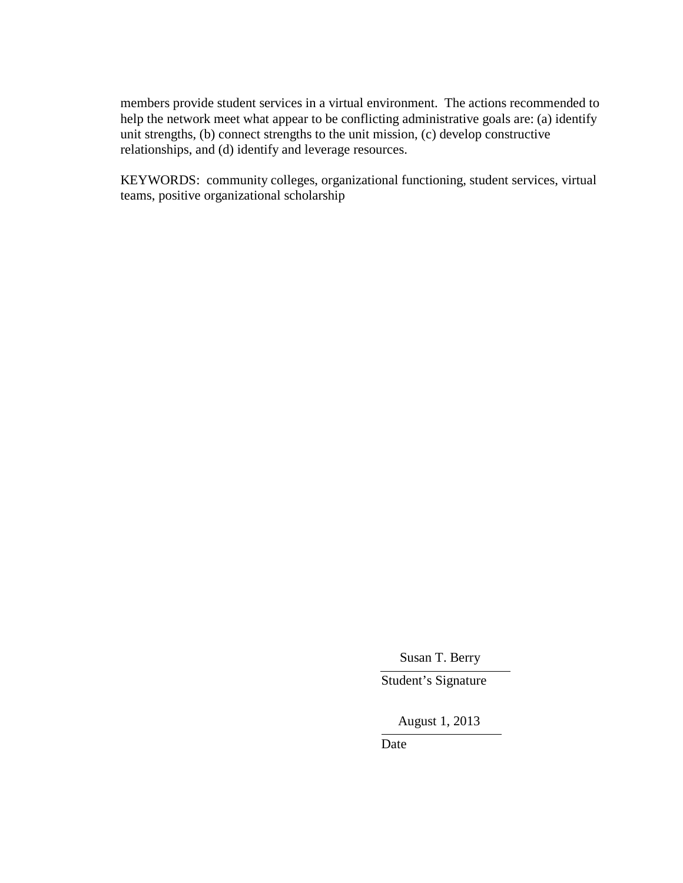members provide student services in a virtual environment. The actions recommended to help the network meet what appear to be conflicting administrative goals are: (a) identify unit strengths, (b) connect strengths to the unit mission, (c) develop constructive relationships, and (d) identify and leverage resources.

KEYWORDS: community colleges, organizational functioning, student services, virtual teams, positive organizational scholarship

Susan T. Berry

Student's Signature

August 1, 2013

Date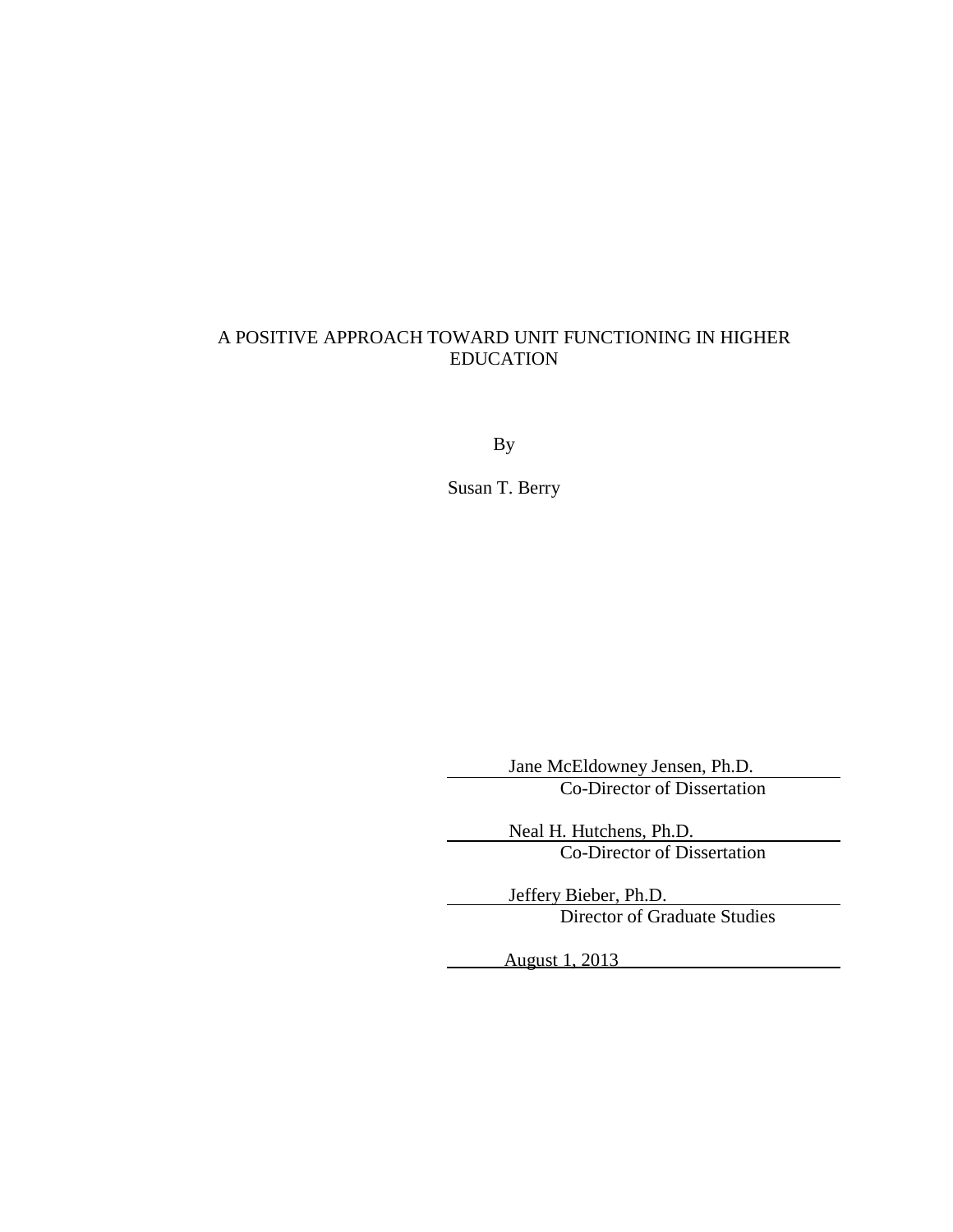A POSITIVE APPROACH TOWARD UNIT FUNCTIONING IN HIGHER EDUCATION

By

Susan T. Berry

Jane McEldowney Jensen, Ph.D.
Co-Director of Dissertation

Neal H. Hutchens, Ph.D.
Co-Director of Dissertation

Jeffery Bieber, Ph.D.
Director of Graduate Studies

August 1, 2013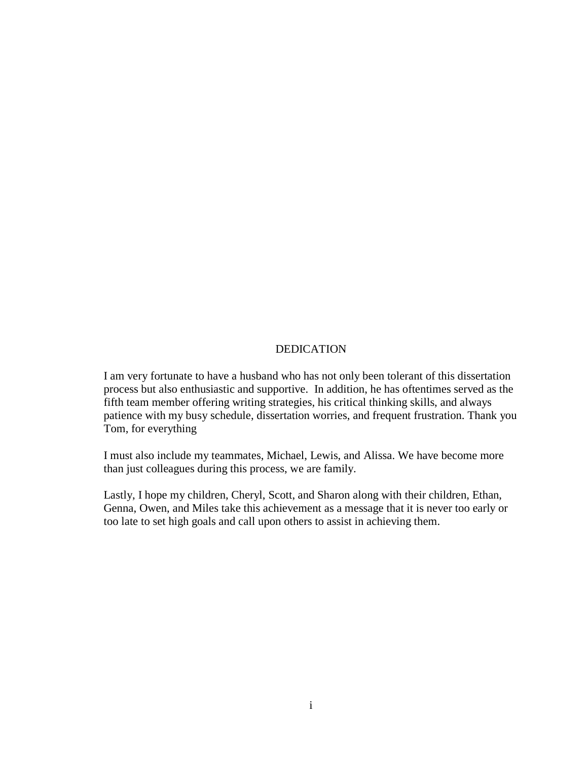# DEDICATION

I am very fortunate to have a husband who has not only been tolerant of this dissertation process but also enthusiastic and supportive. In addition, he has oftentimes served as the fifth team member offering writing strategies, his critical thinking skills, and always patience with my busy schedule, dissertation worries, and frequent frustration. Thank you Tom, for everything

I must also include my teammates, Michael, Lewis, and Alissa. We have become more than just colleagues during this process, we are family.

Lastly, I hope my children, Cheryl, Scott, and Sharon along with their children, Ethan, Genna, Owen, and Miles take this achievement as a message that it is never too early or too late to set high goals and call upon others to assist in achieving them.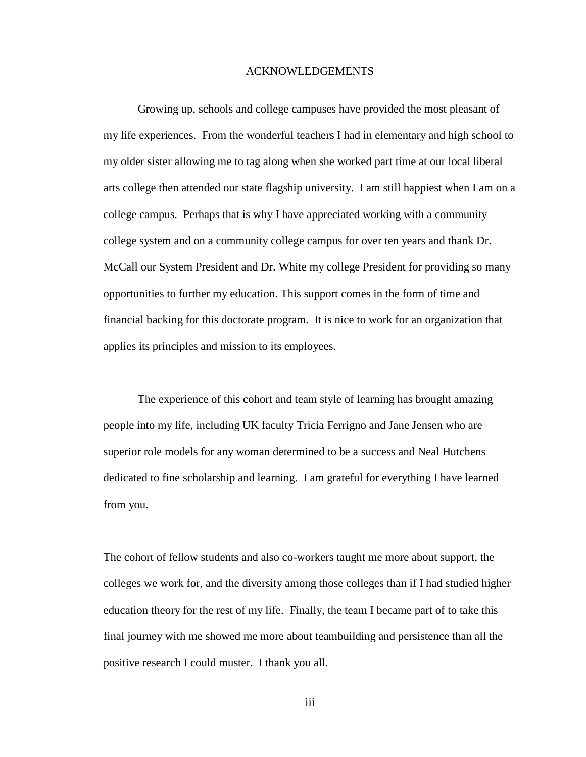# ACKNOWLEDGEMENTS

Growing up, schools and college campuses have provided the most pleasant of my life experiences. From the wonderful teachers I had in elementary and high school to my older sister allowing me to tag along when she worked part time at our local liberal arts college then attended our state flagship university. I am still happiest when I am on a college campus. Perhaps that is why I have appreciated working with a community college system and on a community college campus for over ten years and thank Dr. McCall our System President and Dr. White my college President for providing so many opportunities to further my education. This support comes in the form of time and financial backing for this doctorate program. It is nice to work for an organization that applies its principles and mission to its employees.

The experience of this cohort and team style of learning has brought amazing people into my life, including UK faculty Tricia Ferrigno and Jane Jensen who are superior role models for any woman determined to be a success and Neal Hutchens dedicated to fine scholarship and learning. I am grateful for everything I have learned from you.

The cohort of fellow students and also co-workers taught me more about support, the colleges we work for, and the diversity among those colleges than if I had studied higher education theory for the rest of my life. Finally, the team I became part of to take this final journey with me showed me more about teambuilding and persistence than all the positive research I could muster. I thank you all.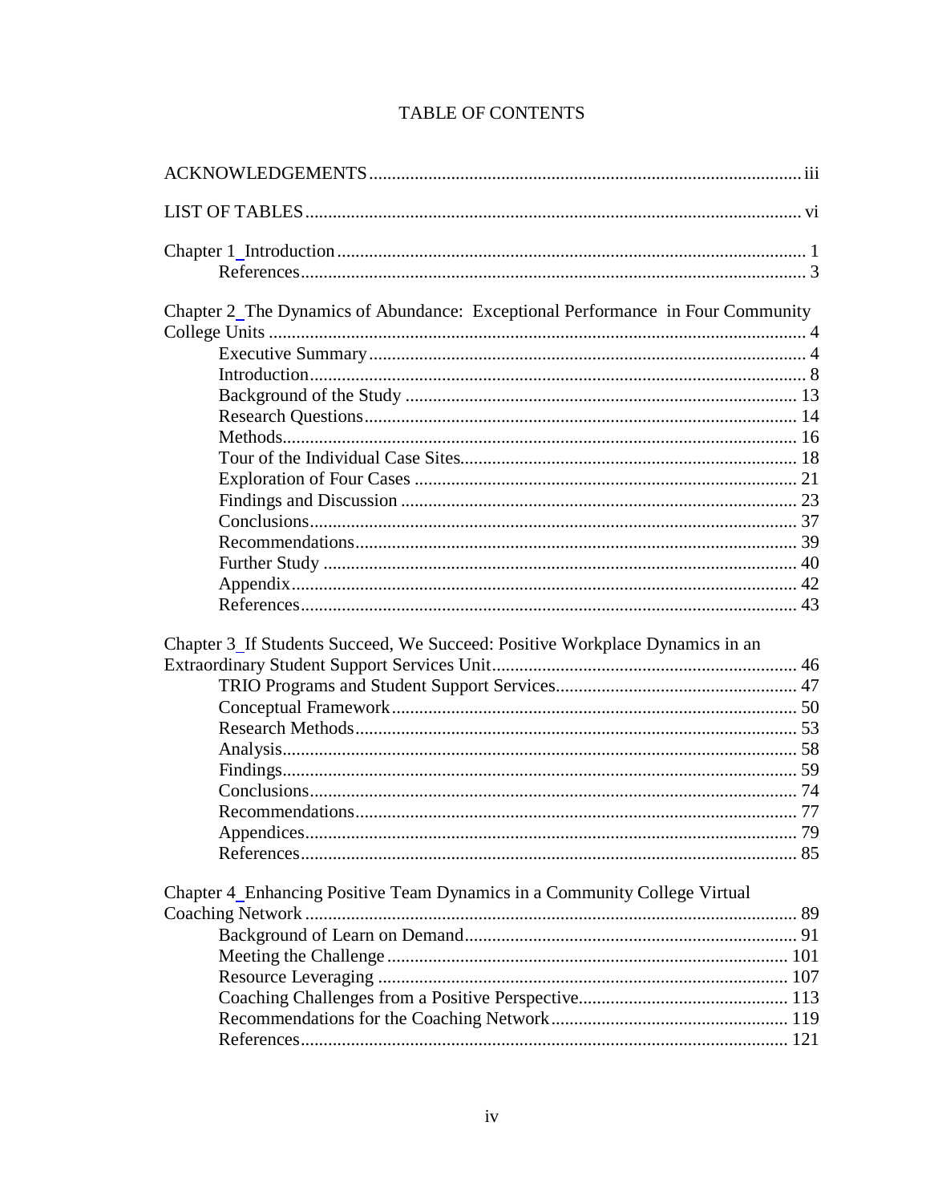# TABLE OF CONTENTS

ACKNOWLEDGEMENTS ..... iii

LIST OF TABLES ..... vi

Chapter 1_Introduction ..... 1
- References ..... 3

Chapter 2_The Dynamics of Abundance: Exceptional Performance in Four Community College Units ..... 4
- Executive Summary ..... 4
- Introduction ..... 8
- Background of the Study ..... 13
- Research Questions ..... 14
- Methods ..... 16
- Tour of the Individual Case Sites ..... 18
- Exploration of Four Cases ..... 21
- Findings and Discussion ..... 23
- Conclusions ..... 37
- Recommendations ..... 39
- Further Study ..... 40
- Appendix ..... 42
- References ..... 43

Chapter 3_If Students Succeed, We Succeed: Positive Workplace Dynamics in an Extraordinary Student Support Services Unit ..... 46
- TRIO Programs and Student Support Services ..... 47
- Conceptual Framework ..... 50
- Research Methods ..... 53
- Analysis ..... 58
- Findings ..... 59
- Conclusions ..... 74
- Recommendations ..... 77
- Appendices ..... 79
- References ..... 85

Chapter 4_Enhancing Positive Team Dynamics in a Community College Virtual Coaching Network ..... 89
- Background of Learn on Demand ..... 91
- Meeting the Challenge ..... 101
- Resource Leveraging ..... 107
- Coaching Challenges from a Positive Perspective ..... 113
- Recommendations for the Coaching Network ..... 119
- References ..... 121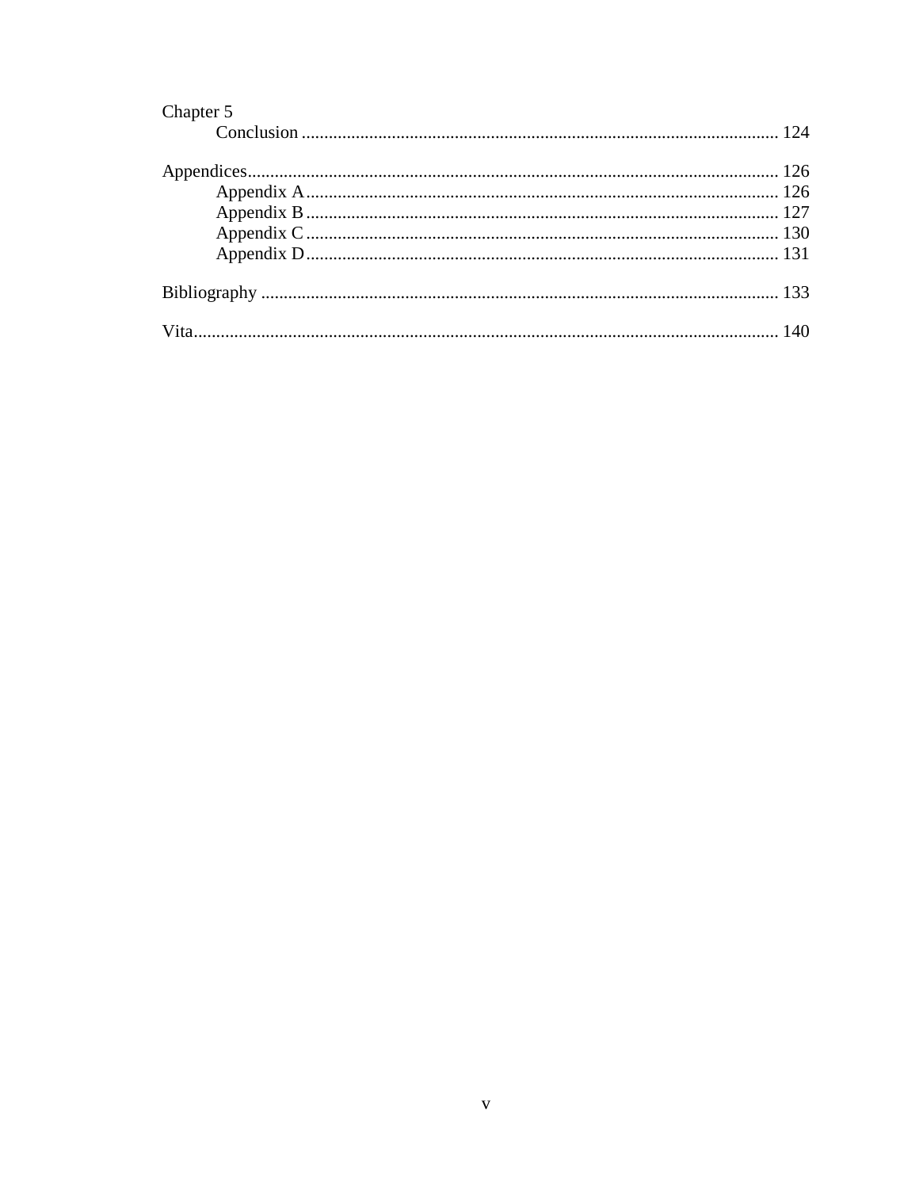Chapter 5

Conclusion ........................................................................................................ 124

Appendices.................................................................................................................. 126

Appendix A ....................................................................................................... 126

Appendix B ....................................................................................................... 127

Appendix C ....................................................................................................... 130

Appendix D ....................................................................................................... 131

Bibliography ............................................................................................................... 133

Vita.............................................................................................................................. 140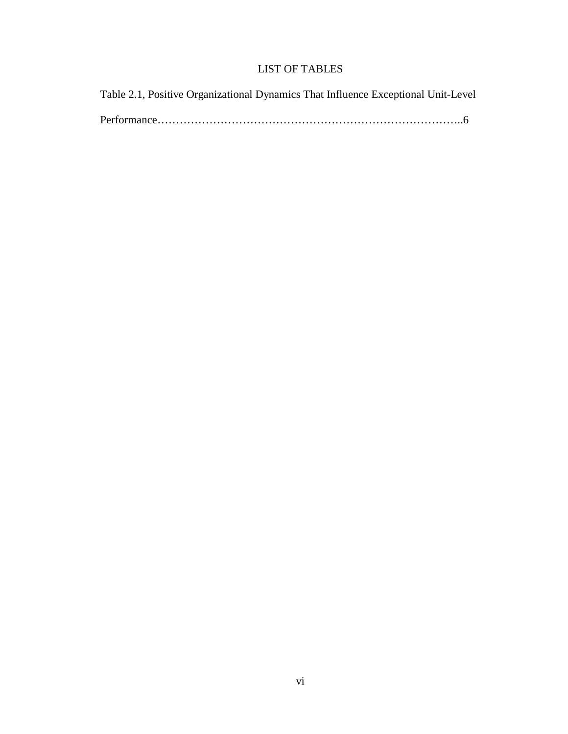# LIST OF TABLES

Table 2.1, Positive Organizational Dynamics That Influence Exceptional Unit-Level Performance……………………………………………………………………..6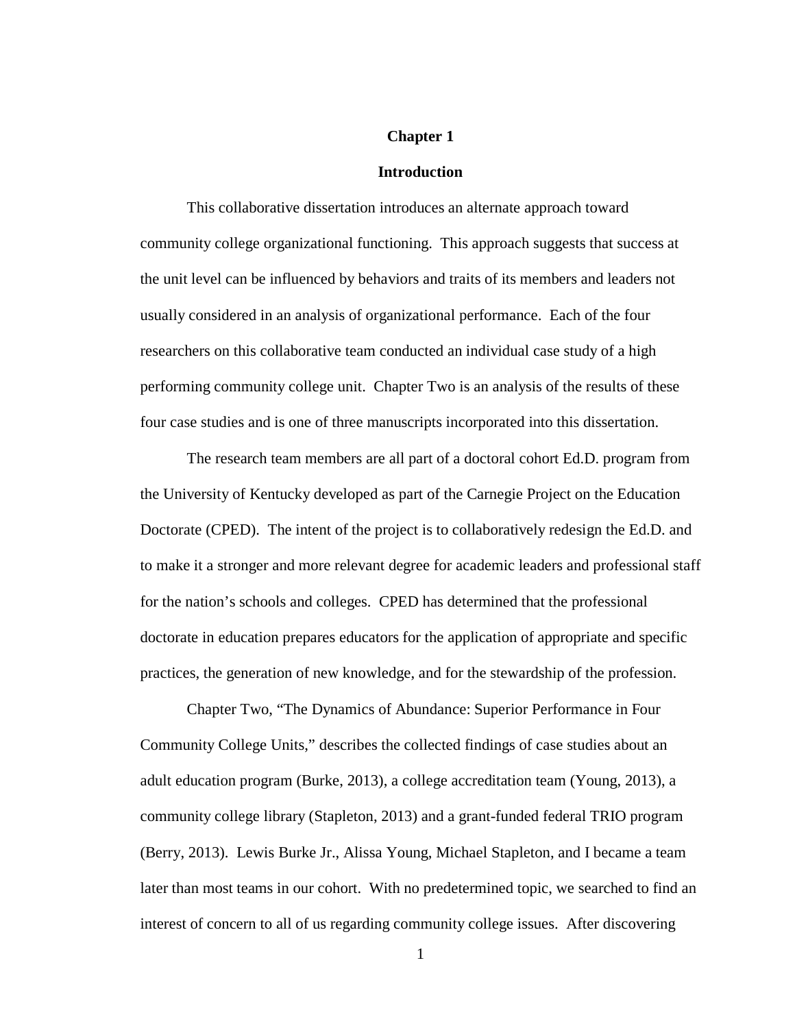# Chapter 1

## Introduction

This collaborative dissertation introduces an alternate approach toward community college organizational functioning. This approach suggests that success at the unit level can be influenced by behaviors and traits of its members and leaders not usually considered in an analysis of organizational performance. Each of the four researchers on this collaborative team conducted an individual case study of a high performing community college unit. Chapter Two is an analysis of the results of these four case studies and is one of three manuscripts incorporated into this dissertation.

The research team members are all part of a doctoral cohort Ed.D. program from the University of Kentucky developed as part of the Carnegie Project on the Education Doctorate (CPED). The intent of the project is to collaboratively redesign the Ed.D. and to make it a stronger and more relevant degree for academic leaders and professional staff for the nation's schools and colleges. CPED has determined that the professional doctorate in education prepares educators for the application of appropriate and specific practices, the generation of new knowledge, and for the stewardship of the profession.

Chapter Two, "The Dynamics of Abundance: Superior Performance in Four Community College Units," describes the collected findings of case studies about an adult education program (Burke, 2013), a college accreditation team (Young, 2013), a community college library (Stapleton, 2013) and a grant-funded federal TRIO program (Berry, 2013). Lewis Burke Jr., Alissa Young, Michael Stapleton, and I became a team later than most teams in our cohort. With no predetermined topic, we searched to find an interest of concern to all of us regarding community college issues. After discovering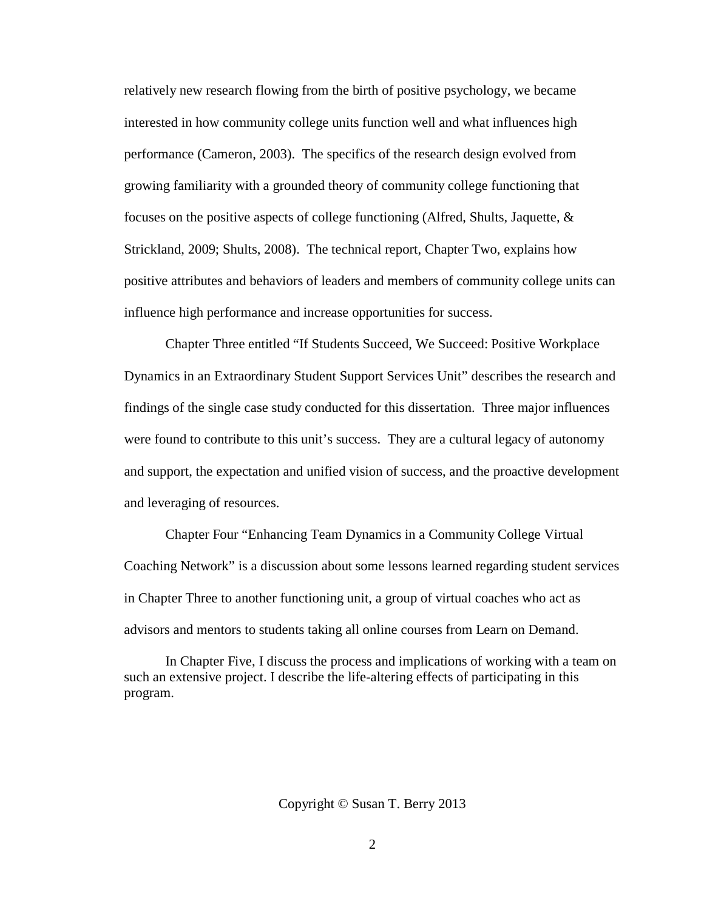relatively new research flowing from the birth of positive psychology, we became interested in how community college units function well and what influences high performance (Cameron, 2003). The specifics of the research design evolved from growing familiarity with a grounded theory of community college functioning that focuses on the positive aspects of college functioning (Alfred, Shults, Jaquette, & Strickland, 2009; Shults, 2008). The technical report, Chapter Two, explains how positive attributes and behaviors of leaders and members of community college units can influence high performance and increase opportunities for success.

Chapter Three entitled "If Students Succeed, We Succeed: Positive Workplace Dynamics in an Extraordinary Student Support Services Unit" describes the research and findings of the single case study conducted for this dissertation. Three major influences were found to contribute to this unit's success. They are a cultural legacy of autonomy and support, the expectation and unified vision of success, and the proactive development and leveraging of resources.

Chapter Four "Enhancing Team Dynamics in a Community College Virtual Coaching Network" is a discussion about some lessons learned regarding student services in Chapter Three to another functioning unit, a group of virtual coaches who act as advisors and mentors to students taking all online courses from Learn on Demand.

In Chapter Five, I discuss the process and implications of working with a team on such an extensive project. I describe the life-altering effects of participating in this program.

Copyright © Susan T. Berry 2013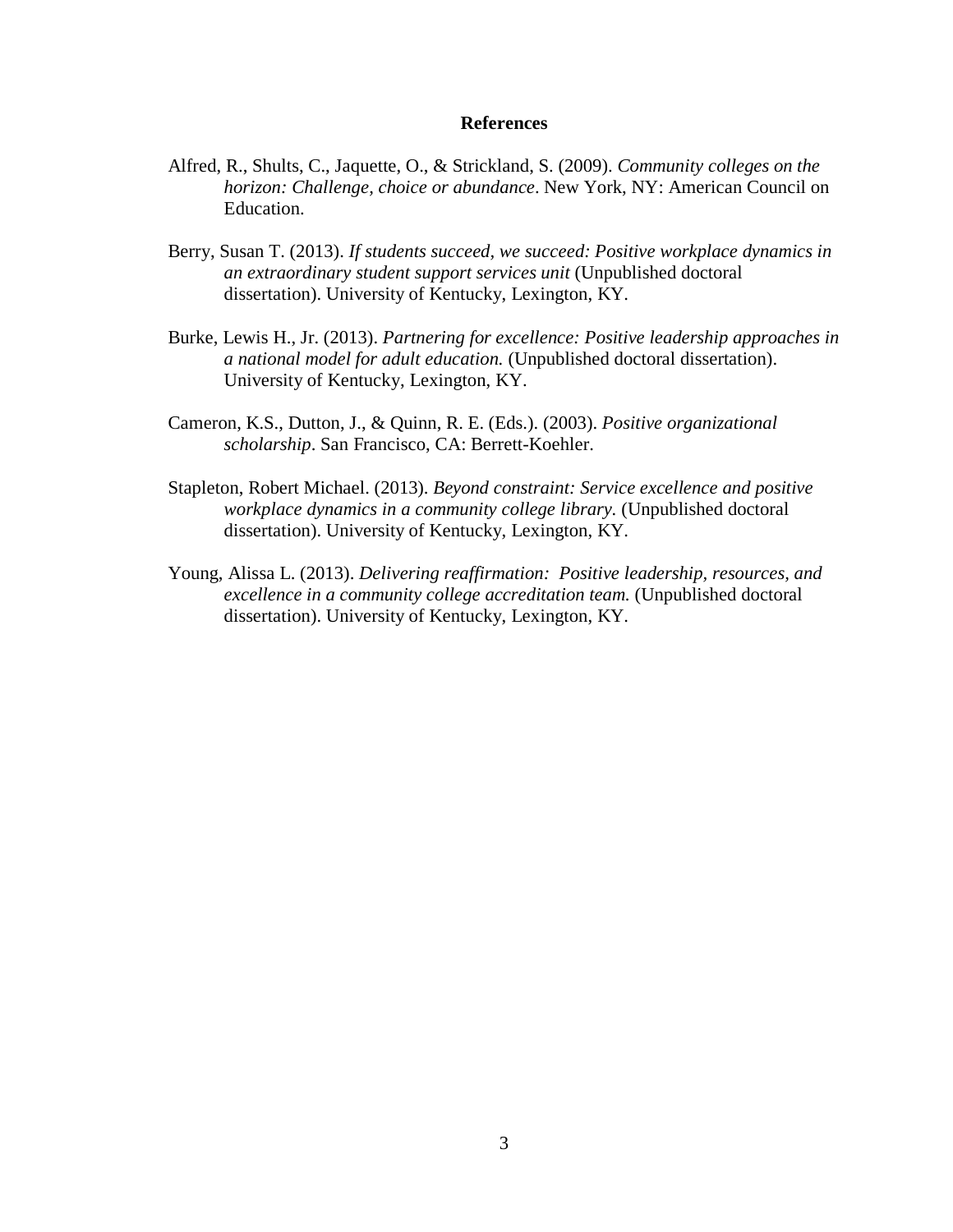## References

Alfred, R., Shults, C., Jaquette, O., & Strickland, S. (2009). *Community colleges on the horizon: Challenge, choice or abundance*. New York, NY: American Council on Education.

Berry, Susan T. (2013). *If students succeed, we succeed: Positive workplace dynamics in an extraordinary student support services unit* (Unpublished doctoral dissertation). University of Kentucky, Lexington, KY.

Burke, Lewis H., Jr. (2013). *Partnering for excellence: Positive leadership approaches in a national model for adult education.* (Unpublished doctoral dissertation). University of Kentucky, Lexington, KY.

Cameron, K.S., Dutton, J., & Quinn, R. E. (Eds.). (2003). *Positive organizational scholarship*. San Francisco, CA: Berrett-Koehler.

Stapleton, Robert Michael. (2013). *Beyond constraint: Service excellence and positive workplace dynamics in a community college library.* (Unpublished doctoral dissertation). University of Kentucky, Lexington, KY.

Young, Alissa L. (2013). *Delivering reaffirmation: Positive leadership, resources, and excellence in a community college accreditation team.* (Unpublished doctoral dissertation). University of Kentucky, Lexington, KY.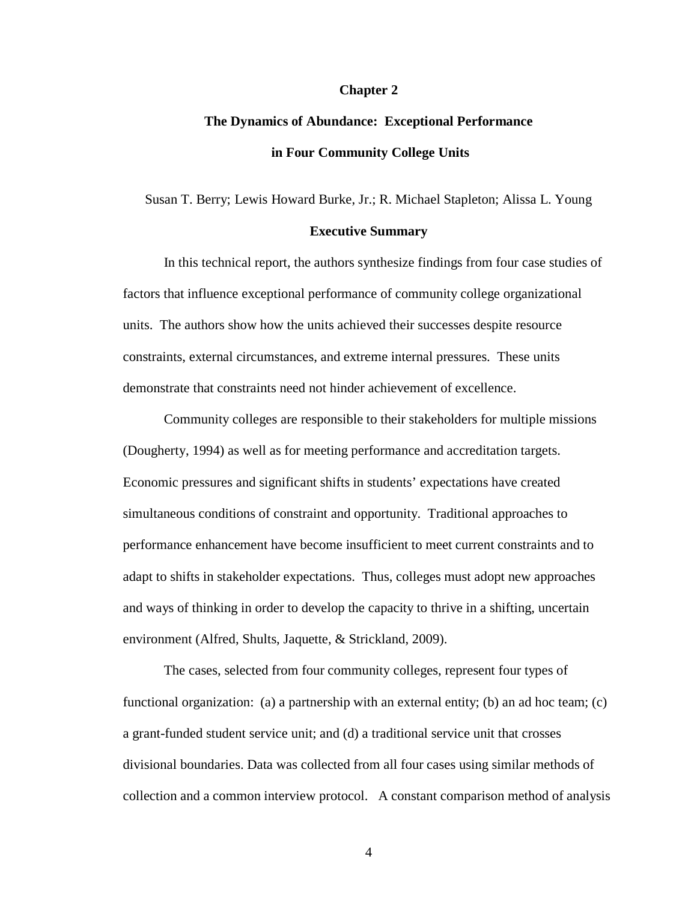# Chapter 2

## The Dynamics of Abundance: Exceptional Performance in Four Community College Units

Susan T. Berry; Lewis Howard Burke, Jr.; R. Michael Stapleton; Alissa L. Young

### Executive Summary

In this technical report, the authors synthesize findings from four case studies of factors that influence exceptional performance of community college organizational units. The authors show how the units achieved their successes despite resource constraints, external circumstances, and extreme internal pressures. These units demonstrate that constraints need not hinder achievement of excellence.

Community colleges are responsible to their stakeholders for multiple missions (Dougherty, 1994) as well as for meeting performance and accreditation targets. Economic pressures and significant shifts in students' expectations have created simultaneous conditions of constraint and opportunity. Traditional approaches to performance enhancement have become insufficient to meet current constraints and to adapt to shifts in stakeholder expectations. Thus, colleges must adopt new approaches and ways of thinking in order to develop the capacity to thrive in a shifting, uncertain environment (Alfred, Shults, Jaquette, & Strickland, 2009).

The cases, selected from four community colleges, represent four types of functional organization: (a) a partnership with an external entity; (b) an ad hoc team; (c) a grant-funded student service unit; and (d) a traditional service unit that crosses divisional boundaries. Data was collected from all four cases using similar methods of collection and a common interview protocol. A constant comparison method of analysis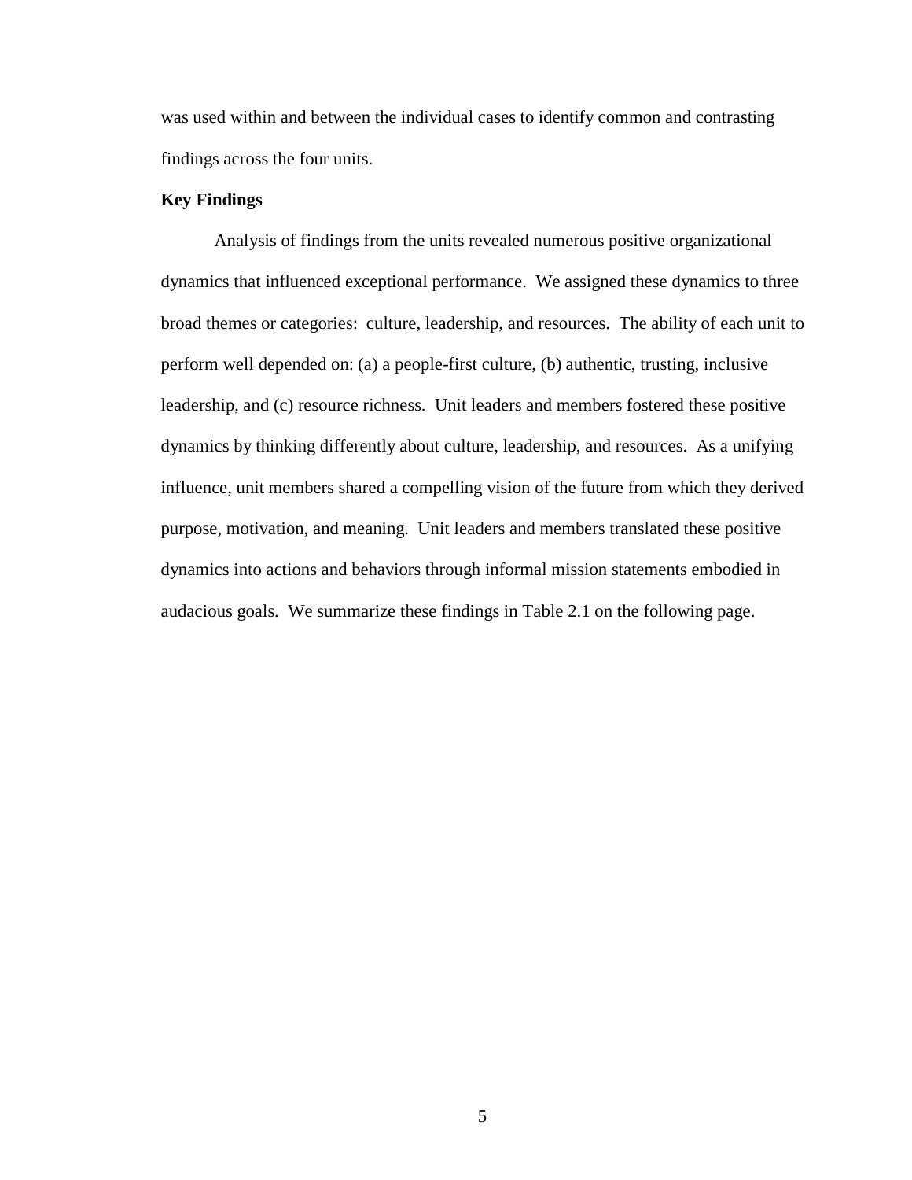was used within and between the individual cases to identify common and contrasting findings across the four units.

**Key Findings**

Analysis of findings from the units revealed numerous positive organizational dynamics that influenced exceptional performance. We assigned these dynamics to three broad themes or categories: culture, leadership, and resources. The ability of each unit to perform well depended on: (a) a people-first culture, (b) authentic, trusting, inclusive leadership, and (c) resource richness. Unit leaders and members fostered these positive dynamics by thinking differently about culture, leadership, and resources. As a unifying influence, unit members shared a compelling vision of the future from which they derived purpose, motivation, and meaning. Unit leaders and members translated these positive dynamics into actions and behaviors through informal mission statements embodied in audacious goals. We summarize these findings in Table 2.1 on the following page.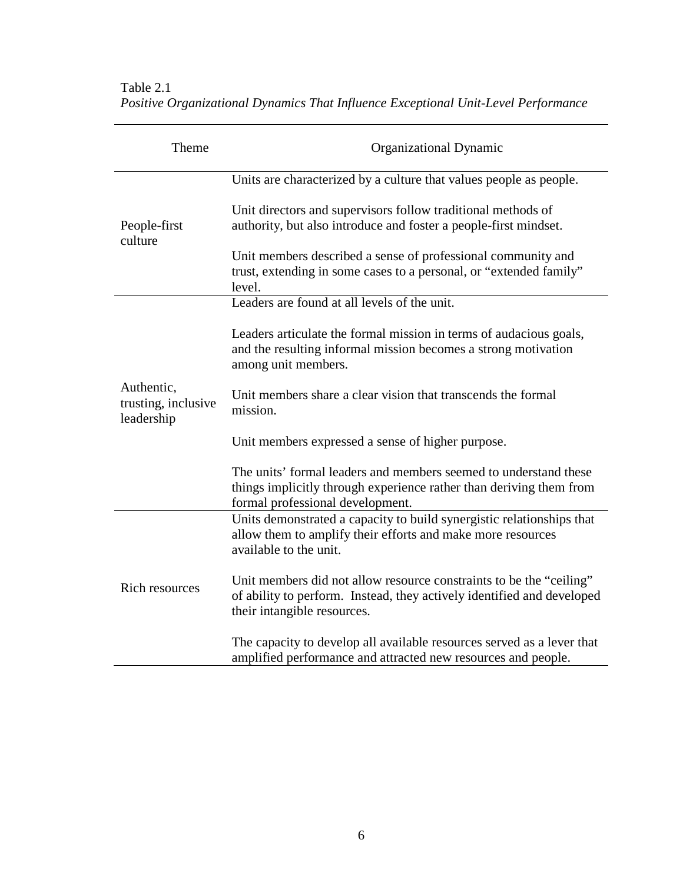Table 2.1

*Positive Organizational Dynamics That Influence Exceptional Unit-Level Performance*

| Theme | Organizational Dynamic |
|---|---|
| People-first culture | Units are characterized by a culture that values people as people. |
| | Unit directors and supervisors follow traditional methods of authority, but also introduce and foster a people-first mindset. |
| | Unit members described a sense of professional community and trust, extending in some cases to a personal, or "extended family" level. |
| Authentic, trusting, inclusive leadership | Leaders are found at all levels of the unit. |
| | Leaders articulate the formal mission in terms of audacious goals, and the resulting informal mission becomes a strong motivation among unit members. |
| | Unit members share a clear vision that transcends the formal mission. |
| | Unit members expressed a sense of higher purpose. |
| | The units' formal leaders and members seemed to understand these things implicitly through experience rather than deriving them from formal professional development. |
| Rich resources | Units demonstrated a capacity to build synergistic relationships that allow them to amplify their efforts and make more resources available to the unit. |
| | Unit members did not allow resource constraints to be the "ceiling" of ability to perform. Instead, they actively identified and developed their intangible resources. |
| | The capacity to develop all available resources served as a lever that amplified performance and attracted new resources and people. |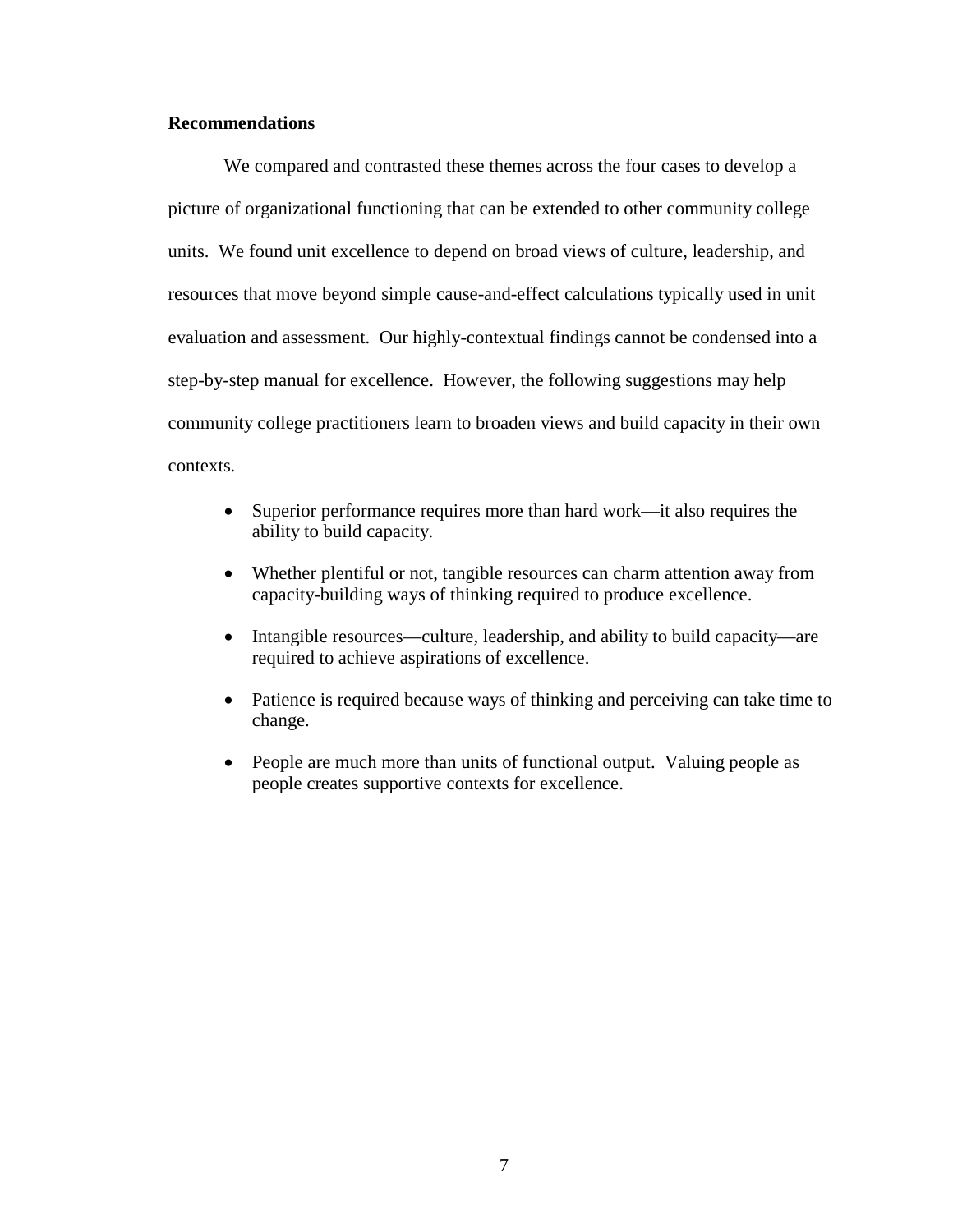**Recommendations**

We compared and contrasted these themes across the four cases to develop a picture of organizational functioning that can be extended to other community college units. We found unit excellence to depend on broad views of culture, leadership, and resources that move beyond simple cause-and-effect calculations typically used in unit evaluation and assessment. Our highly-contextual findings cannot be condensed into a step-by-step manual for excellence. However, the following suggestions may help community college practitioners learn to broaden views and build capacity in their own contexts.

- Superior performance requires more than hard work—it also requires the ability to build capacity.
- Whether plentiful or not, tangible resources can charm attention away from capacity-building ways of thinking required to produce excellence.
- Intangible resources—culture, leadership, and ability to build capacity—are required to achieve aspirations of excellence.
- Patience is required because ways of thinking and perceiving can take time to change.
- People are much more than units of functional output. Valuing people as people creates supportive contexts for excellence.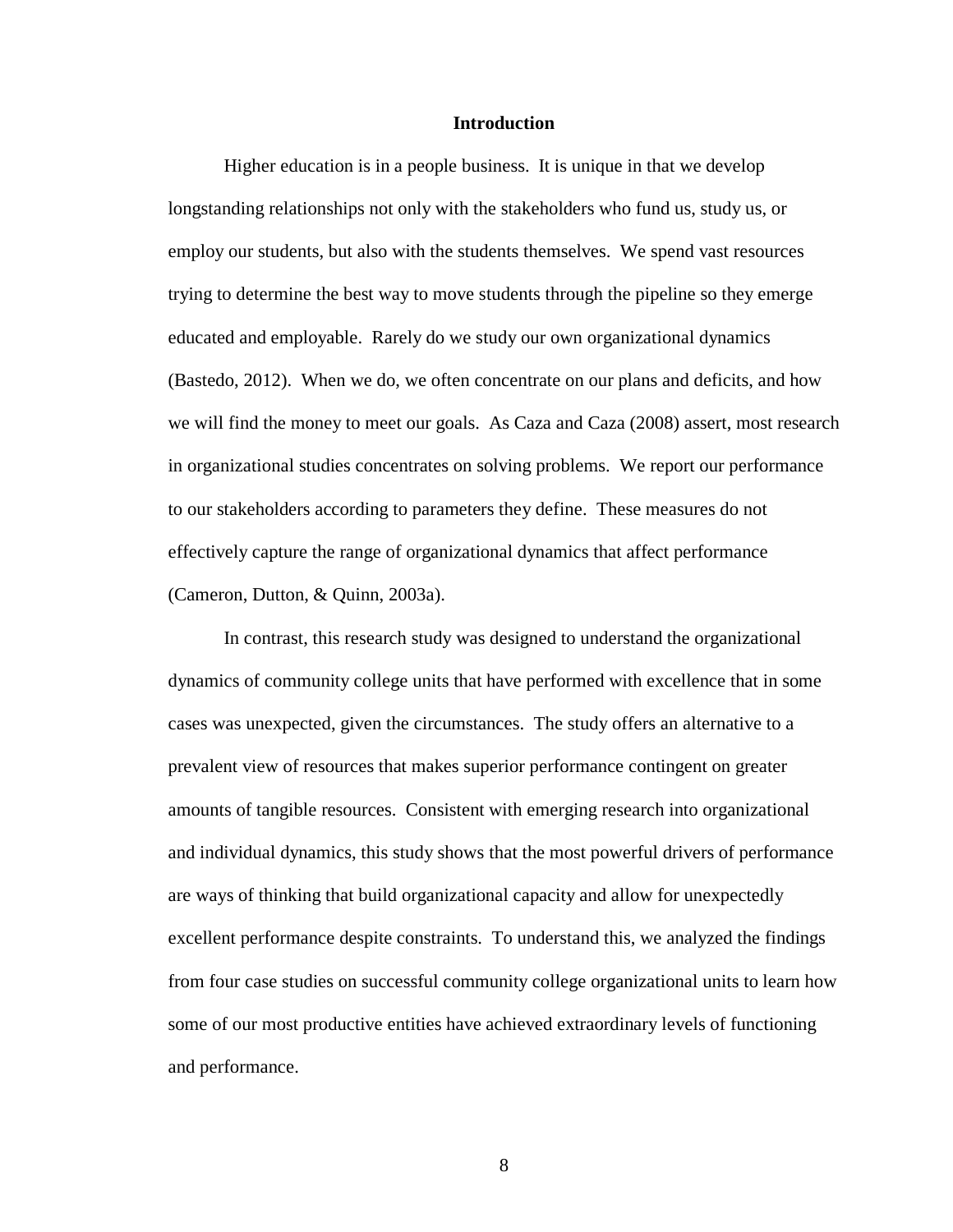# Introduction

Higher education is in a people business. It is unique in that we develop longstanding relationships not only with the stakeholders who fund us, study us, or employ our students, but also with the students themselves. We spend vast resources trying to determine the best way to move students through the pipeline so they emerge educated and employable. Rarely do we study our own organizational dynamics (Bastedo, 2012). When we do, we often concentrate on our plans and deficits, and how we will find the money to meet our goals. As Caza and Caza (2008) assert, most research in organizational studies concentrates on solving problems. We report our performance to our stakeholders according to parameters they define. These measures do not effectively capture the range of organizational dynamics that affect performance (Cameron, Dutton, & Quinn, 2003a).

In contrast, this research study was designed to understand the organizational dynamics of community college units that have performed with excellence that in some cases was unexpected, given the circumstances. The study offers an alternative to a prevalent view of resources that makes superior performance contingent on greater amounts of tangible resources. Consistent with emerging research into organizational and individual dynamics, this study shows that the most powerful drivers of performance are ways of thinking that build organizational capacity and allow for unexpectedly excellent performance despite constraints. To understand this, we analyzed the findings from four case studies on successful community college organizational units to learn how some of our most productive entities have achieved extraordinary levels of functioning and performance.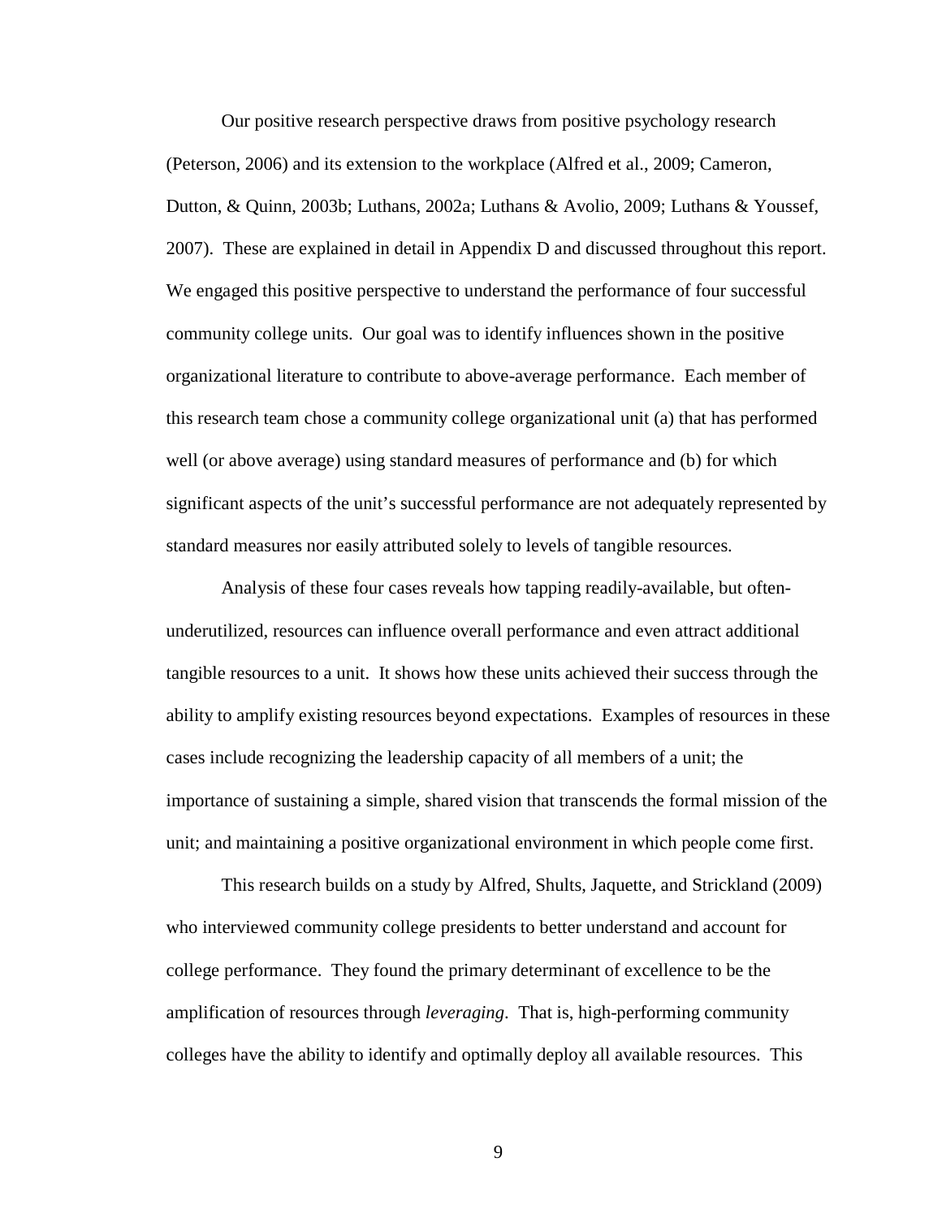Our positive research perspective draws from positive psychology research (Peterson, 2006) and its extension to the workplace (Alfred et al., 2009; Cameron, Dutton, & Quinn, 2003b; Luthans, 2002a; Luthans & Avolio, 2009; Luthans & Youssef, 2007). These are explained in detail in Appendix D and discussed throughout this report. We engaged this positive perspective to understand the performance of four successful community college units. Our goal was to identify influences shown in the positive organizational literature to contribute to above-average performance. Each member of this research team chose a community college organizational unit (a) that has performed well (or above average) using standard measures of performance and (b) for which significant aspects of the unit's successful performance are not adequately represented by standard measures nor easily attributed solely to levels of tangible resources.

Analysis of these four cases reveals how tapping readily-available, but often-underutilized, resources can influence overall performance and even attract additional tangible resources to a unit. It shows how these units achieved their success through the ability to amplify existing resources beyond expectations. Examples of resources in these cases include recognizing the leadership capacity of all members of a unit; the importance of sustaining a simple, shared vision that transcends the formal mission of the unit; and maintaining a positive organizational environment in which people come first.

This research builds on a study by Alfred, Shults, Jaquette, and Strickland (2009) who interviewed community college presidents to better understand and account for college performance. They found the primary determinant of excellence to be the amplification of resources through *leveraging*. That is, high-performing community colleges have the ability to identify and optimally deploy all available resources. This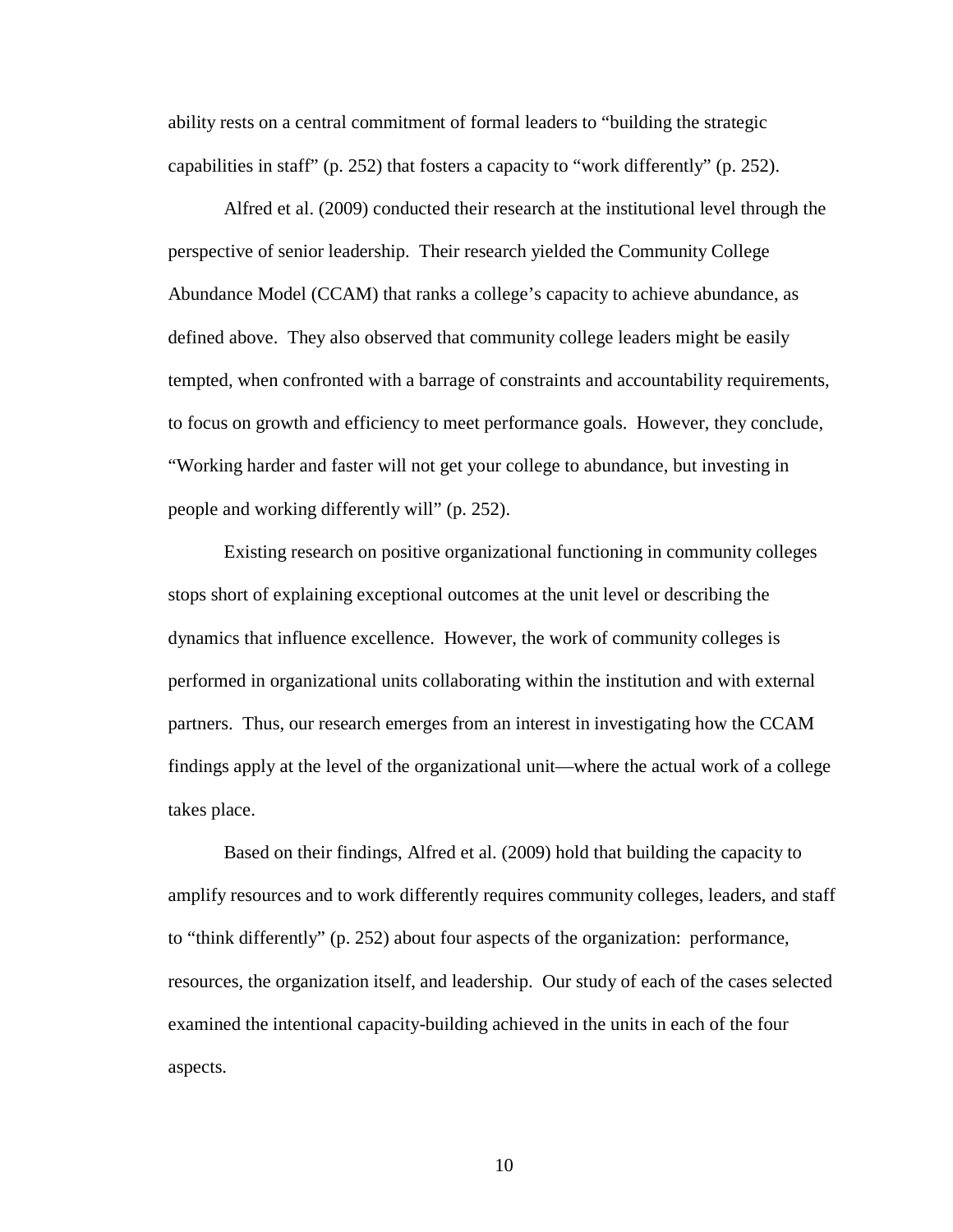ability rests on a central commitment of formal leaders to "building the strategic capabilities in staff" (p. 252) that fosters a capacity to "work differently" (p. 252).

Alfred et al. (2009) conducted their research at the institutional level through the perspective of senior leadership. Their research yielded the Community College Abundance Model (CCAM) that ranks a college's capacity to achieve abundance, as defined above. They also observed that community college leaders might be easily tempted, when confronted with a barrage of constraints and accountability requirements, to focus on growth and efficiency to meet performance goals. However, they conclude, "Working harder and faster will not get your college to abundance, but investing in people and working differently will" (p. 252).

Existing research on positive organizational functioning in community colleges stops short of explaining exceptional outcomes at the unit level or describing the dynamics that influence excellence. However, the work of community colleges is performed in organizational units collaborating within the institution and with external partners. Thus, our research emerges from an interest in investigating how the CCAM findings apply at the level of the organizational unit—where the actual work of a college takes place.

Based on their findings, Alfred et al. (2009) hold that building the capacity to amplify resources and to work differently requires community colleges, leaders, and staff to "think differently" (p. 252) about four aspects of the organization: performance, resources, the organization itself, and leadership. Our study of each of the cases selected examined the intentional capacity-building achieved in the units in each of the four aspects.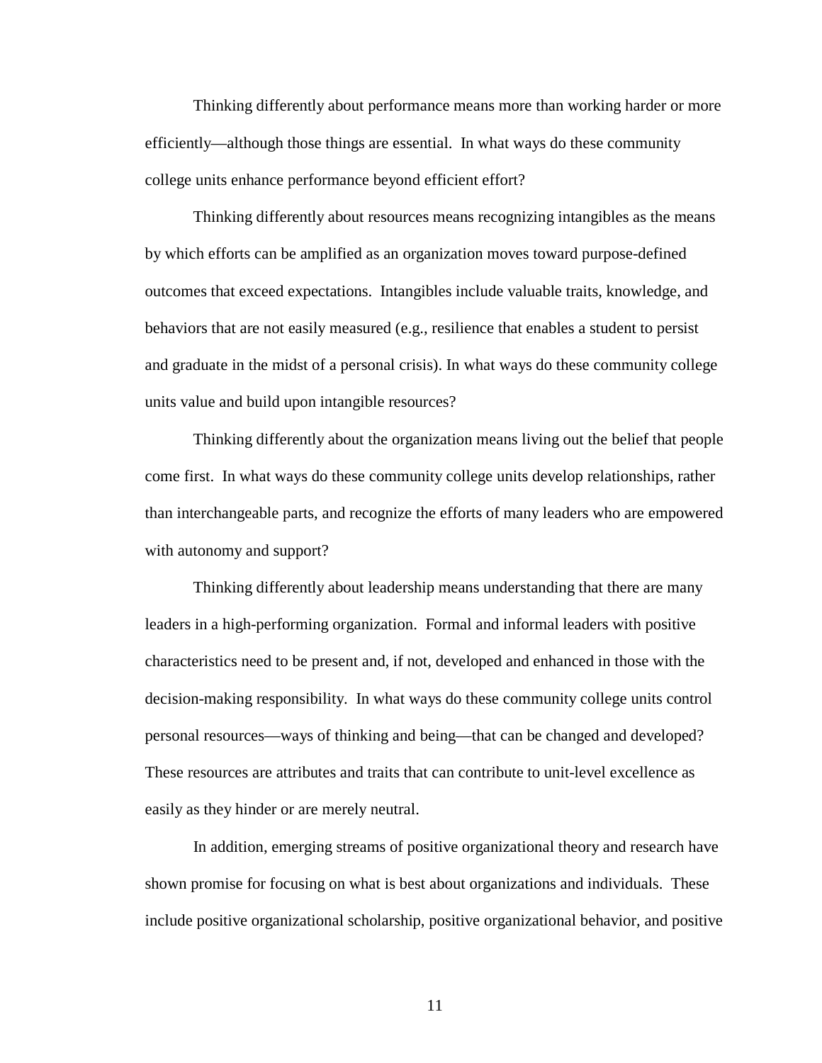Thinking differently about performance means more than working harder or more efficiently—although those things are essential. In what ways do these community college units enhance performance beyond efficient effort?

Thinking differently about resources means recognizing intangibles as the means by which efforts can be amplified as an organization moves toward purpose-defined outcomes that exceed expectations. Intangibles include valuable traits, knowledge, and behaviors that are not easily measured (e.g., resilience that enables a student to persist and graduate in the midst of a personal crisis). In what ways do these community college units value and build upon intangible resources?

Thinking differently about the organization means living out the belief that people come first. In what ways do these community college units develop relationships, rather than interchangeable parts, and recognize the efforts of many leaders who are empowered with autonomy and support?

Thinking differently about leadership means understanding that there are many leaders in a high-performing organization. Formal and informal leaders with positive characteristics need to be present and, if not, developed and enhanced in those with the decision-making responsibility. In what ways do these community college units control personal resources—ways of thinking and being—that can be changed and developed? These resources are attributes and traits that can contribute to unit-level excellence as easily as they hinder or are merely neutral.

In addition, emerging streams of positive organizational theory and research have shown promise for focusing on what is best about organizations and individuals. These include positive organizational scholarship, positive organizational behavior, and positive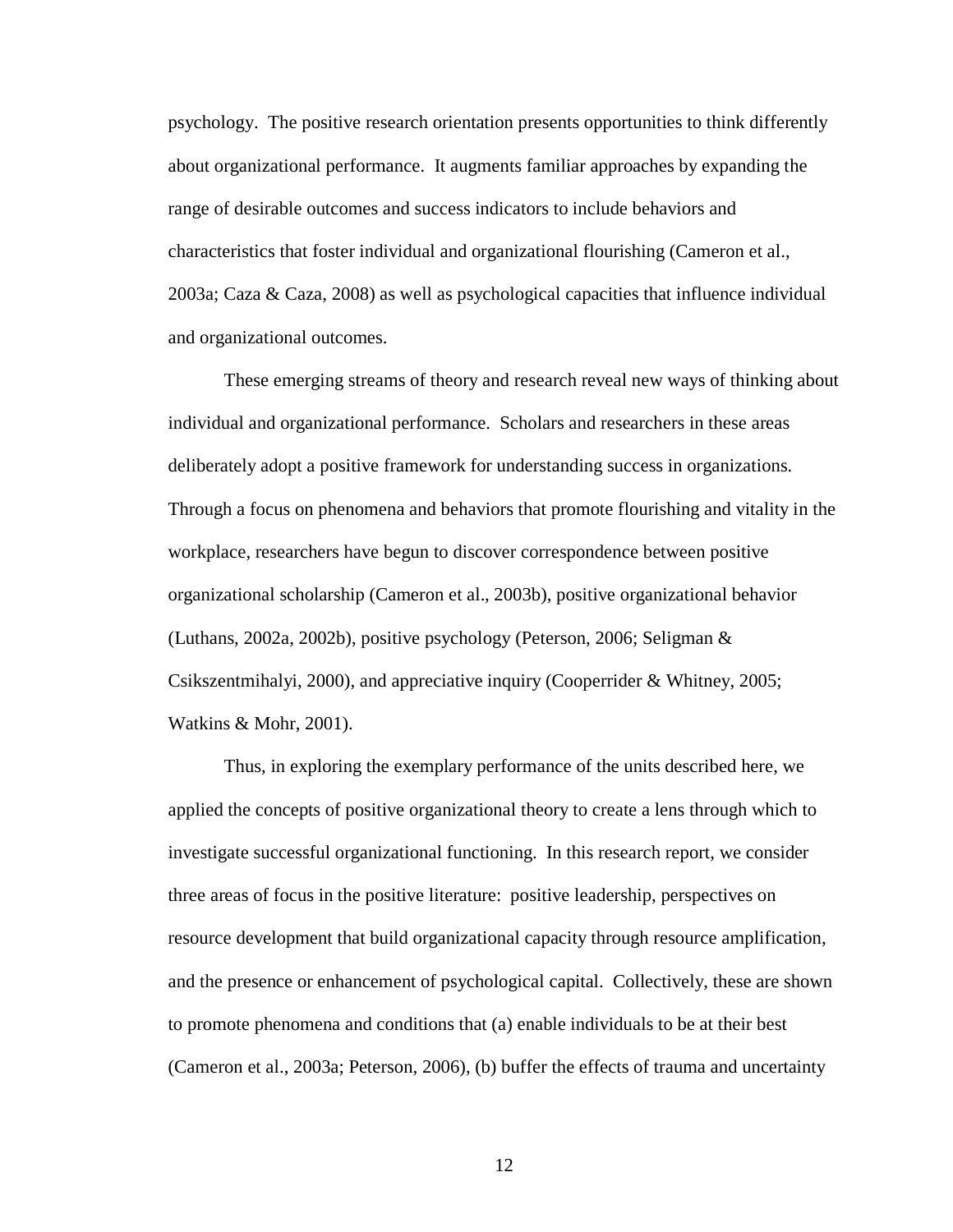psychology. The positive research orientation presents opportunities to think differently about organizational performance. It augments familiar approaches by expanding the range of desirable outcomes and success indicators to include behaviors and characteristics that foster individual and organizational flourishing (Cameron et al., 2003a; Caza & Caza, 2008) as well as psychological capacities that influence individual and organizational outcomes.

These emerging streams of theory and research reveal new ways of thinking about individual and organizational performance. Scholars and researchers in these areas deliberately adopt a positive framework for understanding success in organizations. Through a focus on phenomena and behaviors that promote flourishing and vitality in the workplace, researchers have begun to discover correspondence between positive organizational scholarship (Cameron et al., 2003b), positive organizational behavior (Luthans, 2002a, 2002b), positive psychology (Peterson, 2006; Seligman & Csikszentmihalyi, 2000), and appreciative inquiry (Cooperrider & Whitney, 2005; Watkins & Mohr, 2001).

Thus, in exploring the exemplary performance of the units described here, we applied the concepts of positive organizational theory to create a lens through which to investigate successful organizational functioning. In this research report, we consider three areas of focus in the positive literature: positive leadership, perspectives on resource development that build organizational capacity through resource amplification, and the presence or enhancement of psychological capital. Collectively, these are shown to promote phenomena and conditions that (a) enable individuals to be at their best (Cameron et al., 2003a; Peterson, 2006), (b) buffer the effects of trauma and uncertainty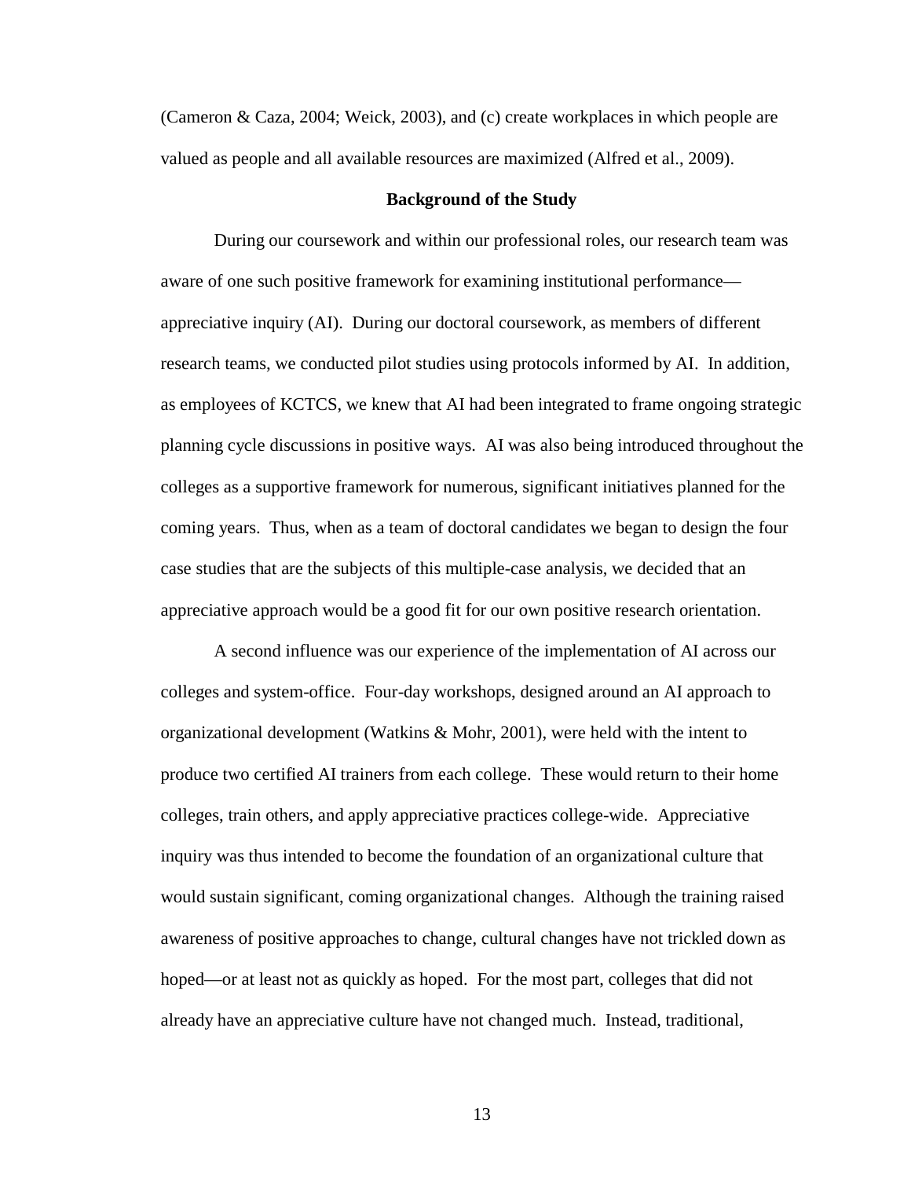(Cameron & Caza, 2004; Weick, 2003), and (c) create workplaces in which people are valued as people and all available resources are maximized (Alfred et al., 2009).

## Background of the Study

During our coursework and within our professional roles, our research team was aware of one such positive framework for examining institutional performance—appreciative inquiry (AI). During our doctoral coursework, as members of different research teams, we conducted pilot studies using protocols informed by AI. In addition, as employees of KCTCS, we knew that AI had been integrated to frame ongoing strategic planning cycle discussions in positive ways. AI was also being introduced throughout the colleges as a supportive framework for numerous, significant initiatives planned for the coming years. Thus, when as a team of doctoral candidates we began to design the four case studies that are the subjects of this multiple-case analysis, we decided that an appreciative approach would be a good fit for our own positive research orientation.

A second influence was our experience of the implementation of AI across our colleges and system-office. Four-day workshops, designed around an AI approach to organizational development (Watkins & Mohr, 2001), were held with the intent to produce two certified AI trainers from each college. These would return to their home colleges, train others, and apply appreciative practices college-wide. Appreciative inquiry was thus intended to become the foundation of an organizational culture that would sustain significant, coming organizational changes. Although the training raised awareness of positive approaches to change, cultural changes have not trickled down as hoped—or at least not as quickly as hoped. For the most part, colleges that did not already have an appreciative culture have not changed much. Instead, traditional,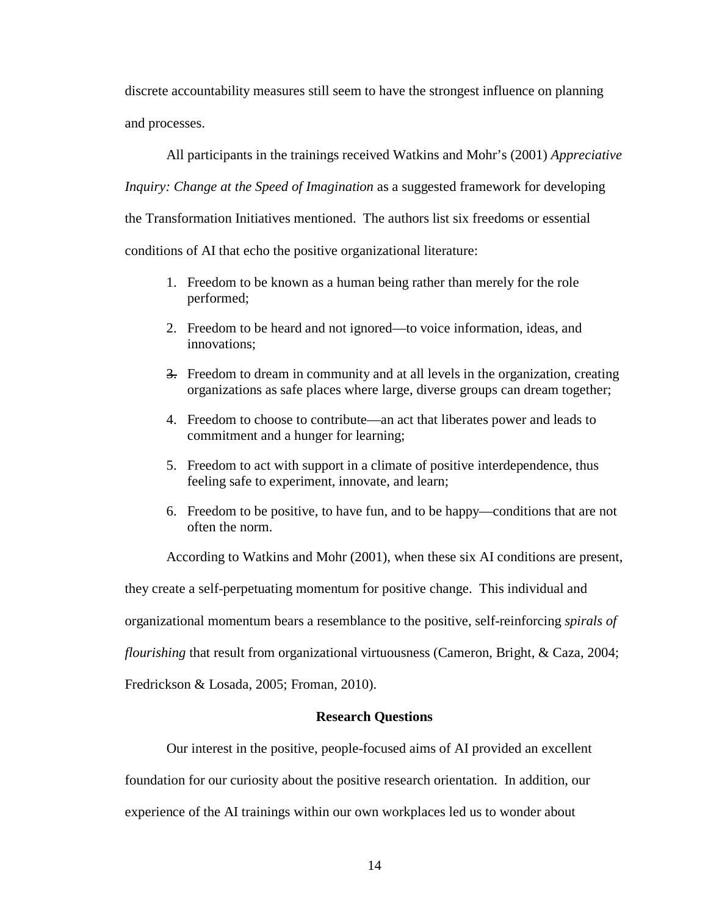discrete accountability measures still seem to have the strongest influence on planning and processes.

All participants in the trainings received Watkins and Mohr's (2001) *Appreciative Inquiry: Change at the Speed of Imagination* as a suggested framework for developing the Transformation Initiatives mentioned. The authors list six freedoms or essential conditions of AI that echo the positive organizational literature:

1. Freedom to be known as a human being rather than merely for the role performed;
2. Freedom to be heard and not ignored—to voice information, ideas, and innovations;
3. Freedom to dream in community and at all levels in the organization, creating organizations as safe places where large, diverse groups can dream together;
4. Freedom to choose to contribute—an act that liberates power and leads to commitment and a hunger for learning;
5. Freedom to act with support in a climate of positive interdependence, thus feeling safe to experiment, innovate, and learn;
6. Freedom to be positive, to have fun, and to be happy—conditions that are not often the norm.

According to Watkins and Mohr (2001), when these six AI conditions are present, they create a self-perpetuating momentum for positive change. This individual and organizational momentum bears a resemblance to the positive, self-reinforcing *spirals of flourishing* that result from organizational virtuousness (Cameron, Bright, & Caza, 2004; Fredrickson & Losada, 2005; Froman, 2010).

## Research Questions

Our interest in the positive, people-focused aims of AI provided an excellent foundation for our curiosity about the positive research orientation. In addition, our experience of the AI trainings within our own workplaces led us to wonder about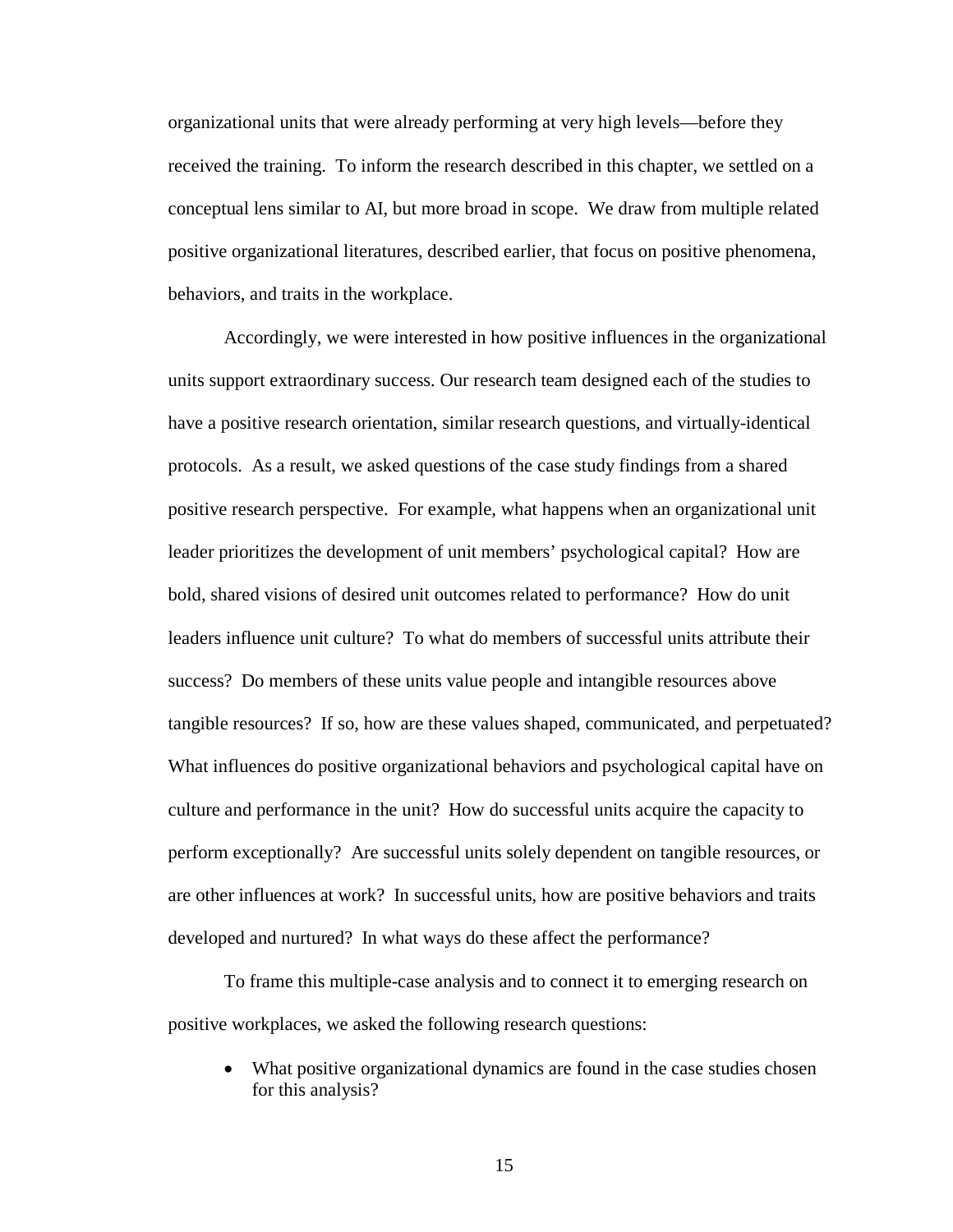organizational units that were already performing at very high levels—before they received the training. To inform the research described in this chapter, we settled on a conceptual lens similar to AI, but more broad in scope. We draw from multiple related positive organizational literatures, described earlier, that focus on positive phenomena, behaviors, and traits in the workplace.

Accordingly, we were interested in how positive influences in the organizational units support extraordinary success. Our research team designed each of the studies to have a positive research orientation, similar research questions, and virtually-identical protocols. As a result, we asked questions of the case study findings from a shared positive research perspective. For example, what happens when an organizational unit leader prioritizes the development of unit members' psychological capital? How are bold, shared visions of desired unit outcomes related to performance? How do unit leaders influence unit culture? To what do members of successful units attribute their success? Do members of these units value people and intangible resources above tangible resources? If so, how are these values shaped, communicated, and perpetuated? What influences do positive organizational behaviors and psychological capital have on culture and performance in the unit? How do successful units acquire the capacity to perform exceptionally? Are successful units solely dependent on tangible resources, or are other influences at work? In successful units, how are positive behaviors and traits developed and nurtured? In what ways do these affect the performance?

To frame this multiple-case analysis and to connect it to emerging research on positive workplaces, we asked the following research questions:

- What positive organizational dynamics are found in the case studies chosen for this analysis?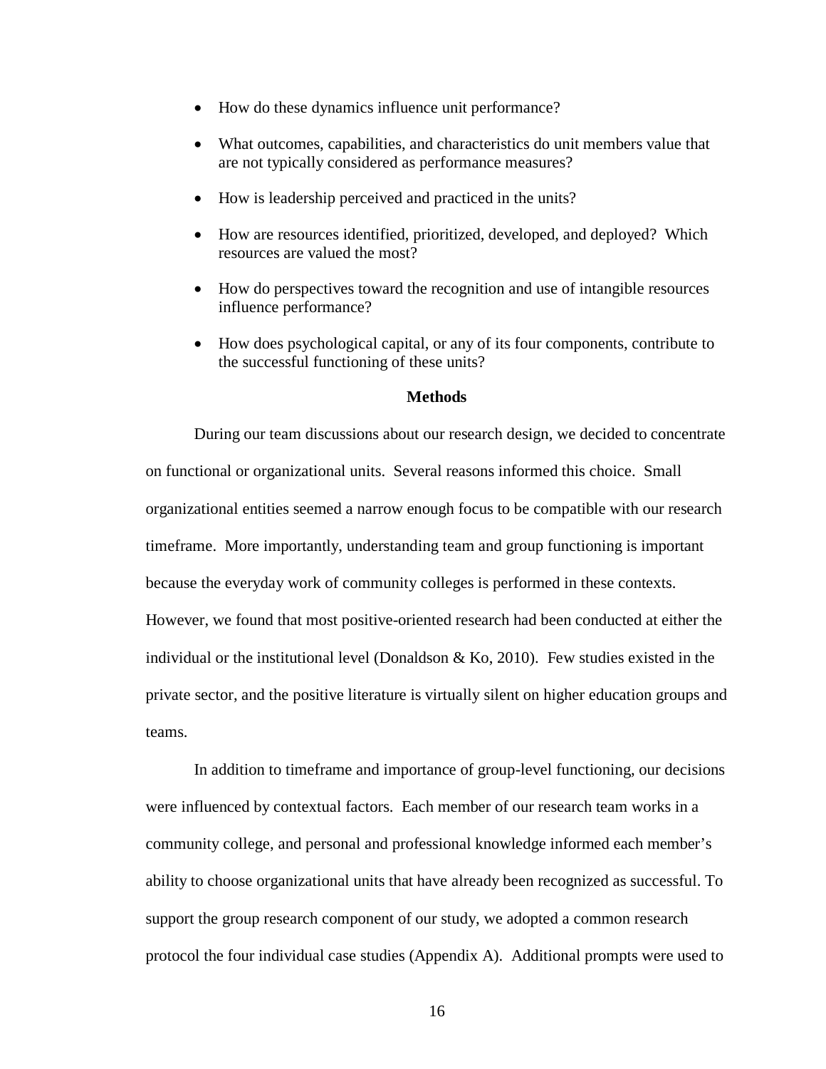- How do these dynamics influence unit performance?
- What outcomes, capabilities, and characteristics do unit members value that are not typically considered as performance measures?
- How is leadership perceived and practiced in the units?
- How are resources identified, prioritized, developed, and deployed? Which resources are valued the most?
- How do perspectives toward the recognition and use of intangible resources influence performance?
- How does psychological capital, or any of its four components, contribute to the successful functioning of these units?

## Methods

During our team discussions about our research design, we decided to concentrate on functional or organizational units. Several reasons informed this choice. Small organizational entities seemed a narrow enough focus to be compatible with our research timeframe. More importantly, understanding team and group functioning is important because the everyday work of community colleges is performed in these contexts. However, we found that most positive-oriented research had been conducted at either the individual or the institutional level (Donaldson & Ko, 2010). Few studies existed in the private sector, and the positive literature is virtually silent on higher education groups and teams.

In addition to timeframe and importance of group-level functioning, our decisions were influenced by contextual factors. Each member of our research team works in a community college, and personal and professional knowledge informed each member's ability to choose organizational units that have already been recognized as successful. To support the group research component of our study, we adopted a common research protocol the four individual case studies (Appendix A). Additional prompts were used to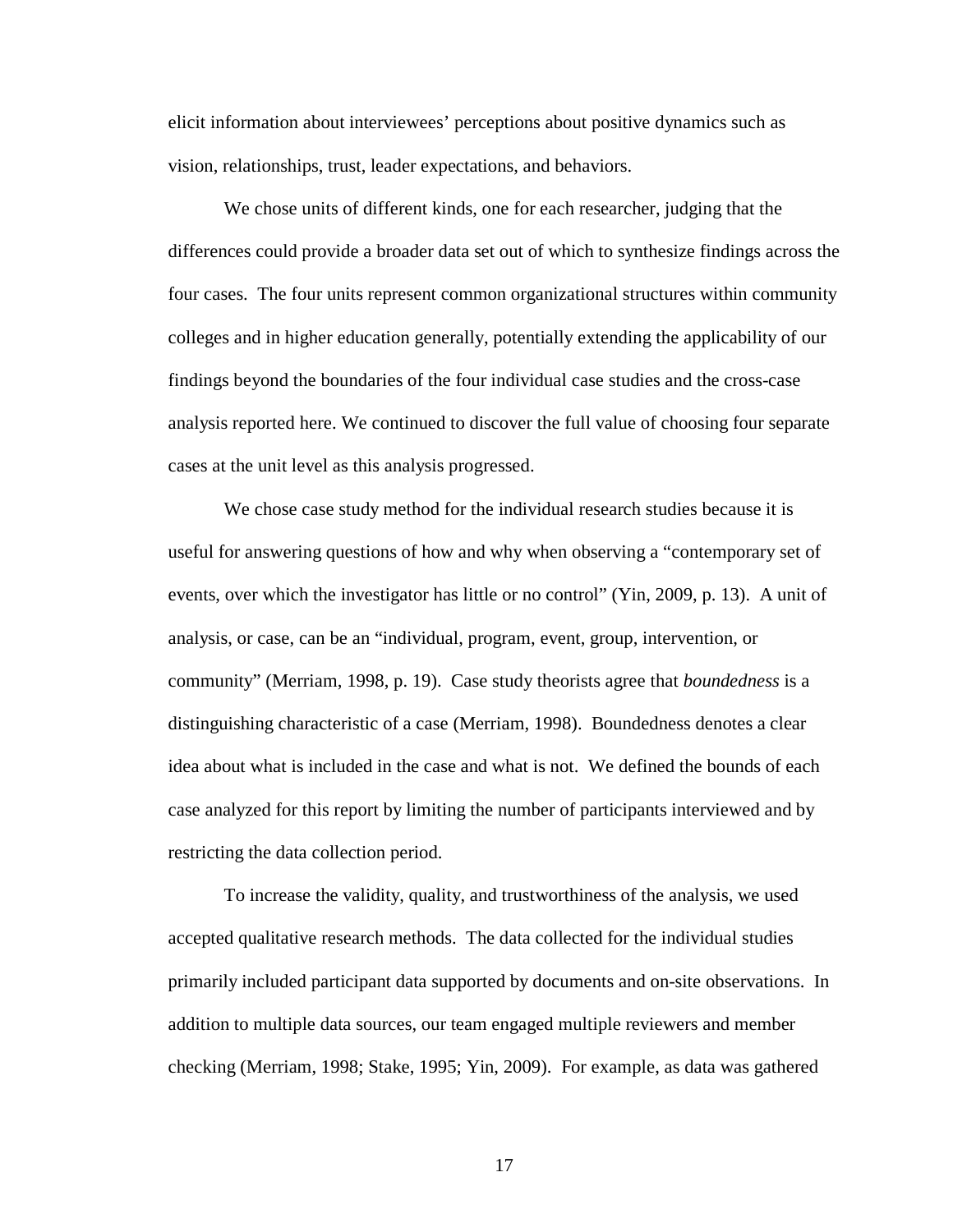elicit information about interviewees' perceptions about positive dynamics such as vision, relationships, trust, leader expectations, and behaviors.

We chose units of different kinds, one for each researcher, judging that the differences could provide a broader data set out of which to synthesize findings across the four cases. The four units represent common organizational structures within community colleges and in higher education generally, potentially extending the applicability of our findings beyond the boundaries of the four individual case studies and the cross-case analysis reported here. We continued to discover the full value of choosing four separate cases at the unit level as this analysis progressed.

We chose case study method for the individual research studies because it is useful for answering questions of how and why when observing a "contemporary set of events, over which the investigator has little or no control" (Yin, 2009, p. 13). A unit of analysis, or case, can be an "individual, program, event, group, intervention, or community" (Merriam, 1998, p. 19). Case study theorists agree that *boundedness* is a distinguishing characteristic of a case (Merriam, 1998). Boundedness denotes a clear idea about what is included in the case and what is not. We defined the bounds of each case analyzed for this report by limiting the number of participants interviewed and by restricting the data collection period.

To increase the validity, quality, and trustworthiness of the analysis, we used accepted qualitative research methods. The data collected for the individual studies primarily included participant data supported by documents and on-site observations. In addition to multiple data sources, our team engaged multiple reviewers and member checking (Merriam, 1998; Stake, 1995; Yin, 2009). For example, as data was gathered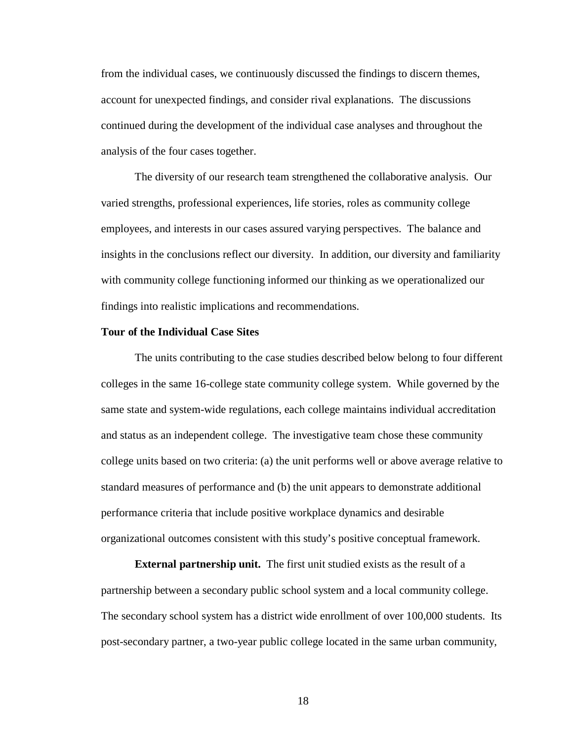from the individual cases, we continuously discussed the findings to discern themes, account for unexpected findings, and consider rival explanations. The discussions continued during the development of the individual case analyses and throughout the analysis of the four cases together.

The diversity of our research team strengthened the collaborative analysis. Our varied strengths, professional experiences, life stories, roles as community college employees, and interests in our cases assured varying perspectives. The balance and insights in the conclusions reflect our diversity. In addition, our diversity and familiarity with community college functioning informed our thinking as we operationalized our findings into realistic implications and recommendations.

**Tour of the Individual Case Sites**

The units contributing to the case studies described below belong to four different colleges in the same 16-college state community college system. While governed by the same state and system-wide regulations, each college maintains individual accreditation and status as an independent college. The investigative team chose these community college units based on two criteria: (a) the unit performs well or above average relative to standard measures of performance and (b) the unit appears to demonstrate additional performance criteria that include positive workplace dynamics and desirable organizational outcomes consistent with this study's positive conceptual framework.

**External partnership unit.** The first unit studied exists as the result of a partnership between a secondary public school system and a local community college. The secondary school system has a district wide enrollment of over 100,000 students. Its post-secondary partner, a two-year public college located in the same urban community,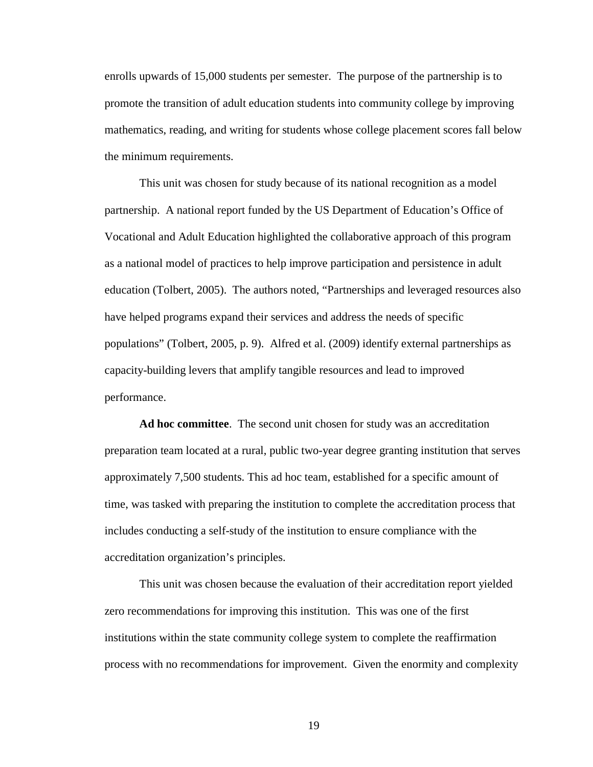enrolls upwards of 15,000 students per semester. The purpose of the partnership is to promote the transition of adult education students into community college by improving mathematics, reading, and writing for students whose college placement scores fall below the minimum requirements.

This unit was chosen for study because of its national recognition as a model partnership. A national report funded by the US Department of Education's Office of Vocational and Adult Education highlighted the collaborative approach of this program as a national model of practices to help improve participation and persistence in adult education (Tolbert, 2005). The authors noted, "Partnerships and leveraged resources also have helped programs expand their services and address the needs of specific populations" (Tolbert, 2005, p. 9). Alfred et al. (2009) identify external partnerships as capacity-building levers that amplify tangible resources and lead to improved performance.

**Ad hoc committee**. The second unit chosen for study was an accreditation preparation team located at a rural, public two-year degree granting institution that serves approximately 7,500 students. This ad hoc team, established for a specific amount of time, was tasked with preparing the institution to complete the accreditation process that includes conducting a self-study of the institution to ensure compliance with the accreditation organization's principles.

This unit was chosen because the evaluation of their accreditation report yielded zero recommendations for improving this institution. This was one of the first institutions within the state community college system to complete the reaffirmation process with no recommendations for improvement. Given the enormity and complexity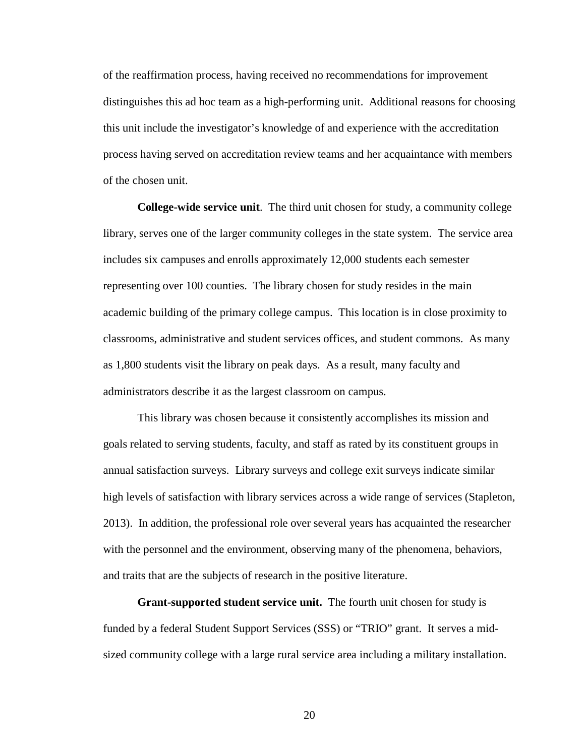of the reaffirmation process, having received no recommendations for improvement distinguishes this ad hoc team as a high-performing unit. Additional reasons for choosing this unit include the investigator's knowledge of and experience with the accreditation process having served on accreditation review teams and her acquaintance with members of the chosen unit.

**College-wide service unit**. The third unit chosen for study, a community college library, serves one of the larger community colleges in the state system. The service area includes six campuses and enrolls approximately 12,000 students each semester representing over 100 counties. The library chosen for study resides in the main academic building of the primary college campus. This location is in close proximity to classrooms, administrative and student services offices, and student commons. As many as 1,800 students visit the library on peak days. As a result, many faculty and administrators describe it as the largest classroom on campus.

This library was chosen because it consistently accomplishes its mission and goals related to serving students, faculty, and staff as rated by its constituent groups in annual satisfaction surveys. Library surveys and college exit surveys indicate similar high levels of satisfaction with library services across a wide range of services (Stapleton, 2013). In addition, the professional role over several years has acquainted the researcher with the personnel and the environment, observing many of the phenomena, behaviors, and traits that are the subjects of research in the positive literature.

**Grant-supported student service unit.** The fourth unit chosen for study is funded by a federal Student Support Services (SSS) or "TRIO" grant. It serves a mid-sized community college with a large rural service area including a military installation.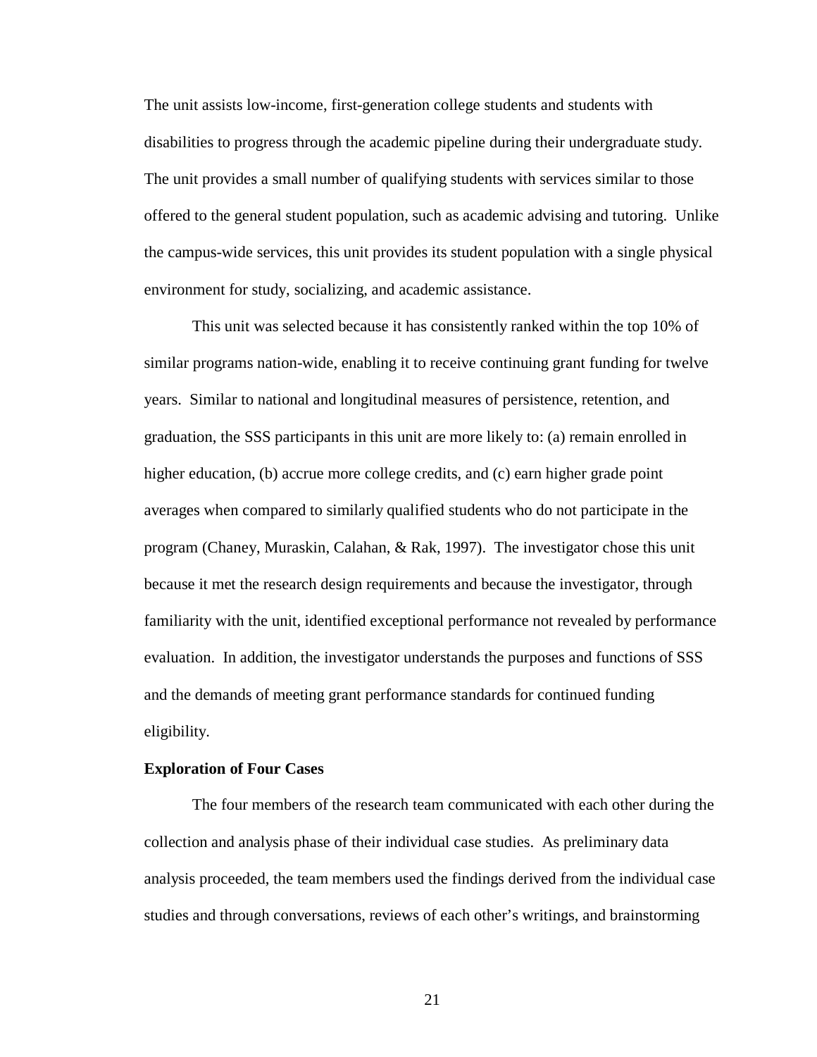The unit assists low-income, first-generation college students and students with disabilities to progress through the academic pipeline during their undergraduate study. The unit provides a small number of qualifying students with services similar to those offered to the general student population, such as academic advising and tutoring. Unlike the campus-wide services, this unit provides its student population with a single physical environment for study, socializing, and academic assistance.

This unit was selected because it has consistently ranked within the top 10% of similar programs nation-wide, enabling it to receive continuing grant funding for twelve years. Similar to national and longitudinal measures of persistence, retention, and graduation, the SSS participants in this unit are more likely to: (a) remain enrolled in higher education, (b) accrue more college credits, and (c) earn higher grade point averages when compared to similarly qualified students who do not participate in the program (Chaney, Muraskin, Calahan, & Rak, 1997). The investigator chose this unit because it met the research design requirements and because the investigator, through familiarity with the unit, identified exceptional performance not revealed by performance evaluation. In addition, the investigator understands the purposes and functions of SSS and the demands of meeting grant performance standards for continued funding eligibility.

**Exploration of Four Cases**

The four members of the research team communicated with each other during the collection and analysis phase of their individual case studies. As preliminary data analysis proceeded, the team members used the findings derived from the individual case studies and through conversations, reviews of each other's writings, and brainstorming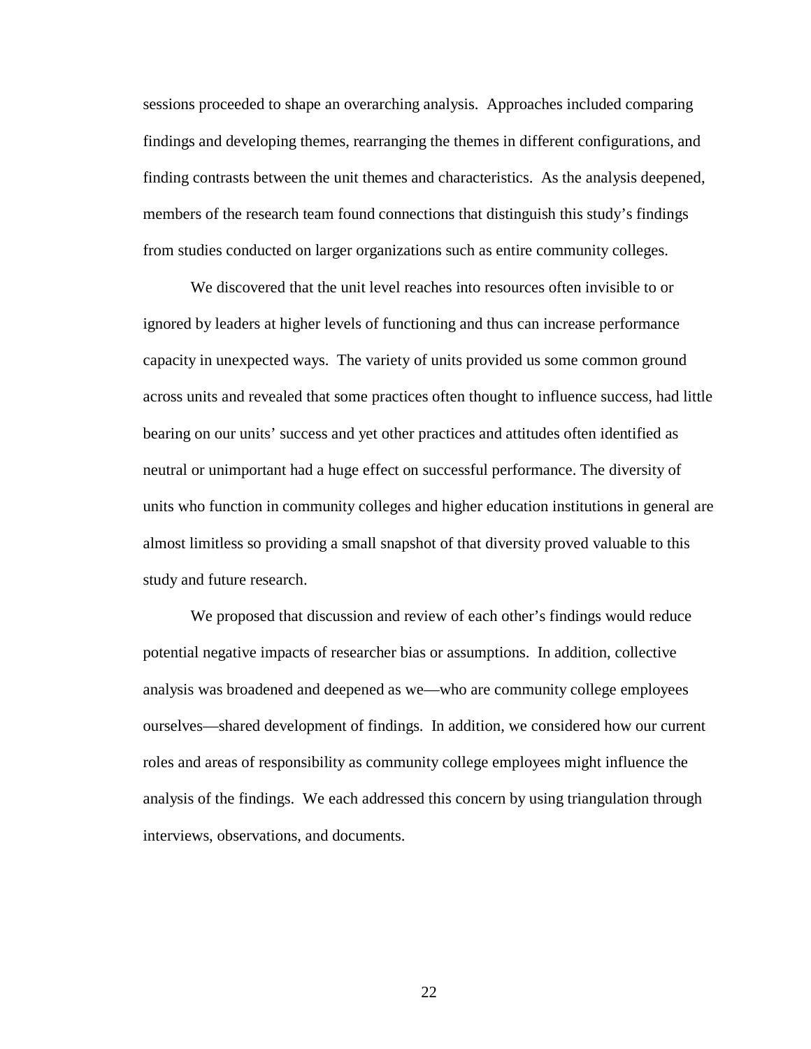sessions proceeded to shape an overarching analysis. Approaches included comparing findings and developing themes, rearranging the themes in different configurations, and finding contrasts between the unit themes and characteristics. As the analysis deepened, members of the research team found connections that distinguish this study's findings from studies conducted on larger organizations such as entire community colleges.

We discovered that the unit level reaches into resources often invisible to or ignored by leaders at higher levels of functioning and thus can increase performance capacity in unexpected ways. The variety of units provided us some common ground across units and revealed that some practices often thought to influence success, had little bearing on our units' success and yet other practices and attitudes often identified as neutral or unimportant had a huge effect on successful performance. The diversity of units who function in community colleges and higher education institutions in general are almost limitless so providing a small snapshot of that diversity proved valuable to this study and future research.

We proposed that discussion and review of each other's findings would reduce potential negative impacts of researcher bias or assumptions. In addition, collective analysis was broadened and deepened as we—who are community college employees ourselves—shared development of findings. In addition, we considered how our current roles and areas of responsibility as community college employees might influence the analysis of the findings. We each addressed this concern by using triangulation through interviews, observations, and documents.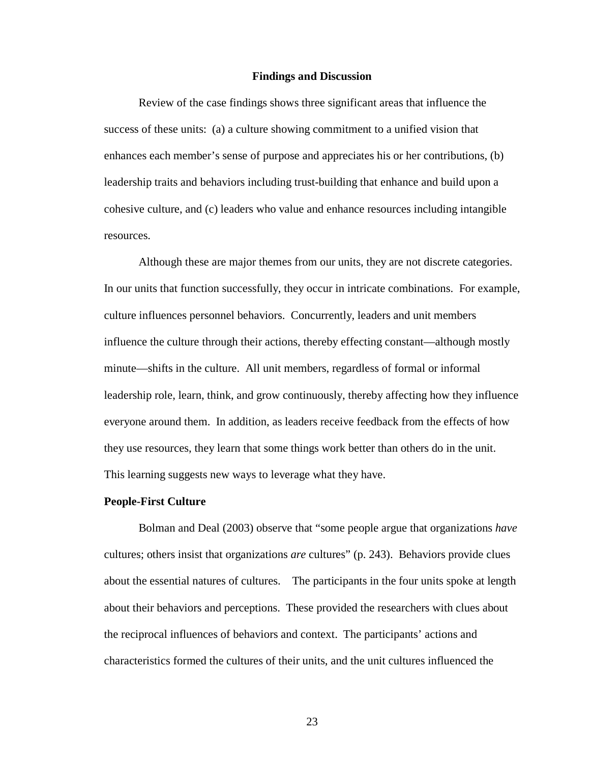## Findings and Discussion

Review of the case findings shows three significant areas that influence the success of these units: (a) a culture showing commitment to a unified vision that enhances each member's sense of purpose and appreciates his or her contributions, (b) leadership traits and behaviors including trust-building that enhance and build upon a cohesive culture, and (c) leaders who value and enhance resources including intangible resources.

Although these are major themes from our units, they are not discrete categories. In our units that function successfully, they occur in intricate combinations. For example, culture influences personnel behaviors. Concurrently, leaders and unit members influence the culture through their actions, thereby effecting constant—although mostly minute—shifts in the culture. All unit members, regardless of formal or informal leadership role, learn, think, and grow continuously, thereby affecting how they influence everyone around them. In addition, as leaders receive feedback from the effects of how they use resources, they learn that some things work better than others do in the unit. This learning suggests new ways to leverage what they have.

### People-First Culture

Bolman and Deal (2003) observe that "some people argue that organizations *have* cultures; others insist that organizations *are* cultures" (p. 243). Behaviors provide clues about the essential natures of cultures. The participants in the four units spoke at length about their behaviors and perceptions. These provided the researchers with clues about the reciprocal influences of behaviors and context. The participants' actions and characteristics formed the cultures of their units, and the unit cultures influenced the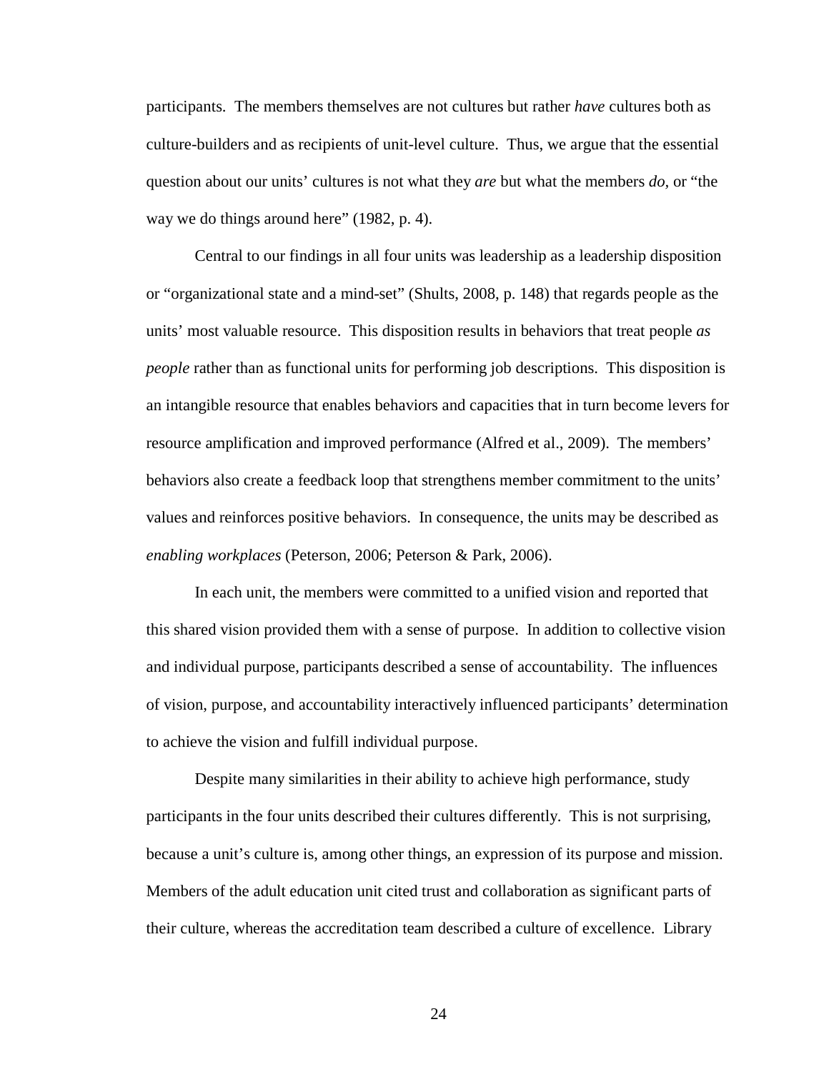participants. The members themselves are not cultures but rather *have* cultures both as culture-builders and as recipients of unit-level culture. Thus, we argue that the essential question about our units' cultures is not what they *are* but what the members *do*, or "the way we do things around here" (1982, p. 4).

Central to our findings in all four units was leadership as a leadership disposition or "organizational state and a mind-set" (Shults, 2008, p. 148) that regards people as the units' most valuable resource. This disposition results in behaviors that treat people *as people* rather than as functional units for performing job descriptions. This disposition is an intangible resource that enables behaviors and capacities that in turn become levers for resource amplification and improved performance (Alfred et al., 2009). The members' behaviors also create a feedback loop that strengthens member commitment to the units' values and reinforces positive behaviors. In consequence, the units may be described as *enabling workplaces* (Peterson, 2006; Peterson & Park, 2006).

In each unit, the members were committed to a unified vision and reported that this shared vision provided them with a sense of purpose. In addition to collective vision and individual purpose, participants described a sense of accountability. The influences of vision, purpose, and accountability interactively influenced participants' determination to achieve the vision and fulfill individual purpose.

Despite many similarities in their ability to achieve high performance, study participants in the four units described their cultures differently. This is not surprising, because a unit's culture is, among other things, an expression of its purpose and mission. Members of the adult education unit cited trust and collaboration as significant parts of their culture, whereas the accreditation team described a culture of excellence. Library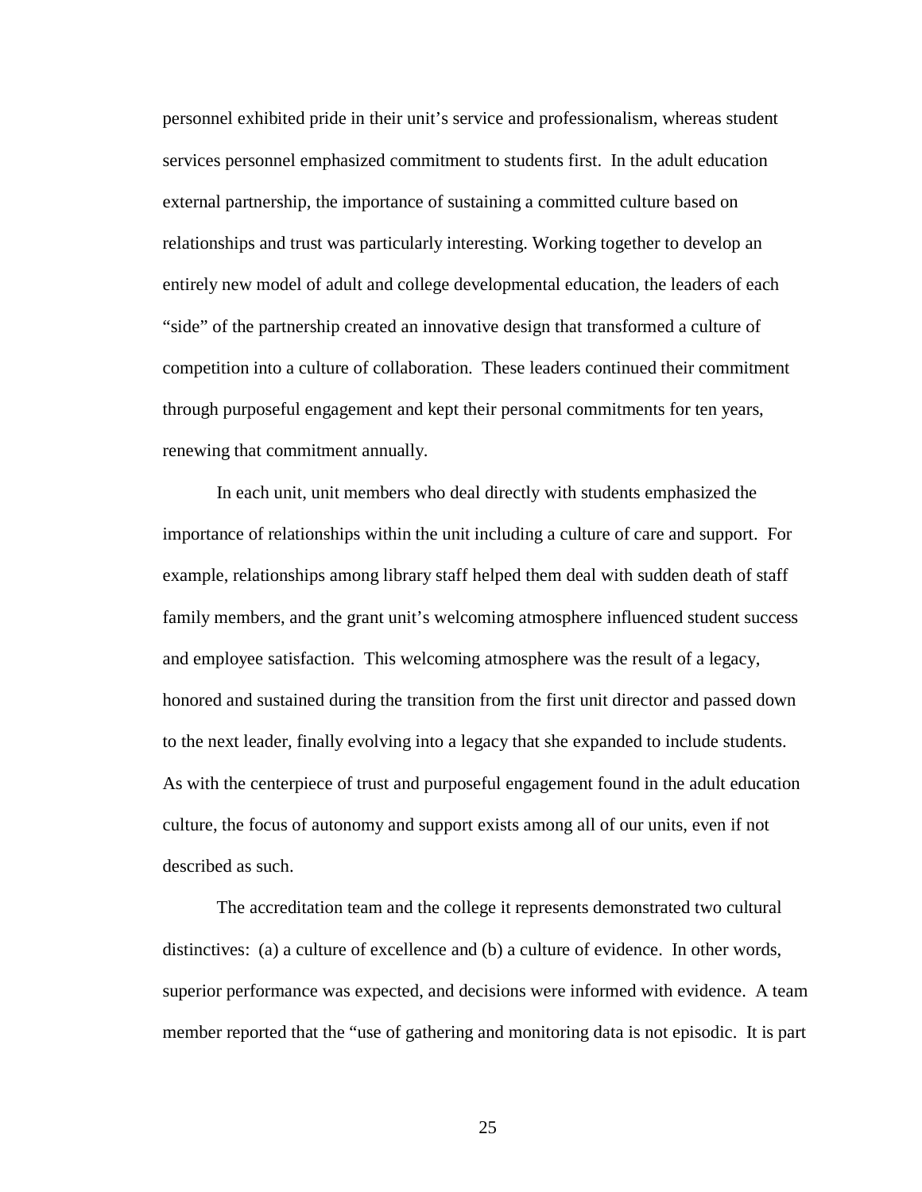personnel exhibited pride in their unit's service and professionalism, whereas student services personnel emphasized commitment to students first. In the adult education external partnership, the importance of sustaining a committed culture based on relationships and trust was particularly interesting. Working together to develop an entirely new model of adult and college developmental education, the leaders of each "side" of the partnership created an innovative design that transformed a culture of competition into a culture of collaboration. These leaders continued their commitment through purposeful engagement and kept their personal commitments for ten years, renewing that commitment annually.

In each unit, unit members who deal directly with students emphasized the importance of relationships within the unit including a culture of care and support. For example, relationships among library staff helped them deal with sudden death of staff family members, and the grant unit's welcoming atmosphere influenced student success and employee satisfaction. This welcoming atmosphere was the result of a legacy, honored and sustained during the transition from the first unit director and passed down to the next leader, finally evolving into a legacy that she expanded to include students. As with the centerpiece of trust and purposeful engagement found in the adult education culture, the focus of autonomy and support exists among all of our units, even if not described as such.

The accreditation team and the college it represents demonstrated two cultural distinctives: (a) a culture of excellence and (b) a culture of evidence. In other words, superior performance was expected, and decisions were informed with evidence. A team member reported that the "use of gathering and monitoring data is not episodic. It is part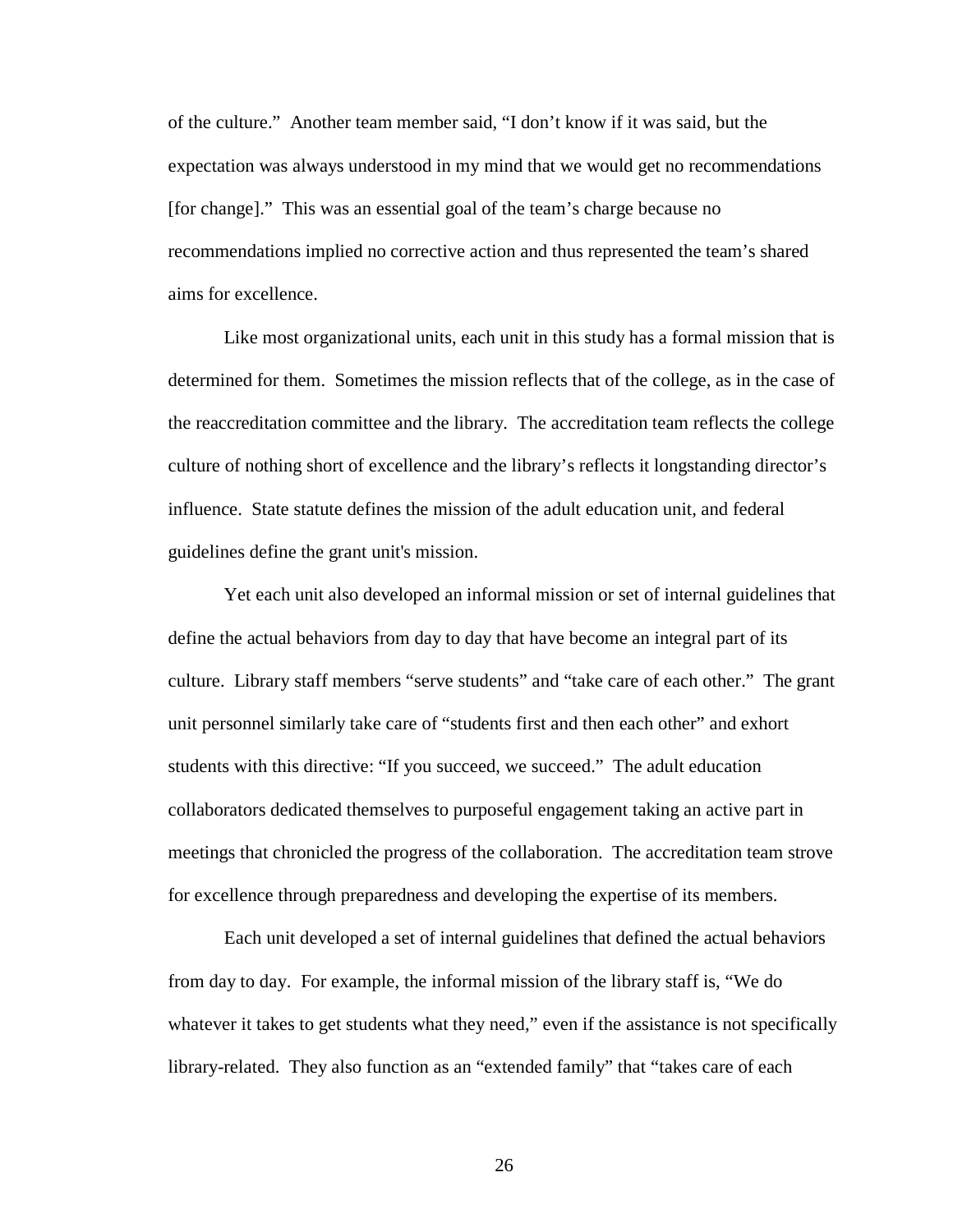of the culture." Another team member said, "I don't know if it was said, but the expectation was always understood in my mind that we would get no recommendations [for change]." This was an essential goal of the team's charge because no recommendations implied no corrective action and thus represented the team's shared aims for excellence.

Like most organizational units, each unit in this study has a formal mission that is determined for them. Sometimes the mission reflects that of the college, as in the case of the reaccreditation committee and the library. The accreditation team reflects the college culture of nothing short of excellence and the library's reflects it longstanding director's influence. State statute defines the mission of the adult education unit, and federal guidelines define the grant unit's mission.

Yet each unit also developed an informal mission or set of internal guidelines that define the actual behaviors from day to day that have become an integral part of its culture. Library staff members "serve students" and "take care of each other." The grant unit personnel similarly take care of "students first and then each other" and exhort students with this directive: "If you succeed, we succeed." The adult education collaborators dedicated themselves to purposeful engagement taking an active part in meetings that chronicled the progress of the collaboration. The accreditation team strove for excellence through preparedness and developing the expertise of its members.

Each unit developed a set of internal guidelines that defined the actual behaviors from day to day. For example, the informal mission of the library staff is, "We do whatever it takes to get students what they need," even if the assistance is not specifically library-related. They also function as an "extended family" that "takes care of each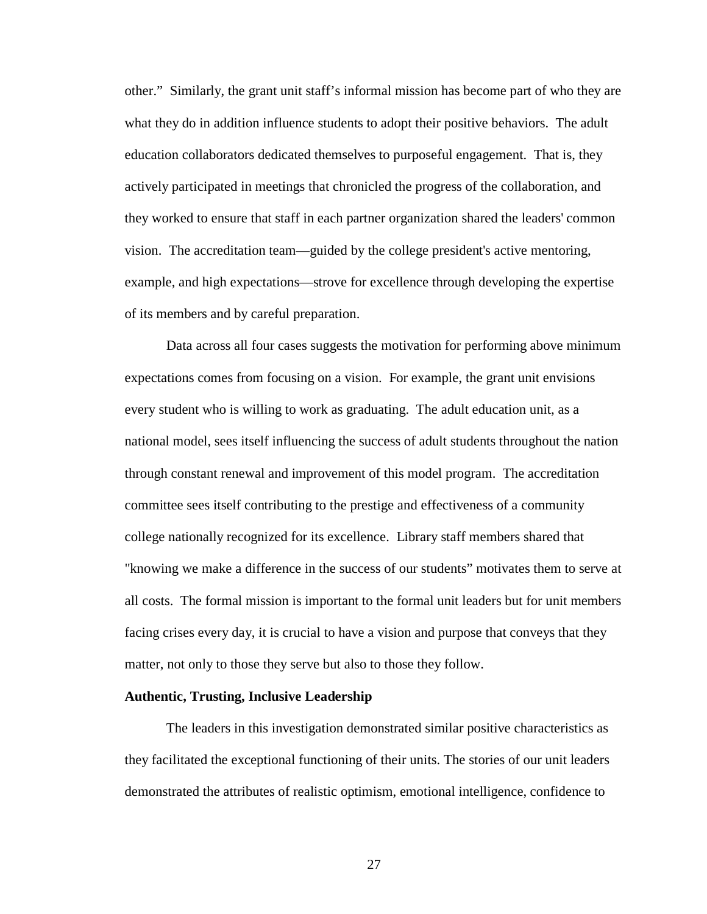other." Similarly, the grant unit staff's informal mission has become part of who they are what they do in addition influence students to adopt their positive behaviors. The adult education collaborators dedicated themselves to purposeful engagement. That is, they actively participated in meetings that chronicled the progress of the collaboration, and they worked to ensure that staff in each partner organization shared the leaders' common vision. The accreditation team—guided by the college president's active mentoring, example, and high expectations—strove for excellence through developing the expertise of its members and by careful preparation.

Data across all four cases suggests the motivation for performing above minimum expectations comes from focusing on a vision. For example, the grant unit envisions every student who is willing to work as graduating. The adult education unit, as a national model, sees itself influencing the success of adult students throughout the nation through constant renewal and improvement of this model program. The accreditation committee sees itself contributing to the prestige and effectiveness of a community college nationally recognized for its excellence. Library staff members shared that "knowing we make a difference in the success of our students" motivates them to serve at all costs. The formal mission is important to the formal unit leaders but for unit members facing crises every day, it is crucial to have a vision and purpose that conveys that they matter, not only to those they serve but also to those they follow.

**Authentic, Trusting, Inclusive Leadership**

The leaders in this investigation demonstrated similar positive characteristics as they facilitated the exceptional functioning of their units. The stories of our unit leaders demonstrated the attributes of realistic optimism, emotional intelligence, confidence to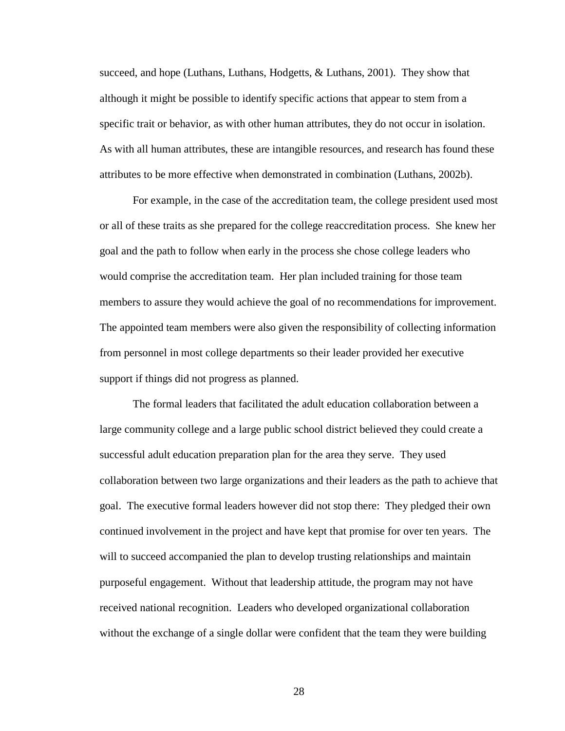succeed, and hope (Luthans, Luthans, Hodgetts, & Luthans, 2001). They show that although it might be possible to identify specific actions that appear to stem from a specific trait or behavior, as with other human attributes, they do not occur in isolation. As with all human attributes, these are intangible resources, and research has found these attributes to be more effective when demonstrated in combination (Luthans, 2002b).

For example, in the case of the accreditation team, the college president used most or all of these traits as she prepared for the college reaccreditation process. She knew her goal and the path to follow when early in the process she chose college leaders who would comprise the accreditation team. Her plan included training for those team members to assure they would achieve the goal of no recommendations for improvement. The appointed team members were also given the responsibility of collecting information from personnel in most college departments so their leader provided her executive support if things did not progress as planned.

The formal leaders that facilitated the adult education collaboration between a large community college and a large public school district believed they could create a successful adult education preparation plan for the area they serve. They used collaboration between two large organizations and their leaders as the path to achieve that goal. The executive formal leaders however did not stop there: They pledged their own continued involvement in the project and have kept that promise for over ten years. The will to succeed accompanied the plan to develop trusting relationships and maintain purposeful engagement. Without that leadership attitude, the program may not have received national recognition. Leaders who developed organizational collaboration without the exchange of a single dollar were confident that the team they were building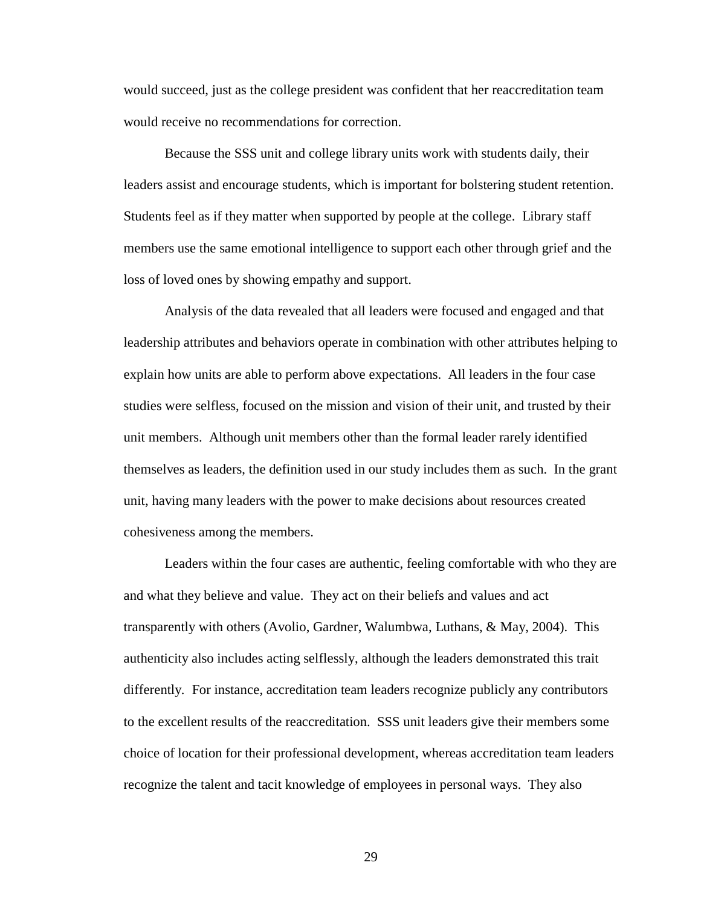would succeed, just as the college president was confident that her reaccreditation team would receive no recommendations for correction.

Because the SSS unit and college library units work with students daily, their leaders assist and encourage students, which is important for bolstering student retention. Students feel as if they matter when supported by people at the college. Library staff members use the same emotional intelligence to support each other through grief and the loss of loved ones by showing empathy and support.

Analysis of the data revealed that all leaders were focused and engaged and that leadership attributes and behaviors operate in combination with other attributes helping to explain how units are able to perform above expectations. All leaders in the four case studies were selfless, focused on the mission and vision of their unit, and trusted by their unit members. Although unit members other than the formal leader rarely identified themselves as leaders, the definition used in our study includes them as such. In the grant unit, having many leaders with the power to make decisions about resources created cohesiveness among the members.

Leaders within the four cases are authentic, feeling comfortable with who they are and what they believe and value. They act on their beliefs and values and act transparently with others (Avolio, Gardner, Walumbwa, Luthans, & May, 2004). This authenticity also includes acting selflessly, although the leaders demonstrated this trait differently. For instance, accreditation team leaders recognize publicly any contributors to the excellent results of the reaccreditation. SSS unit leaders give their members some choice of location for their professional development, whereas accreditation team leaders recognize the talent and tacit knowledge of employees in personal ways. They also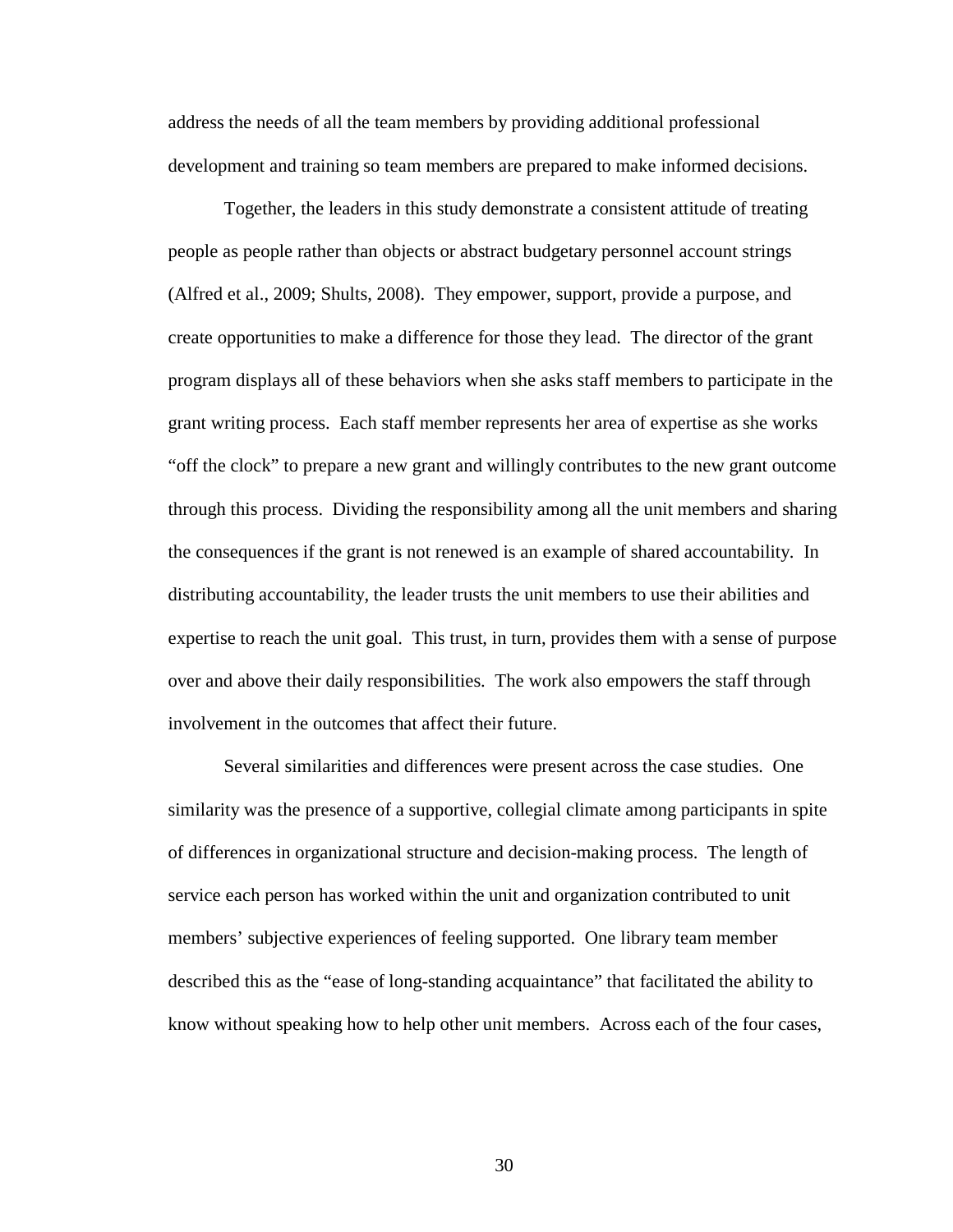address the needs of all the team members by providing additional professional development and training so team members are prepared to make informed decisions.

Together, the leaders in this study demonstrate a consistent attitude of treating people as people rather than objects or abstract budgetary personnel account strings (Alfred et al., 2009; Shults, 2008). They empower, support, provide a purpose, and create opportunities to make a difference for those they lead. The director of the grant program displays all of these behaviors when she asks staff members to participate in the grant writing process. Each staff member represents her area of expertise as she works "off the clock" to prepare a new grant and willingly contributes to the new grant outcome through this process. Dividing the responsibility among all the unit members and sharing the consequences if the grant is not renewed is an example of shared accountability. In distributing accountability, the leader trusts the unit members to use their abilities and expertise to reach the unit goal. This trust, in turn, provides them with a sense of purpose over and above their daily responsibilities. The work also empowers the staff through involvement in the outcomes that affect their future.

Several similarities and differences were present across the case studies. One similarity was the presence of a supportive, collegial climate among participants in spite of differences in organizational structure and decision-making process. The length of service each person has worked within the unit and organization contributed to unit members' subjective experiences of feeling supported. One library team member described this as the "ease of long-standing acquaintance" that facilitated the ability to know without speaking how to help other unit members. Across each of the four cases,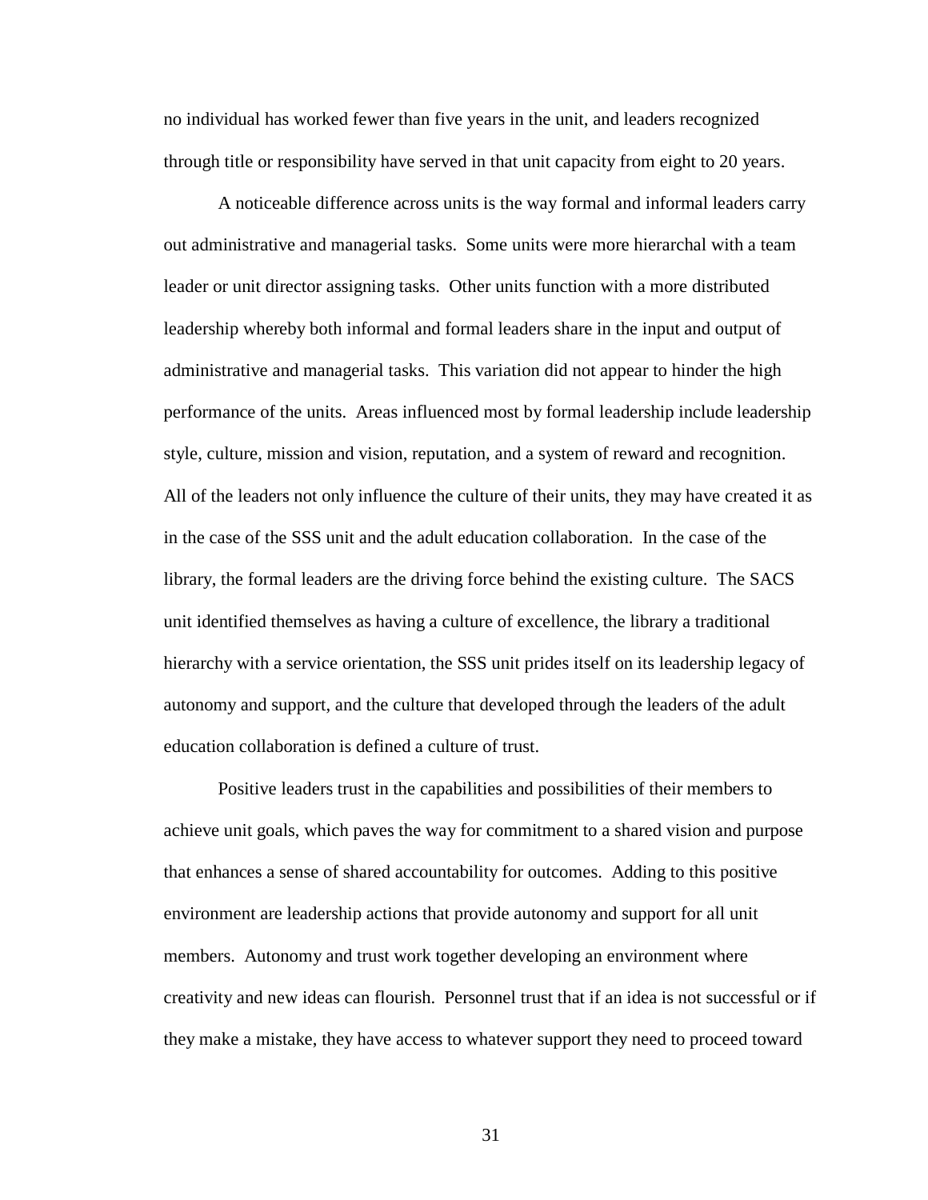no individual has worked fewer than five years in the unit, and leaders recognized through title or responsibility have served in that unit capacity from eight to 20 years.

A noticeable difference across units is the way formal and informal leaders carry out administrative and managerial tasks. Some units were more hierarchal with a team leader or unit director assigning tasks. Other units function with a more distributed leadership whereby both informal and formal leaders share in the input and output of administrative and managerial tasks. This variation did not appear to hinder the high performance of the units. Areas influenced most by formal leadership include leadership style, culture, mission and vision, reputation, and a system of reward and recognition. All of the leaders not only influence the culture of their units, they may have created it as in the case of the SSS unit and the adult education collaboration. In the case of the library, the formal leaders are the driving force behind the existing culture. The SACS unit identified themselves as having a culture of excellence, the library a traditional hierarchy with a service orientation, the SSS unit prides itself on its leadership legacy of autonomy and support, and the culture that developed through the leaders of the adult education collaboration is defined a culture of trust.

Positive leaders trust in the capabilities and possibilities of their members to achieve unit goals, which paves the way for commitment to a shared vision and purpose that enhances a sense of shared accountability for outcomes. Adding to this positive environment are leadership actions that provide autonomy and support for all unit members. Autonomy and trust work together developing an environment where creativity and new ideas can flourish. Personnel trust that if an idea is not successful or if they make a mistake, they have access to whatever support they need to proceed toward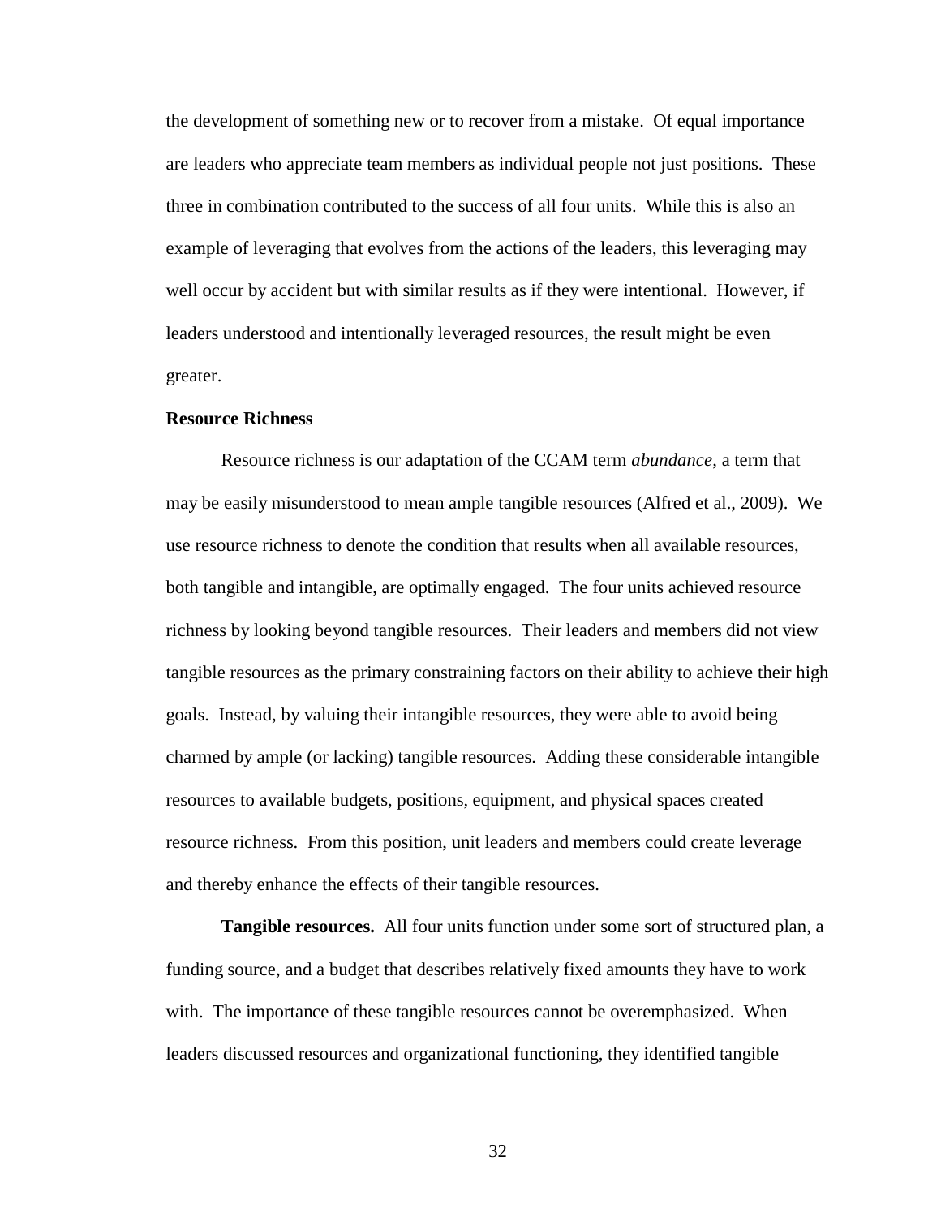the development of something new or to recover from a mistake. Of equal importance are leaders who appreciate team members as individual people not just positions. These three in combination contributed to the success of all four units. While this is also an example of leveraging that evolves from the actions of the leaders, this leveraging may well occur by accident but with similar results as if they were intentional. However, if leaders understood and intentionally leveraged resources, the result might be even greater.

### Resource Richness

Resource richness is our adaptation of the CCAM term *abundance*, a term that may be easily misunderstood to mean ample tangible resources (Alfred et al., 2009). We use resource richness to denote the condition that results when all available resources, both tangible and intangible, are optimally engaged. The four units achieved resource richness by looking beyond tangible resources. Their leaders and members did not view tangible resources as the primary constraining factors on their ability to achieve their high goals. Instead, by valuing their intangible resources, they were able to avoid being charmed by ample (or lacking) tangible resources. Adding these considerable intangible resources to available budgets, positions, equipment, and physical spaces created resource richness. From this position, unit leaders and members could create leverage and thereby enhance the effects of their tangible resources.

**Tangible resources.** All four units function under some sort of structured plan, a funding source, and a budget that describes relatively fixed amounts they have to work with. The importance of these tangible resources cannot be overemphasized. When leaders discussed resources and organizational functioning, they identified tangible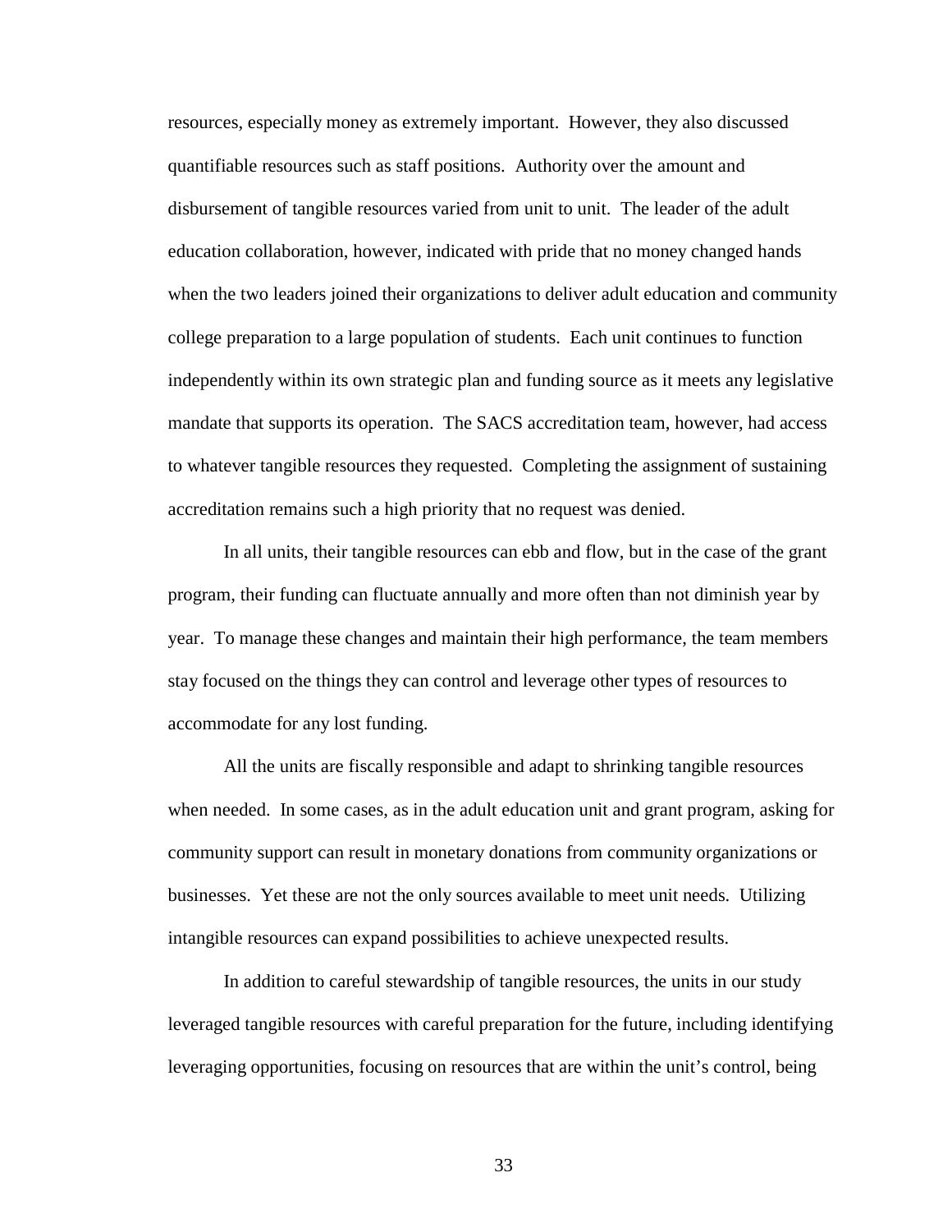resources, especially money as extremely important. However, they also discussed quantifiable resources such as staff positions. Authority over the amount and disbursement of tangible resources varied from unit to unit. The leader of the adult education collaboration, however, indicated with pride that no money changed hands when the two leaders joined their organizations to deliver adult education and community college preparation to a large population of students. Each unit continues to function independently within its own strategic plan and funding source as it meets any legislative mandate that supports its operation. The SACS accreditation team, however, had access to whatever tangible resources they requested. Completing the assignment of sustaining accreditation remains such a high priority that no request was denied.

In all units, their tangible resources can ebb and flow, but in the case of the grant program, their funding can fluctuate annually and more often than not diminish year by year. To manage these changes and maintain their high performance, the team members stay focused on the things they can control and leverage other types of resources to accommodate for any lost funding.

All the units are fiscally responsible and adapt to shrinking tangible resources when needed. In some cases, as in the adult education unit and grant program, asking for community support can result in monetary donations from community organizations or businesses. Yet these are not the only sources available to meet unit needs. Utilizing intangible resources can expand possibilities to achieve unexpected results.

In addition to careful stewardship of tangible resources, the units in our study leveraged tangible resources with careful preparation for the future, including identifying leveraging opportunities, focusing on resources that are within the unit's control, being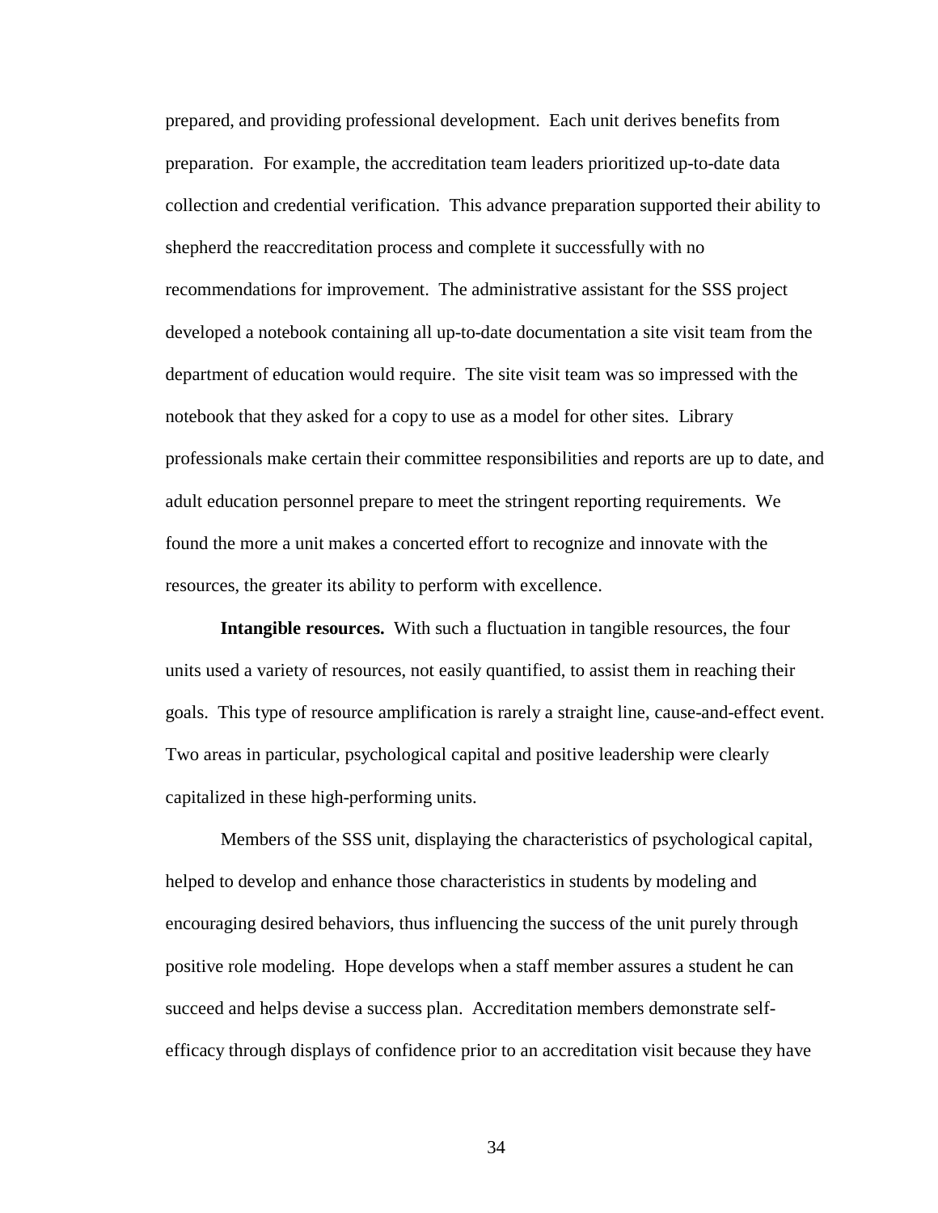prepared, and providing professional development. Each unit derives benefits from preparation. For example, the accreditation team leaders prioritized up-to-date data collection and credential verification. This advance preparation supported their ability to shepherd the reaccreditation process and complete it successfully with no recommendations for improvement. The administrative assistant for the SSS project developed a notebook containing all up-to-date documentation a site visit team from the department of education would require. The site visit team was so impressed with the notebook that they asked for a copy to use as a model for other sites. Library professionals make certain their committee responsibilities and reports are up to date, and adult education personnel prepare to meet the stringent reporting requirements. We found the more a unit makes a concerted effort to recognize and innovate with the resources, the greater its ability to perform with excellence.

**Intangible resources.** With such a fluctuation in tangible resources, the four units used a variety of resources, not easily quantified, to assist them in reaching their goals. This type of resource amplification is rarely a straight line, cause-and-effect event. Two areas in particular, psychological capital and positive leadership were clearly capitalized in these high-performing units.

Members of the SSS unit, displaying the characteristics of psychological capital, helped to develop and enhance those characteristics in students by modeling and encouraging desired behaviors, thus influencing the success of the unit purely through positive role modeling. Hope develops when a staff member assures a student he can succeed and helps devise a success plan. Accreditation members demonstrate self-efficacy through displays of confidence prior to an accreditation visit because they have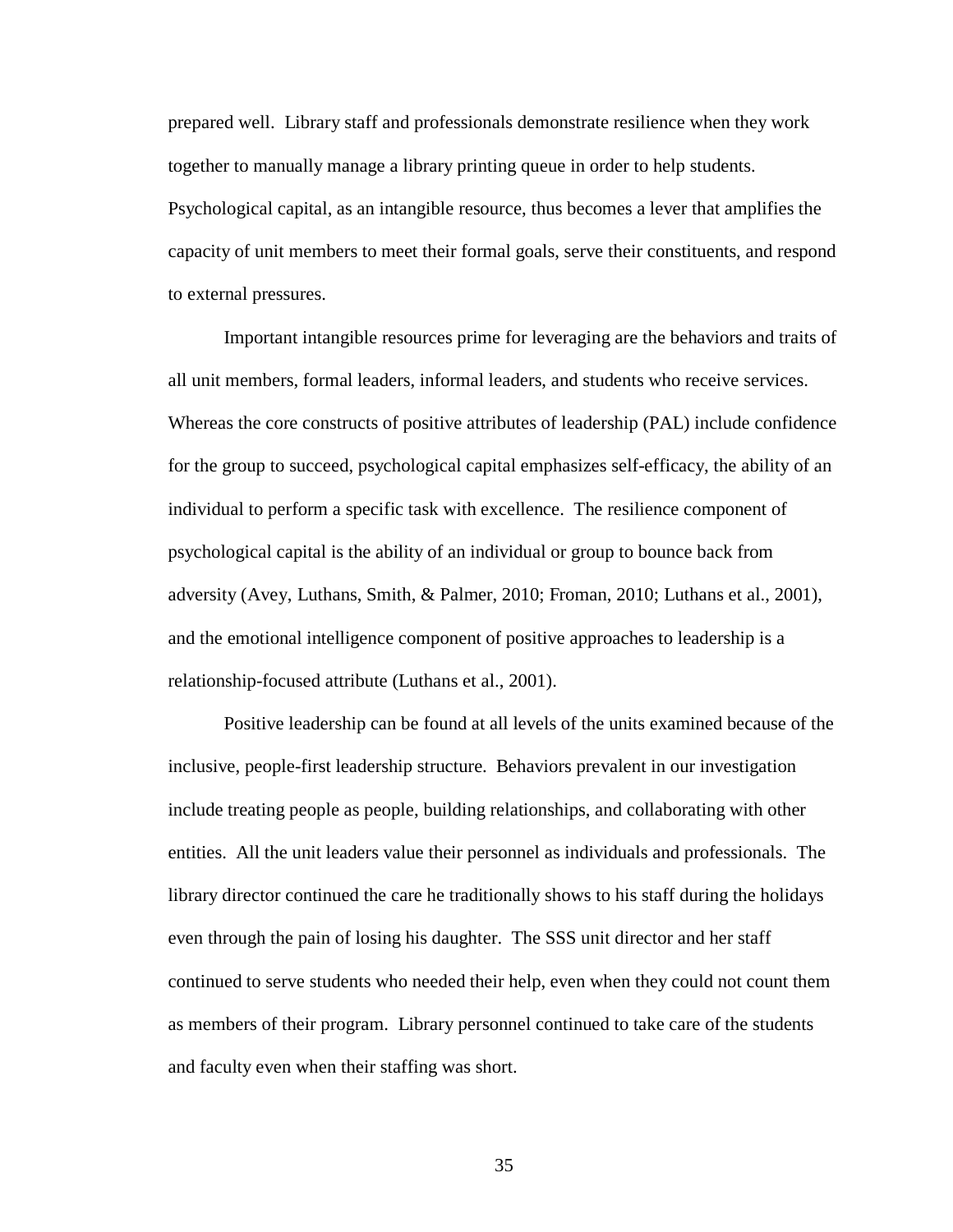prepared well. Library staff and professionals demonstrate resilience when they work together to manually manage a library printing queue in order to help students. Psychological capital, as an intangible resource, thus becomes a lever that amplifies the capacity of unit members to meet their formal goals, serve their constituents, and respond to external pressures.

Important intangible resources prime for leveraging are the behaviors and traits of all unit members, formal leaders, informal leaders, and students who receive services. Whereas the core constructs of positive attributes of leadership (PAL) include confidence for the group to succeed, psychological capital emphasizes self-efficacy, the ability of an individual to perform a specific task with excellence. The resilience component of psychological capital is the ability of an individual or group to bounce back from adversity (Avey, Luthans, Smith, & Palmer, 2010; Froman, 2010; Luthans et al., 2001), and the emotional intelligence component of positive approaches to leadership is a relationship-focused attribute (Luthans et al., 2001).

Positive leadership can be found at all levels of the units examined because of the inclusive, people-first leadership structure. Behaviors prevalent in our investigation include treating people as people, building relationships, and collaborating with other entities. All the unit leaders value their personnel as individuals and professionals. The library director continued the care he traditionally shows to his staff during the holidays even through the pain of losing his daughter. The SSS unit director and her staff continued to serve students who needed their help, even when they could not count them as members of their program. Library personnel continued to take care of the students and faculty even when their staffing was short.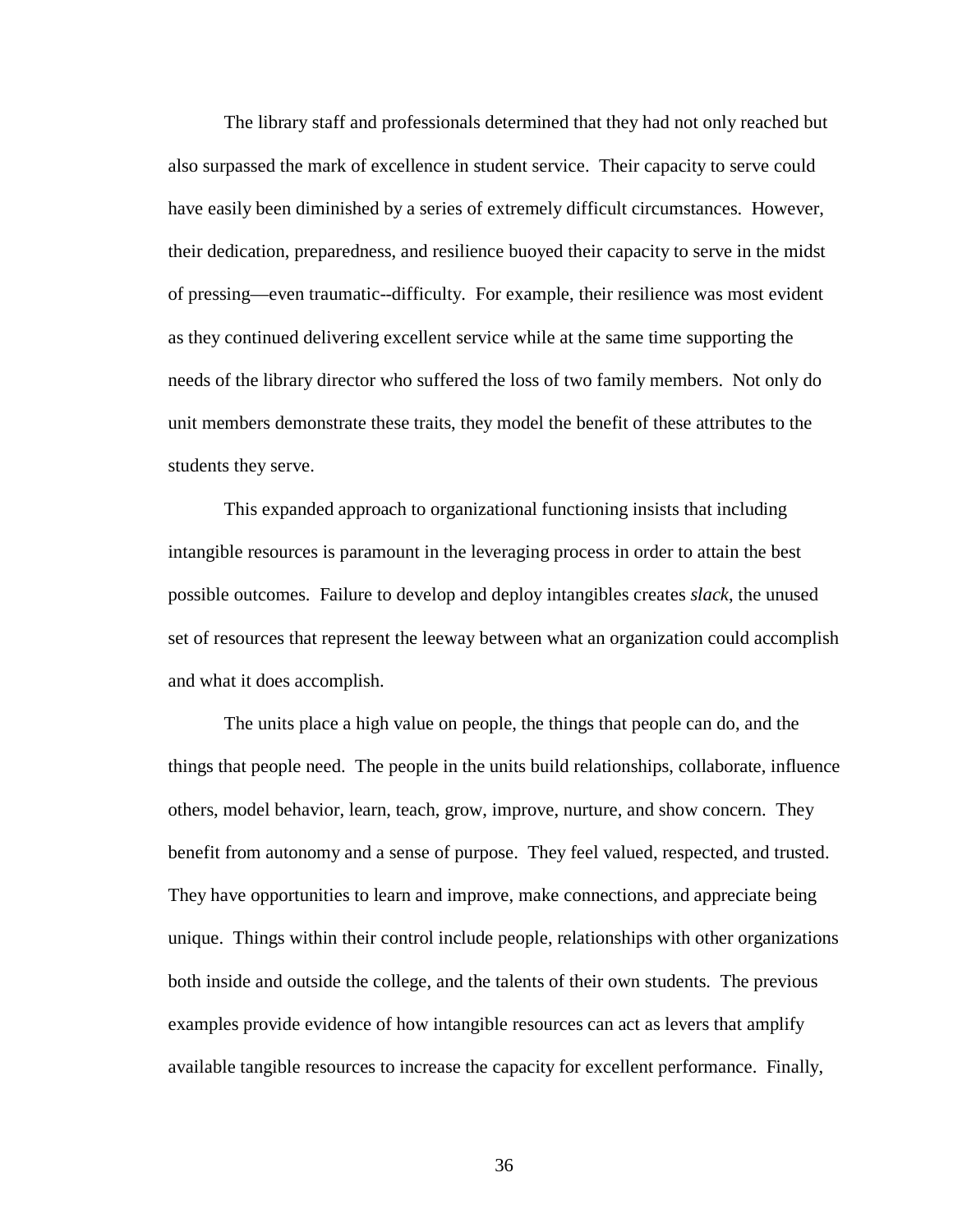The library staff and professionals determined that they had not only reached but also surpassed the mark of excellence in student service. Their capacity to serve could have easily been diminished by a series of extremely difficult circumstances. However, their dedication, preparedness, and resilience buoyed their capacity to serve in the midst of pressing—even traumatic--difficulty. For example, their resilience was most evident as they continued delivering excellent service while at the same time supporting the needs of the library director who suffered the loss of two family members. Not only do unit members demonstrate these traits, they model the benefit of these attributes to the students they serve.

This expanded approach to organizational functioning insists that including intangible resources is paramount in the leveraging process in order to attain the best possible outcomes. Failure to develop and deploy intangibles creates *slack*, the unused set of resources that represent the leeway between what an organization could accomplish and what it does accomplish.

The units place a high value on people, the things that people can do, and the things that people need. The people in the units build relationships, collaborate, influence others, model behavior, learn, teach, grow, improve, nurture, and show concern. They benefit from autonomy and a sense of purpose. They feel valued, respected, and trusted. They have opportunities to learn and improve, make connections, and appreciate being unique. Things within their control include people, relationships with other organizations both inside and outside the college, and the talents of their own students. The previous examples provide evidence of how intangible resources can act as levers that amplify available tangible resources to increase the capacity for excellent performance. Finally,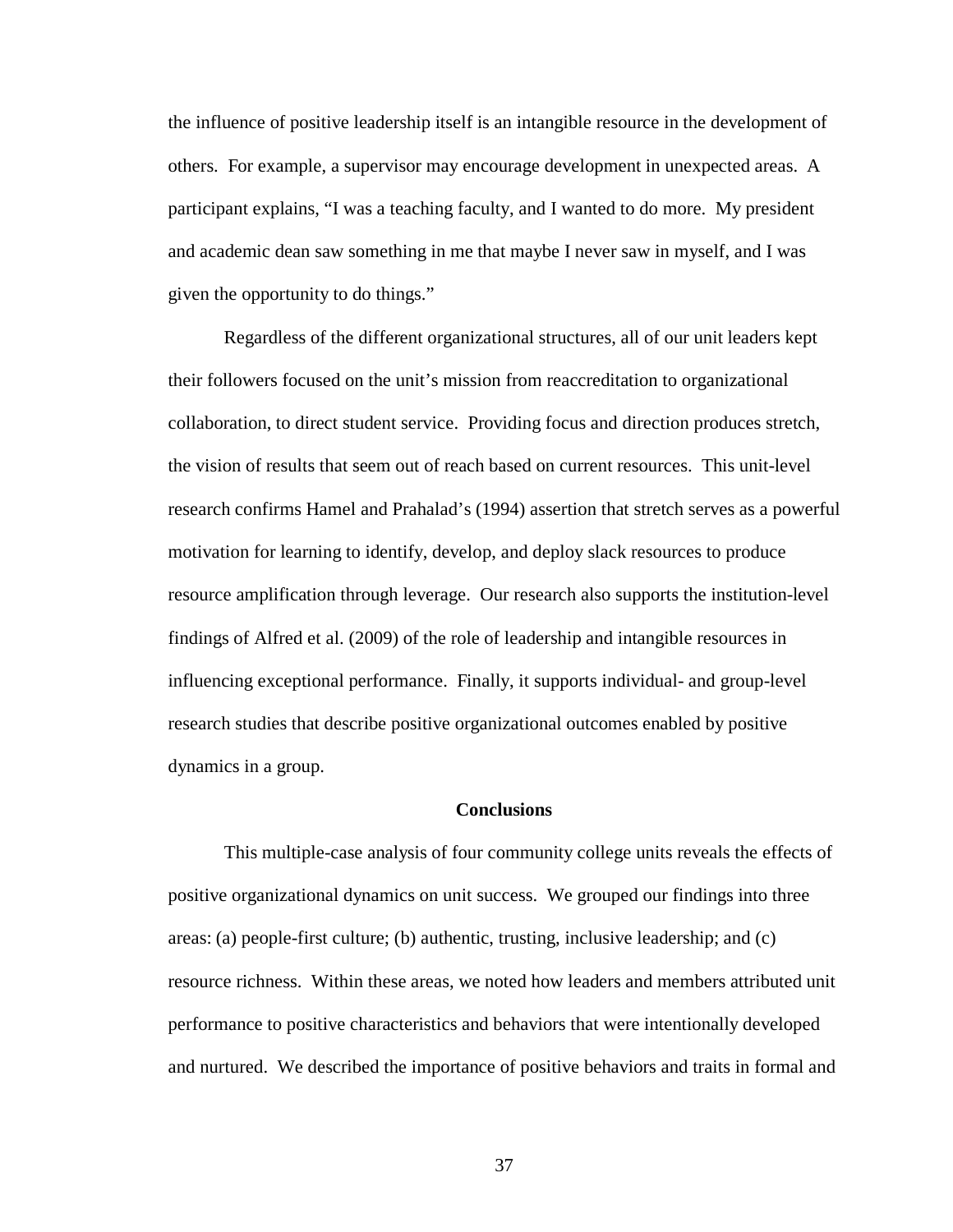the influence of positive leadership itself is an intangible resource in the development of others. For example, a supervisor may encourage development in unexpected areas. A participant explains, "I was a teaching faculty, and I wanted to do more. My president and academic dean saw something in me that maybe I never saw in myself, and I was given the opportunity to do things."

Regardless of the different organizational structures, all of our unit leaders kept their followers focused on the unit's mission from reaccreditation to organizational collaboration, to direct student service. Providing focus and direction produces stretch, the vision of results that seem out of reach based on current resources. This unit-level research confirms Hamel and Prahalad's (1994) assertion that stretch serves as a powerful motivation for learning to identify, develop, and deploy slack resources to produce resource amplification through leverage. Our research also supports the institution-level findings of Alfred et al. (2009) of the role of leadership and intangible resources in influencing exceptional performance. Finally, it supports individual- and group-level research studies that describe positive organizational outcomes enabled by positive dynamics in a group.

## Conclusions

This multiple-case analysis of four community college units reveals the effects of positive organizational dynamics on unit success. We grouped our findings into three areas: (a) people-first culture; (b) authentic, trusting, inclusive leadership; and (c) resource richness. Within these areas, we noted how leaders and members attributed unit performance to positive characteristics and behaviors that were intentionally developed and nurtured. We described the importance of positive behaviors and traits in formal and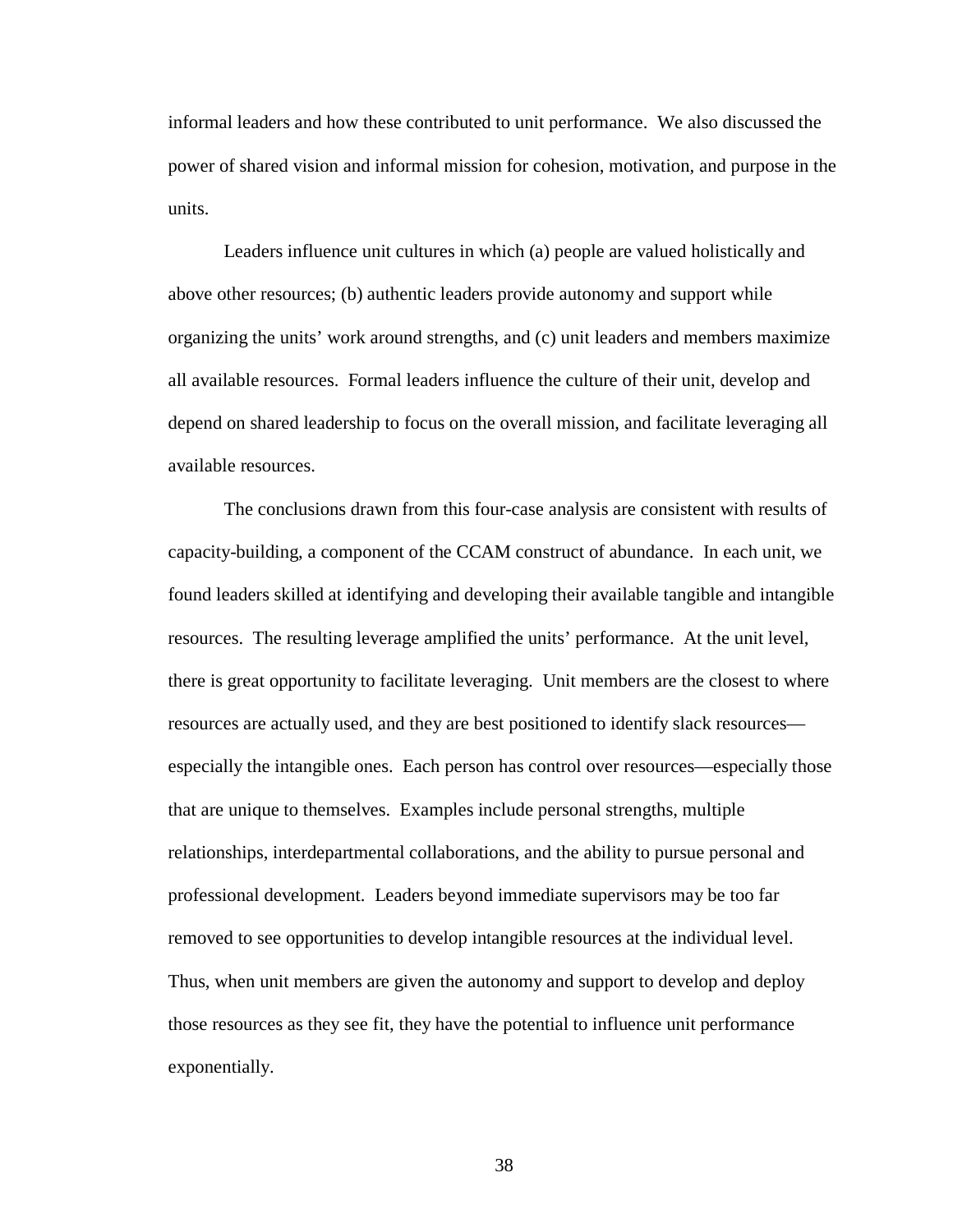informal leaders and how these contributed to unit performance. We also discussed the power of shared vision and informal mission for cohesion, motivation, and purpose in the units.

Leaders influence unit cultures in which (a) people are valued holistically and above other resources; (b) authentic leaders provide autonomy and support while organizing the units' work around strengths, and (c) unit leaders and members maximize all available resources. Formal leaders influence the culture of their unit, develop and depend on shared leadership to focus on the overall mission, and facilitate leveraging all available resources.

The conclusions drawn from this four-case analysis are consistent with results of capacity-building, a component of the CCAM construct of abundance. In each unit, we found leaders skilled at identifying and developing their available tangible and intangible resources. The resulting leverage amplified the units' performance. At the unit level, there is great opportunity to facilitate leveraging. Unit members are the closest to where resources are actually used, and they are best positioned to identify slack resources—especially the intangible ones. Each person has control over resources—especially those that are unique to themselves. Examples include personal strengths, multiple relationships, interdepartmental collaborations, and the ability to pursue personal and professional development. Leaders beyond immediate supervisors may be too far removed to see opportunities to develop intangible resources at the individual level. Thus, when unit members are given the autonomy and support to develop and deploy those resources as they see fit, they have the potential to influence unit performance exponentially.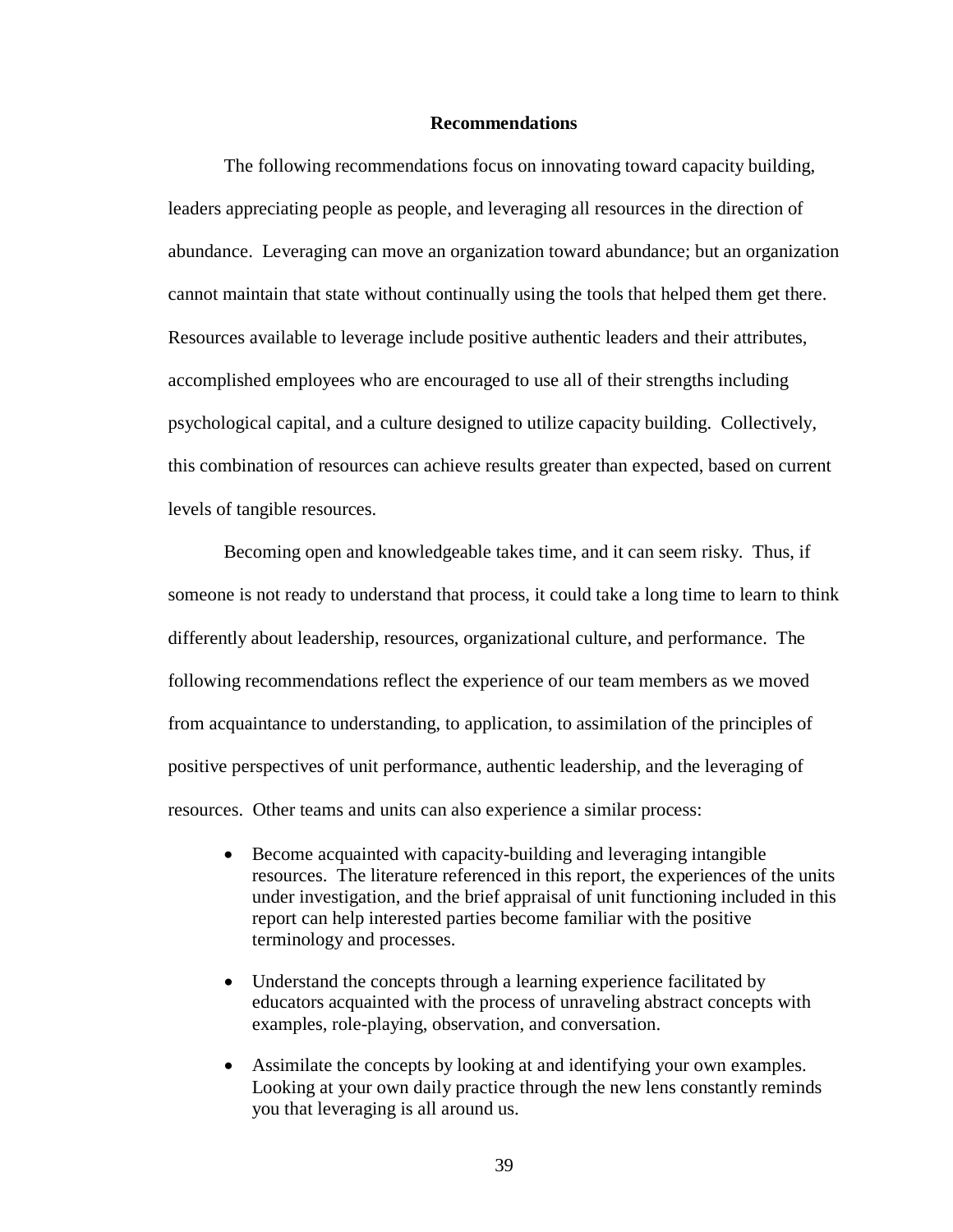## Recommendations

The following recommendations focus on innovating toward capacity building, leaders appreciating people as people, and leveraging all resources in the direction of abundance. Leveraging can move an organization toward abundance; but an organization cannot maintain that state without continually using the tools that helped them get there. Resources available to leverage include positive authentic leaders and their attributes, accomplished employees who are encouraged to use all of their strengths including psychological capital, and a culture designed to utilize capacity building. Collectively, this combination of resources can achieve results greater than expected, based on current levels of tangible resources.

Becoming open and knowledgeable takes time, and it can seem risky. Thus, if someone is not ready to understand that process, it could take a long time to learn to think differently about leadership, resources, organizational culture, and performance. The following recommendations reflect the experience of our team members as we moved from acquaintance to understanding, to application, to assimilation of the principles of positive perspectives of unit performance, authentic leadership, and the leveraging of resources. Other teams and units can also experience a similar process:

- Become acquainted with capacity-building and leveraging intangible resources. The literature referenced in this report, the experiences of the units under investigation, and the brief appraisal of unit functioning included in this report can help interested parties become familiar with the positive terminology and processes.
- Understand the concepts through a learning experience facilitated by educators acquainted with the process of unraveling abstract concepts with examples, role-playing, observation, and conversation.
- Assimilate the concepts by looking at and identifying your own examples. Looking at your own daily practice through the new lens constantly reminds you that leveraging is all around us.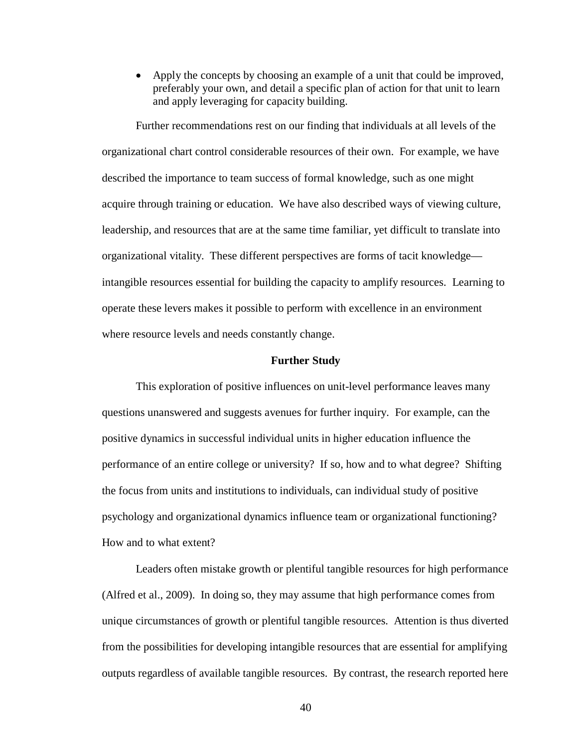- Apply the concepts by choosing an example of a unit that could be improved, preferably your own, and detail a specific plan of action for that unit to learn and apply leveraging for capacity building.

Further recommendations rest on our finding that individuals at all levels of the organizational chart control considerable resources of their own. For example, we have described the importance to team success of formal knowledge, such as one might acquire through training or education. We have also described ways of viewing culture, leadership, and resources that are at the same time familiar, yet difficult to translate into organizational vitality. These different perspectives are forms of tacit knowledge—intangible resources essential for building the capacity to amplify resources. Learning to operate these levers makes it possible to perform with excellence in an environment where resource levels and needs constantly change.

## Further Study

This exploration of positive influences on unit-level performance leaves many questions unanswered and suggests avenues for further inquiry. For example, can the positive dynamics in successful individual units in higher education influence the performance of an entire college or university? If so, how and to what degree? Shifting the focus from units and institutions to individuals, can individual study of positive psychology and organizational dynamics influence team or organizational functioning? How and to what extent?

Leaders often mistake growth or plentiful tangible resources for high performance (Alfred et al., 2009). In doing so, they may assume that high performance comes from unique circumstances of growth or plentiful tangible resources. Attention is thus diverted from the possibilities for developing intangible resources that are essential for amplifying outputs regardless of available tangible resources. By contrast, the research reported here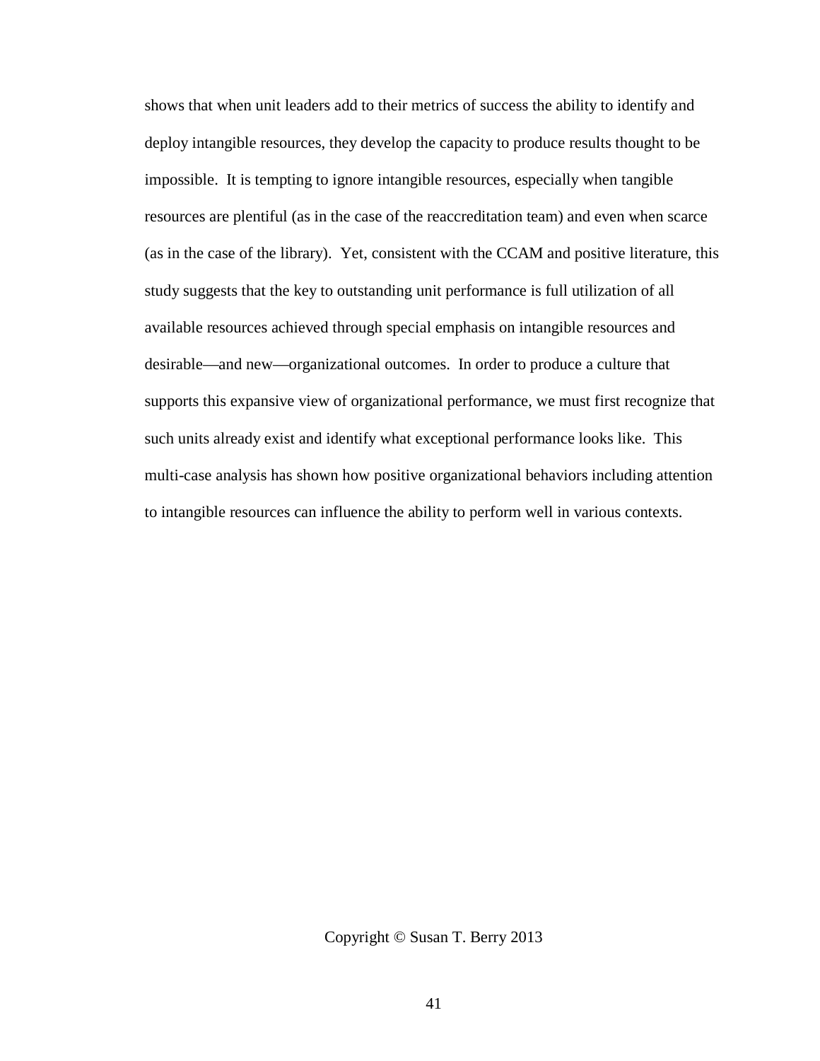shows that when unit leaders add to their metrics of success the ability to identify and deploy intangible resources, they develop the capacity to produce results thought to be impossible. It is tempting to ignore intangible resources, especially when tangible resources are plentiful (as in the case of the reaccreditation team) and even when scarce (as in the case of the library). Yet, consistent with the CCAM and positive literature, this study suggests that the key to outstanding unit performance is full utilization of all available resources achieved through special emphasis on intangible resources and desirable—and new—organizational outcomes. In order to produce a culture that supports this expansive view of organizational performance, we must first recognize that such units already exist and identify what exceptional performance looks like. This multi-case analysis has shown how positive organizational behaviors including attention to intangible resources can influence the ability to perform well in various contexts.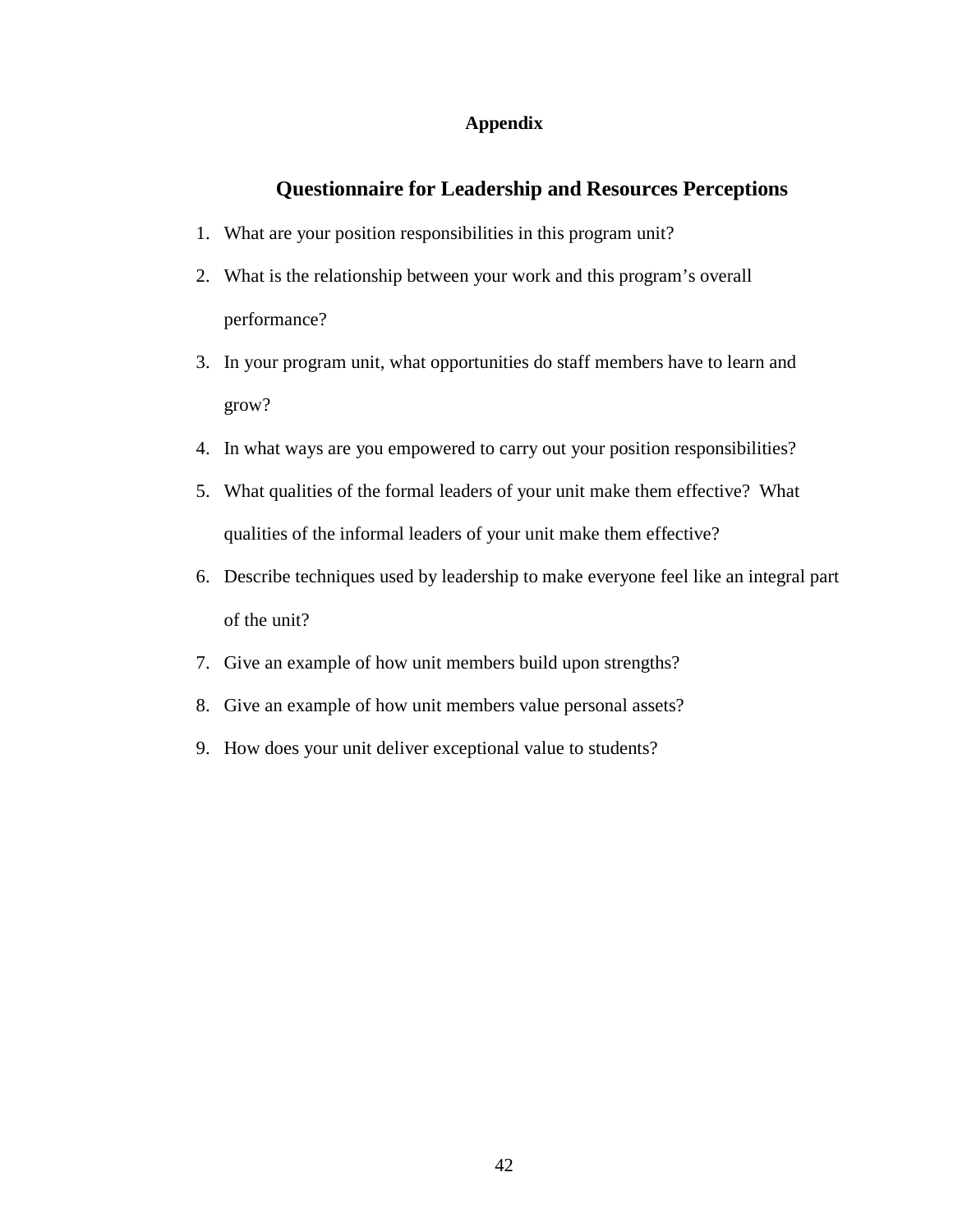# Appendix

## Questionnaire for Leadership and Resources Perceptions

1. What are your position responsibilities in this program unit?
2. What is the relationship between your work and this program's overall performance?
3. In your program unit, what opportunities do staff members have to learn and grow?
4. In what ways are you empowered to carry out your position responsibilities?
5. What qualities of the formal leaders of your unit make them effective? What qualities of the informal leaders of your unit make them effective?
6. Describe techniques used by leadership to make everyone feel like an integral part of the unit?
7. Give an example of how unit members build upon strengths?
8. Give an example of how unit members value personal assets?
9. How does your unit deliver exceptional value to students?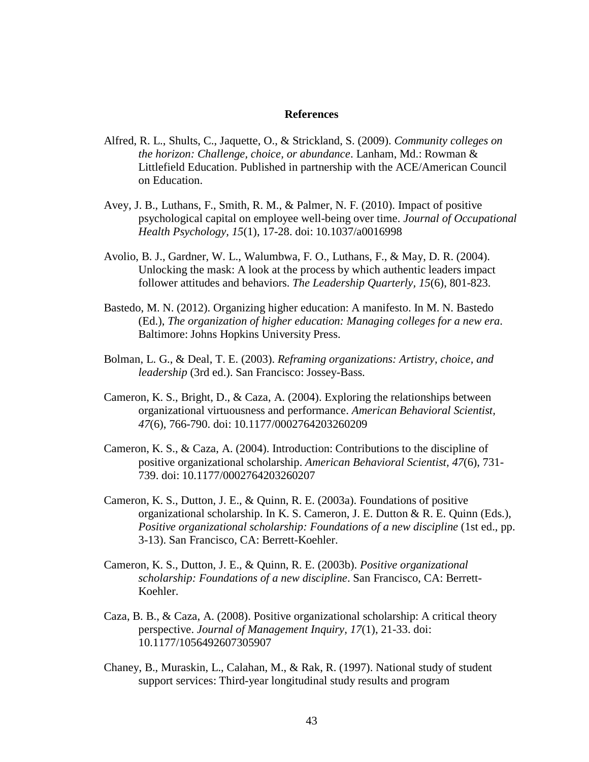# References

Alfred, R. L., Shults, C., Jaquette, O., & Strickland, S. (2009). *Community colleges on the horizon: Challenge, choice, or abundance*. Lanham, Md.: Rowman & Littlefield Education. Published in partnership with the ACE/American Council on Education.

Avey, J. B., Luthans, F., Smith, R. M., & Palmer, N. F. (2010). Impact of positive psychological capital on employee well-being over time. *Journal of Occupational Health Psychology, 15*(1), 17-28. doi: 10.1037/a0016998

Avolio, B. J., Gardner, W. L., Walumbwa, F. O., Luthans, F., & May, D. R. (2004). Unlocking the mask: A look at the process by which authentic leaders impact follower attitudes and behaviors. *The Leadership Quarterly, 15*(6), 801-823.

Bastedo, M. N. (2012). Organizing higher education: A manifesto. In M. N. Bastedo (Ed.), *The organization of higher education: Managing colleges for a new era*. Baltimore: Johns Hopkins University Press.

Bolman, L. G., & Deal, T. E. (2003). *Reframing organizations: Artistry, choice, and leadership* (3rd ed.). San Francisco: Jossey-Bass.

Cameron, K. S., Bright, D., & Caza, A. (2004). Exploring the relationships between organizational virtuousness and performance. *American Behavioral Scientist, 47*(6), 766-790. doi: 10.1177/0002764203260209

Cameron, K. S., & Caza, A. (2004). Introduction: Contributions to the discipline of positive organizational scholarship. *American Behavioral Scientist, 47*(6), 731-739. doi: 10.1177/0002764203260207

Cameron, K. S., Dutton, J. E., & Quinn, R. E. (2003a). Foundations of positive organizational scholarship. In K. S. Cameron, J. E. Dutton & R. E. Quinn (Eds.), *Positive organizational scholarship: Foundations of a new discipline* (1st ed., pp. 3-13). San Francisco, CA: Berrett-Koehler.

Cameron, K. S., Dutton, J. E., & Quinn, R. E. (2003b). *Positive organizational scholarship: Foundations of a new discipline*. San Francisco, CA: Berrett-Koehler.

Caza, B. B., & Caza, A. (2008). Positive organizational scholarship: A critical theory perspective. *Journal of Management Inquiry, 17*(1), 21-33. doi: 10.1177/1056492607305907

Chaney, B., Muraskin, L., Calahan, M., & Rak, R. (1997). National study of student support services: Third-year longitudinal study results and program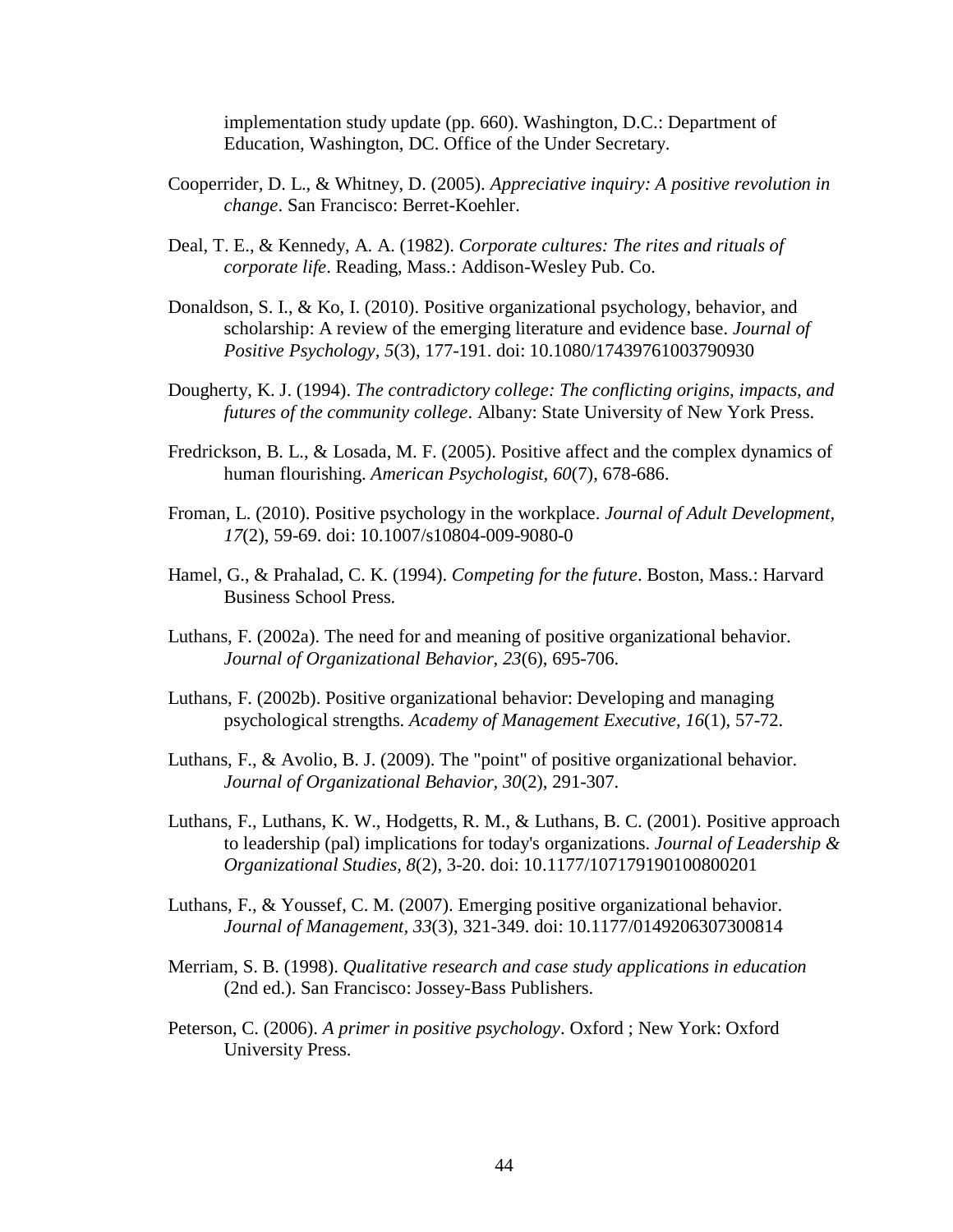implementation study update (pp. 660). Washington, D.C.: Department of Education, Washington, DC. Office of the Under Secretary.

Cooperrider, D. L., & Whitney, D. (2005). *Appreciative inquiry: A positive revolution in change*. San Francisco: Berret-Koehler.

Deal, T. E., & Kennedy, A. A. (1982). *Corporate cultures: The rites and rituals of corporate life*. Reading, Mass.: Addison-Wesley Pub. Co.

Donaldson, S. I., & Ko, I. (2010). Positive organizational psychology, behavior, and scholarship: A review of the emerging literature and evidence base. *Journal of Positive Psychology, 5*(3), 177-191. doi: 10.1080/17439761003790930

Dougherty, K. J. (1994). *The contradictory college: The conflicting origins, impacts, and futures of the community college*. Albany: State University of New York Press.

Fredrickson, B. L., & Losada, M. F. (2005). Positive affect and the complex dynamics of human flourishing. *American Psychologist, 60*(7), 678-686.

Froman, L. (2010). Positive psychology in the workplace. *Journal of Adult Development, 17*(2), 59-69. doi: 10.1007/s10804-009-9080-0

Hamel, G., & Prahalad, C. K. (1994). *Competing for the future*. Boston, Mass.: Harvard Business School Press.

Luthans, F. (2002a). The need for and meaning of positive organizational behavior. *Journal of Organizational Behavior, 23*(6), 695-706.

Luthans, F. (2002b). Positive organizational behavior: Developing and managing psychological strengths. *Academy of Management Executive, 16*(1), 57-72.

Luthans, F., & Avolio, B. J. (2009). The "point" of positive organizational behavior. *Journal of Organizational Behavior, 30*(2), 291-307.

Luthans, F., Luthans, K. W., Hodgetts, R. M., & Luthans, B. C. (2001). Positive approach to leadership (pal) implications for today's organizations. *Journal of Leadership & Organizational Studies, 8*(2), 3-20. doi: 10.1177/107179190100800201

Luthans, F., & Youssef, C. M. (2007). Emerging positive organizational behavior. *Journal of Management, 33*(3), 321-349. doi: 10.1177/0149206307300814

Merriam, S. B. (1998). *Qualitative research and case study applications in education* (2nd ed.). San Francisco: Jossey-Bass Publishers.

Peterson, C. (2006). *A primer in positive psychology*. Oxford ; New York: Oxford University Press.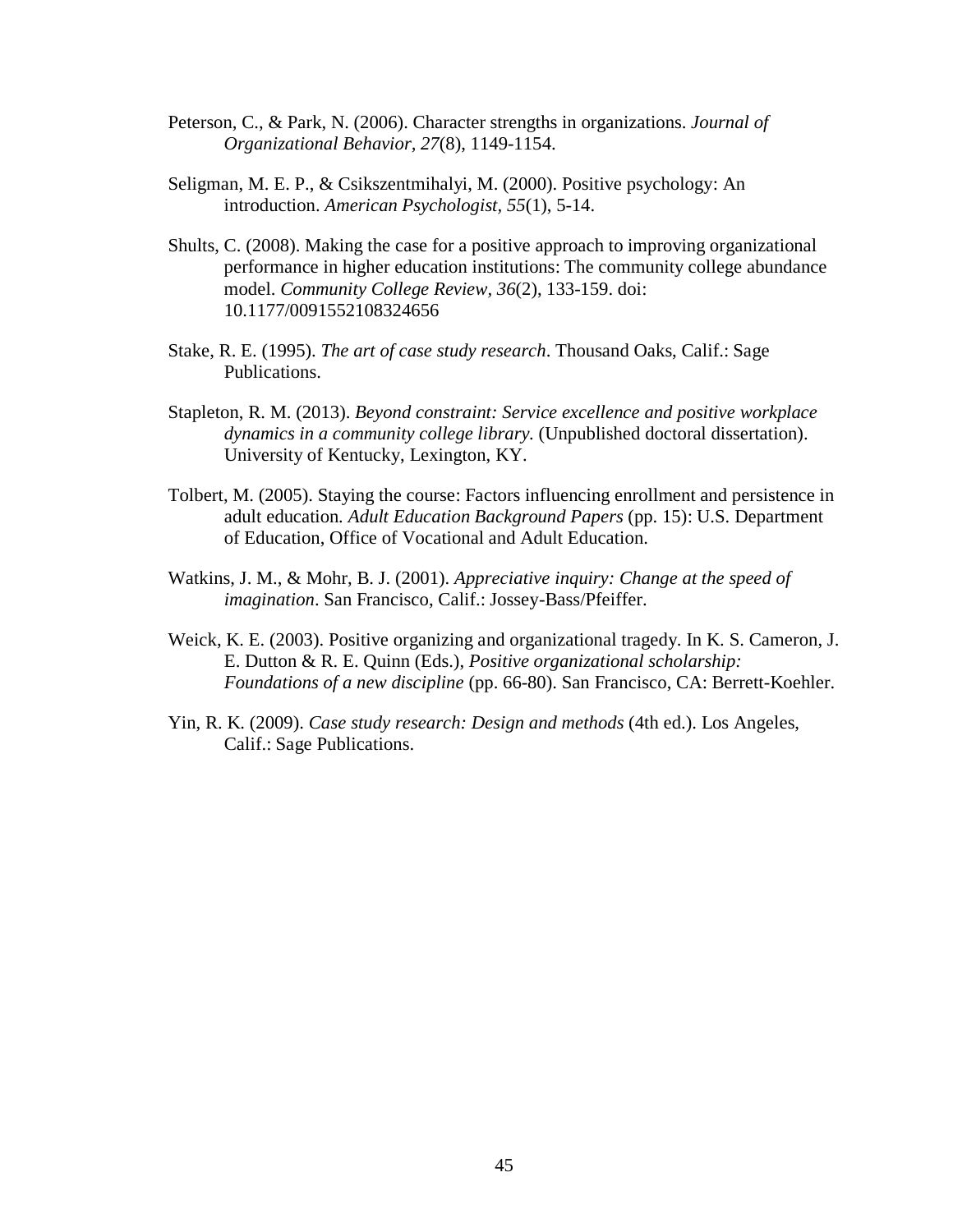Peterson, C., & Park, N. (2006). Character strengths in organizations. *Journal of Organizational Behavior, 27*(8), 1149-1154.

Seligman, M. E. P., & Csikszentmihalyi, M. (2000). Positive psychology: An introduction. *American Psychologist, 55*(1), 5-14.

Shults, C. (2008). Making the case for a positive approach to improving organizational performance in higher education institutions: The community college abundance model. *Community College Review*, *36*(2), 133-159. doi: 10.1177/0091552108324656

Stake, R. E. (1995). *The art of case study research*. Thousand Oaks, Calif.: Sage Publications.

Stapleton, R. M. (2013). *Beyond constraint: Service excellence and positive workplace dynamics in a community college library.* (Unpublished doctoral dissertation). University of Kentucky, Lexington, KY.

Tolbert, M. (2005). Staying the course: Factors influencing enrollment and persistence in adult education*. Adult Education Background Papers* (pp. 15): U.S. Department of Education, Office of Vocational and Adult Education.

Watkins, J. M., & Mohr, B. J. (2001). *Appreciative inquiry: Change at the speed of imagination*. San Francisco, Calif.: Jossey-Bass/Pfeiffer.

Weick, K. E. (2003). Positive organizing and organizational tragedy. In K. S. Cameron, J. E. Dutton & R. E. Quinn (Eds.), *Positive organizational scholarship: Foundations of a new discipline* (pp. 66-80). San Francisco, CA: Berrett-Koehler.

Yin, R. K. (2009). *Case study research: Design and methods* (4th ed.). Los Angeles, Calif.: Sage Publications.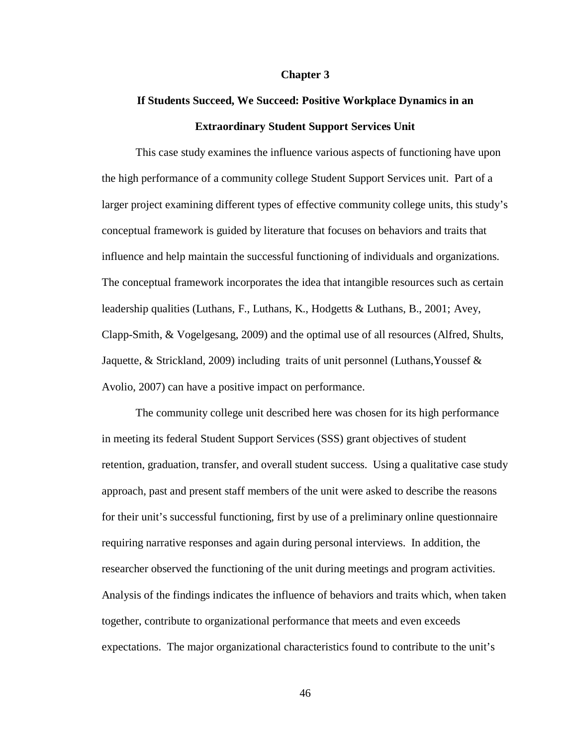# Chapter 3

## If Students Succeed, We Succeed: Positive Workplace Dynamics in an Extraordinary Student Support Services Unit

This case study examines the influence various aspects of functioning have upon the high performance of a community college Student Support Services unit. Part of a larger project examining different types of effective community college units, this study's conceptual framework is guided by literature that focuses on behaviors and traits that influence and help maintain the successful functioning of individuals and organizations. The conceptual framework incorporates the idea that intangible resources such as certain leadership qualities (Luthans, F., Luthans, K., Hodgetts & Luthans, B., 2001; Avey, Clapp-Smith, & Vogelgesang, 2009) and the optimal use of all resources (Alfred, Shults, Jaquette, & Strickland, 2009) including traits of unit personnel (Luthans,Youssef & Avolio, 2007) can have a positive impact on performance.

The community college unit described here was chosen for its high performance in meeting its federal Student Support Services (SSS) grant objectives of student retention, graduation, transfer, and overall student success. Using a qualitative case study approach, past and present staff members of the unit were asked to describe the reasons for their unit's successful functioning, first by use of a preliminary online questionnaire requiring narrative responses and again during personal interviews. In addition, the researcher observed the functioning of the unit during meetings and program activities. Analysis of the findings indicates the influence of behaviors and traits which, when taken together, contribute to organizational performance that meets and even exceeds expectations. The major organizational characteristics found to contribute to the unit's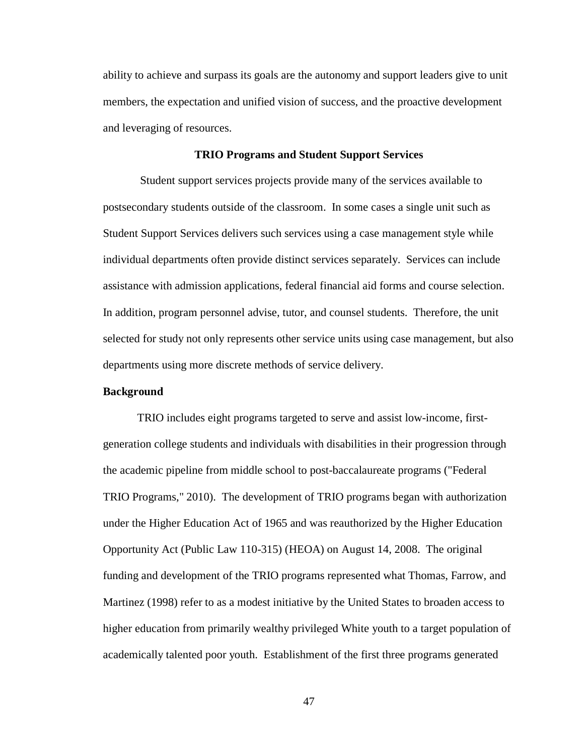ability to achieve and surpass its goals are the autonomy and support leaders give to unit members, the expectation and unified vision of success, and the proactive development and leveraging of resources.

## TRIO Programs and Student Support Services

Student support services projects provide many of the services available to postsecondary students outside of the classroom. In some cases a single unit such as Student Support Services delivers such services using a case management style while individual departments often provide distinct services separately. Services can include assistance with admission applications, federal financial aid forms and course selection. In addition, program personnel advise, tutor, and counsel students. Therefore, the unit selected for study not only represents other service units using case management, but also departments using more discrete methods of service delivery.

### Background

TRIO includes eight programs targeted to serve and assist low-income, first-generation college students and individuals with disabilities in their progression through the academic pipeline from middle school to post-baccalaureate programs ("Federal TRIO Programs," 2010). The development of TRIO programs began with authorization under the Higher Education Act of 1965 and was reauthorized by the Higher Education Opportunity Act (Public Law 110-315) (HEOA) on August 14, 2008. The original funding and development of the TRIO programs represented what Thomas, Farrow, and Martinez (1998) refer to as a modest initiative by the United States to broaden access to higher education from primarily wealthy privileged White youth to a target population of academically talented poor youth. Establishment of the first three programs generated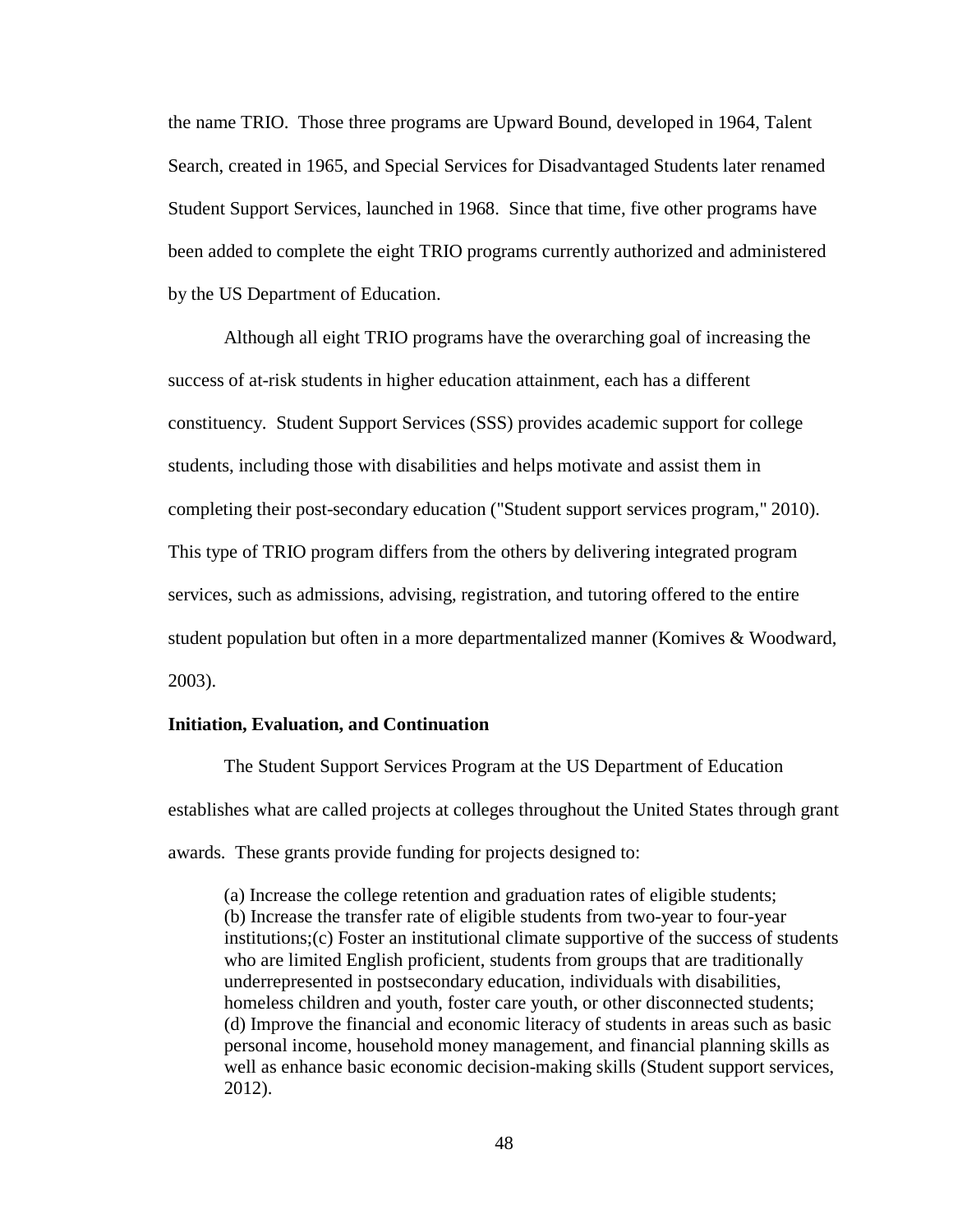the name TRIO. Those three programs are Upward Bound, developed in 1964, Talent Search, created in 1965, and Special Services for Disadvantaged Students later renamed Student Support Services, launched in 1968. Since that time, five other programs have been added to complete the eight TRIO programs currently authorized and administered by the US Department of Education.

Although all eight TRIO programs have the overarching goal of increasing the success of at-risk students in higher education attainment, each has a different constituency. Student Support Services (SSS) provides academic support for college students, including those with disabilities and helps motivate and assist them in completing their post-secondary education ("Student support services program," 2010). This type of TRIO program differs from the others by delivering integrated program services, such as admissions, advising, registration, and tutoring offered to the entire student population but often in a more departmentalized manner (Komives & Woodward, 2003).

**Initiation, Evaluation, and Continuation**

The Student Support Services Program at the US Department of Education establishes what are called projects at colleges throughout the United States through grant awards. These grants provide funding for projects designed to:

> (a) Increase the college retention and graduation rates of eligible students;
> (b) Increase the transfer rate of eligible students from two-year to four-year institutions;(c) Foster an institutional climate supportive of the success of students who are limited English proficient, students from groups that are traditionally underrepresented in postsecondary education, individuals with disabilities, homeless children and youth, foster care youth, or other disconnected students;
> (d) Improve the financial and economic literacy of students in areas such as basic personal income, household money management, and financial planning skills as well as enhance basic economic decision-making skills (Student support services, 2012).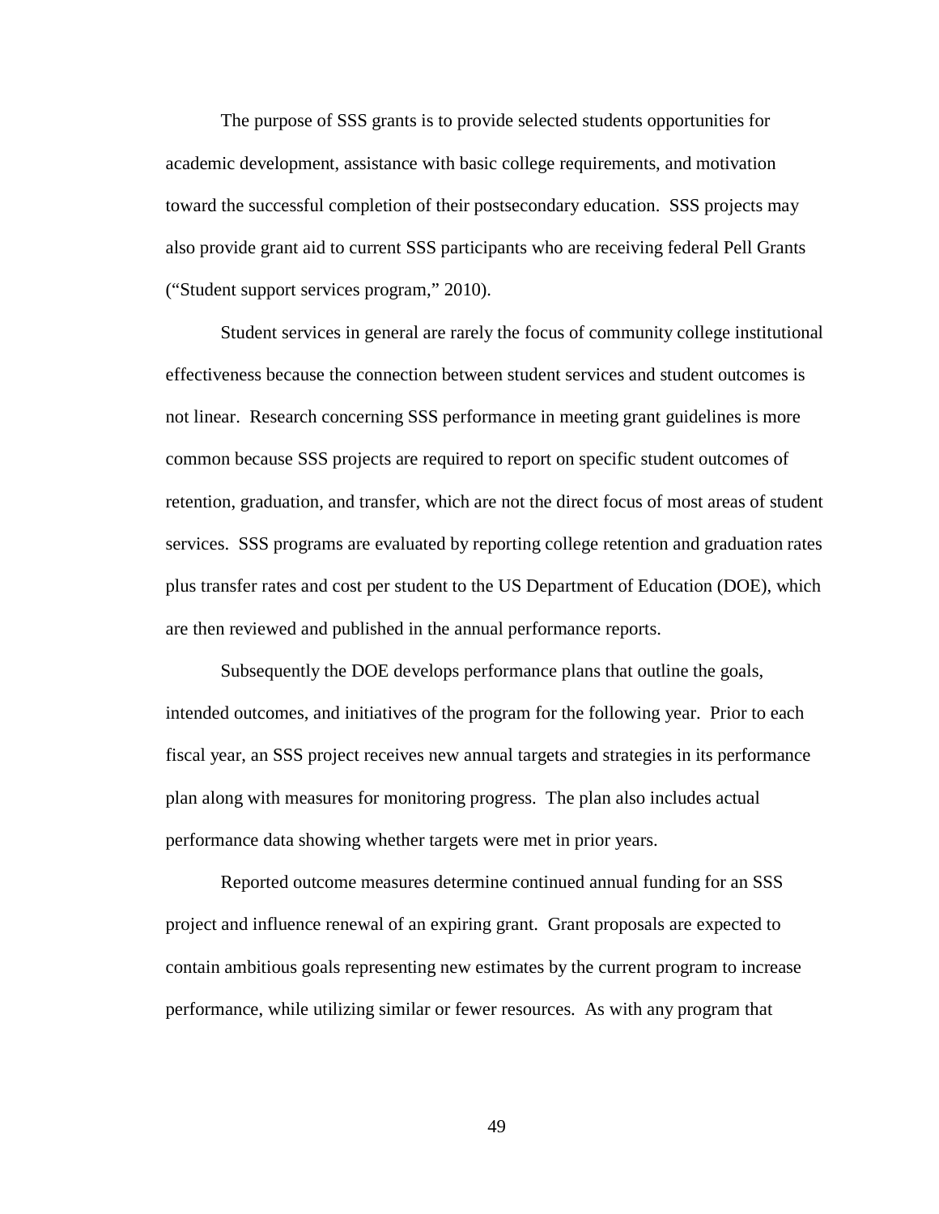The purpose of SSS grants is to provide selected students opportunities for academic development, assistance with basic college requirements, and motivation toward the successful completion of their postsecondary education. SSS projects may also provide grant aid to current SSS participants who are receiving federal Pell Grants ("Student support services program," 2010).

Student services in general are rarely the focus of community college institutional effectiveness because the connection between student services and student outcomes is not linear. Research concerning SSS performance in meeting grant guidelines is more common because SSS projects are required to report on specific student outcomes of retention, graduation, and transfer, which are not the direct focus of most areas of student services. SSS programs are evaluated by reporting college retention and graduation rates plus transfer rates and cost per student to the US Department of Education (DOE), which are then reviewed and published in the annual performance reports.

Subsequently the DOE develops performance plans that outline the goals, intended outcomes, and initiatives of the program for the following year. Prior to each fiscal year, an SSS project receives new annual targets and strategies in its performance plan along with measures for monitoring progress. The plan also includes actual performance data showing whether targets were met in prior years.

Reported outcome measures determine continued annual funding for an SSS project and influence renewal of an expiring grant. Grant proposals are expected to contain ambitious goals representing new estimates by the current program to increase performance, while utilizing similar or fewer resources. As with any program that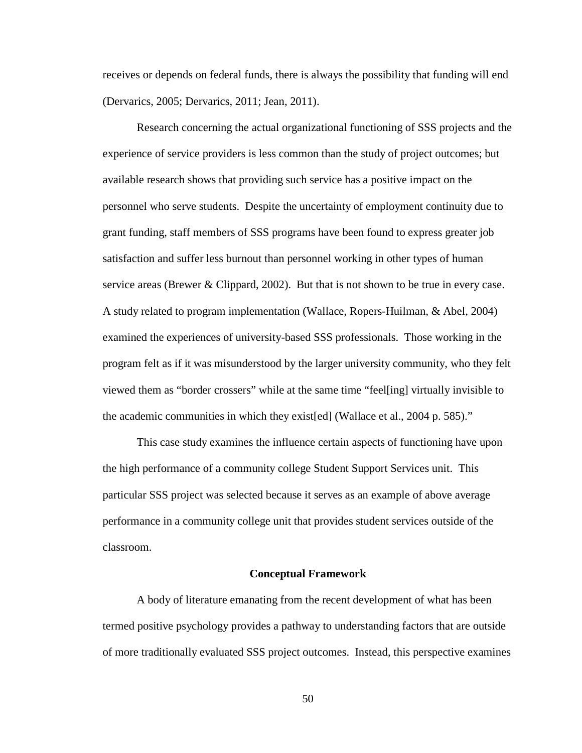receives or depends on federal funds, there is always the possibility that funding will end (Dervarics, 2005; Dervarics, 2011; Jean, 2011).

Research concerning the actual organizational functioning of SSS projects and the experience of service providers is less common than the study of project outcomes; but available research shows that providing such service has a positive impact on the personnel who serve students. Despite the uncertainty of employment continuity due to grant funding, staff members of SSS programs have been found to express greater job satisfaction and suffer less burnout than personnel working in other types of human service areas (Brewer & Clippard, 2002). But that is not shown to be true in every case. A study related to program implementation (Wallace, Ropers-Huilman, & Abel, 2004) examined the experiences of university-based SSS professionals. Those working in the program felt as if it was misunderstood by the larger university community, who they felt viewed them as "border crossers" while at the same time "feel[ing] virtually invisible to the academic communities in which they exist[ed] (Wallace et al., 2004 p. 585)."

This case study examines the influence certain aspects of functioning have upon the high performance of a community college Student Support Services unit. This particular SSS project was selected because it serves as an example of above average performance in a community college unit that provides student services outside of the classroom.

## Conceptual Framework

A body of literature emanating from the recent development of what has been termed positive psychology provides a pathway to understanding factors that are outside of more traditionally evaluated SSS project outcomes. Instead, this perspective examines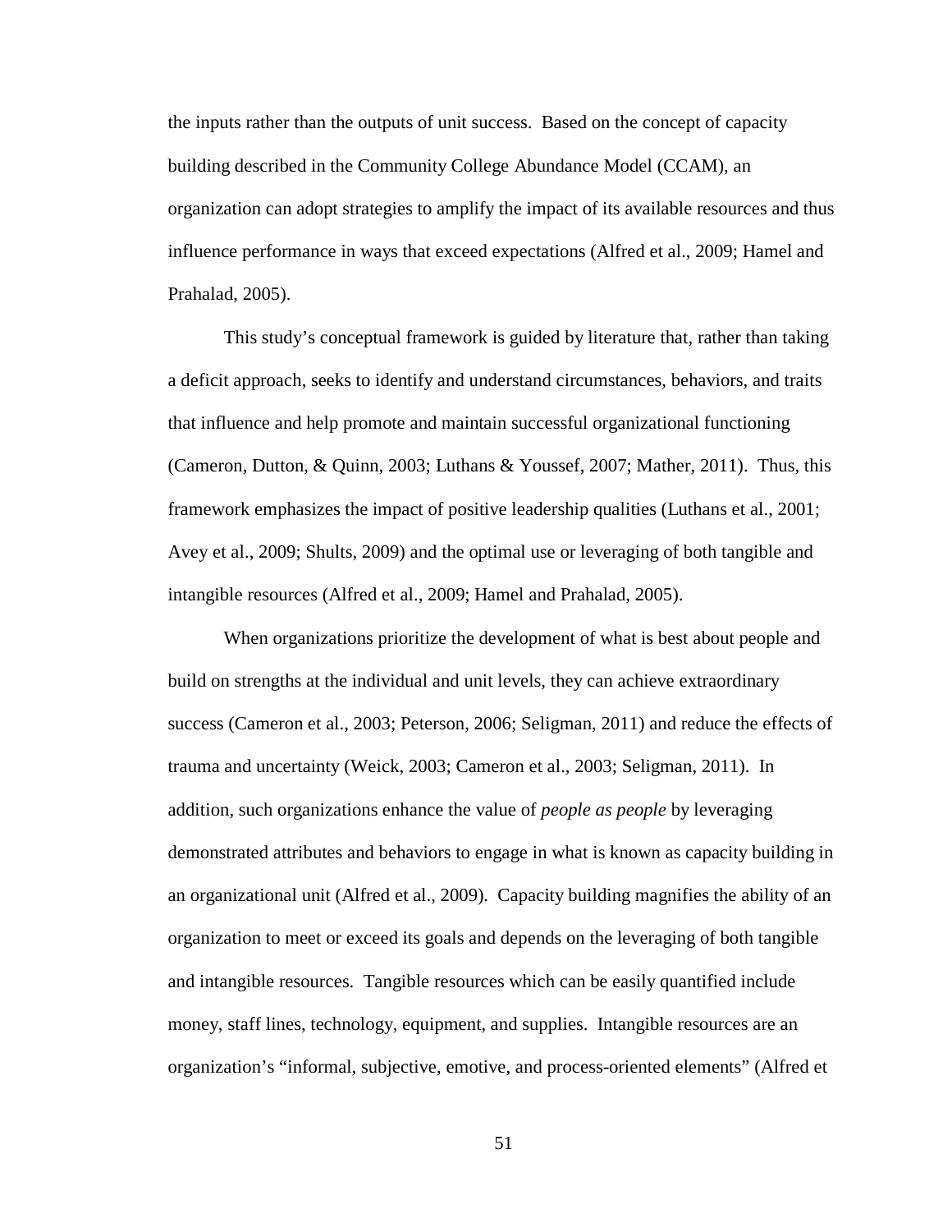the inputs rather than the outputs of unit success. Based on the concept of capacity building described in the Community College Abundance Model (CCAM), an organization can adopt strategies to amplify the impact of its available resources and thus influence performance in ways that exceed expectations (Alfred et al., 2009; Hamel and Prahalad, 2005).

This study's conceptual framework is guided by literature that, rather than taking a deficit approach, seeks to identify and understand circumstances, behaviors, and traits that influence and help promote and maintain successful organizational functioning (Cameron, Dutton, & Quinn, 2003; Luthans & Youssef, 2007; Mather, 2011). Thus, this framework emphasizes the impact of positive leadership qualities (Luthans et al., 2001; Avey et al., 2009; Shults, 2009) and the optimal use or leveraging of both tangible and intangible resources (Alfred et al., 2009; Hamel and Prahalad, 2005).

When organizations prioritize the development of what is best about people and build on strengths at the individual and unit levels, they can achieve extraordinary success (Cameron et al., 2003; Peterson, 2006; Seligman, 2011) and reduce the effects of trauma and uncertainty (Weick, 2003; Cameron et al., 2003; Seligman, 2011). In addition, such organizations enhance the value of *people as people* by leveraging demonstrated attributes and behaviors to engage in what is known as capacity building in an organizational unit (Alfred et al., 2009). Capacity building magnifies the ability of an organization to meet or exceed its goals and depends on the leveraging of both tangible and intangible resources. Tangible resources which can be easily quantified include money, staff lines, technology, equipment, and supplies. Intangible resources are an organization's "informal, subjective, emotive, and process-oriented elements" (Alfred et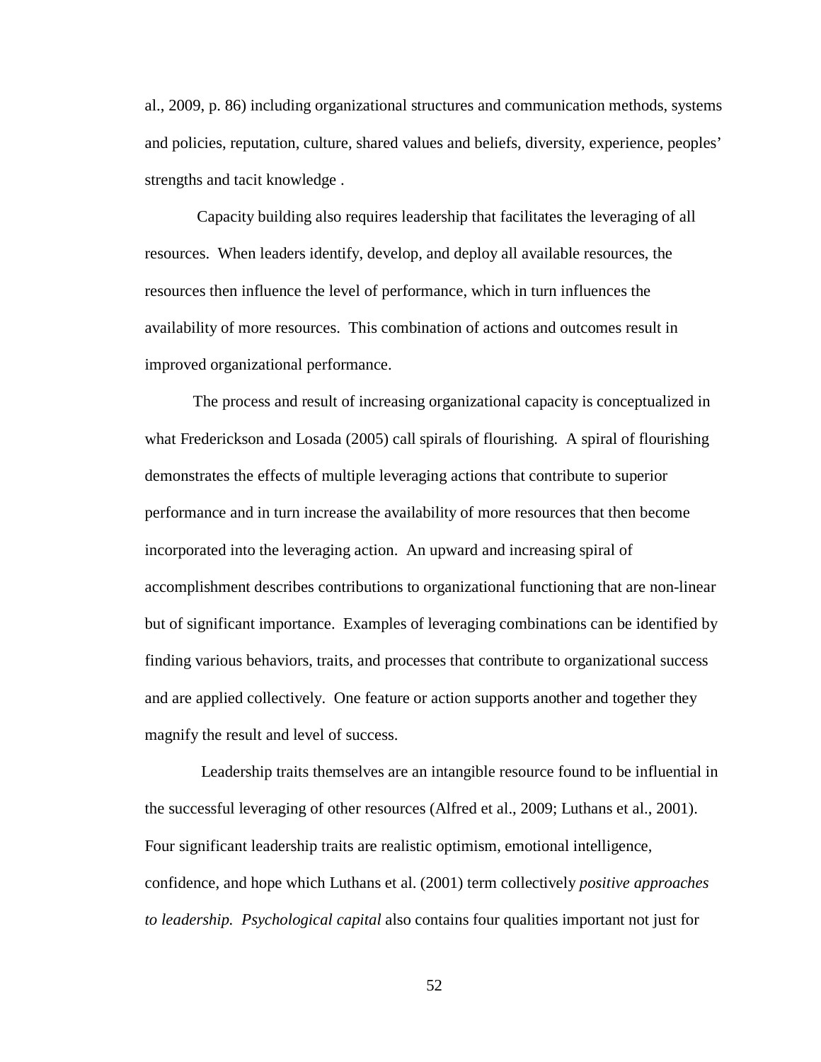al., 2009, p. 86) including organizational structures and communication methods, systems and policies, reputation, culture, shared values and beliefs, diversity, experience, peoples' strengths and tacit knowledge .

Capacity building also requires leadership that facilitates the leveraging of all resources. When leaders identify, develop, and deploy all available resources, the resources then influence the level of performance, which in turn influences the availability of more resources. This combination of actions and outcomes result in improved organizational performance.

The process and result of increasing organizational capacity is conceptualized in what Frederickson and Losada (2005) call spirals of flourishing. A spiral of flourishing demonstrates the effects of multiple leveraging actions that contribute to superior performance and in turn increase the availability of more resources that then become incorporated into the leveraging action. An upward and increasing spiral of accomplishment describes contributions to organizational functioning that are non-linear but of significant importance. Examples of leveraging combinations can be identified by finding various behaviors, traits, and processes that contribute to organizational success and are applied collectively. One feature or action supports another and together they magnify the result and level of success.

Leadership traits themselves are an intangible resource found to be influential in the successful leveraging of other resources (Alfred et al., 2009; Luthans et al., 2001). Four significant leadership traits are realistic optimism, emotional intelligence, confidence, and hope which Luthans et al. (2001) term collectively *positive approaches to leadership. Psychological capital* also contains four qualities important not just for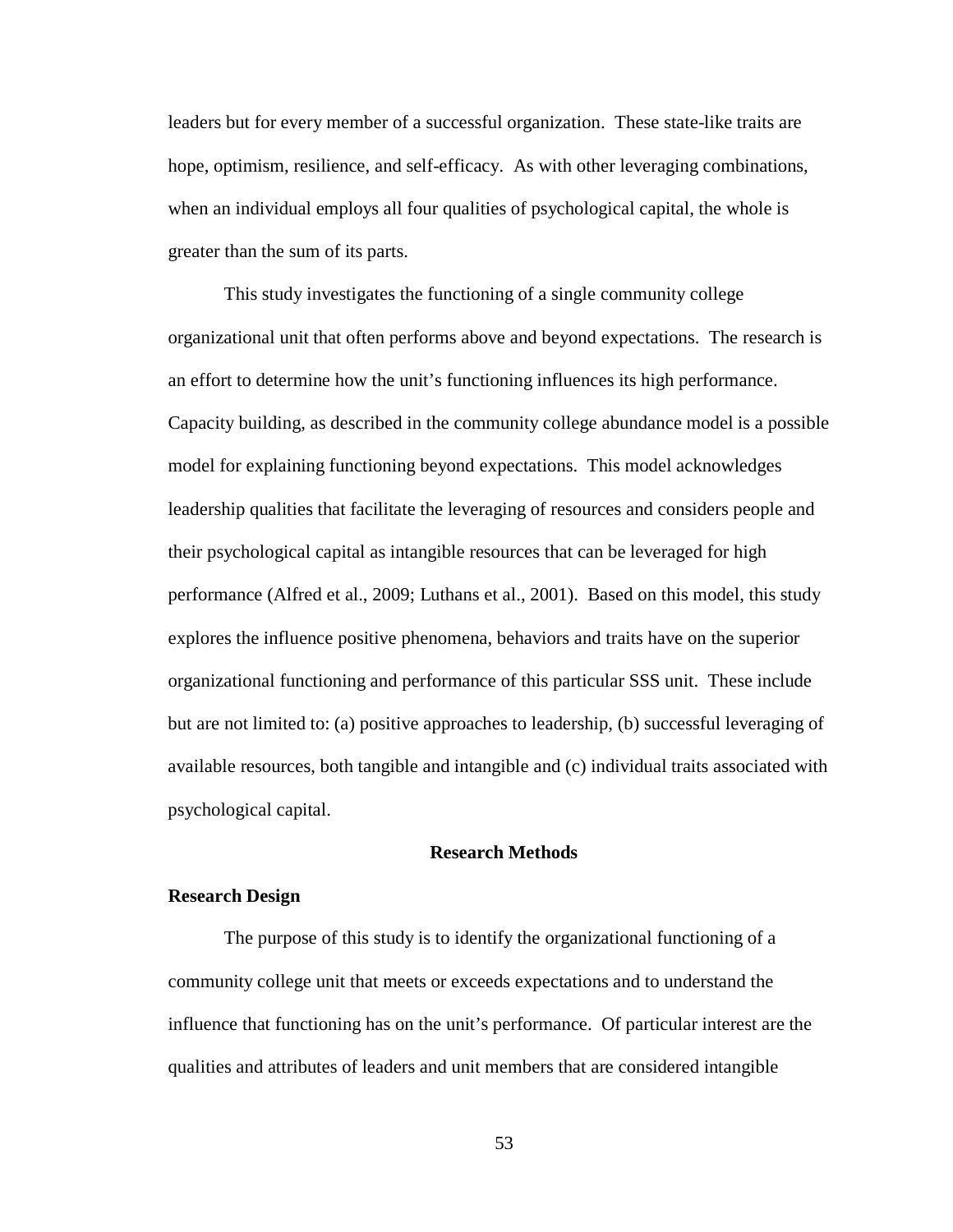leaders but for every member of a successful organization. These state-like traits are hope, optimism, resilience, and self-efficacy. As with other leveraging combinations, when an individual employs all four qualities of psychological capital, the whole is greater than the sum of its parts.

This study investigates the functioning of a single community college organizational unit that often performs above and beyond expectations. The research is an effort to determine how the unit's functioning influences its high performance. Capacity building, as described in the community college abundance model is a possible model for explaining functioning beyond expectations. This model acknowledges leadership qualities that facilitate the leveraging of resources and considers people and their psychological capital as intangible resources that can be leveraged for high performance (Alfred et al., 2009; Luthans et al., 2001). Based on this model, this study explores the influence positive phenomena, behaviors and traits have on the superior organizational functioning and performance of this particular SSS unit. These include but are not limited to: (a) positive approaches to leadership, (b) successful leveraging of available resources, both tangible and intangible and (c) individual traits associated with psychological capital.

## Research Methods

### Research Design

The purpose of this study is to identify the organizational functioning of a community college unit that meets or exceeds expectations and to understand the influence that functioning has on the unit's performance. Of particular interest are the qualities and attributes of leaders and unit members that are considered intangible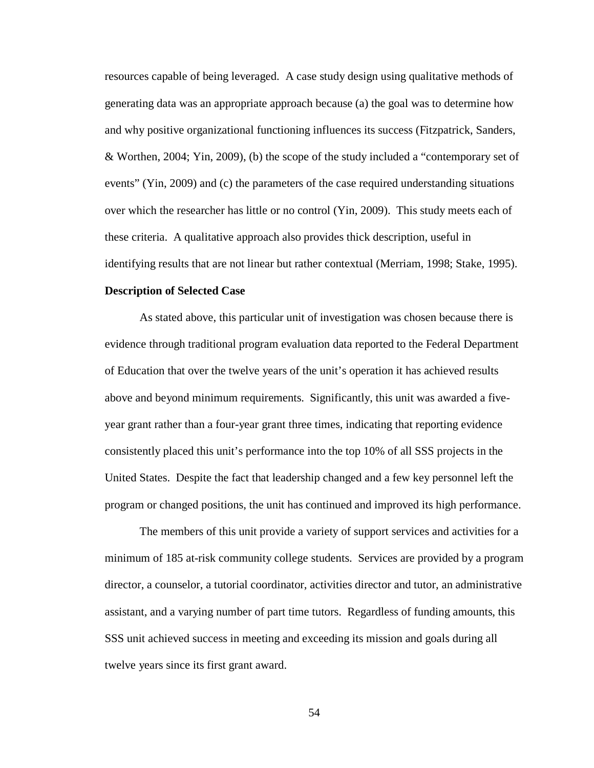resources capable of being leveraged. A case study design using qualitative methods of generating data was an appropriate approach because (a) the goal was to determine how and why positive organizational functioning influences its success (Fitzpatrick, Sanders, & Worthen, 2004; Yin, 2009), (b) the scope of the study included a "contemporary set of events" (Yin, 2009) and (c) the parameters of the case required understanding situations over which the researcher has little or no control (Yin, 2009). This study meets each of these criteria. A qualitative approach also provides thick description, useful in identifying results that are not linear but rather contextual (Merriam, 1998; Stake, 1995).

**Description of Selected Case**

As stated above, this particular unit of investigation was chosen because there is evidence through traditional program evaluation data reported to the Federal Department of Education that over the twelve years of the unit's operation it has achieved results above and beyond minimum requirements. Significantly, this unit was awarded a five-year grant rather than a four-year grant three times, indicating that reporting evidence consistently placed this unit's performance into the top 10% of all SSS projects in the United States. Despite the fact that leadership changed and a few key personnel left the program or changed positions, the unit has continued and improved its high performance.

The members of this unit provide a variety of support services and activities for a minimum of 185 at-risk community college students. Services are provided by a program director, a counselor, a tutorial coordinator, activities director and tutor, an administrative assistant, and a varying number of part time tutors. Regardless of funding amounts, this SSS unit achieved success in meeting and exceeding its mission and goals during all twelve years since its first grant award.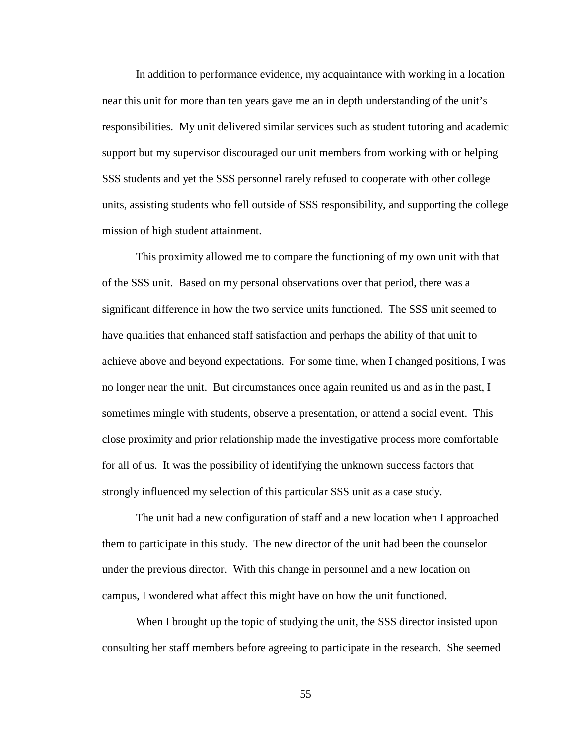In addition to performance evidence, my acquaintance with working in a location near this unit for more than ten years gave me an in depth understanding of the unit's responsibilities. My unit delivered similar services such as student tutoring and academic support but my supervisor discouraged our unit members from working with or helping SSS students and yet the SSS personnel rarely refused to cooperate with other college units, assisting students who fell outside of SSS responsibility, and supporting the college mission of high student attainment.

This proximity allowed me to compare the functioning of my own unit with that of the SSS unit. Based on my personal observations over that period, there was a significant difference in how the two service units functioned. The SSS unit seemed to have qualities that enhanced staff satisfaction and perhaps the ability of that unit to achieve above and beyond expectations. For some time, when I changed positions, I was no longer near the unit. But circumstances once again reunited us and as in the past, I sometimes mingle with students, observe a presentation, or attend a social event. This close proximity and prior relationship made the investigative process more comfortable for all of us. It was the possibility of identifying the unknown success factors that strongly influenced my selection of this particular SSS unit as a case study.

The unit had a new configuration of staff and a new location when I approached them to participate in this study. The new director of the unit had been the counselor under the previous director. With this change in personnel and a new location on campus, I wondered what affect this might have on how the unit functioned.

When I brought up the topic of studying the unit, the SSS director insisted upon consulting her staff members before agreeing to participate in the research. She seemed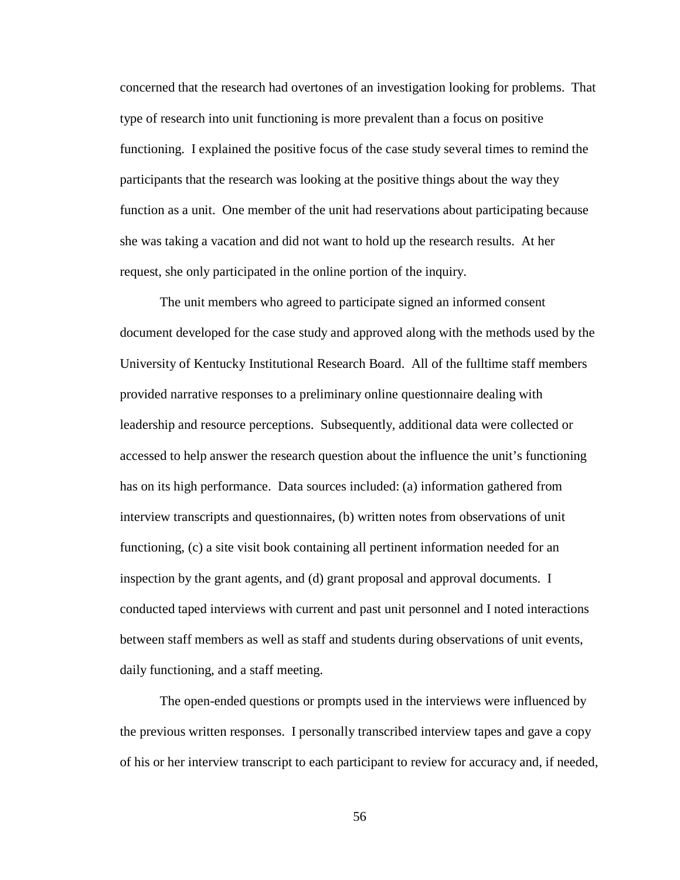concerned that the research had overtones of an investigation looking for problems. That type of research into unit functioning is more prevalent than a focus on positive functioning. I explained the positive focus of the case study several times to remind the participants that the research was looking at the positive things about the way they function as a unit. One member of the unit had reservations about participating because she was taking a vacation and did not want to hold up the research results. At her request, she only participated in the online portion of the inquiry.

The unit members who agreed to participate signed an informed consent document developed for the case study and approved along with the methods used by the University of Kentucky Institutional Research Board. All of the fulltime staff members provided narrative responses to a preliminary online questionnaire dealing with leadership and resource perceptions. Subsequently, additional data were collected or accessed to help answer the research question about the influence the unit's functioning has on its high performance. Data sources included: (a) information gathered from interview transcripts and questionnaires, (b) written notes from observations of unit functioning, (c) a site visit book containing all pertinent information needed for an inspection by the grant agents, and (d) grant proposal and approval documents. I conducted taped interviews with current and past unit personnel and I noted interactions between staff members as well as staff and students during observations of unit events, daily functioning, and a staff meeting.

The open-ended questions or prompts used in the interviews were influenced by the previous written responses. I personally transcribed interview tapes and gave a copy of his or her interview transcript to each participant to review for accuracy and, if needed,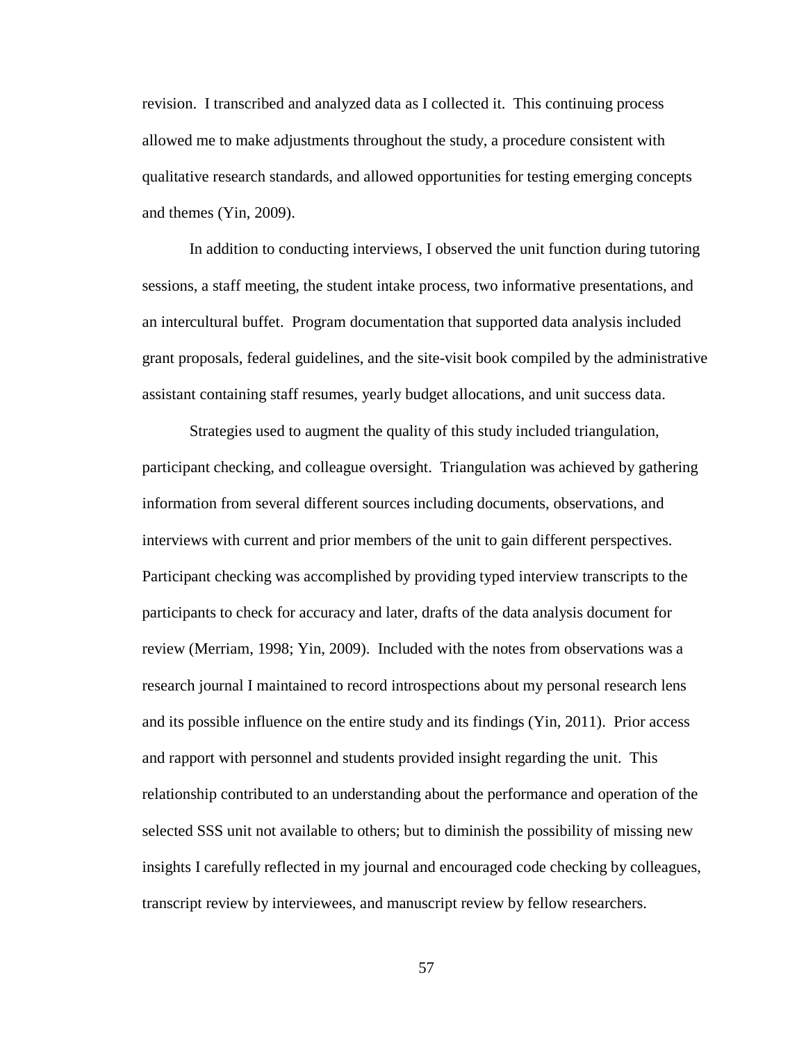revision. I transcribed and analyzed data as I collected it. This continuing process allowed me to make adjustments throughout the study, a procedure consistent with qualitative research standards, and allowed opportunities for testing emerging concepts and themes (Yin, 2009).

In addition to conducting interviews, I observed the unit function during tutoring sessions, a staff meeting, the student intake process, two informative presentations, and an intercultural buffet. Program documentation that supported data analysis included grant proposals, federal guidelines, and the site-visit book compiled by the administrative assistant containing staff resumes, yearly budget allocations, and unit success data.

Strategies used to augment the quality of this study included triangulation, participant checking, and colleague oversight. Triangulation was achieved by gathering information from several different sources including documents, observations, and interviews with current and prior members of the unit to gain different perspectives. Participant checking was accomplished by providing typed interview transcripts to the participants to check for accuracy and later, drafts of the data analysis document for review (Merriam, 1998; Yin, 2009). Included with the notes from observations was a research journal I maintained to record introspections about my personal research lens and its possible influence on the entire study and its findings (Yin, 2011). Prior access and rapport with personnel and students provided insight regarding the unit. This relationship contributed to an understanding about the performance and operation of the selected SSS unit not available to others; but to diminish the possibility of missing new insights I carefully reflected in my journal and encouraged code checking by colleagues, transcript review by interviewees, and manuscript review by fellow researchers.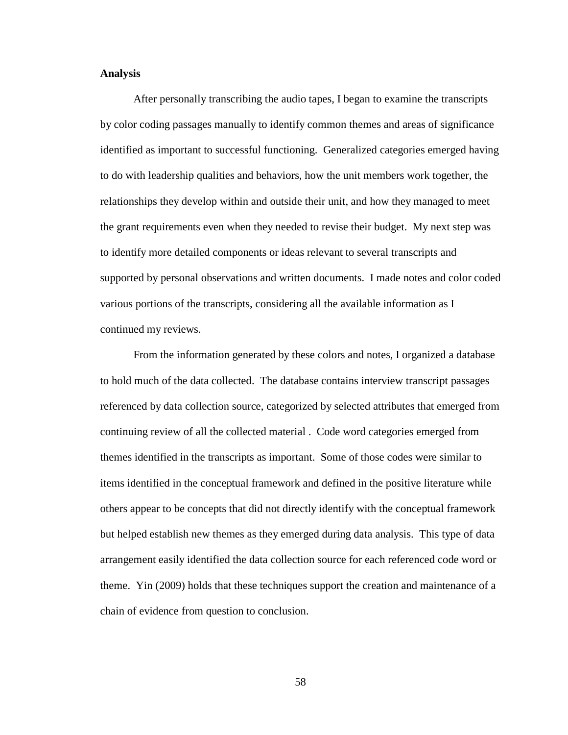**Analysis**

After personally transcribing the audio tapes, I began to examine the transcripts by color coding passages manually to identify common themes and areas of significance identified as important to successful functioning. Generalized categories emerged having to do with leadership qualities and behaviors, how the unit members work together, the relationships they develop within and outside their unit, and how they managed to meet the grant requirements even when they needed to revise their budget. My next step was to identify more detailed components or ideas relevant to several transcripts and supported by personal observations and written documents. I made notes and color coded various portions of the transcripts, considering all the available information as I continued my reviews.

From the information generated by these colors and notes, I organized a database to hold much of the data collected. The database contains interview transcript passages referenced by data collection source, categorized by selected attributes that emerged from continuing review of all the collected material . Code word categories emerged from themes identified in the transcripts as important. Some of those codes were similar to items identified in the conceptual framework and defined in the positive literature while others appear to be concepts that did not directly identify with the conceptual framework but helped establish new themes as they emerged during data analysis. This type of data arrangement easily identified the data collection source for each referenced code word or theme. Yin (2009) holds that these techniques support the creation and maintenance of a chain of evidence from question to conclusion.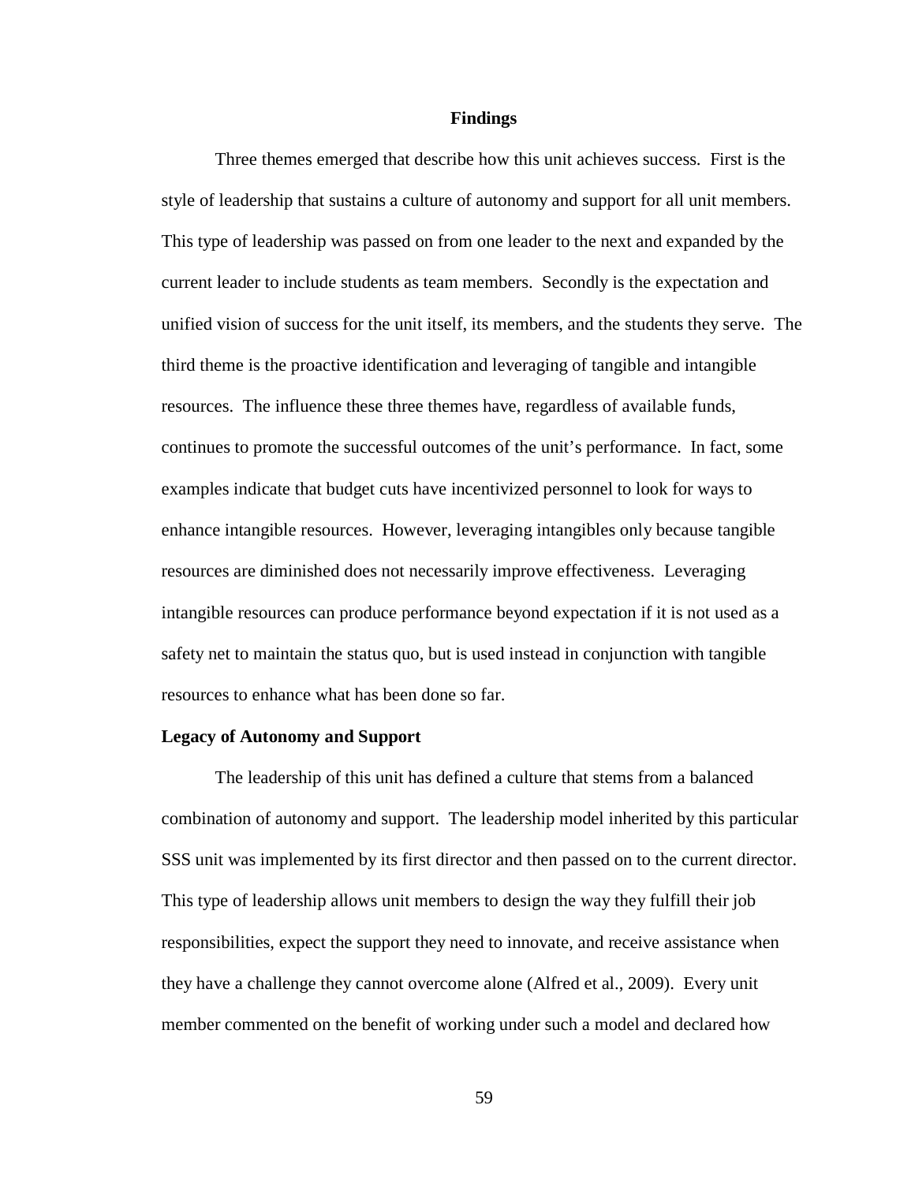## Findings

Three themes emerged that describe how this unit achieves success. First is the style of leadership that sustains a culture of autonomy and support for all unit members. This type of leadership was passed on from one leader to the next and expanded by the current leader to include students as team members. Secondly is the expectation and unified vision of success for the unit itself, its members, and the students they serve. The third theme is the proactive identification and leveraging of tangible and intangible resources. The influence these three themes have, regardless of available funds, continues to promote the successful outcomes of the unit's performance. In fact, some examples indicate that budget cuts have incentivized personnel to look for ways to enhance intangible resources. However, leveraging intangibles only because tangible resources are diminished does not necessarily improve effectiveness. Leveraging intangible resources can produce performance beyond expectation if it is not used as a safety net to maintain the status quo, but is used instead in conjunction with tangible resources to enhance what has been done so far.

### Legacy of Autonomy and Support

The leadership of this unit has defined a culture that stems from a balanced combination of autonomy and support. The leadership model inherited by this particular SSS unit was implemented by its first director and then passed on to the current director. This type of leadership allows unit members to design the way they fulfill their job responsibilities, expect the support they need to innovate, and receive assistance when they have a challenge they cannot overcome alone (Alfred et al., 2009). Every unit member commented on the benefit of working under such a model and declared how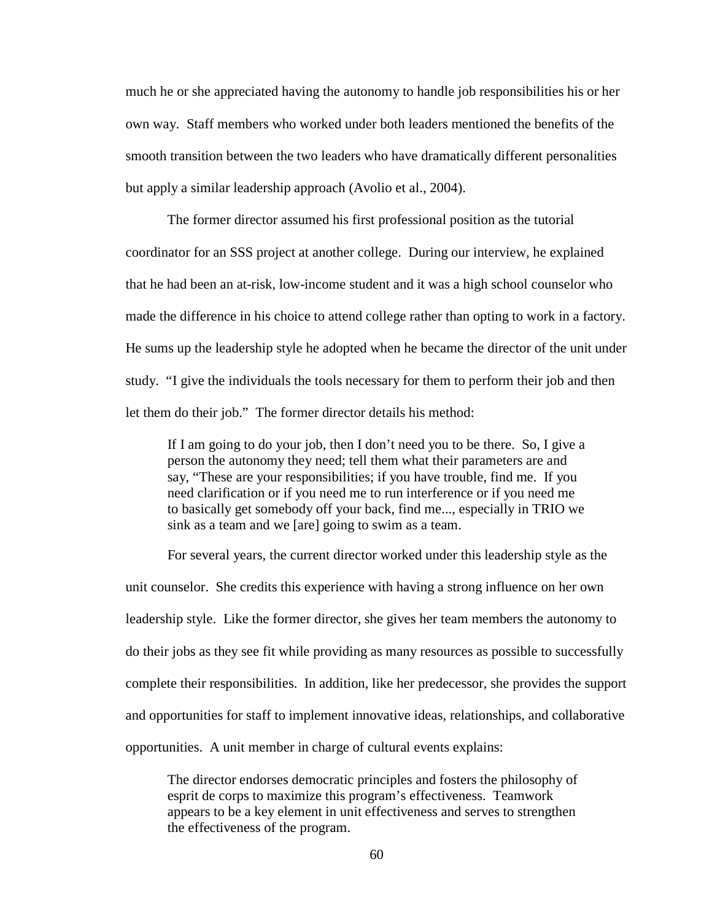much he or she appreciated having the autonomy to handle job responsibilities his or her own way. Staff members who worked under both leaders mentioned the benefits of the smooth transition between the two leaders who have dramatically different personalities but apply a similar leadership approach (Avolio et al., 2004).

The former director assumed his first professional position as the tutorial coordinator for an SSS project at another college. During our interview, he explained that he had been an at-risk, low-income student and it was a high school counselor who made the difference in his choice to attend college rather than opting to work in a factory. He sums up the leadership style he adopted when he became the director of the unit under study. "I give the individuals the tools necessary for them to perform their job and then let them do their job." The former director details his method:

> If I am going to do your job, then I don't need you to be there. So, I give a person the autonomy they need; tell them what their parameters are and say, "These are your responsibilities; if you have trouble, find me. If you need clarification or if you need me to run interference or if you need me to basically get somebody off your back, find me..., especially in TRIO we sink as a team and we [are] going to swim as a team.

For several years, the current director worked under this leadership style as the unit counselor. She credits this experience with having a strong influence on her own leadership style. Like the former director, she gives her team members the autonomy to do their jobs as they see fit while providing as many resources as possible to successfully complete their responsibilities. In addition, like her predecessor, she provides the support and opportunities for staff to implement innovative ideas, relationships, and collaborative opportunities. A unit member in charge of cultural events explains:

> The director endorses democratic principles and fosters the philosophy of esprit de corps to maximize this program's effectiveness. Teamwork appears to be a key element in unit effectiveness and serves to strengthen the effectiveness of the program.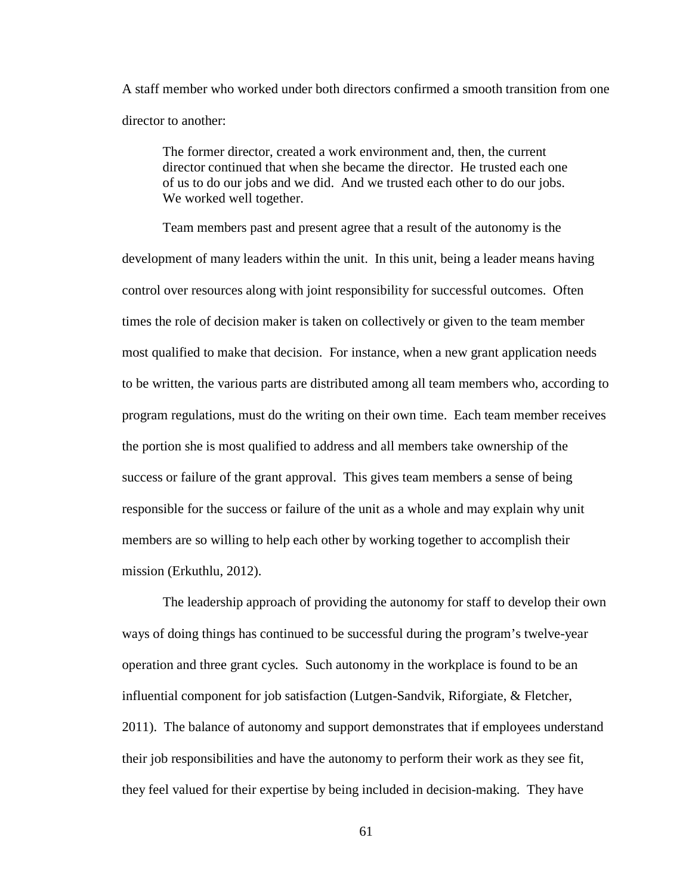A staff member who worked under both directors confirmed a smooth transition from one director to another:

> The former director, created a work environment and, then, the current director continued that when she became the director. He trusted each one of us to do our jobs and we did. And we trusted each other to do our jobs. We worked well together.

Team members past and present agree that a result of the autonomy is the development of many leaders within the unit. In this unit, being a leader means having control over resources along with joint responsibility for successful outcomes. Often times the role of decision maker is taken on collectively or given to the team member most qualified to make that decision. For instance, when a new grant application needs to be written, the various parts are distributed among all team members who, according to program regulations, must do the writing on their own time. Each team member receives the portion she is most qualified to address and all members take ownership of the success or failure of the grant approval. This gives team members a sense of being responsible for the success or failure of the unit as a whole and may explain why unit members are so willing to help each other by working together to accomplish their mission (Erkuthlu, 2012).

The leadership approach of providing the autonomy for staff to develop their own ways of doing things has continued to be successful during the program's twelve-year operation and three grant cycles. Such autonomy in the workplace is found to be an influential component for job satisfaction (Lutgen-Sandvik, Riforgiate, & Fletcher, 2011). The balance of autonomy and support demonstrates that if employees understand their job responsibilities and have the autonomy to perform their work as they see fit, they feel valued for their expertise by being included in decision-making. They have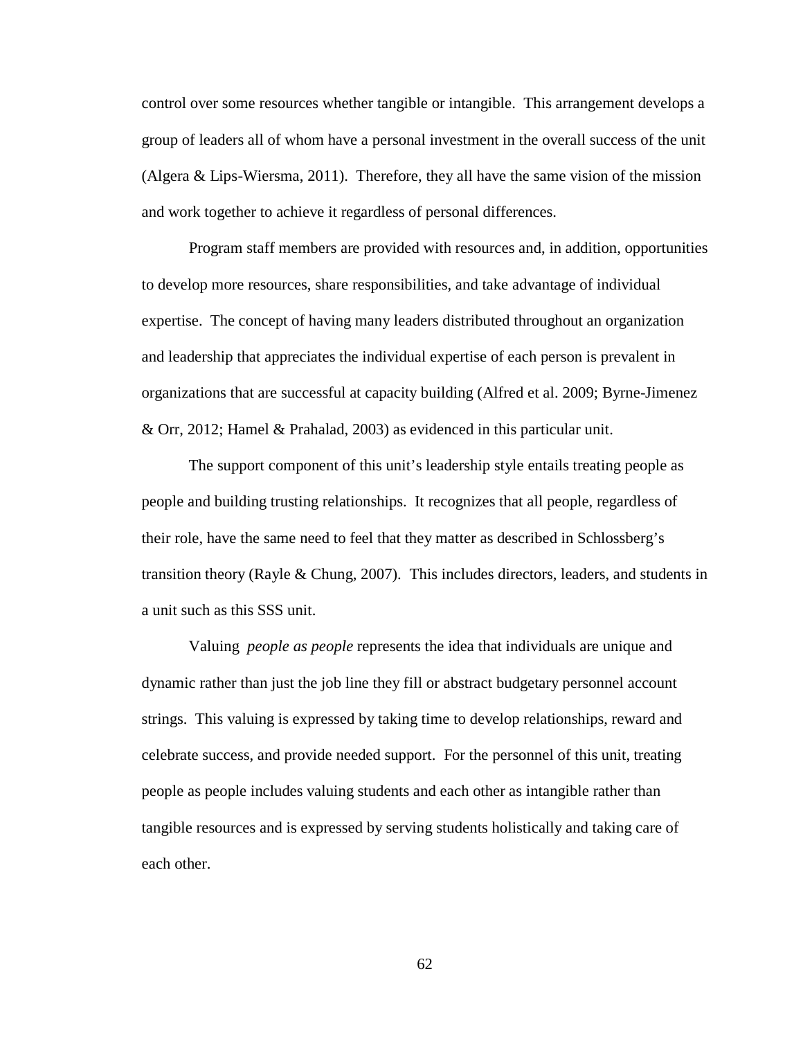control over some resources whether tangible or intangible. This arrangement develops a group of leaders all of whom have a personal investment in the overall success of the unit (Algera & Lips-Wiersma, 2011). Therefore, they all have the same vision of the mission and work together to achieve it regardless of personal differences.

Program staff members are provided with resources and, in addition, opportunities to develop more resources, share responsibilities, and take advantage of individual expertise. The concept of having many leaders distributed throughout an organization and leadership that appreciates the individual expertise of each person is prevalent in organizations that are successful at capacity building (Alfred et al. 2009; Byrne-Jimenez & Orr, 2012; Hamel & Prahalad, 2003) as evidenced in this particular unit.

The support component of this unit's leadership style entails treating people as people and building trusting relationships. It recognizes that all people, regardless of their role, have the same need to feel that they matter as described in Schlossberg's transition theory (Rayle & Chung, 2007). This includes directors, leaders, and students in a unit such as this SSS unit.

Valuing *people as people* represents the idea that individuals are unique and dynamic rather than just the job line they fill or abstract budgetary personnel account strings. This valuing is expressed by taking time to develop relationships, reward and celebrate success, and provide needed support. For the personnel of this unit, treating people as people includes valuing students and each other as intangible rather than tangible resources and is expressed by serving students holistically and taking care of each other.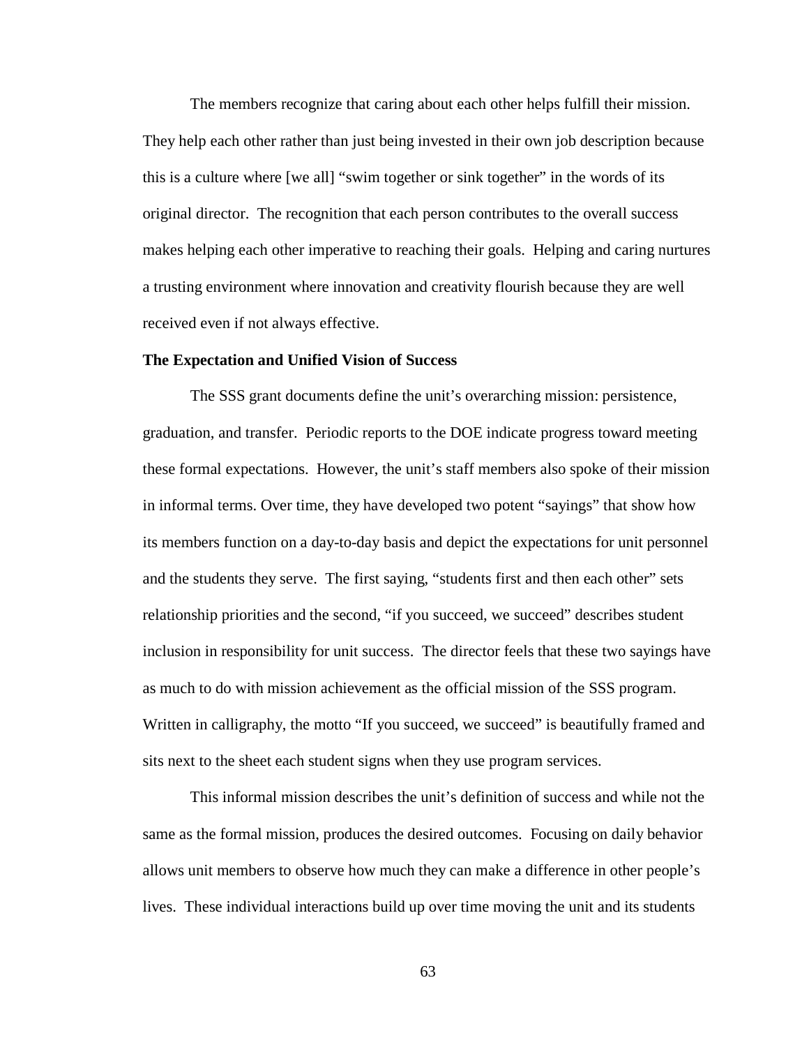The members recognize that caring about each other helps fulfill their mission. They help each other rather than just being invested in their own job description because this is a culture where [we all] "swim together or sink together" in the words of its original director. The recognition that each person contributes to the overall success makes helping each other imperative to reaching their goals. Helping and caring nurtures a trusting environment where innovation and creativity flourish because they are well received even if not always effective.

**The Expectation and Unified Vision of Success**

The SSS grant documents define the unit's overarching mission: persistence, graduation, and transfer. Periodic reports to the DOE indicate progress toward meeting these formal expectations. However, the unit's staff members also spoke of their mission in informal terms. Over time, they have developed two potent "sayings" that show how its members function on a day-to-day basis and depict the expectations for unit personnel and the students they serve. The first saying, "students first and then each other" sets relationship priorities and the second, "if you succeed, we succeed" describes student inclusion in responsibility for unit success. The director feels that these two sayings have as much to do with mission achievement as the official mission of the SSS program. Written in calligraphy, the motto "If you succeed, we succeed" is beautifully framed and sits next to the sheet each student signs when they use program services.

This informal mission describes the unit's definition of success and while not the same as the formal mission, produces the desired outcomes. Focusing on daily behavior allows unit members to observe how much they can make a difference in other people's lives. These individual interactions build up over time moving the unit and its students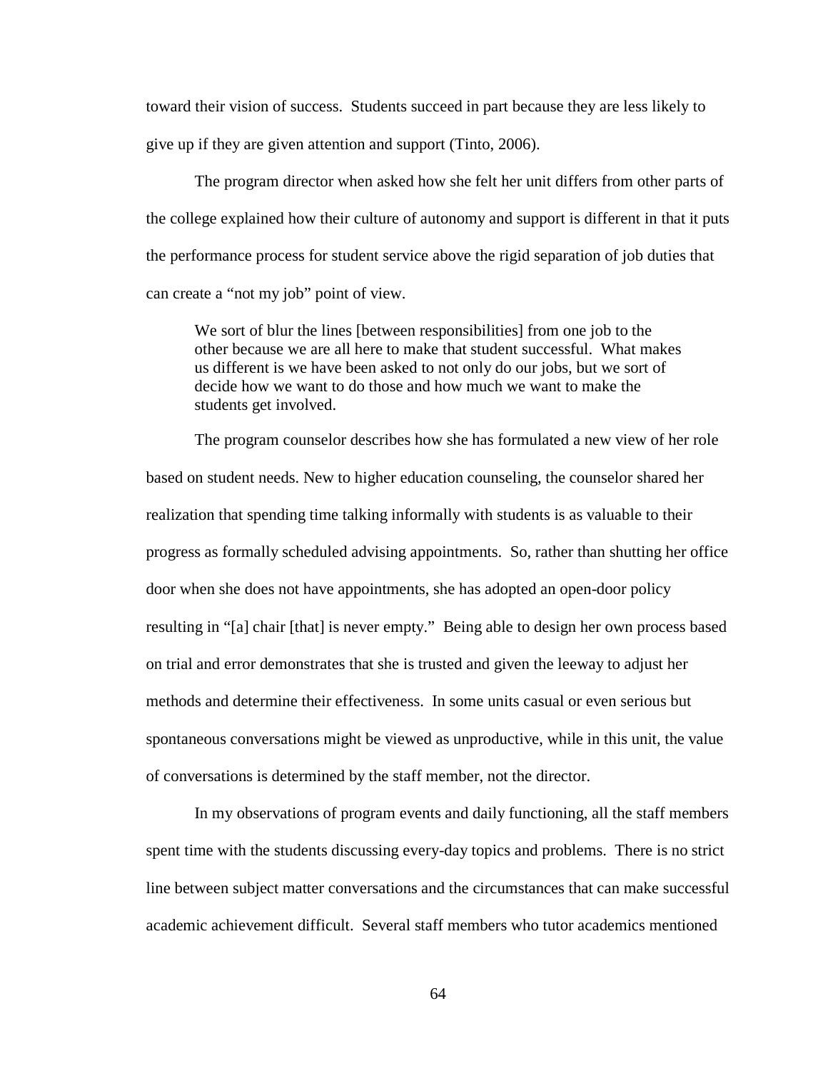toward their vision of success. Students succeed in part because they are less likely to give up if they are given attention and support (Tinto, 2006).

The program director when asked how she felt her unit differs from other parts of the college explained how their culture of autonomy and support is different in that it puts the performance process for student service above the rigid separation of job duties that can create a "not my job" point of view.

> We sort of blur the lines [between responsibilities] from one job to the other because we are all here to make that student successful. What makes us different is we have been asked to not only do our jobs, but we sort of decide how we want to do those and how much we want to make the students get involved.

The program counselor describes how she has formulated a new view of her role based on student needs. New to higher education counseling, the counselor shared her realization that spending time talking informally with students is as valuable to their progress as formally scheduled advising appointments. So, rather than shutting her office door when she does not have appointments, she has adopted an open-door policy resulting in "[a] chair [that] is never empty." Being able to design her own process based on trial and error demonstrates that she is trusted and given the leeway to adjust her methods and determine their effectiveness. In some units casual or even serious but spontaneous conversations might be viewed as unproductive, while in this unit, the value of conversations is determined by the staff member, not the director.

In my observations of program events and daily functioning, all the staff members spent time with the students discussing every-day topics and problems. There is no strict line between subject matter conversations and the circumstances that can make successful academic achievement difficult. Several staff members who tutor academics mentioned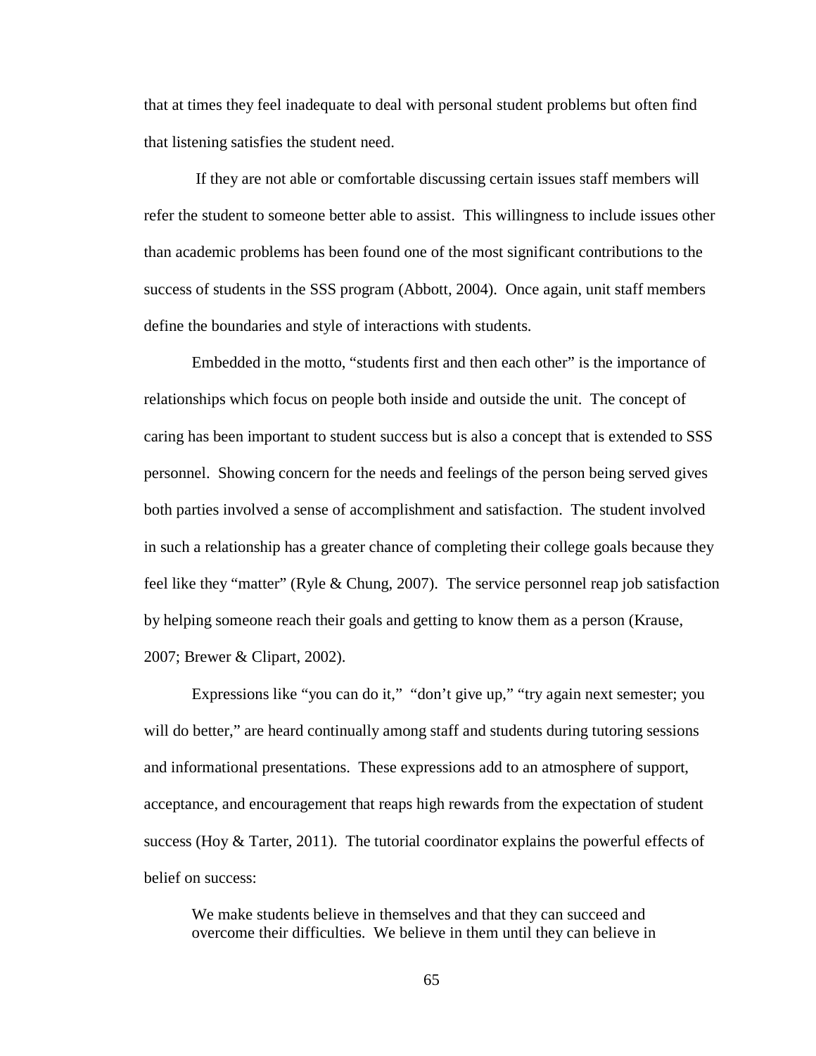that at times they feel inadequate to deal with personal student problems but often find that listening satisfies the student need.

If they are not able or comfortable discussing certain issues staff members will refer the student to someone better able to assist. This willingness to include issues other than academic problems has been found one of the most significant contributions to the success of students in the SSS program (Abbott, 2004). Once again, unit staff members define the boundaries and style of interactions with students.

Embedded in the motto, "students first and then each other" is the importance of relationships which focus on people both inside and outside the unit. The concept of caring has been important to student success but is also a concept that is extended to SSS personnel. Showing concern for the needs and feelings of the person being served gives both parties involved a sense of accomplishment and satisfaction. The student involved in such a relationship has a greater chance of completing their college goals because they feel like they "matter" (Ryle & Chung, 2007). The service personnel reap job satisfaction by helping someone reach their goals and getting to know them as a person (Krause, 2007; Brewer & Clipart, 2002).

Expressions like "you can do it," "don't give up," "try again next semester; you will do better," are heard continually among staff and students during tutoring sessions and informational presentations. These expressions add to an atmosphere of support, acceptance, and encouragement that reaps high rewards from the expectation of student success (Hoy & Tarter, 2011). The tutorial coordinator explains the powerful effects of belief on success:

> We make students believe in themselves and that they can succeed and overcome their difficulties. We believe in them until they can believe in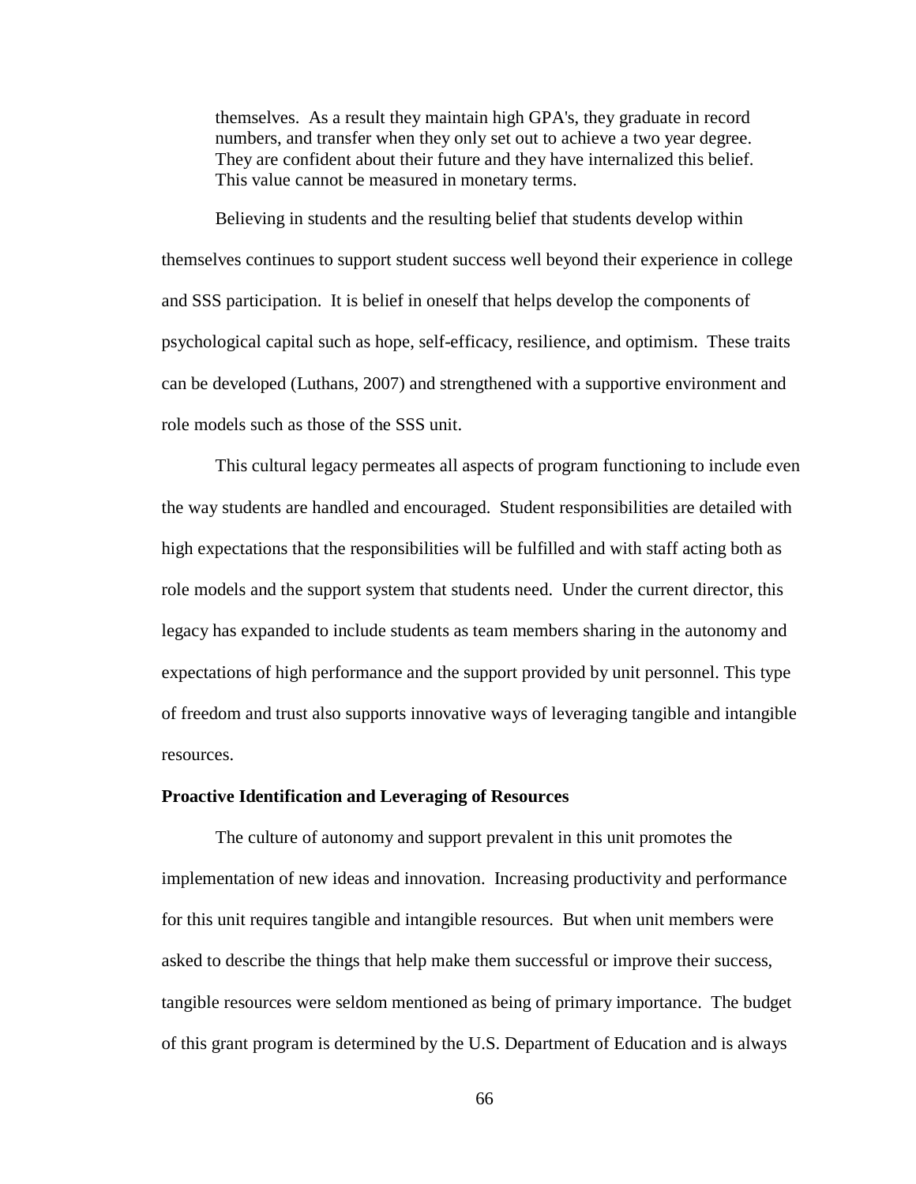> themselves. As a result they maintain high GPA's, they graduate in record numbers, and transfer when they only set out to achieve a two year degree. They are confident about their future and they have internalized this belief. This value cannot be measured in monetary terms.

Believing in students and the resulting belief that students develop within themselves continues to support student success well beyond their experience in college and SSS participation. It is belief in oneself that helps develop the components of psychological capital such as hope, self-efficacy, resilience, and optimism. These traits can be developed (Luthans, 2007) and strengthened with a supportive environment and role models such as those of the SSS unit.

This cultural legacy permeates all aspects of program functioning to include even the way students are handled and encouraged. Student responsibilities are detailed with high expectations that the responsibilities will be fulfilled and with staff acting both as role models and the support system that students need. Under the current director, this legacy has expanded to include students as team members sharing in the autonomy and expectations of high performance and the support provided by unit personnel. This type of freedom and trust also supports innovative ways of leveraging tangible and intangible resources.

**Proactive Identification and Leveraging of Resources**

The culture of autonomy and support prevalent in this unit promotes the implementation of new ideas and innovation. Increasing productivity and performance for this unit requires tangible and intangible resources. But when unit members were asked to describe the things that help make them successful or improve their success, tangible resources were seldom mentioned as being of primary importance. The budget of this grant program is determined by the U.S. Department of Education and is always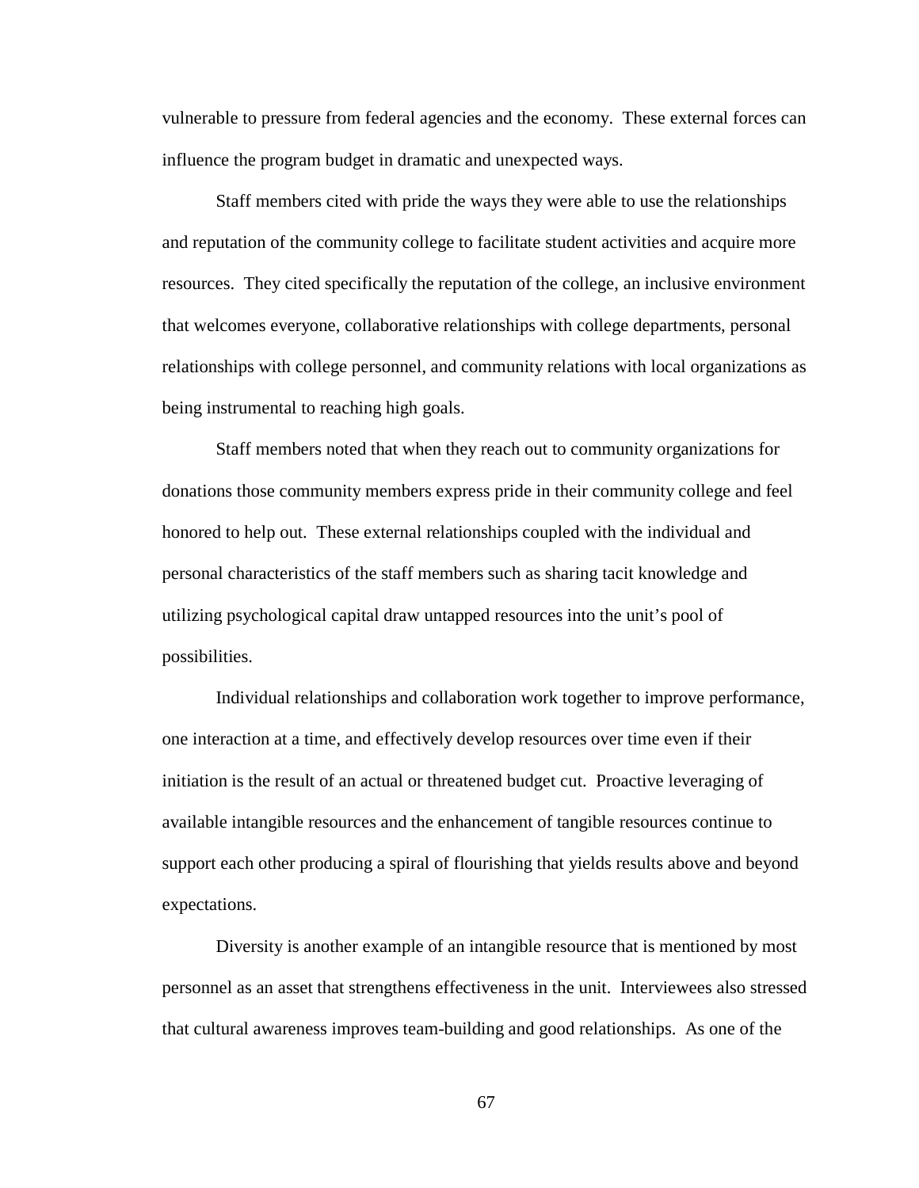vulnerable to pressure from federal agencies and the economy. These external forces can influence the program budget in dramatic and unexpected ways.

Staff members cited with pride the ways they were able to use the relationships and reputation of the community college to facilitate student activities and acquire more resources. They cited specifically the reputation of the college, an inclusive environment that welcomes everyone, collaborative relationships with college departments, personal relationships with college personnel, and community relations with local organizations as being instrumental to reaching high goals.

Staff members noted that when they reach out to community organizations for donations those community members express pride in their community college and feel honored to help out. These external relationships coupled with the individual and personal characteristics of the staff members such as sharing tacit knowledge and utilizing psychological capital draw untapped resources into the unit's pool of possibilities.

Individual relationships and collaboration work together to improve performance, one interaction at a time, and effectively develop resources over time even if their initiation is the result of an actual or threatened budget cut. Proactive leveraging of available intangible resources and the enhancement of tangible resources continue to support each other producing a spiral of flourishing that yields results above and beyond expectations.

Diversity is another example of an intangible resource that is mentioned by most personnel as an asset that strengthens effectiveness in the unit. Interviewees also stressed that cultural awareness improves team-building and good relationships. As one of the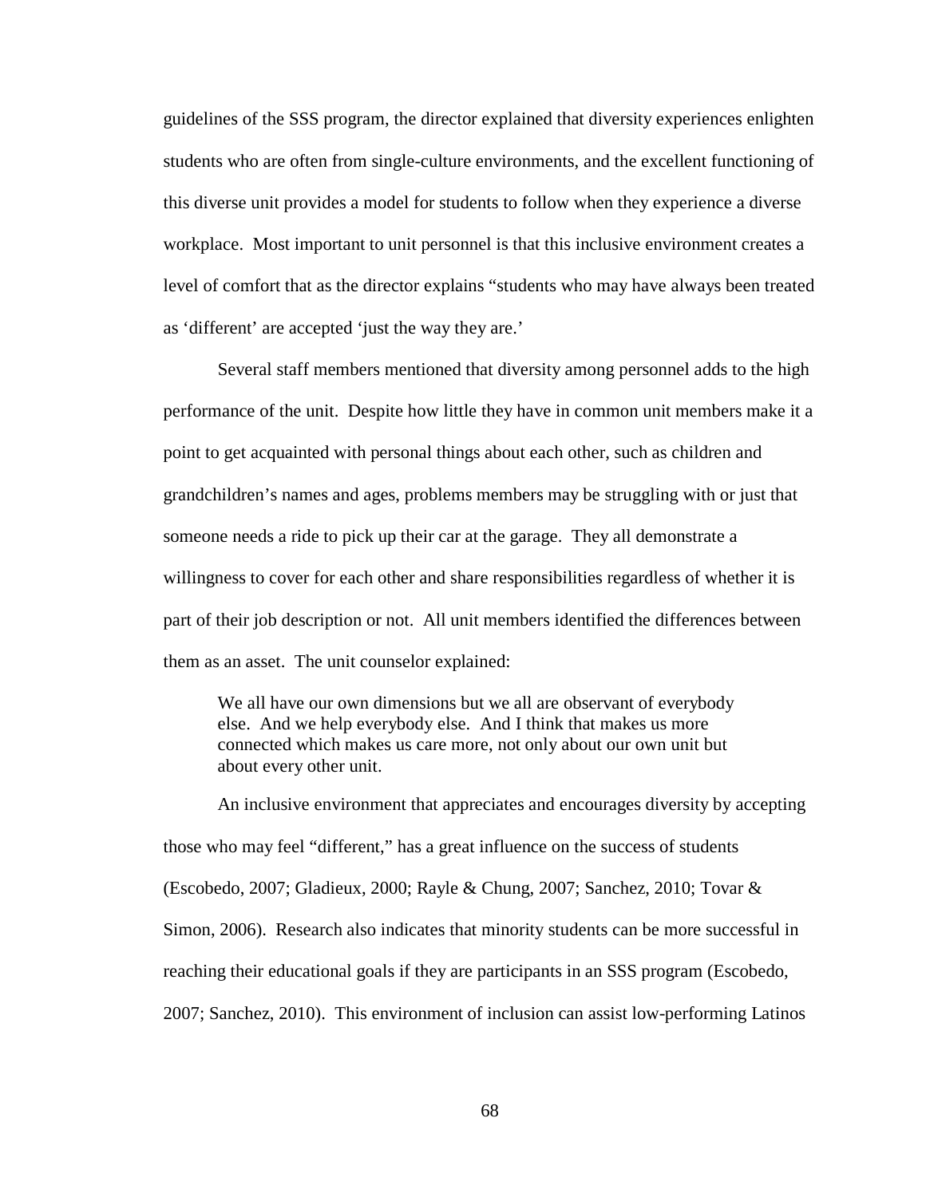guidelines of the SSS program, the director explained that diversity experiences enlighten students who are often from single-culture environments, and the excellent functioning of this diverse unit provides a model for students to follow when they experience a diverse workplace. Most important to unit personnel is that this inclusive environment creates a level of comfort that as the director explains "students who may have always been treated as 'different' are accepted 'just the way they are.'

Several staff members mentioned that diversity among personnel adds to the high performance of the unit. Despite how little they have in common unit members make it a point to get acquainted with personal things about each other, such as children and grandchildren's names and ages, problems members may be struggling with or just that someone needs a ride to pick up their car at the garage. They all demonstrate a willingness to cover for each other and share responsibilities regardless of whether it is part of their job description or not. All unit members identified the differences between them as an asset. The unit counselor explained:

> We all have our own dimensions but we all are observant of everybody else. And we help everybody else. And I think that makes us more connected which makes us care more, not only about our own unit but about every other unit.

An inclusive environment that appreciates and encourages diversity by accepting those who may feel "different," has a great influence on the success of students (Escobedo, 2007; Gladieux, 2000; Rayle & Chung, 2007; Sanchez, 2010; Tovar & Simon, 2006). Research also indicates that minority students can be more successful in reaching their educational goals if they are participants in an SSS program (Escobedo, 2007; Sanchez, 2010). This environment of inclusion can assist low-performing Latinos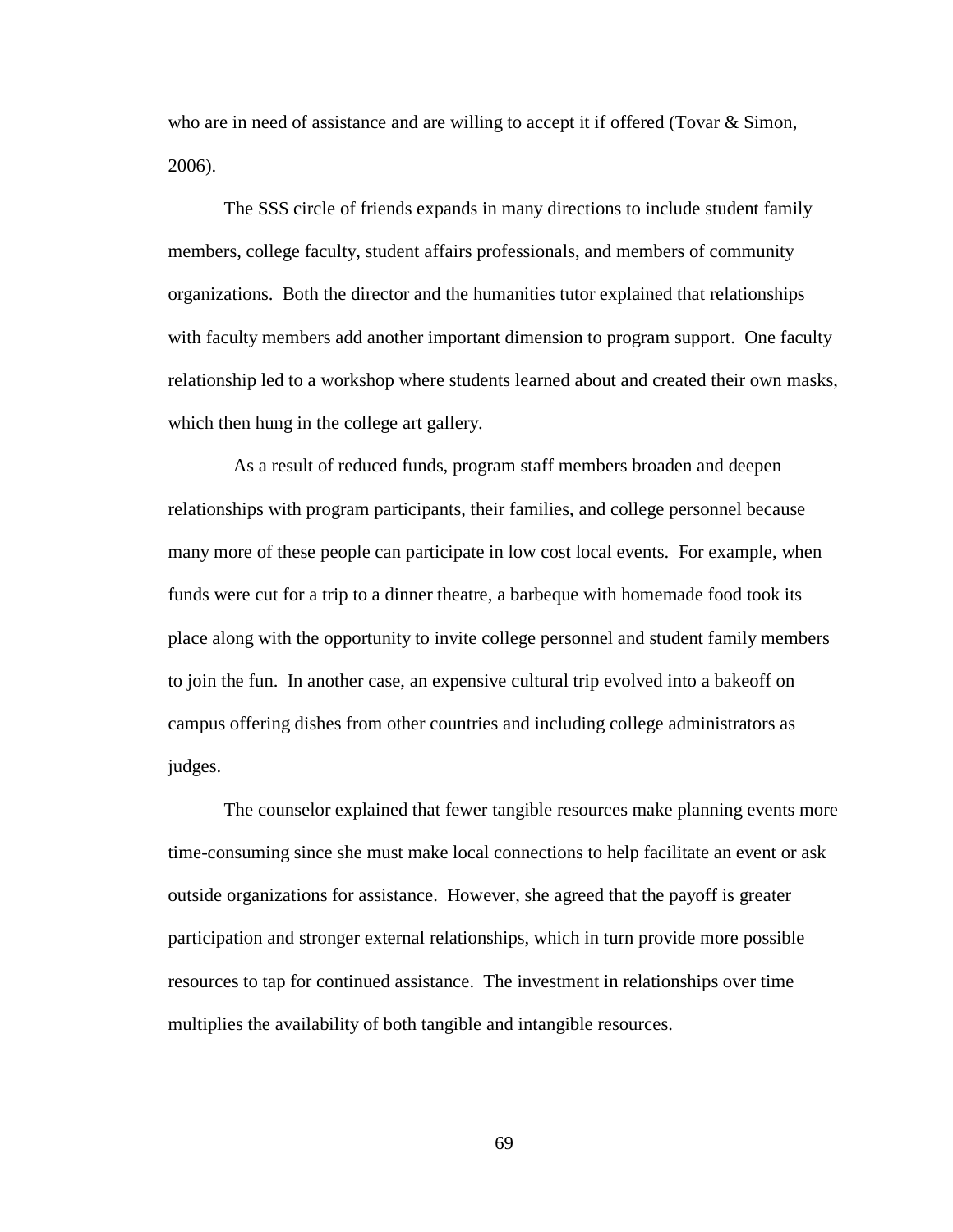who are in need of assistance and are willing to accept it if offered (Tovar & Simon, 2006).

The SSS circle of friends expands in many directions to include student family members, college faculty, student affairs professionals, and members of community organizations. Both the director and the humanities tutor explained that relationships with faculty members add another important dimension to program support. One faculty relationship led to a workshop where students learned about and created their own masks, which then hung in the college art gallery.

As a result of reduced funds, program staff members broaden and deepen relationships with program participants, their families, and college personnel because many more of these people can participate in low cost local events. For example, when funds were cut for a trip to a dinner theatre, a barbeque with homemade food took its place along with the opportunity to invite college personnel and student family members to join the fun. In another case, an expensive cultural trip evolved into a bakeoff on campus offering dishes from other countries and including college administrators as judges.

The counselor explained that fewer tangible resources make planning events more time-consuming since she must make local connections to help facilitate an event or ask outside organizations for assistance. However, she agreed that the payoff is greater participation and stronger external relationships, which in turn provide more possible resources to tap for continued assistance. The investment in relationships over time multiplies the availability of both tangible and intangible resources.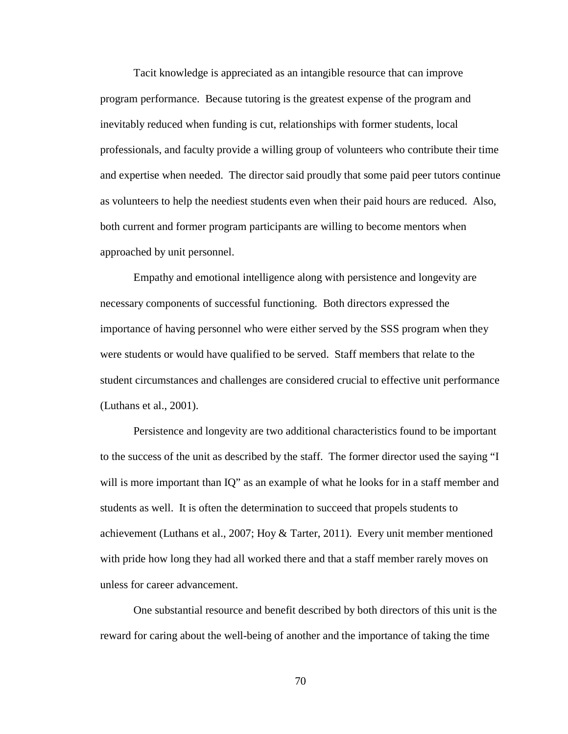Tacit knowledge is appreciated as an intangible resource that can improve program performance. Because tutoring is the greatest expense of the program and inevitably reduced when funding is cut, relationships with former students, local professionals, and faculty provide a willing group of volunteers who contribute their time and expertise when needed. The director said proudly that some paid peer tutors continue as volunteers to help the neediest students even when their paid hours are reduced. Also, both current and former program participants are willing to become mentors when approached by unit personnel.

Empathy and emotional intelligence along with persistence and longevity are necessary components of successful functioning. Both directors expressed the importance of having personnel who were either served by the SSS program when they were students or would have qualified to be served. Staff members that relate to the student circumstances and challenges are considered crucial to effective unit performance (Luthans et al., 2001).

Persistence and longevity are two additional characteristics found to be important to the success of the unit as described by the staff. The former director used the saying "I will is more important than IQ" as an example of what he looks for in a staff member and students as well. It is often the determination to succeed that propels students to achievement (Luthans et al., 2007; Hoy & Tarter, 2011). Every unit member mentioned with pride how long they had all worked there and that a staff member rarely moves on unless for career advancement.

One substantial resource and benefit described by both directors of this unit is the reward for caring about the well-being of another and the importance of taking the time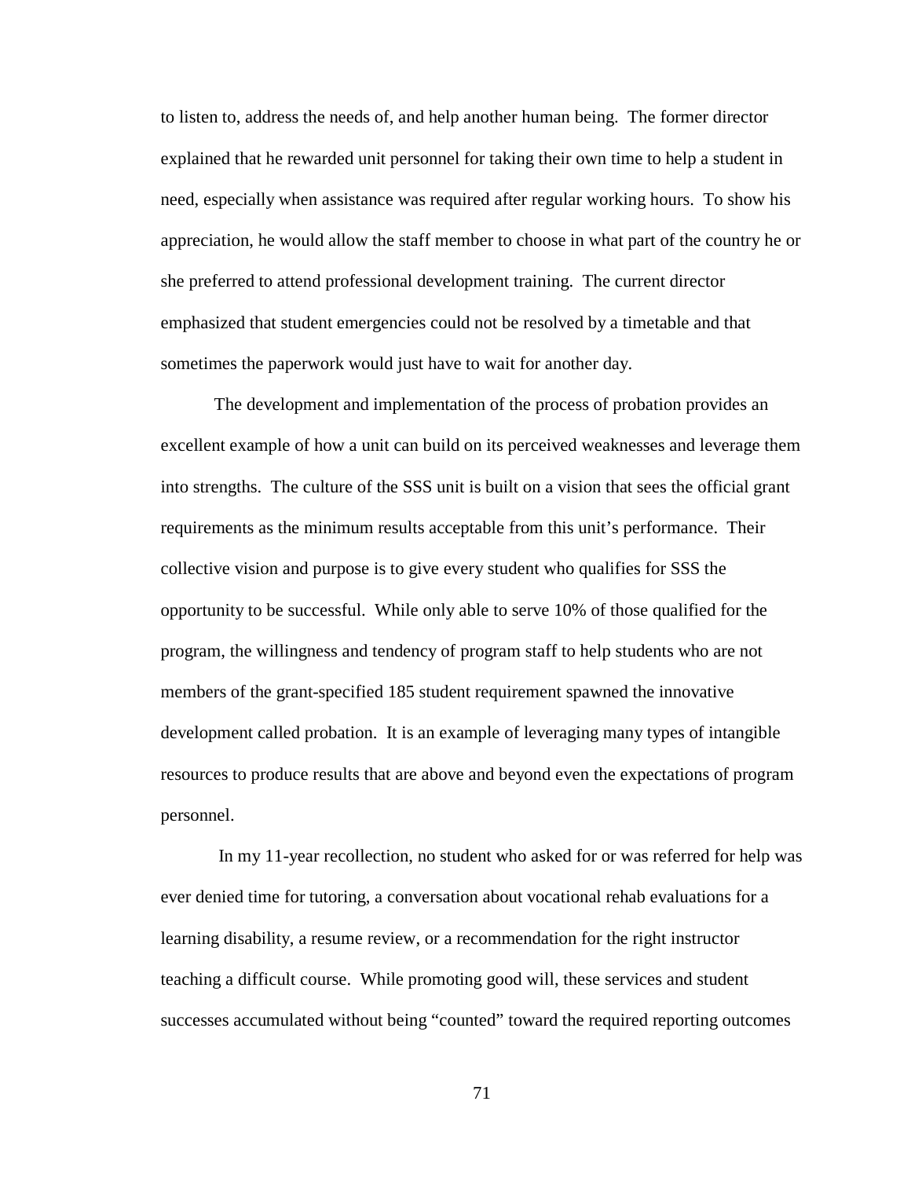to listen to, address the needs of, and help another human being. The former director explained that he rewarded unit personnel for taking their own time to help a student in need, especially when assistance was required after regular working hours. To show his appreciation, he would allow the staff member to choose in what part of the country he or she preferred to attend professional development training. The current director emphasized that student emergencies could not be resolved by a timetable and that sometimes the paperwork would just have to wait for another day.

The development and implementation of the process of probation provides an excellent example of how a unit can build on its perceived weaknesses and leverage them into strengths. The culture of the SSS unit is built on a vision that sees the official grant requirements as the minimum results acceptable from this unit's performance. Their collective vision and purpose is to give every student who qualifies for SSS the opportunity to be successful. While only able to serve 10% of those qualified for the program, the willingness and tendency of program staff to help students who are not members of the grant-specified 185 student requirement spawned the innovative development called probation. It is an example of leveraging many types of intangible resources to produce results that are above and beyond even the expectations of program personnel.

In my 11-year recollection, no student who asked for or was referred for help was ever denied time for tutoring, a conversation about vocational rehab evaluations for a learning disability, a resume review, or a recommendation for the right instructor teaching a difficult course. While promoting good will, these services and student successes accumulated without being "counted" toward the required reporting outcomes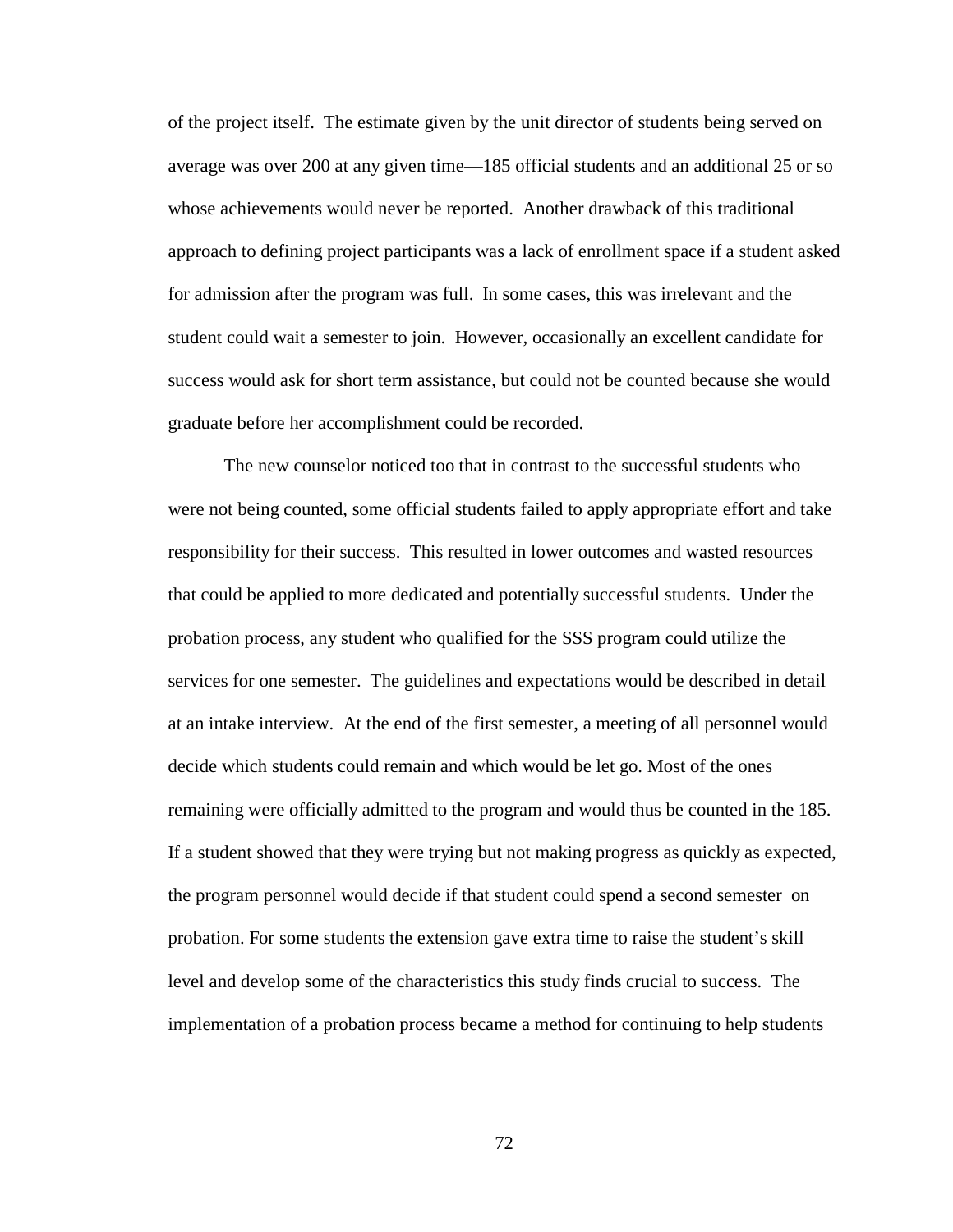of the project itself. The estimate given by the unit director of students being served on average was over 200 at any given time—185 official students and an additional 25 or so whose achievements would never be reported. Another drawback of this traditional approach to defining project participants was a lack of enrollment space if a student asked for admission after the program was full. In some cases, this was irrelevant and the student could wait a semester to join. However, occasionally an excellent candidate for success would ask for short term assistance, but could not be counted because she would graduate before her accomplishment could be recorded.

The new counselor noticed too that in contrast to the successful students who were not being counted, some official students failed to apply appropriate effort and take responsibility for their success. This resulted in lower outcomes and wasted resources that could be applied to more dedicated and potentially successful students. Under the probation process, any student who qualified for the SSS program could utilize the services for one semester. The guidelines and expectations would be described in detail at an intake interview. At the end of the first semester, a meeting of all personnel would decide which students could remain and which would be let go. Most of the ones remaining were officially admitted to the program and would thus be counted in the 185. If a student showed that they were trying but not making progress as quickly as expected, the program personnel would decide if that student could spend a second semester on probation. For some students the extension gave extra time to raise the student's skill level and develop some of the characteristics this study finds crucial to success. The implementation of a probation process became a method for continuing to help students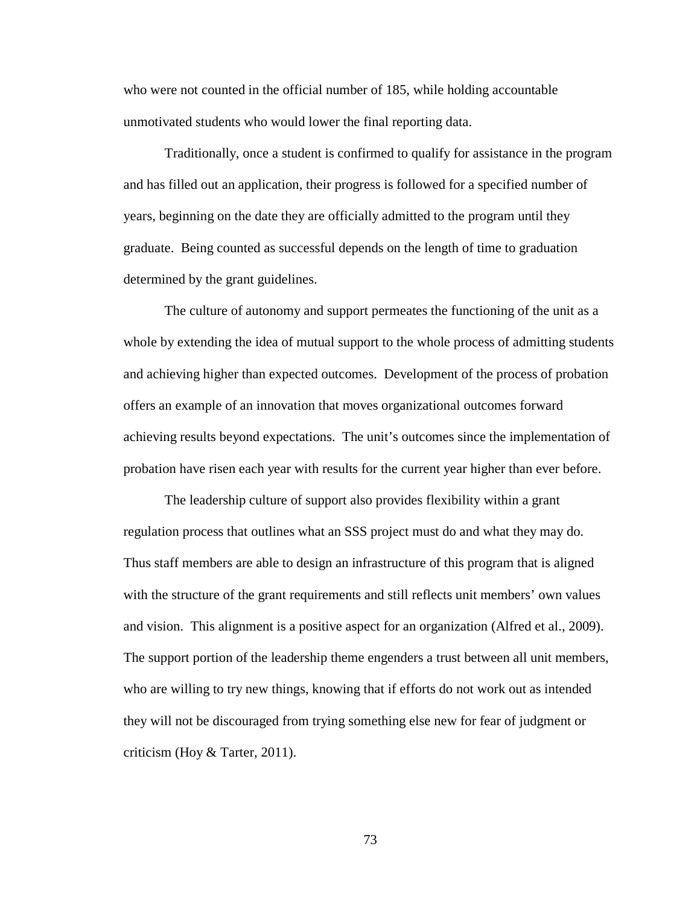who were not counted in the official number of 185, while holding accountable unmotivated students who would lower the final reporting data.

Traditionally, once a student is confirmed to qualify for assistance in the program and has filled out an application, their progress is followed for a specified number of years, beginning on the date they are officially admitted to the program until they graduate. Being counted as successful depends on the length of time to graduation determined by the grant guidelines.

The culture of autonomy and support permeates the functioning of the unit as a whole by extending the idea of mutual support to the whole process of admitting students and achieving higher than expected outcomes. Development of the process of probation offers an example of an innovation that moves organizational outcomes forward achieving results beyond expectations. The unit's outcomes since the implementation of probation have risen each year with results for the current year higher than ever before.

The leadership culture of support also provides flexibility within a grant regulation process that outlines what an SSS project must do and what they may do. Thus staff members are able to design an infrastructure of this program that is aligned with the structure of the grant requirements and still reflects unit members' own values and vision. This alignment is a positive aspect for an organization (Alfred et al., 2009). The support portion of the leadership theme engenders a trust between all unit members, who are willing to try new things, knowing that if efforts do not work out as intended they will not be discouraged from trying something else new for fear of judgment or criticism (Hoy & Tarter, 2011).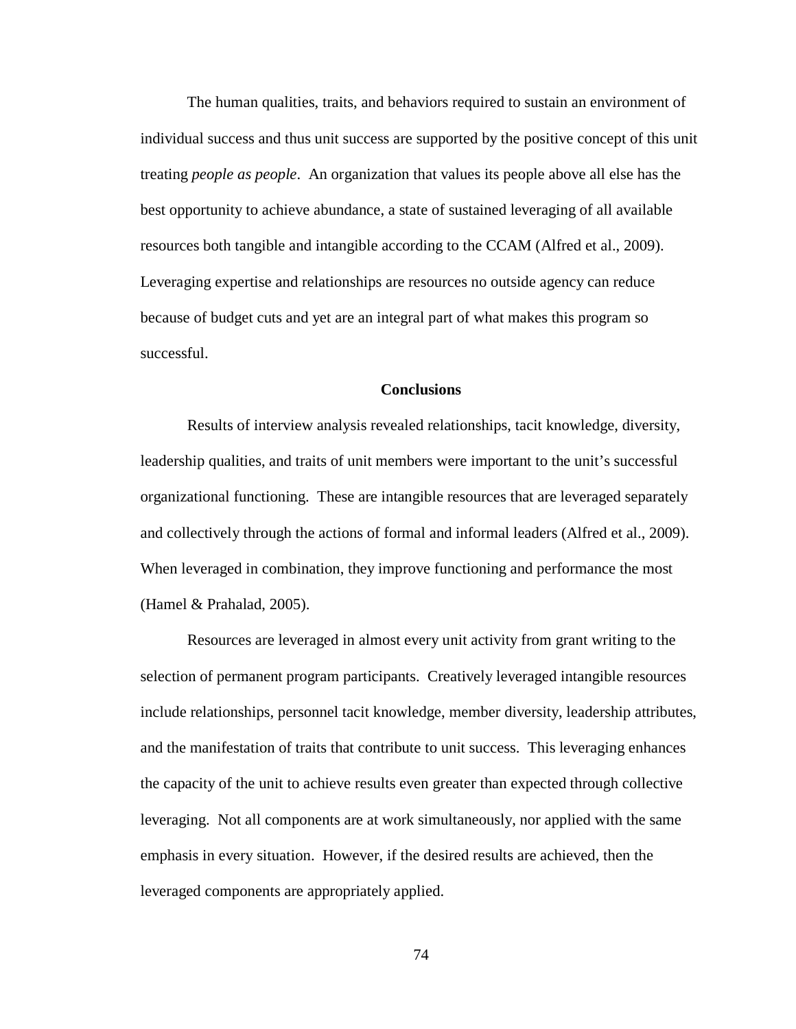The human qualities, traits, and behaviors required to sustain an environment of individual success and thus unit success are supported by the positive concept of this unit treating *people as people*. An organization that values its people above all else has the best opportunity to achieve abundance, a state of sustained leveraging of all available resources both tangible and intangible according to the CCAM (Alfred et al., 2009). Leveraging expertise and relationships are resources no outside agency can reduce because of budget cuts and yet are an integral part of what makes this program so successful.

## Conclusions

Results of interview analysis revealed relationships, tacit knowledge, diversity, leadership qualities, and traits of unit members were important to the unit's successful organizational functioning. These are intangible resources that are leveraged separately and collectively through the actions of formal and informal leaders (Alfred et al., 2009). When leveraged in combination, they improve functioning and performance the most (Hamel & Prahalad, 2005).

Resources are leveraged in almost every unit activity from grant writing to the selection of permanent program participants. Creatively leveraged intangible resources include relationships, personnel tacit knowledge, member diversity, leadership attributes, and the manifestation of traits that contribute to unit success. This leveraging enhances the capacity of the unit to achieve results even greater than expected through collective leveraging. Not all components are at work simultaneously, nor applied with the same emphasis in every situation. However, if the desired results are achieved, then the leveraged components are appropriately applied.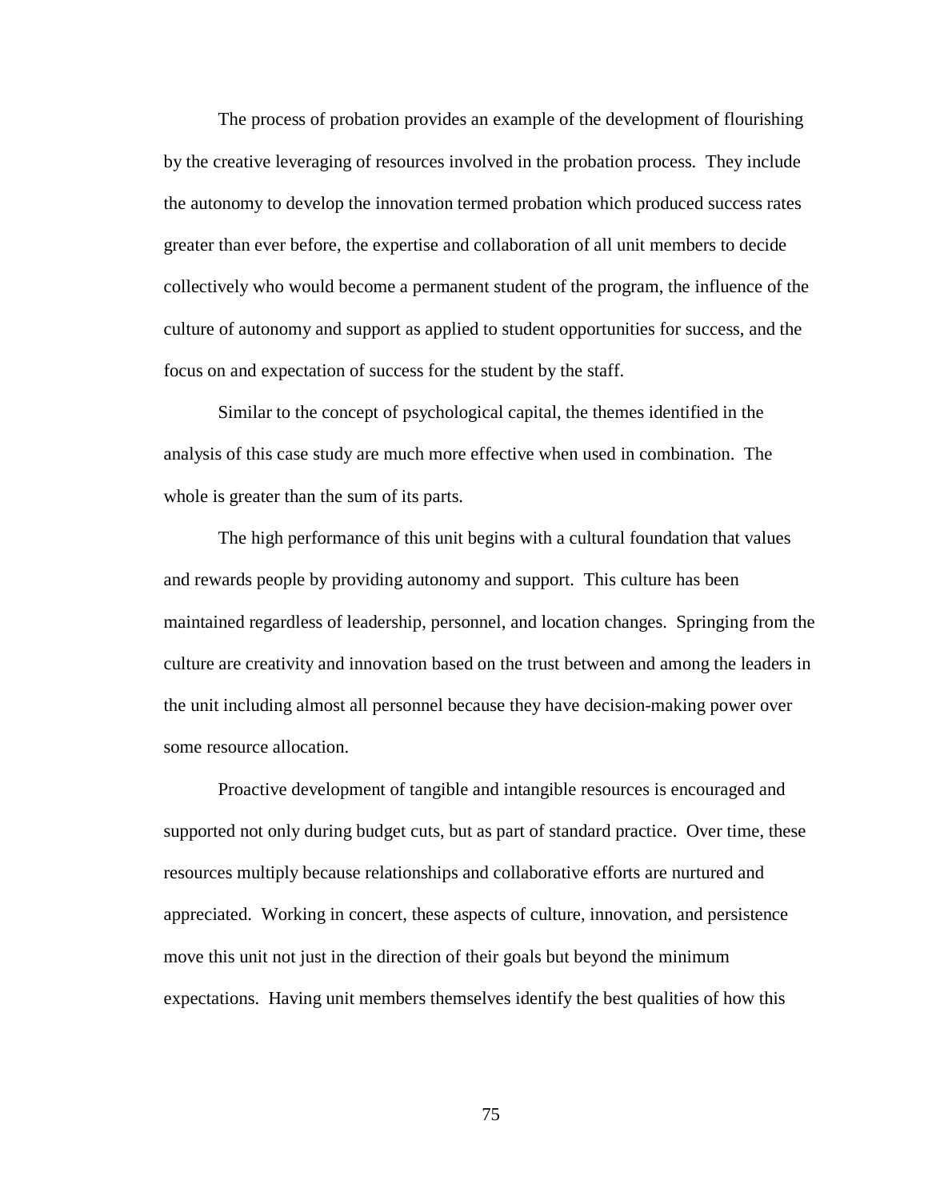The process of probation provides an example of the development of flourishing by the creative leveraging of resources involved in the probation process. They include the autonomy to develop the innovation termed probation which produced success rates greater than ever before, the expertise and collaboration of all unit members to decide collectively who would become a permanent student of the program, the influence of the culture of autonomy and support as applied to student opportunities for success, and the focus on and expectation of success for the student by the staff.

Similar to the concept of psychological capital, the themes identified in the analysis of this case study are much more effective when used in combination. The whole is greater than the sum of its parts.

The high performance of this unit begins with a cultural foundation that values and rewards people by providing autonomy and support. This culture has been maintained regardless of leadership, personnel, and location changes. Springing from the culture are creativity and innovation based on the trust between and among the leaders in the unit including almost all personnel because they have decision-making power over some resource allocation.

Proactive development of tangible and intangible resources is encouraged and supported not only during budget cuts, but as part of standard practice. Over time, these resources multiply because relationships and collaborative efforts are nurtured and appreciated. Working in concert, these aspects of culture, innovation, and persistence move this unit not just in the direction of their goals but beyond the minimum expectations. Having unit members themselves identify the best qualities of how this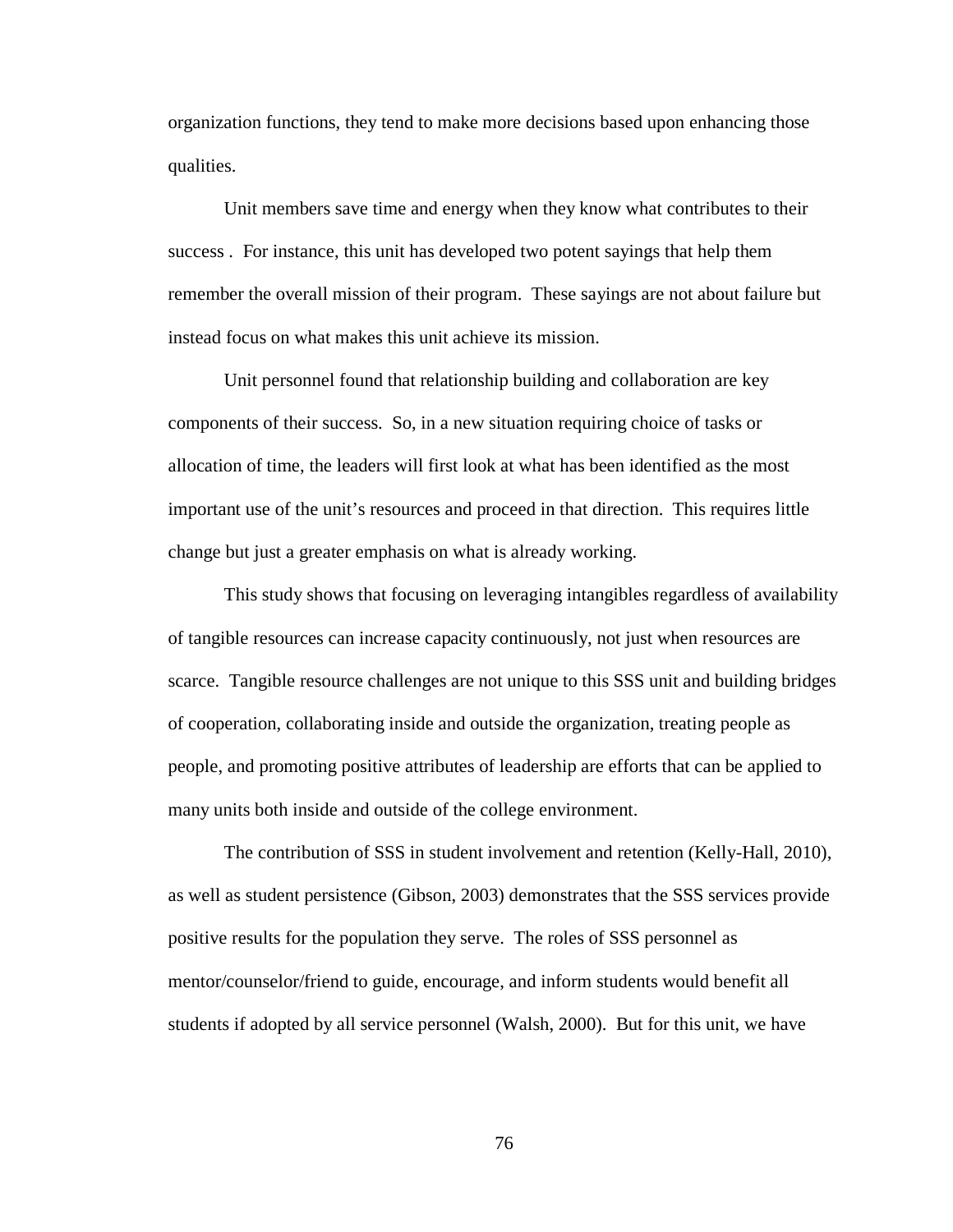organization functions, they tend to make more decisions based upon enhancing those qualities.

Unit members save time and energy when they know what contributes to their success . For instance, this unit has developed two potent sayings that help them remember the overall mission of their program. These sayings are not about failure but instead focus on what makes this unit achieve its mission.

Unit personnel found that relationship building and collaboration are key components of their success. So, in a new situation requiring choice of tasks or allocation of time, the leaders will first look at what has been identified as the most important use of the unit's resources and proceed in that direction. This requires little change but just a greater emphasis on what is already working.

This study shows that focusing on leveraging intangibles regardless of availability of tangible resources can increase capacity continuously, not just when resources are scarce. Tangible resource challenges are not unique to this SSS unit and building bridges of cooperation, collaborating inside and outside the organization, treating people as people, and promoting positive attributes of leadership are efforts that can be applied to many units both inside and outside of the college environment.

The contribution of SSS in student involvement and retention (Kelly-Hall, 2010), as well as student persistence (Gibson, 2003) demonstrates that the SSS services provide positive results for the population they serve. The roles of SSS personnel as mentor/counselor/friend to guide, encourage, and inform students would benefit all students if adopted by all service personnel (Walsh, 2000). But for this unit, we have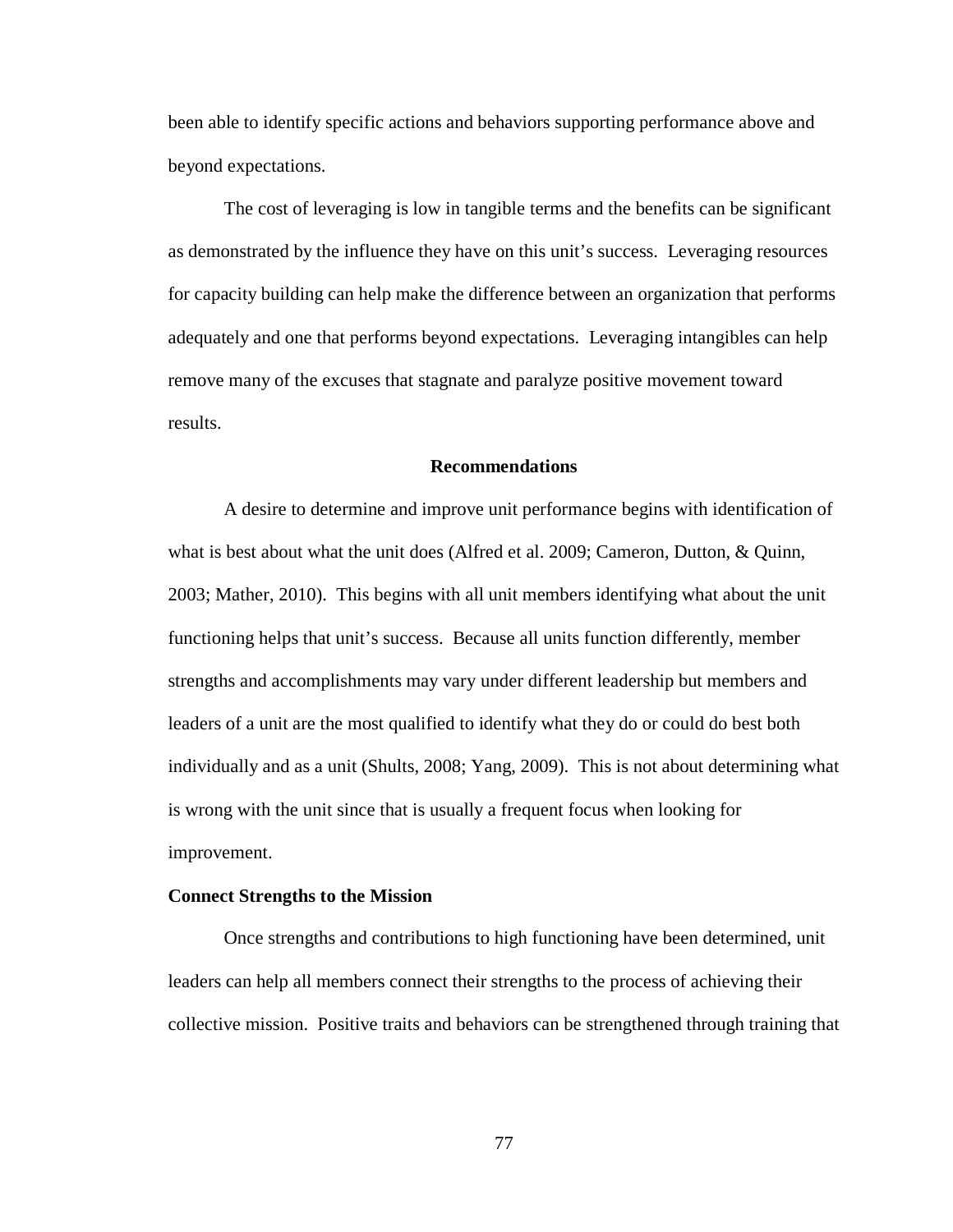been able to identify specific actions and behaviors supporting performance above and beyond expectations.

The cost of leveraging is low in tangible terms and the benefits can be significant as demonstrated by the influence they have on this unit's success. Leveraging resources for capacity building can help make the difference between an organization that performs adequately and one that performs beyond expectations. Leveraging intangibles can help remove many of the excuses that stagnate and paralyze positive movement toward results.

## Recommendations

A desire to determine and improve unit performance begins with identification of what is best about what the unit does (Alfred et al. 2009; Cameron, Dutton, & Quinn, 2003; Mather, 2010). This begins with all unit members identifying what about the unit functioning helps that unit's success. Because all units function differently, member strengths and accomplishments may vary under different leadership but members and leaders of a unit are the most qualified to identify what they do or could do best both individually and as a unit (Shults, 2008; Yang, 2009). This is not about determining what is wrong with the unit since that is usually a frequent focus when looking for improvement.

### Connect Strengths to the Mission

Once strengths and contributions to high functioning have been determined, unit leaders can help all members connect their strengths to the process of achieving their collective mission. Positive traits and behaviors can be strengthened through training that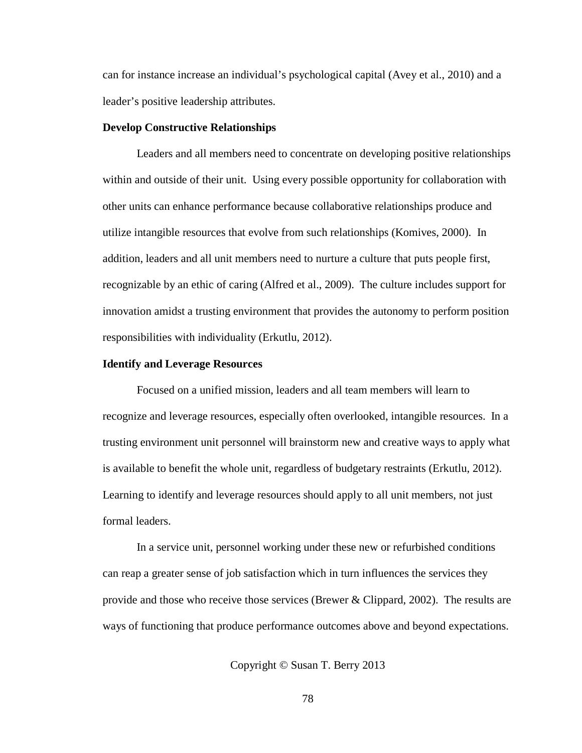can for instance increase an individual's psychological capital (Avey et al., 2010) and a leader's positive leadership attributes.

**Develop Constructive Relationships**

Leaders and all members need to concentrate on developing positive relationships within and outside of their unit. Using every possible opportunity for collaboration with other units can enhance performance because collaborative relationships produce and utilize intangible resources that evolve from such relationships (Komives, 2000). In addition, leaders and all unit members need to nurture a culture that puts people first, recognizable by an ethic of caring (Alfred et al., 2009). The culture includes support for innovation amidst a trusting environment that provides the autonomy to perform position responsibilities with individuality (Erkutlu, 2012).

**Identify and Leverage Resources**

Focused on a unified mission, leaders and all team members will learn to recognize and leverage resources, especially often overlooked, intangible resources. In a trusting environment unit personnel will brainstorm new and creative ways to apply what is available to benefit the whole unit, regardless of budgetary restraints (Erkutlu, 2012). Learning to identify and leverage resources should apply to all unit members, not just formal leaders.

In a service unit, personnel working under these new or refurbished conditions can reap a greater sense of job satisfaction which in turn influences the services they provide and those who receive those services (Brewer & Clippard, 2002). The results are ways of functioning that produce performance outcomes above and beyond expectations.

Copyright © Susan T. Berry 2013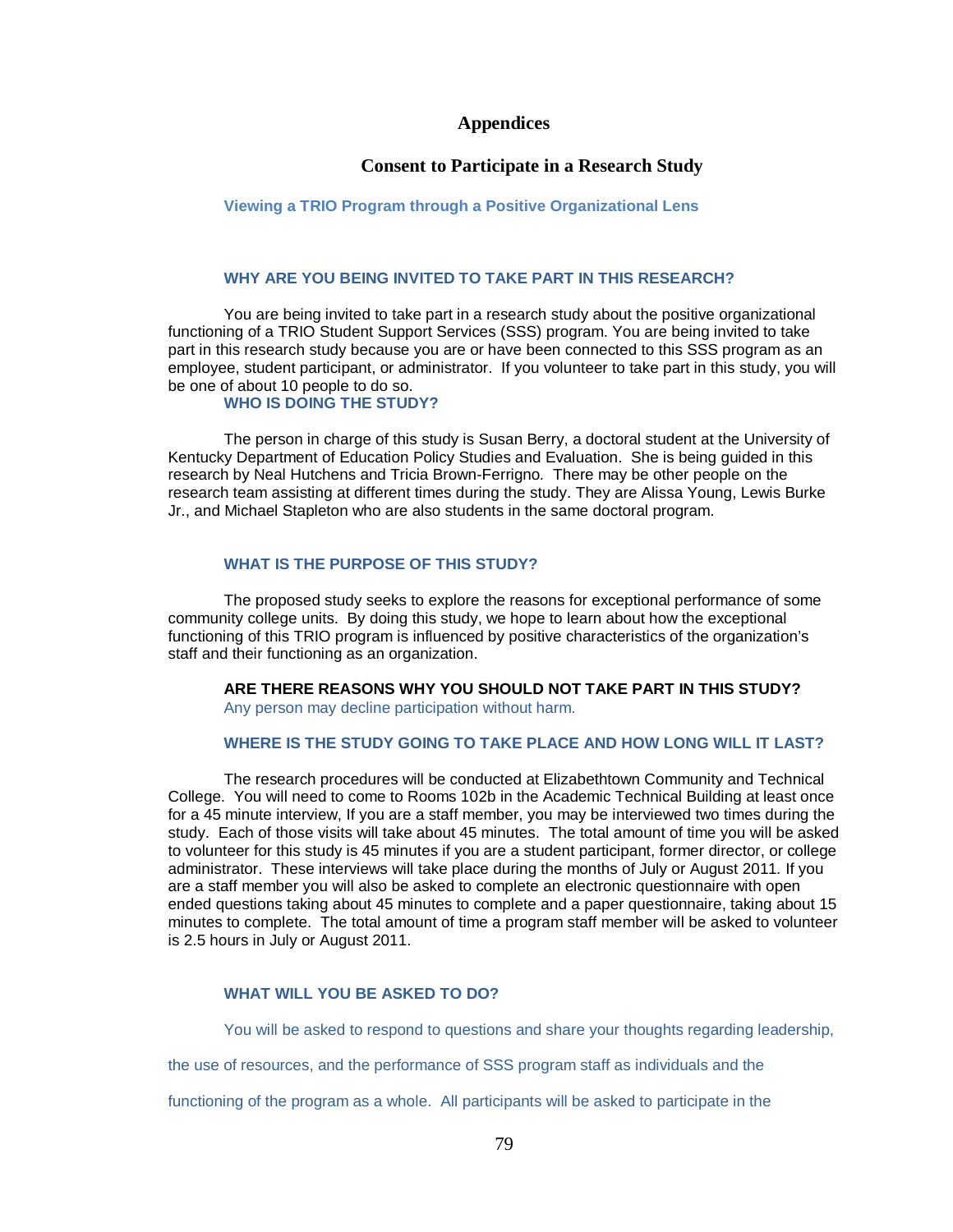# Appendices

## Consent to Participate in a Research Study

### Viewing a TRIO Program through a Positive Organizational Lens

#### WHY ARE YOU BEING INVITED TO TAKE PART IN THIS RESEARCH?

You are being invited to take part in a research study about the positive organizational functioning of a TRIO Student Support Services (SSS) program. You are being invited to take part in this research study because you are or have been connected to this SSS program as an employee, student participant, or administrator. If you volunteer to take part in this study, you will be one of about 10 people to do so.

#### WHO IS DOING THE STUDY?

The person in charge of this study is Susan Berry, a doctoral student at the University of Kentucky Department of Education Policy Studies and Evaluation. She is being guided in this research by Neal Hutchens and Tricia Brown-Ferrigno. There may be other people on the research team assisting at different times during the study. They are Alissa Young, Lewis Burke Jr., and Michael Stapleton who are also students in the same doctoral program.

#### WHAT IS THE PURPOSE OF THIS STUDY?

The proposed study seeks to explore the reasons for exceptional performance of some community college units. By doing this study, we hope to learn about how the exceptional functioning of this TRIO program is influenced by positive characteristics of the organization's staff and their functioning as an organization.

#### ARE THERE REASONS WHY YOU SHOULD NOT TAKE PART IN THIS STUDY?

Any person may decline participation without harm.

#### WHERE IS THE STUDY GOING TO TAKE PLACE AND HOW LONG WILL IT LAST?

The research procedures will be conducted at Elizabethtown Community and Technical College. You will need to come to Rooms 102b in the Academic Technical Building at least once for a 45 minute interview, If you are a staff member, you may be interviewed two times during the study. Each of those visits will take about 45 minutes. The total amount of time you will be asked to volunteer for this study is 45 minutes if you are a student participant, former director, or college administrator. These interviews will take place during the months of July or August 2011. If you are a staff member you will also be asked to complete an electronic questionnaire with open ended questions taking about 45 minutes to complete and a paper questionnaire, taking about 15 minutes to complete. The total amount of time a program staff member will be asked to volunteer is 2.5 hours in July or August 2011.

#### WHAT WILL YOU BE ASKED TO DO?

You will be asked to respond to questions and share your thoughts regarding leadership, the use of resources, and the performance of SSS program staff as individuals and the functioning of the program as a whole. All participants will be asked to participate in the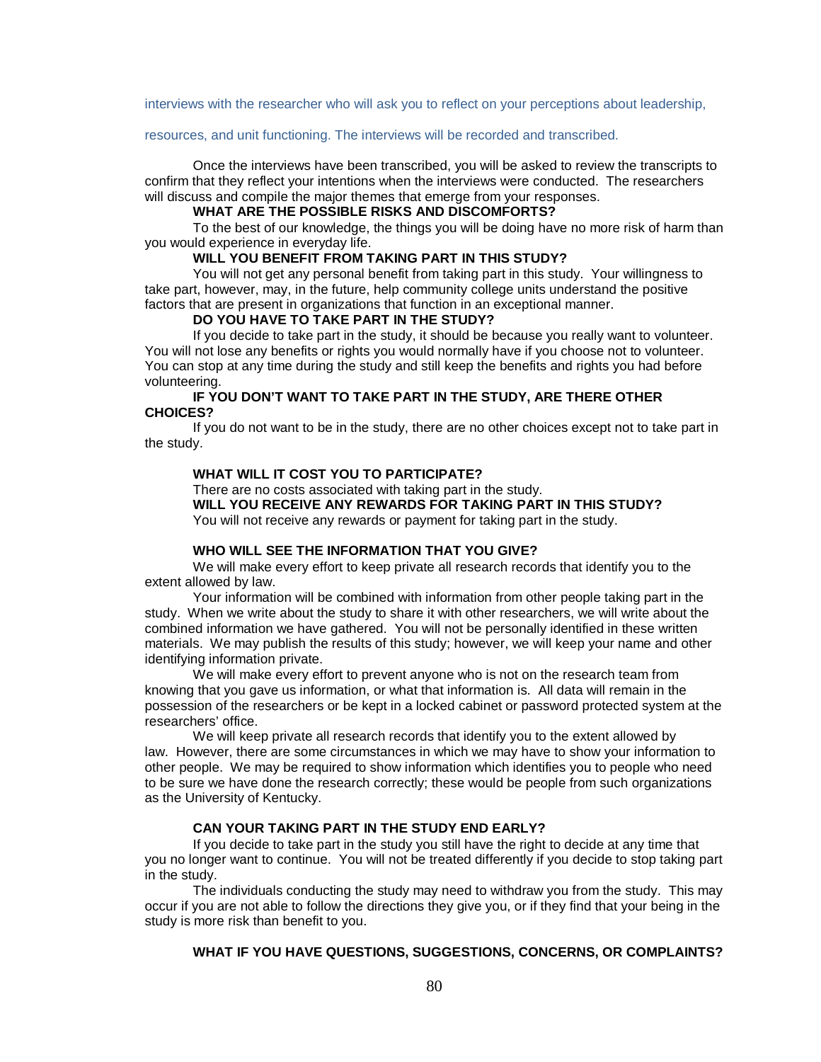interviews with the researcher who will ask you to reflect on your perceptions about leadership, resources, and unit functioning. The interviews will be recorded and transcribed.

Once the interviews have been transcribed, you will be asked to review the transcripts to confirm that they reflect your intentions when the interviews were conducted. The researchers will discuss and compile the major themes that emerge from your responses.

**WHAT ARE THE POSSIBLE RISKS AND DISCOMFORTS?**

To the best of our knowledge, the things you will be doing have no more risk of harm than you would experience in everyday life.

**WILL YOU BENEFIT FROM TAKING PART IN THIS STUDY?**

You will not get any personal benefit from taking part in this study. Your willingness to take part, however, may, in the future, help community college units understand the positive factors that are present in organizations that function in an exceptional manner.

**DO YOU HAVE TO TAKE PART IN THE STUDY?**

If you decide to take part in the study, it should be because you really want to volunteer. You will not lose any benefits or rights you would normally have if you choose not to volunteer. You can stop at any time during the study and still keep the benefits and rights you had before volunteering.

**IF YOU DON'T WANT TO TAKE PART IN THE STUDY, ARE THERE OTHER CHOICES?**

If you do not want to be in the study, there are no other choices except not to take part in the study.

**WHAT WILL IT COST YOU TO PARTICIPATE?**

There are no costs associated with taking part in the study.

**WILL YOU RECEIVE ANY REWARDS FOR TAKING PART IN THIS STUDY?**

You will not receive any rewards or payment for taking part in the study.

**WHO WILL SEE THE INFORMATION THAT YOU GIVE?**

We will make every effort to keep private all research records that identify you to the extent allowed by law.

Your information will be combined with information from other people taking part in the study. When we write about the study to share it with other researchers, we will write about the combined information we have gathered. You will not be personally identified in these written materials. We may publish the results of this study; however, we will keep your name and other identifying information private.

We will make every effort to prevent anyone who is not on the research team from knowing that you gave us information, or what that information is. All data will remain in the possession of the researchers or be kept in a locked cabinet or password protected system at the researchers' office.

We will keep private all research records that identify you to the extent allowed by law. However, there are some circumstances in which we may have to show your information to other people. We may be required to show information which identifies you to people who need to be sure we have done the research correctly; these would be people from such organizations as the University of Kentucky.

**CAN YOUR TAKING PART IN THE STUDY END EARLY?**

If you decide to take part in the study you still have the right to decide at any time that you no longer want to continue. You will not be treated differently if you decide to stop taking part in the study.

The individuals conducting the study may need to withdraw you from the study. This may occur if you are not able to follow the directions they give you, or if they find that your being in the study is more risk than benefit to you.

**WHAT IF YOU HAVE QUESTIONS, SUGGESTIONS, CONCERNS, OR COMPLAINTS?**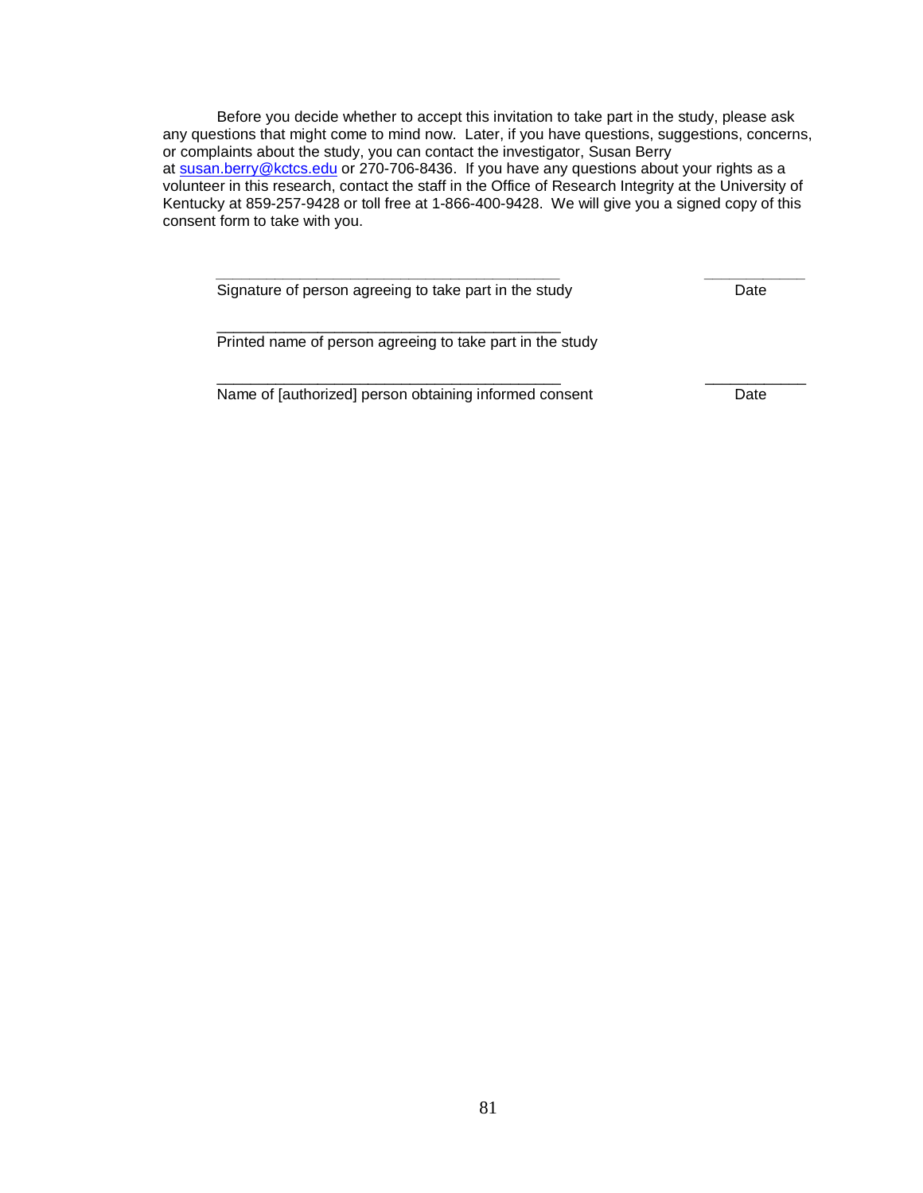Before you decide whether to accept this invitation to take part in the study, please ask any questions that might come to mind now. Later, if you have questions, suggestions, concerns, or complaints about the study, you can contact the investigator, Susan Berry at susan.berry@kctcs.edu or 270-706-8436. If you have any questions about your rights as a volunteer in this research, contact the staff in the Office of Research Integrity at the University of Kentucky at 859-257-9428 or toll free at 1-866-400-9428. We will give you a signed copy of this consent form to take with you.

_________________________________________ ____________
Signature of person agreeing to take part in the study Date

_________________________________________
Printed name of person agreeing to take part in the study

_________________________________________ ____________
Name of [authorized] person obtaining informed consent Date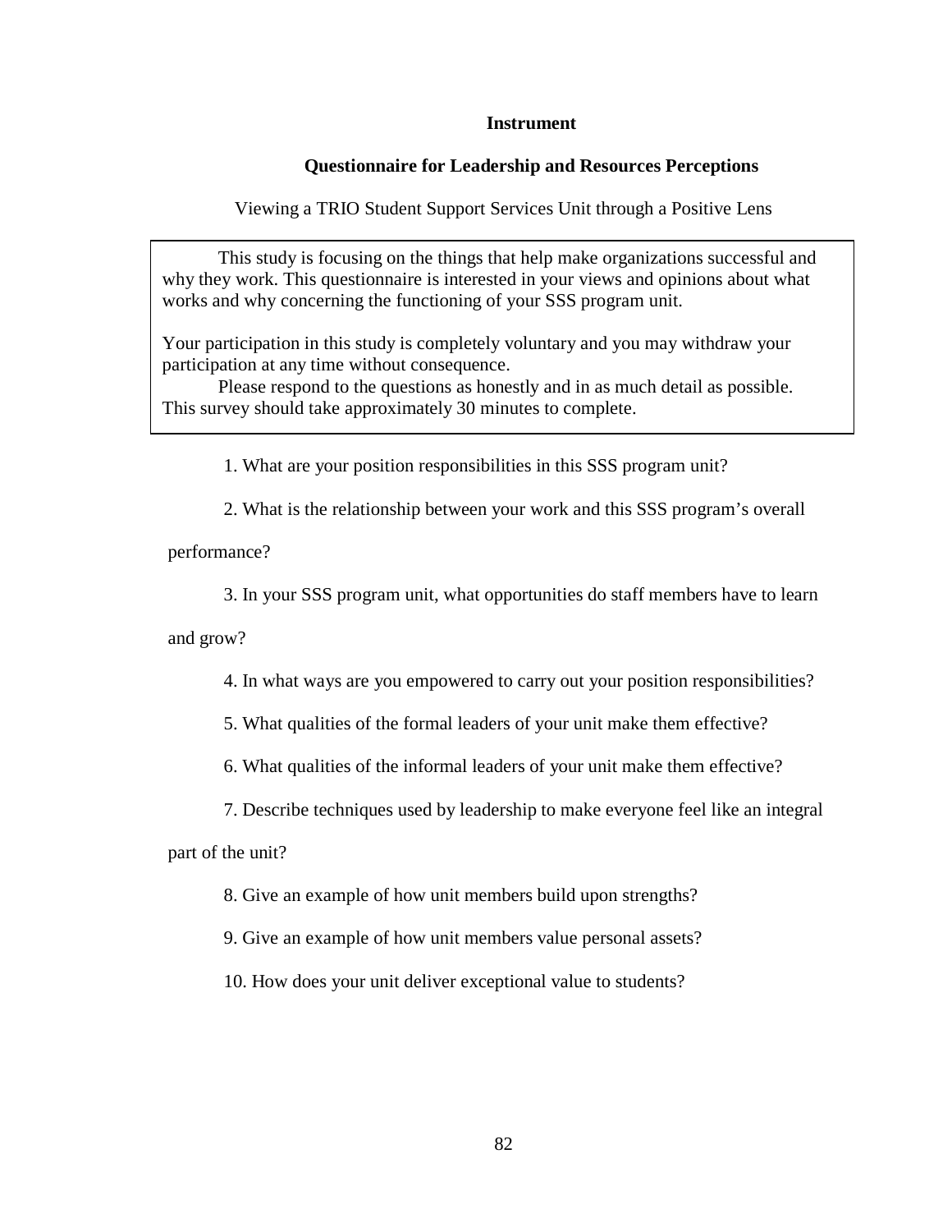**Instrument**

**Questionnaire for Leadership and Resources Perceptions**

Viewing a TRIO Student Support Services Unit through a Positive Lens

This study is focusing on the things that help make organizations successful and why they work. This questionnaire is interested in your views and opinions about what works and why concerning the functioning of your SSS program unit.

Your participation in this study is completely voluntary and you may withdraw your participation at any time without consequence.

Please respond to the questions as honestly and in as much detail as possible. This survey should take approximately 30 minutes to complete.

1. What are your position responsibilities in this SSS program unit?

2. What is the relationship between your work and this SSS program's overall performance?

3. In your SSS program unit, what opportunities do staff members have to learn and grow?

4. In what ways are you empowered to carry out your position responsibilities?

5. What qualities of the formal leaders of your unit make them effective?

6. What qualities of the informal leaders of your unit make them effective?

7. Describe techniques used by leadership to make everyone feel like an integral part of the unit?

8. Give an example of how unit members build upon strengths?

9. Give an example of how unit members value personal assets?

10. How does your unit deliver exceptional value to students?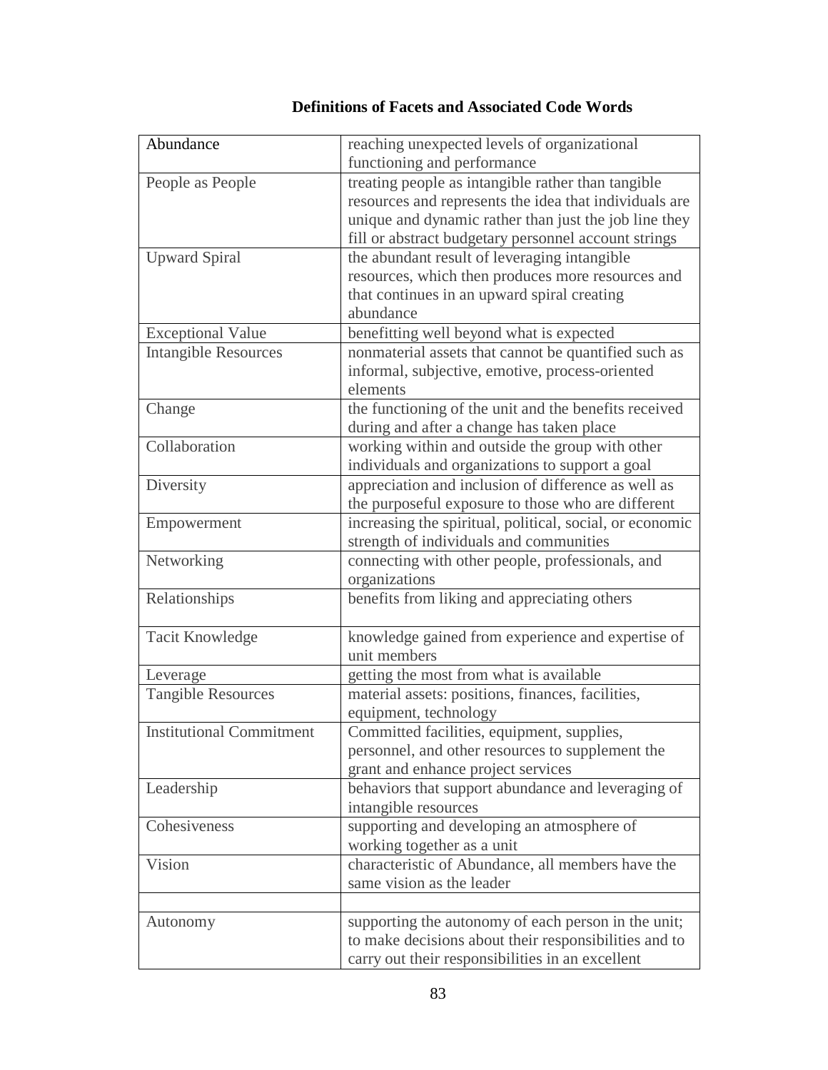## Definitions of Facets and Associated Code Words

| | |
|---|---|
| Abundance | reaching unexpected levels of organizational functioning and performance |
| People as People | treating people as intangible rather than tangible resources and represents the idea that individuals are unique and dynamic rather than just the job line they fill or abstract budgetary personnel account strings |
| Upward Spiral | the abundant result of leveraging intangible resources, which then produces more resources and that continues in an upward spiral creating abundance |
| Exceptional Value | benefitting well beyond what is expected |
| Intangible Resources | nonmaterial assets that cannot be quantified such as informal, subjective, emotive, process-oriented elements |
| Change | the functioning of the unit and the benefits received during and after a change has taken place |
| Collaboration | working within and outside the group with other individuals and organizations to support a goal |
| Diversity | appreciation and inclusion of difference as well as the purposeful exposure to those who are different |
| Empowerment | increasing the spiritual, political, social, or economic strength of individuals and communities |
| Networking | connecting with other people, professionals, and organizations |
| Relationships | benefits from liking and appreciating others |
| Tacit Knowledge | knowledge gained from experience and expertise of unit members |
| Leverage | getting the most from what is available |
| Tangible Resources | material assets: positions, finances, facilities, equipment, technology |
| Institutional Commitment | Committed facilities, equipment, supplies, personnel, and other resources to supplement the grant and enhance project services |
| Leadership | behaviors that support abundance and leveraging of intangible resources |
| Cohesiveness | supporting and developing an atmosphere of working together as a unit |
| Vision | characteristic of Abundance, all members have the same vision as the leader |
| | |
| Autonomy | supporting the autonomy of each person in the unit; to make decisions about their responsibilities and to carry out their responsibilities in an excellent |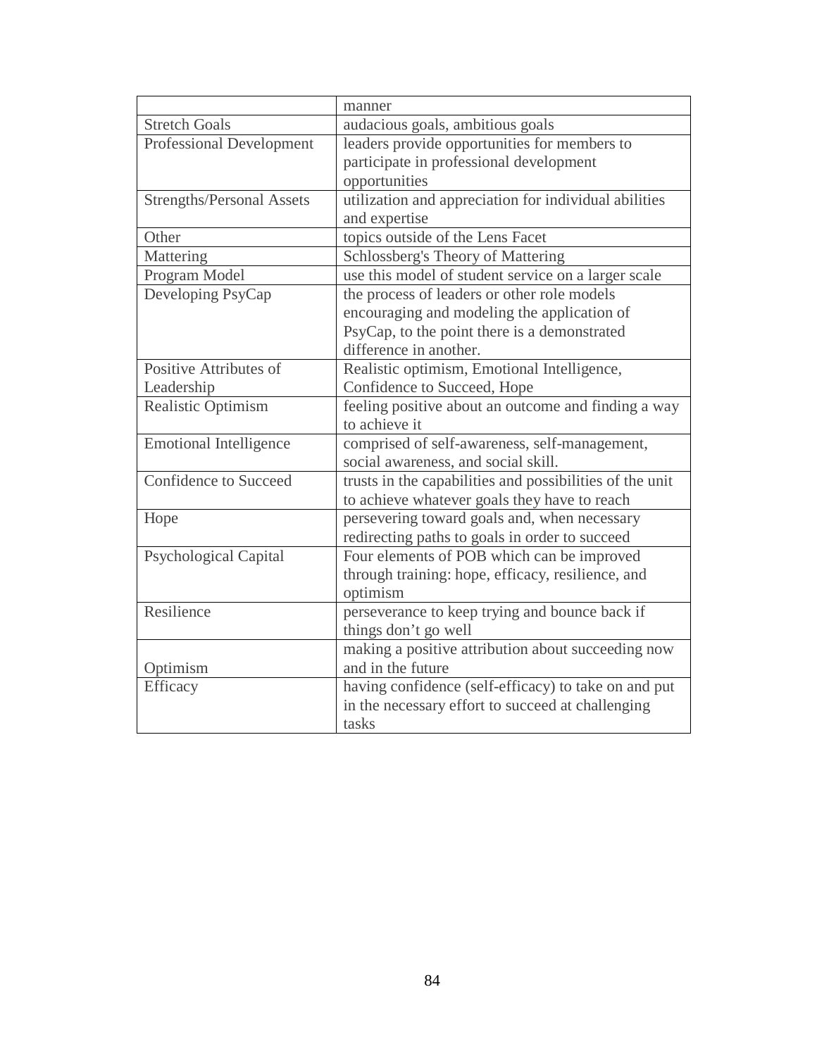| | |
|---|---|
| | manner |
| Stretch Goals | audacious goals, ambitious goals |
| Professional Development | leaders provide opportunities for members to participate in professional development opportunities |
| Strengths/Personal Assets | utilization and appreciation for individual abilities and expertise |
| Other | topics outside of the Lens Facet |
| Mattering | Schlossberg's Theory of Mattering |
| Program Model | use this model of student service on a larger scale |
| Developing PsyCap | the process of leaders or other role models encouraging and modeling the application of PsyCap, to the point there is a demonstrated difference in another. |
| Positive Attributes of Leadership | Realistic optimism, Emotional Intelligence, Confidence to Succeed, Hope |
| Realistic Optimism | feeling positive about an outcome and finding a way to achieve it |
| Emotional Intelligence | comprised of self-awareness, self-management, social awareness, and social skill. |
| Confidence to Succeed | trusts in the capabilities and possibilities of the unit to achieve whatever goals they have to reach |
| Hope | persevering toward goals and, when necessary redirecting paths to goals in order to succeed |
| Psychological Capital | Four elements of POB which can be improved through training: hope, efficacy, resilience, and optimism |
| Resilience | perseverance to keep trying and bounce back if things don't go well |
| Optimism | making a positive attribution about succeeding now and in the future |
| Efficacy | having confidence (self-efficacy) to take on and put in the necessary effort to succeed at challenging tasks |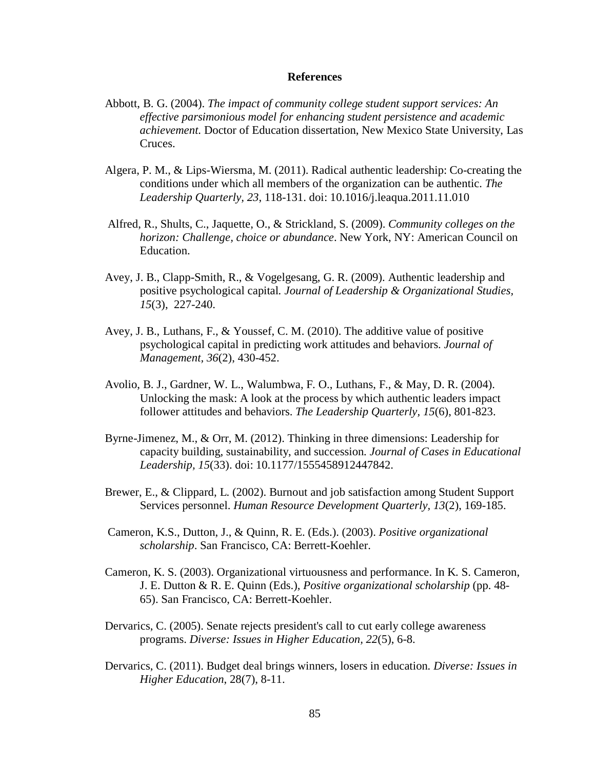# References

Abbott, B. G. (2004). *The impact of community college student support services: An effective parsimonious model for enhancing student persistence and academic achievement.* Doctor of Education dissertation, New Mexico State University, Las Cruces.

Algera, P. M., & Lips-Wiersma, M. (2011). Radical authentic leadership: Co-creating the conditions under which all members of the organization can be authentic. *The Leadership Quarterly, 23*, 118-131. doi: 10.1016/j.leaqua.2011.11.010

Alfred, R., Shults, C., Jaquette, O., & Strickland, S. (2009). *Community colleges on the horizon: Challenge, choice or abundance*. New York, NY: American Council on Education.

Avey, J. B., Clapp-Smith, R., & Vogelgesang, G. R. (2009). Authentic leadership and positive psychological capital. *Journal of Leadership & Organizational Studies, 15*(3), 227-240.

Avey, J. B., Luthans, F., & Youssef, C. M. (2010). The additive value of positive psychological capital in predicting work attitudes and behaviors. *Journal of Management, 36*(2), 430-452.

Avolio, B. J., Gardner, W. L., Walumbwa, F. O., Luthans, F., & May, D. R. (2004). Unlocking the mask: A look at the process by which authentic leaders impact follower attitudes and behaviors. *The Leadership Quarterly, 15*(6), 801-823.

Byrne-Jimenez, M., & Orr, M. (2012). Thinking in three dimensions: Leadership for capacity building, sustainability, and succession. *Journal of Cases in Educational Leadership, 15*(33). doi: 10.1177/1555458912447842.

Brewer, E., & Clippard, L. (2002). Burnout and job satisfaction among Student Support Services personnel. *Human Resource Development Quarterly, 13*(2), 169-185.

Cameron, K.S., Dutton, J., & Quinn, R. E. (Eds.). (2003). *Positive organizational scholarship*. San Francisco, CA: Berrett-Koehler.

Cameron, K. S. (2003). Organizational virtuousness and performance. In K. S. Cameron, J. E. Dutton & R. E. Quinn (Eds.), *Positive organizational scholarship* (pp. 48-65). San Francisco, CA: Berrett-Koehler.

Dervarics, C. (2005). Senate rejects president's call to cut early college awareness programs. *Diverse: Issues in Higher Education, 22*(5), 6-8.

Dervarics, C. (2011). Budget deal brings winners, losers in education. *Diverse: Issues in Higher Education*, 28(7), 8-11.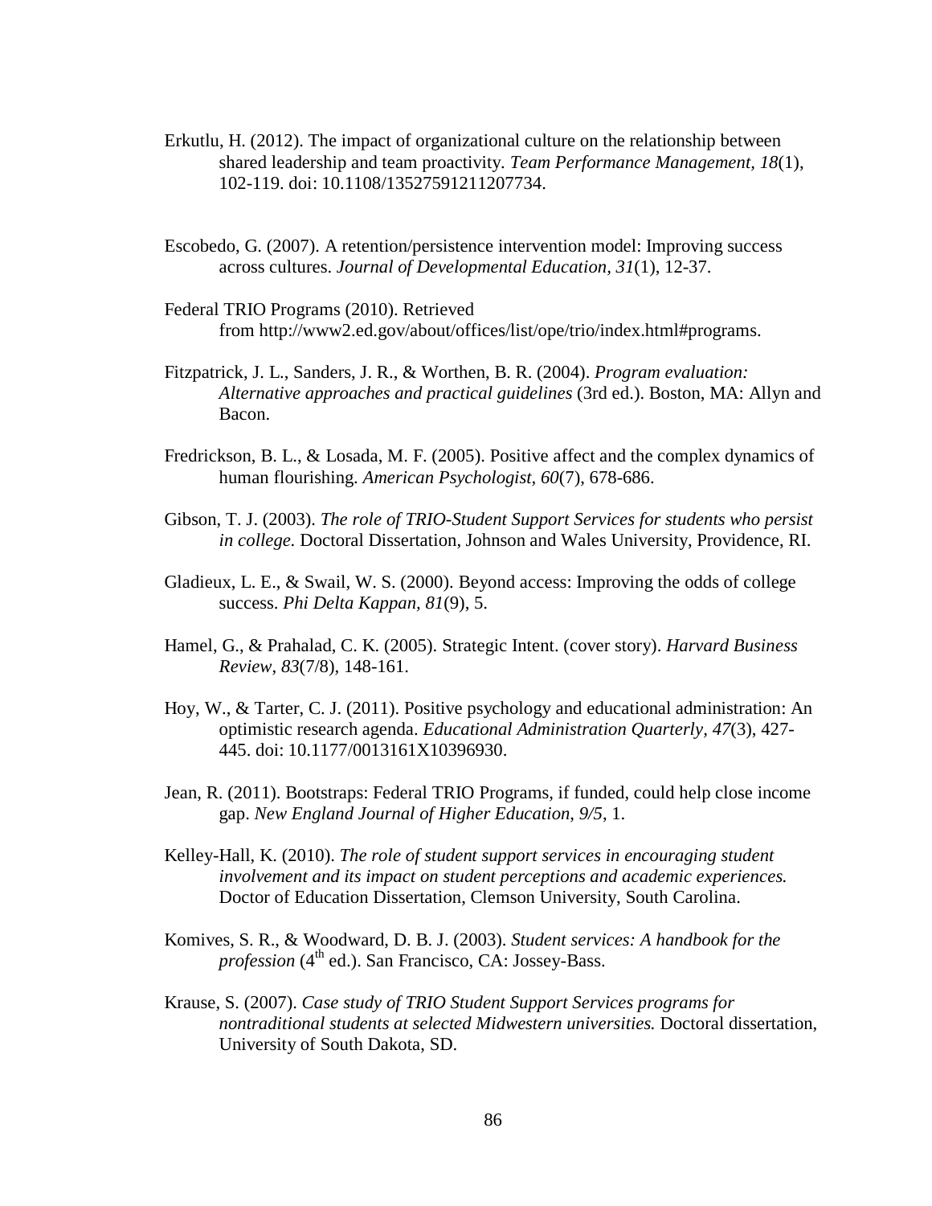Erkutlu, H. (2012). The impact of organizational culture on the relationship between shared leadership and team proactivity. *Team Performance Management*, *18*(1), 102-119. doi: 10.1108/13527591211207734.

Escobedo, G. (2007). A retention/persistence intervention model: Improving success across cultures. *Journal of Developmental Education, 31*(1), 12-37.

Federal TRIO Programs (2010). Retrieved from http://www2.ed.gov/about/offices/list/ope/trio/index.html#programs.

Fitzpatrick, J. L., Sanders, J. R., & Worthen, B. R. (2004). *Program evaluation: Alternative approaches and practical guidelines* (3rd ed.). Boston, MA: Allyn and Bacon.

Fredrickson, B. L., & Losada, M. F. (2005). Positive affect and the complex dynamics of human flourishing. *American Psychologist, 60*(7), 678-686.

Gibson, T. J. (2003). *The role of TRIO-Student Support Services for students who persist in college.* Doctoral Dissertation, Johnson and Wales University, Providence, RI.

Gladieux, L. E., & Swail, W. S. (2000). Beyond access: Improving the odds of college success. *Phi Delta Kappan, 81*(9), 5.

Hamel, G., & Prahalad, C. K. (2005). Strategic Intent. (cover story). *Harvard Business Review*, *83*(7/8), 148-161.

Hoy, W., & Tarter, C. J. (2011). Positive psychology and educational administration: An optimistic research agenda. *Educational Administration Quarterly, 47*(3), 427-445. doi: 10.1177/0013161X10396930.

Jean, R. (2011). Bootstraps: Federal TRIO Programs, if funded, could help close income gap. *New England Journal of Higher Education*, *9/5*, 1.

Kelley-Hall, K. (2010). *The role of student support services in encouraging student involvement and its impact on student perceptions and academic experiences.* Doctor of Education Dissertation, Clemson University, South Carolina.

Komives, S. R., & Woodward, D. B. J. (2003). *Student services: A handbook for the profession* (4th ed.). San Francisco, CA: Jossey-Bass.

Krause, S. (2007). *Case study of TRIO Student Support Services programs for nontraditional students at selected Midwestern universities.* Doctoral dissertation, University of South Dakota, SD.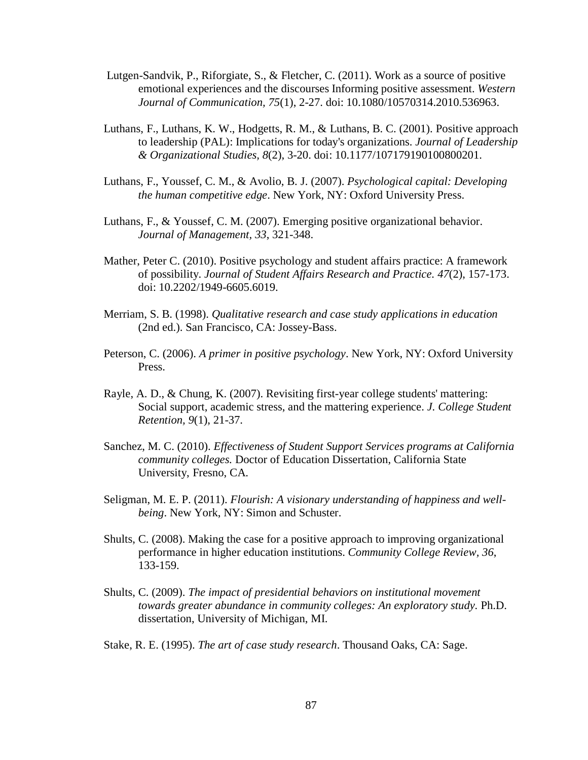Lutgen-Sandvik, P., Riforgiate, S., & Fletcher, C. (2011). Work as a source of positive emotional experiences and the discourses Informing positive assessment. *Western Journal of Communication, 75*(1), 2-27. doi: 10.1080/10570314.2010.536963.

Luthans, F., Luthans, K. W., Hodgetts, R. M., & Luthans, B. C. (2001). Positive approach to leadership (PAL): Implications for today's organizations. *Journal of Leadership & Organizational Studies, 8*(2), 3-20. doi: 10.1177/107179190100800201.

Luthans, F., Youssef, C. M., & Avolio, B. J. (2007). *Psychological capital: Developing the human competitive edge*. New York, NY: Oxford University Press.

Luthans, F., & Youssef, C. M. (2007). Emerging positive organizational behavior. *Journal of Management, 33*, 321-348.

Mather, Peter C. (2010). Positive psychology and student affairs practice: A framework of possibility. *Journal of Student Affairs Research and Practice. 47*(2), 157-173. doi: 10.2202/1949-6605.6019.

Merriam, S. B. (1998). *Qualitative research and case study applications in education* (2nd ed.). San Francisco, CA: Jossey-Bass.

Peterson, C. (2006). *A primer in positive psychology*. New York, NY: Oxford University Press.

Rayle, A. D., & Chung, K. (2007). Revisiting first-year college students' mattering: Social support, academic stress, and the mattering experience. *J. College Student Retention, 9*(1), 21-37.

Sanchez, M. C. (2010). *Effectiveness of Student Support Services programs at California community colleges.* Doctor of Education Dissertation, California State University, Fresno, CA.

Seligman, M. E. P. (2011). *Flourish: A visionary understanding of happiness and well-being*. New York, NY: Simon and Schuster.

Shults, C. (2008). Making the case for a positive approach to improving organizational performance in higher education institutions. *Community College Review, 36*, 133-159.

Shults, C. (2009). *The impact of presidential behaviors on institutional movement towards greater abundance in community colleges: An exploratory study.* Ph.D. dissertation, University of Michigan, MI.

Stake, R. E. (1995). *The art of case study research*. Thousand Oaks, CA: Sage.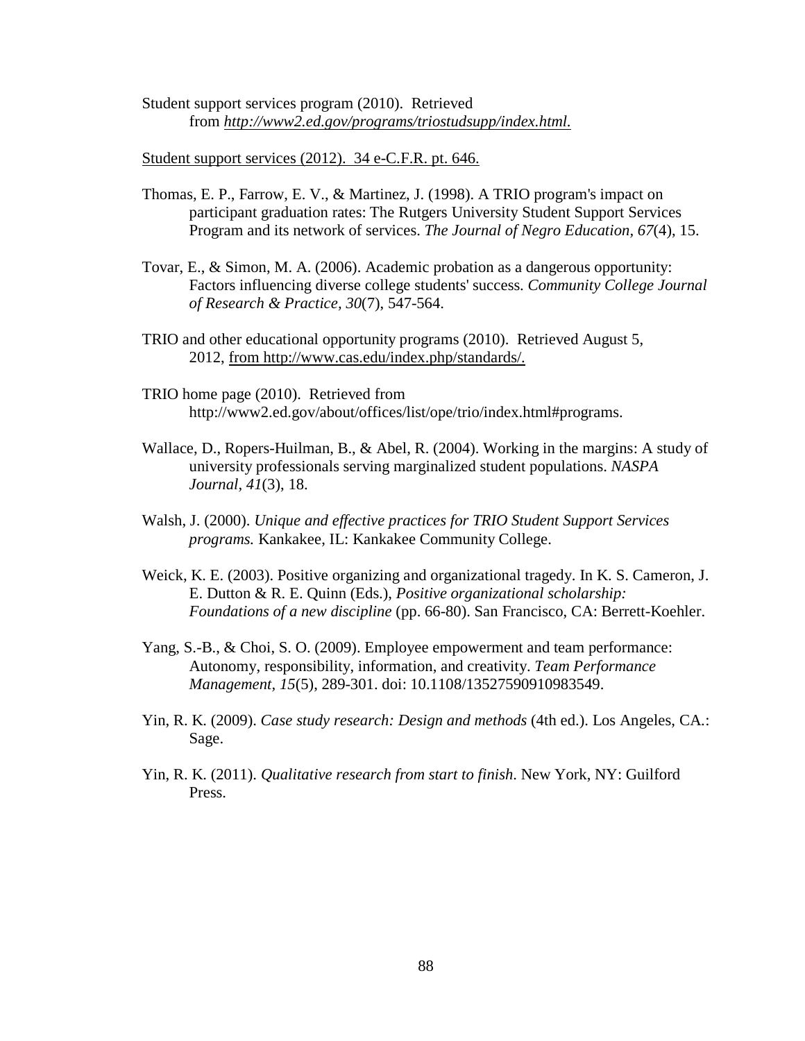Student support services program (2010). Retrieved from *http://www2.ed.gov/programs/triostudsupp/index.html.*

Student support services (2012). 34 e-C.F.R. pt. 646.

Thomas, E. P., Farrow, E. V., & Martinez, J. (1998). A TRIO program's impact on participant graduation rates: The Rutgers University Student Support Services Program and its network of services. *The Journal of Negro Education, 67*(4), 15.

Tovar, E., & Simon, M. A. (2006). Academic probation as a dangerous opportunity: Factors influencing diverse college students' success. *Community College Journal of Research & Practice, 30*(7), 547-564.

TRIO and other educational opportunity programs (2010). Retrieved August 5, 2012, from http://www.cas.edu/index.php/standards/.

TRIO home page (2010). Retrieved from http://www2.ed.gov/about/offices/list/ope/trio/index.html#programs.

Wallace, D., Ropers-Huilman, B., & Abel, R. (2004). Working in the margins: A study of university professionals serving marginalized student populations. *NASPA Journal, 41*(3), 18.

Walsh, J. (2000). *Unique and effective practices for TRIO Student Support Services programs.* Kankakee, IL: Kankakee Community College.

Weick, K. E. (2003). Positive organizing and organizational tragedy. In K. S. Cameron, J. E. Dutton & R. E. Quinn (Eds.), *Positive organizational scholarship: Foundations of a new discipline* (pp. 66-80). San Francisco, CA: Berrett-Koehler.

Yang, S.-B., & Choi, S. O. (2009). Employee empowerment and team performance: Autonomy, responsibility, information, and creativity. *Team Performance Management, 15*(5), 289-301. doi: 10.1108/13527590910983549.

Yin, R. K. (2009). *Case study research: Design and methods* (4th ed.). Los Angeles, CA.: Sage.

Yin, R. K. (2011). *Qualitative research from start to finish.* New York, NY: Guilford Press.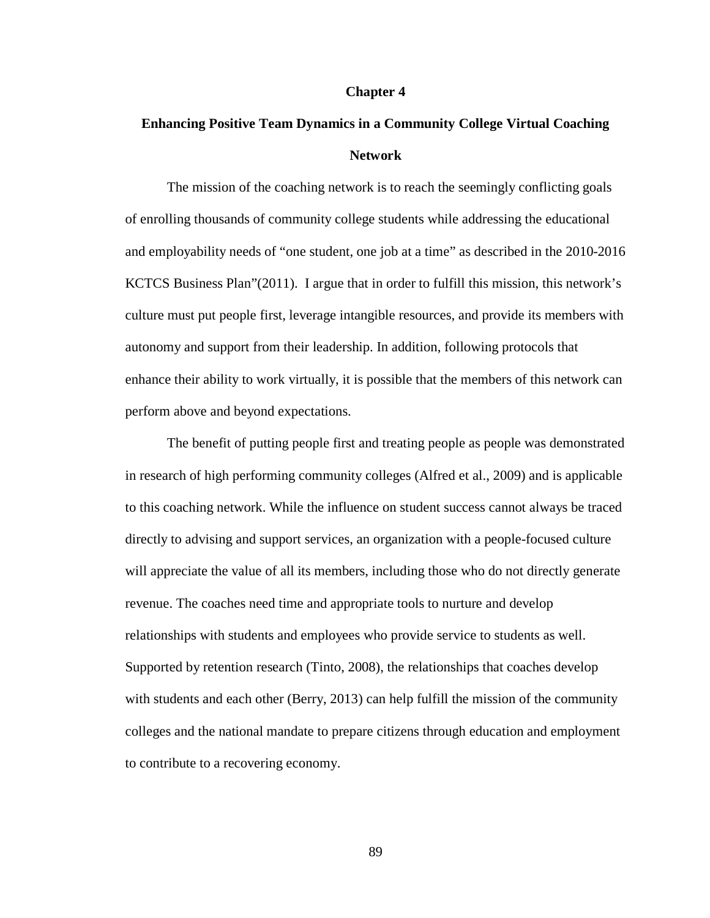# Chapter 4

## Enhancing Positive Team Dynamics in a Community College Virtual Coaching Network

The mission of the coaching network is to reach the seemingly conflicting goals of enrolling thousands of community college students while addressing the educational and employability needs of "one student, one job at a time" as described in the 2010-2016 KCTCS Business Plan"(2011). I argue that in order to fulfill this mission, this network's culture must put people first, leverage intangible resources, and provide its members with autonomy and support from their leadership. In addition, following protocols that enhance their ability to work virtually, it is possible that the members of this network can perform above and beyond expectations.

The benefit of putting people first and treating people as people was demonstrated in research of high performing community colleges (Alfred et al., 2009) and is applicable to this coaching network. While the influence on student success cannot always be traced directly to advising and support services, an organization with a people-focused culture will appreciate the value of all its members, including those who do not directly generate revenue. The coaches need time and appropriate tools to nurture and develop relationships with students and employees who provide service to students as well. Supported by retention research (Tinto, 2008), the relationships that coaches develop with students and each other (Berry, 2013) can help fulfill the mission of the community colleges and the national mandate to prepare citizens through education and employment to contribute to a recovering economy.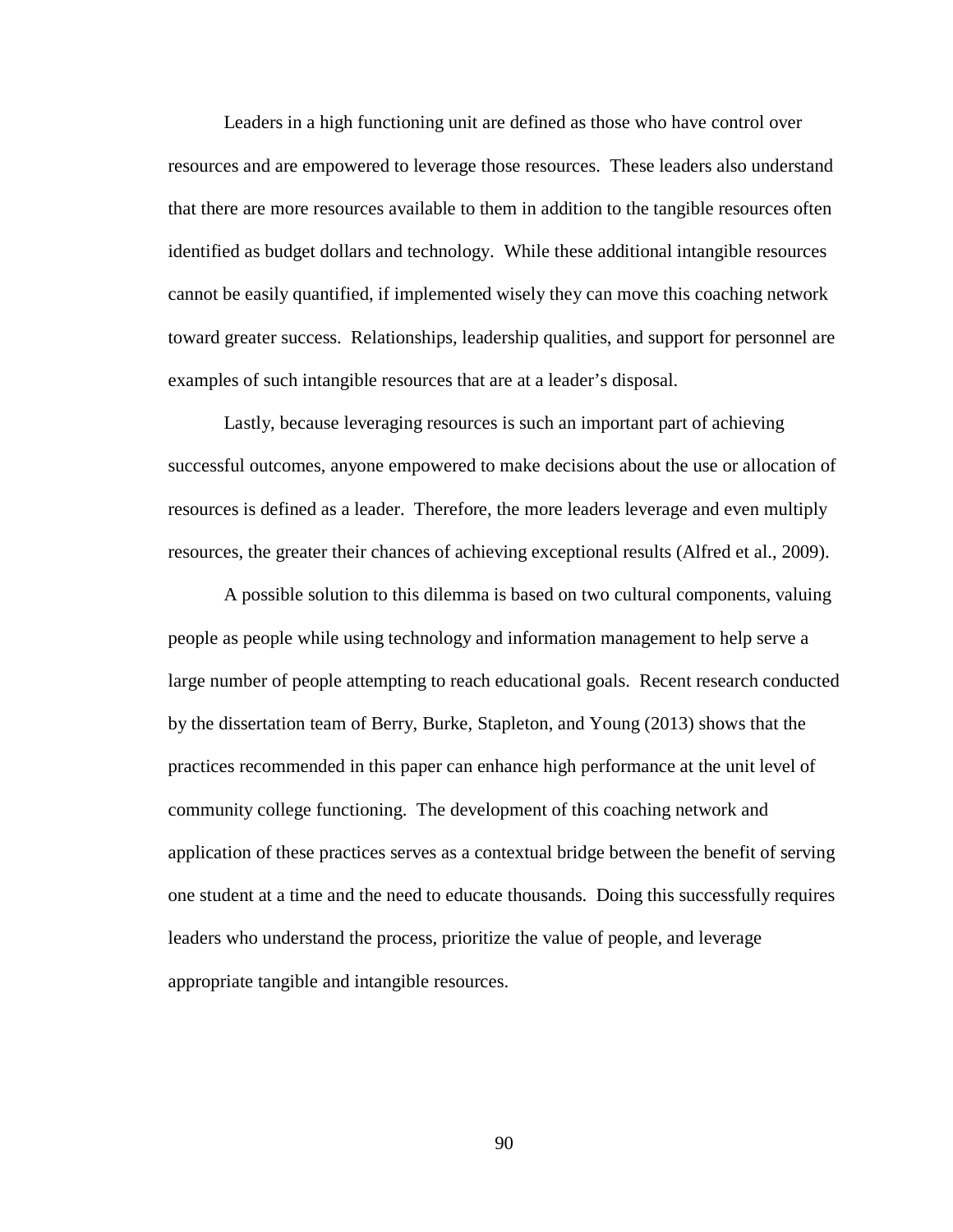Leaders in a high functioning unit are defined as those who have control over resources and are empowered to leverage those resources. These leaders also understand that there are more resources available to them in addition to the tangible resources often identified as budget dollars and technology. While these additional intangible resources cannot be easily quantified, if implemented wisely they can move this coaching network toward greater success. Relationships, leadership qualities, and support for personnel are examples of such intangible resources that are at a leader's disposal.

Lastly, because leveraging resources is such an important part of achieving successful outcomes, anyone empowered to make decisions about the use or allocation of resources is defined as a leader. Therefore, the more leaders leverage and even multiply resources, the greater their chances of achieving exceptional results (Alfred et al., 2009).

A possible solution to this dilemma is based on two cultural components, valuing people as people while using technology and information management to help serve a large number of people attempting to reach educational goals. Recent research conducted by the dissertation team of Berry, Burke, Stapleton, and Young (2013) shows that the practices recommended in this paper can enhance high performance at the unit level of community college functioning. The development of this coaching network and application of these practices serves as a contextual bridge between the benefit of serving one student at a time and the need to educate thousands. Doing this successfully requires leaders who understand the process, prioritize the value of people, and leverage appropriate tangible and intangible resources.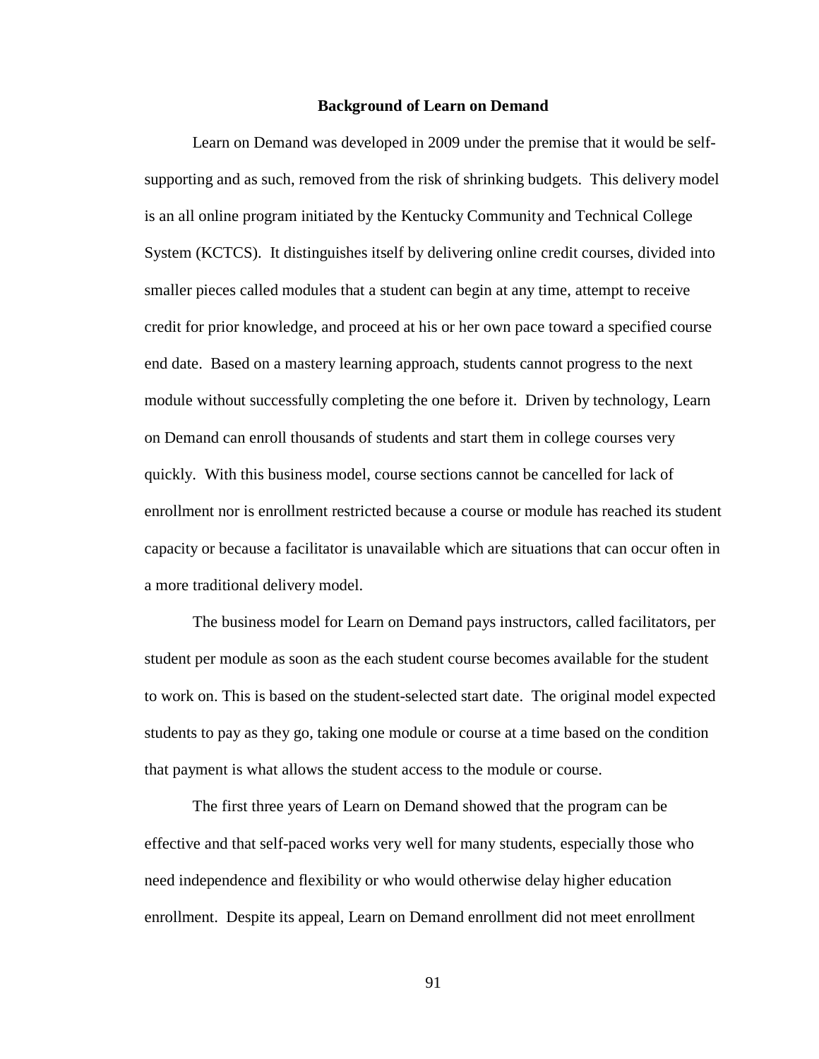## Background of Learn on Demand

Learn on Demand was developed in 2009 under the premise that it would be self-supporting and as such, removed from the risk of shrinking budgets. This delivery model is an all online program initiated by the Kentucky Community and Technical College System (KCTCS). It distinguishes itself by delivering online credit courses, divided into smaller pieces called modules that a student can begin at any time, attempt to receive credit for prior knowledge, and proceed at his or her own pace toward a specified course end date. Based on a mastery learning approach, students cannot progress to the next module without successfully completing the one before it. Driven by technology, Learn on Demand can enroll thousands of students and start them in college courses very quickly. With this business model, course sections cannot be cancelled for lack of enrollment nor is enrollment restricted because a course or module has reached its student capacity or because a facilitator is unavailable which are situations that can occur often in a more traditional delivery model.

The business model for Learn on Demand pays instructors, called facilitators, per student per module as soon as the each student course becomes available for the student to work on. This is based on the student-selected start date. The original model expected students to pay as they go, taking one module or course at a time based on the condition that payment is what allows the student access to the module or course.

The first three years of Learn on Demand showed that the program can be effective and that self-paced works very well for many students, especially those who need independence and flexibility or who would otherwise delay higher education enrollment. Despite its appeal, Learn on Demand enrollment did not meet enrollment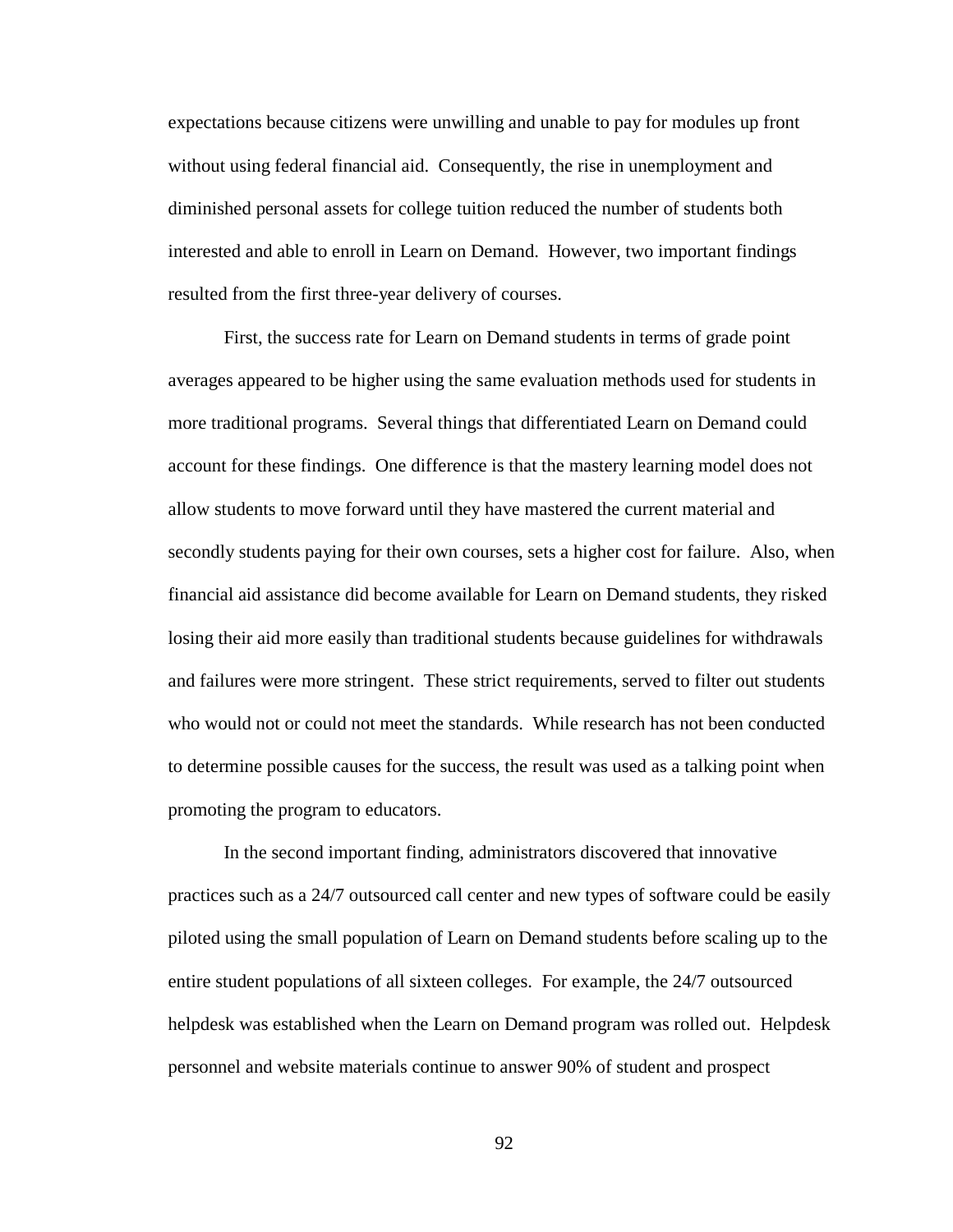expectations because citizens were unwilling and unable to pay for modules up front without using federal financial aid. Consequently, the rise in unemployment and diminished personal assets for college tuition reduced the number of students both interested and able to enroll in Learn on Demand. However, two important findings resulted from the first three-year delivery of courses.

First, the success rate for Learn on Demand students in terms of grade point averages appeared to be higher using the same evaluation methods used for students in more traditional programs. Several things that differentiated Learn on Demand could account for these findings. One difference is that the mastery learning model does not allow students to move forward until they have mastered the current material and secondly students paying for their own courses, sets a higher cost for failure. Also, when financial aid assistance did become available for Learn on Demand students, they risked losing their aid more easily than traditional students because guidelines for withdrawals and failures were more stringent. These strict requirements, served to filter out students who would not or could not meet the standards. While research has not been conducted to determine possible causes for the success, the result was used as a talking point when promoting the program to educators.

In the second important finding, administrators discovered that innovative practices such as a 24/7 outsourced call center and new types of software could be easily piloted using the small population of Learn on Demand students before scaling up to the entire student populations of all sixteen colleges. For example, the 24/7 outsourced helpdesk was established when the Learn on Demand program was rolled out. Helpdesk personnel and website materials continue to answer 90% of student and prospect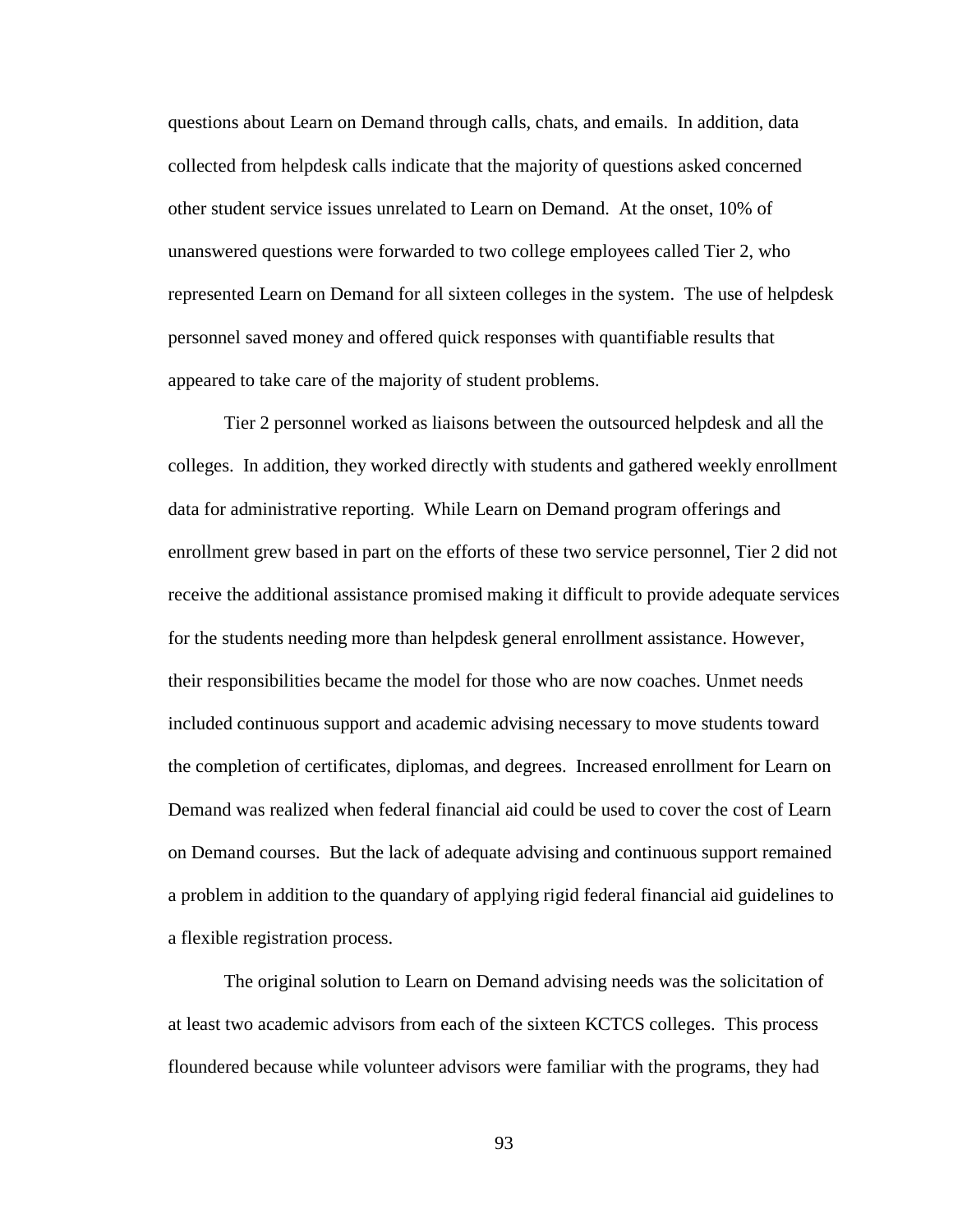questions about Learn on Demand through calls, chats, and emails. In addition, data collected from helpdesk calls indicate that the majority of questions asked concerned other student service issues unrelated to Learn on Demand. At the onset, 10% of unanswered questions were forwarded to two college employees called Tier 2, who represented Learn on Demand for all sixteen colleges in the system. The use of helpdesk personnel saved money and offered quick responses with quantifiable results that appeared to take care of the majority of student problems.

Tier 2 personnel worked as liaisons between the outsourced helpdesk and all the colleges. In addition, they worked directly with students and gathered weekly enrollment data for administrative reporting. While Learn on Demand program offerings and enrollment grew based in part on the efforts of these two service personnel, Tier 2 did not receive the additional assistance promised making it difficult to provide adequate services for the students needing more than helpdesk general enrollment assistance. However, their responsibilities became the model for those who are now coaches. Unmet needs included continuous support and academic advising necessary to move students toward the completion of certificates, diplomas, and degrees. Increased enrollment for Learn on Demand was realized when federal financial aid could be used to cover the cost of Learn on Demand courses. But the lack of adequate advising and continuous support remained a problem in addition to the quandary of applying rigid federal financial aid guidelines to a flexible registration process.

The original solution to Learn on Demand advising needs was the solicitation of at least two academic advisors from each of the sixteen KCTCS colleges. This process floundered because while volunteer advisors were familiar with the programs, they had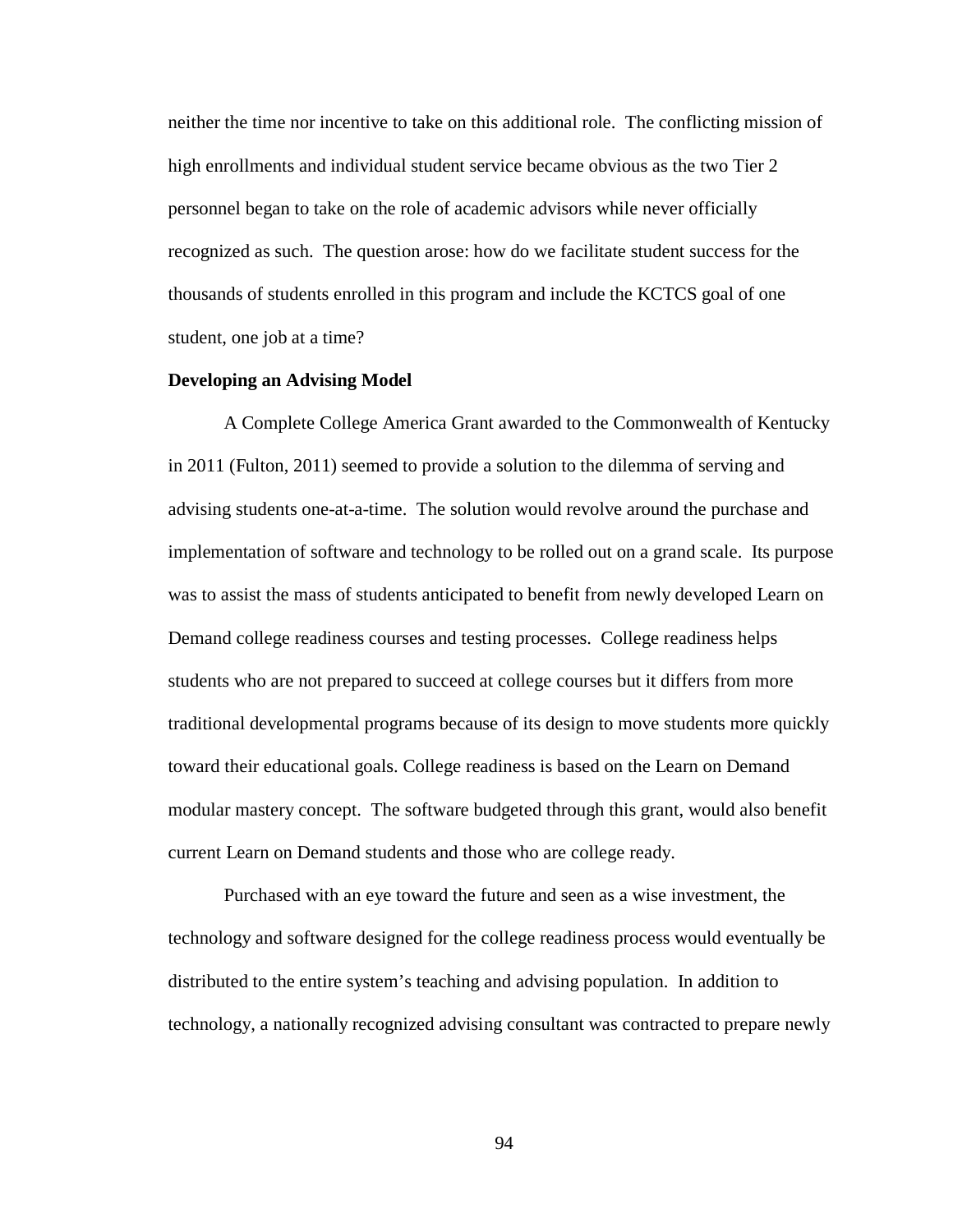neither the time nor incentive to take on this additional role. The conflicting mission of high enrollments and individual student service became obvious as the two Tier 2 personnel began to take on the role of academic advisors while never officially recognized as such. The question arose: how do we facilitate student success for the thousands of students enrolled in this program and include the KCTCS goal of one student, one job at a time?

**Developing an Advising Model**

A Complete College America Grant awarded to the Commonwealth of Kentucky in 2011 (Fulton, 2011) seemed to provide a solution to the dilemma of serving and advising students one-at-a-time. The solution would revolve around the purchase and implementation of software and technology to be rolled out on a grand scale. Its purpose was to assist the mass of students anticipated to benefit from newly developed Learn on Demand college readiness courses and testing processes. College readiness helps students who are not prepared to succeed at college courses but it differs from more traditional developmental programs because of its design to move students more quickly toward their educational goals. College readiness is based on the Learn on Demand modular mastery concept. The software budgeted through this grant, would also benefit current Learn on Demand students and those who are college ready.

Purchased with an eye toward the future and seen as a wise investment, the technology and software designed for the college readiness process would eventually be distributed to the entire system's teaching and advising population. In addition to technology, a nationally recognized advising consultant was contracted to prepare newly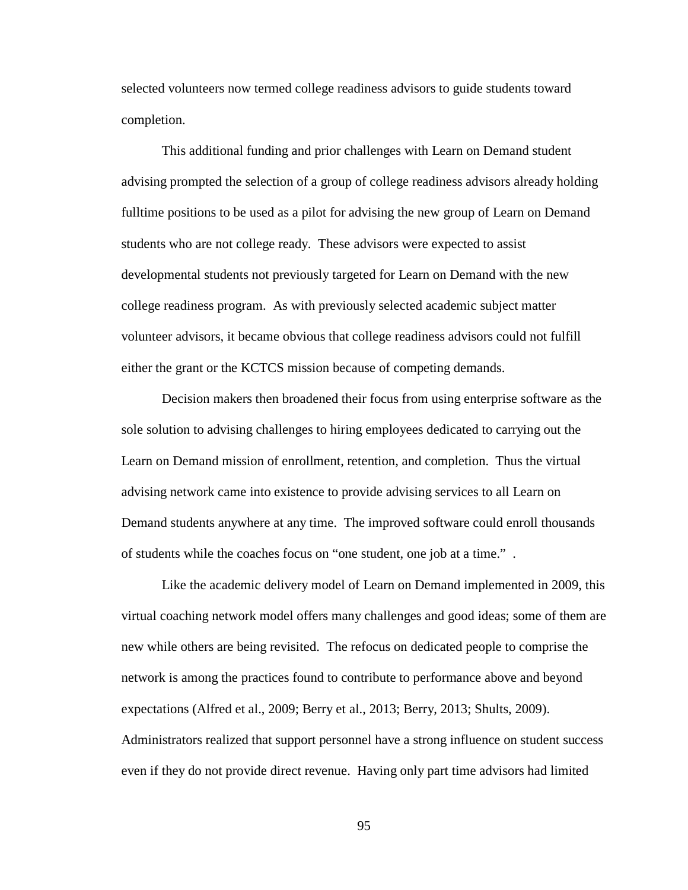selected volunteers now termed college readiness advisors to guide students toward completion.

This additional funding and prior challenges with Learn on Demand student advising prompted the selection of a group of college readiness advisors already holding fulltime positions to be used as a pilot for advising the new group of Learn on Demand students who are not college ready. These advisors were expected to assist developmental students not previously targeted for Learn on Demand with the new college readiness program. As with previously selected academic subject matter volunteer advisors, it became obvious that college readiness advisors could not fulfill either the grant or the KCTCS mission because of competing demands.

Decision makers then broadened their focus from using enterprise software as the sole solution to advising challenges to hiring employees dedicated to carrying out the Learn on Demand mission of enrollment, retention, and completion. Thus the virtual advising network came into existence to provide advising services to all Learn on Demand students anywhere at any time. The improved software could enroll thousands of students while the coaches focus on "one student, one job at a time." .

Like the academic delivery model of Learn on Demand implemented in 2009, this virtual coaching network model offers many challenges and good ideas; some of them are new while others are being revisited. The refocus on dedicated people to comprise the network is among the practices found to contribute to performance above and beyond expectations (Alfred et al., 2009; Berry et al., 2013; Berry, 2013; Shults, 2009). Administrators realized that support personnel have a strong influence on student success even if they do not provide direct revenue. Having only part time advisors had limited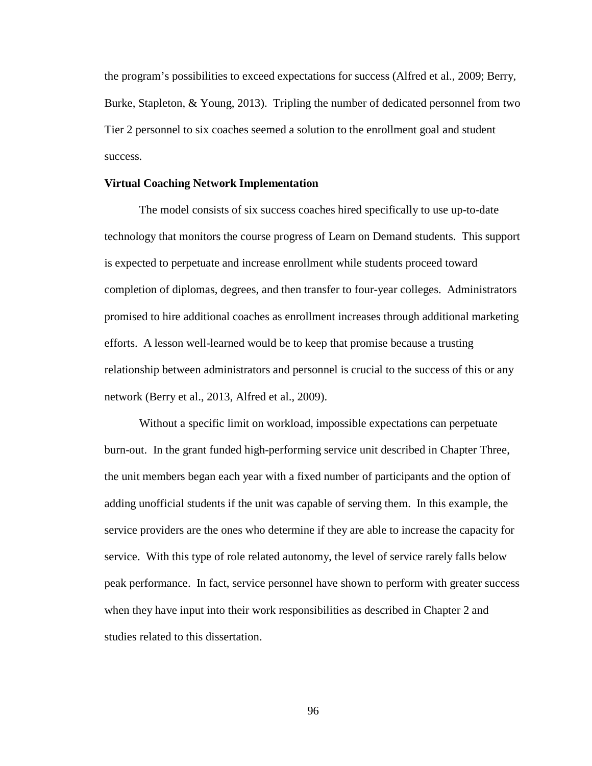the program's possibilities to exceed expectations for success (Alfred et al., 2009; Berry, Burke, Stapleton, & Young, 2013). Tripling the number of dedicated personnel from two Tier 2 personnel to six coaches seemed a solution to the enrollment goal and student success.

**Virtual Coaching Network Implementation**

The model consists of six success coaches hired specifically to use up-to-date technology that monitors the course progress of Learn on Demand students. This support is expected to perpetuate and increase enrollment while students proceed toward completion of diplomas, degrees, and then transfer to four-year colleges. Administrators promised to hire additional coaches as enrollment increases through additional marketing efforts. A lesson well-learned would be to keep that promise because a trusting relationship between administrators and personnel is crucial to the success of this or any network (Berry et al., 2013, Alfred et al., 2009).

Without a specific limit on workload, impossible expectations can perpetuate burn-out. In the grant funded high-performing service unit described in Chapter Three, the unit members began each year with a fixed number of participants and the option of adding unofficial students if the unit was capable of serving them. In this example, the service providers are the ones who determine if they are able to increase the capacity for service. With this type of role related autonomy, the level of service rarely falls below peak performance. In fact, service personnel have shown to perform with greater success when they have input into their work responsibilities as described in Chapter 2 and studies related to this dissertation.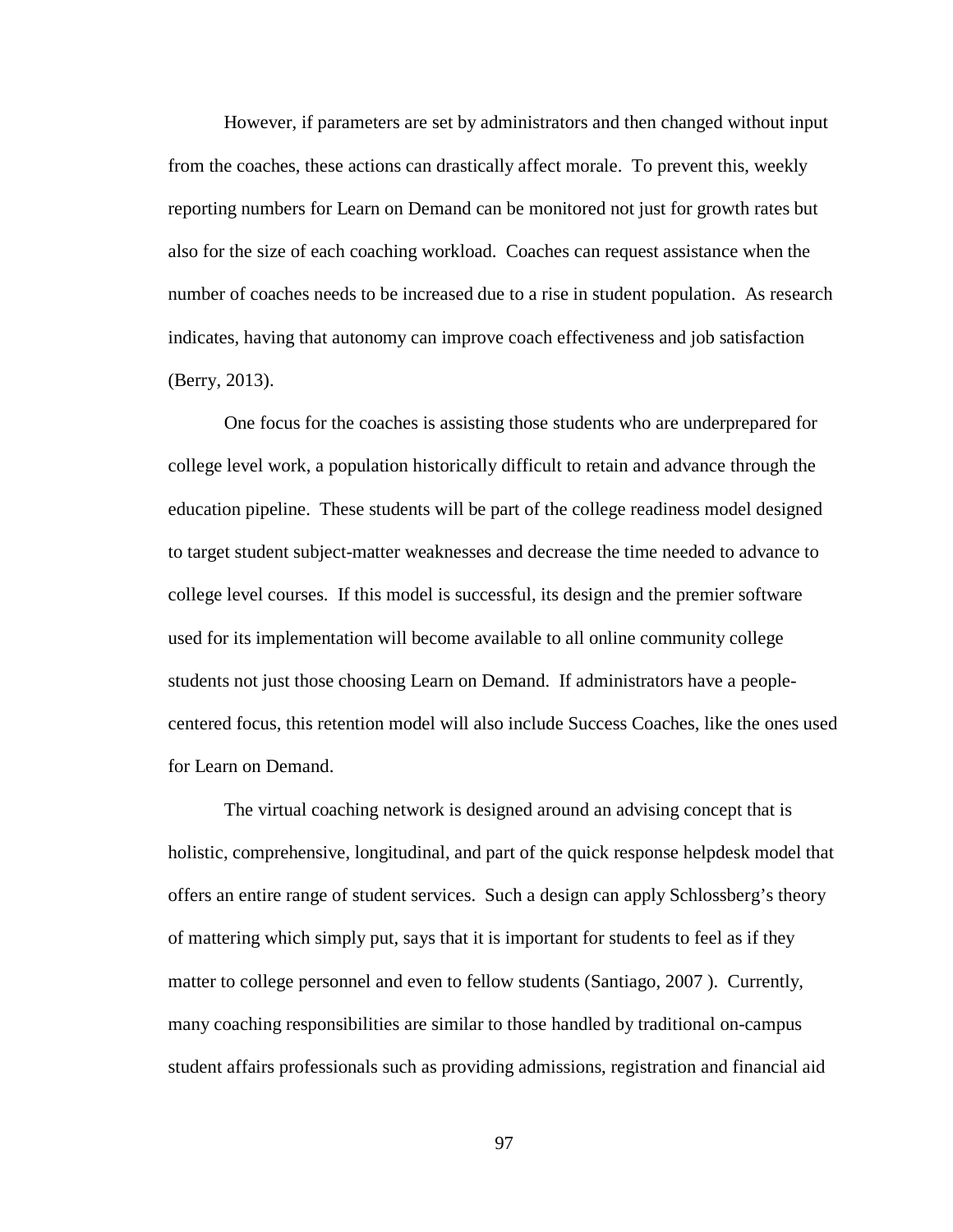However, if parameters are set by administrators and then changed without input from the coaches, these actions can drastically affect morale. To prevent this, weekly reporting numbers for Learn on Demand can be monitored not just for growth rates but also for the size of each coaching workload. Coaches can request assistance when the number of coaches needs to be increased due to a rise in student population. As research indicates, having that autonomy can improve coach effectiveness and job satisfaction (Berry, 2013).

One focus for the coaches is assisting those students who are underprepared for college level work, a population historically difficult to retain and advance through the education pipeline. These students will be part of the college readiness model designed to target student subject-matter weaknesses and decrease the time needed to advance to college level courses. If this model is successful, its design and the premier software used for its implementation will become available to all online community college students not just those choosing Learn on Demand. If administrators have a people-centered focus, this retention model will also include Success Coaches, like the ones used for Learn on Demand.

The virtual coaching network is designed around an advising concept that is holistic, comprehensive, longitudinal, and part of the quick response helpdesk model that offers an entire range of student services. Such a design can apply Schlossberg's theory of mattering which simply put, says that it is important for students to feel as if they matter to college personnel and even to fellow students (Santiago, 2007 ). Currently, many coaching responsibilities are similar to those handled by traditional on-campus student affairs professionals such as providing admissions, registration and financial aid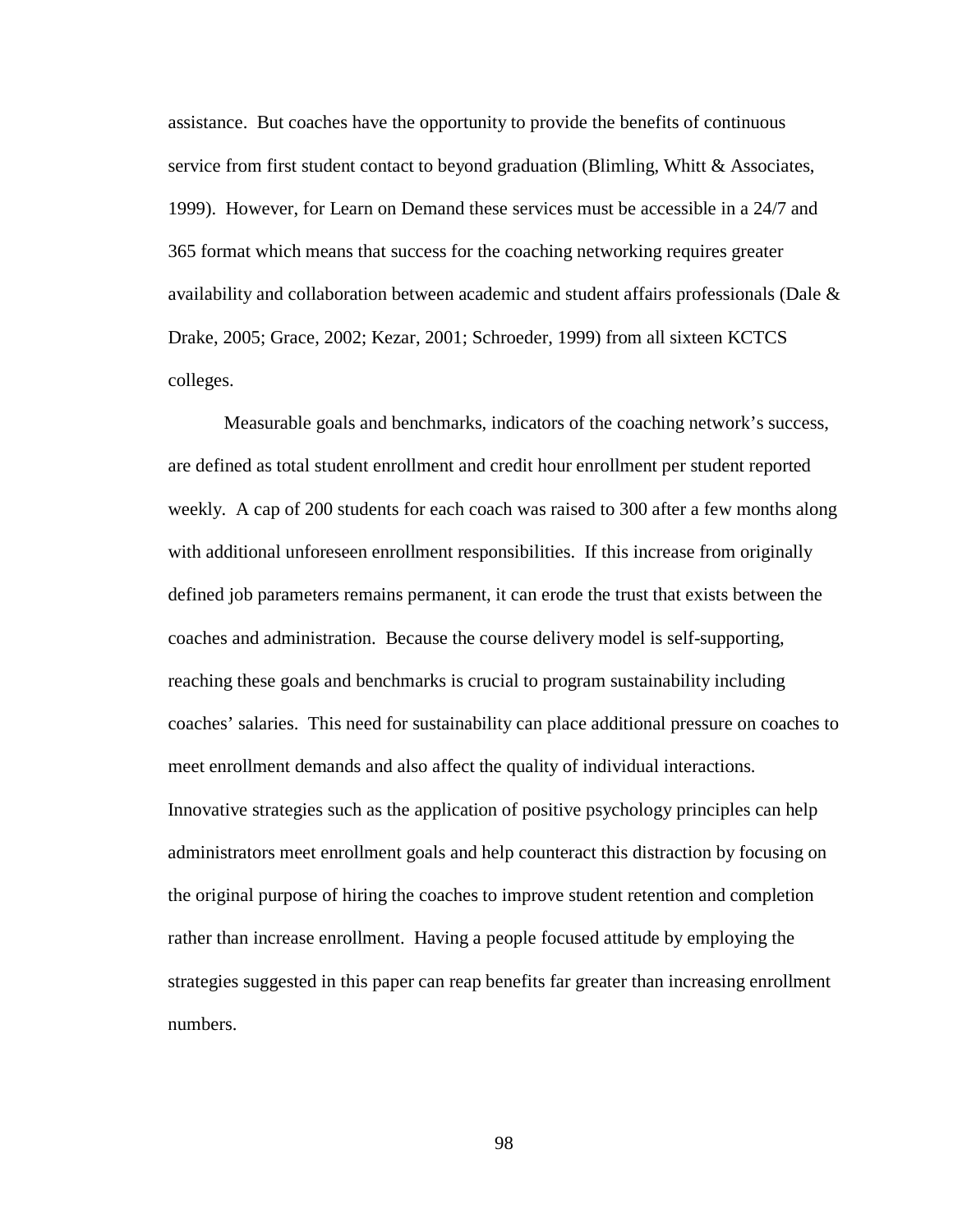assistance. But coaches have the opportunity to provide the benefits of continuous service from first student contact to beyond graduation (Blimling, Whitt & Associates, 1999). However, for Learn on Demand these services must be accessible in a 24/7 and 365 format which means that success for the coaching networking requires greater availability and collaboration between academic and student affairs professionals (Dale & Drake, 2005; Grace, 2002; Kezar, 2001; Schroeder, 1999) from all sixteen KCTCS colleges.

Measurable goals and benchmarks, indicators of the coaching network's success, are defined as total student enrollment and credit hour enrollment per student reported weekly. A cap of 200 students for each coach was raised to 300 after a few months along with additional unforeseen enrollment responsibilities. If this increase from originally defined job parameters remains permanent, it can erode the trust that exists between the coaches and administration. Because the course delivery model is self-supporting, reaching these goals and benchmarks is crucial to program sustainability including coaches' salaries. This need for sustainability can place additional pressure on coaches to meet enrollment demands and also affect the quality of individual interactions. Innovative strategies such as the application of positive psychology principles can help administrators meet enrollment goals and help counteract this distraction by focusing on the original purpose of hiring the coaches to improve student retention and completion rather than increase enrollment. Having a people focused attitude by employing the strategies suggested in this paper can reap benefits far greater than increasing enrollment numbers.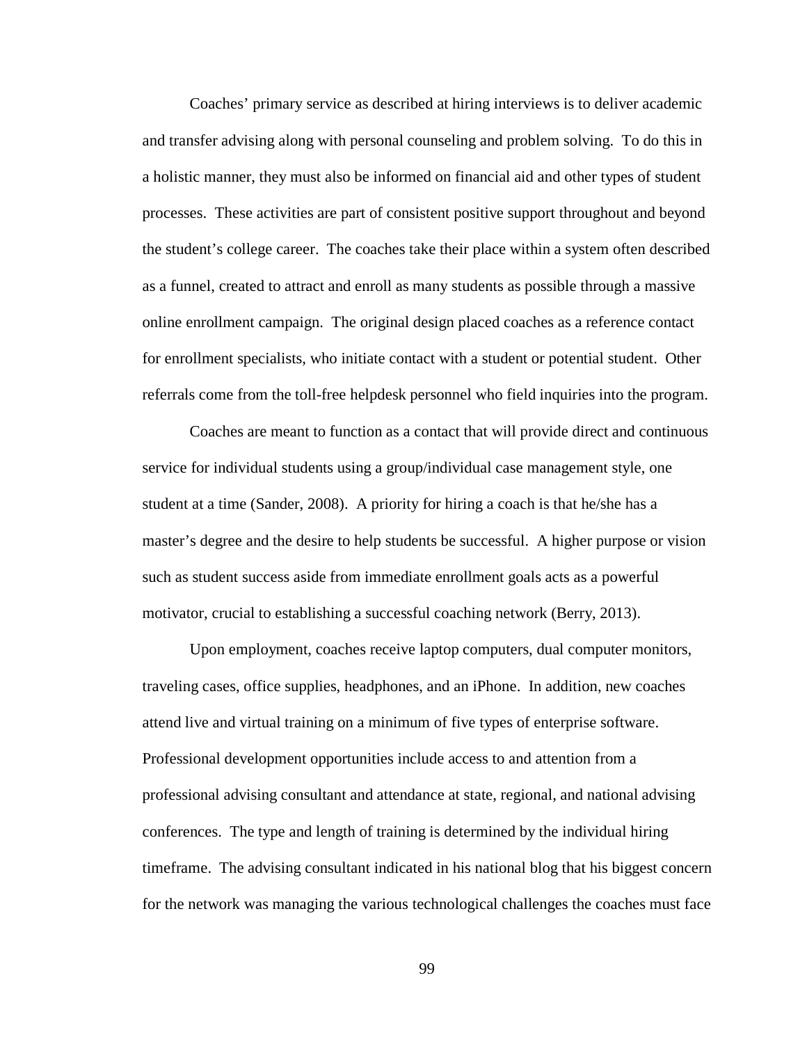Coaches' primary service as described at hiring interviews is to deliver academic and transfer advising along with personal counseling and problem solving. To do this in a holistic manner, they must also be informed on financial aid and other types of student processes. These activities are part of consistent positive support throughout and beyond the student's college career. The coaches take their place within a system often described as a funnel, created to attract and enroll as many students as possible through a massive online enrollment campaign. The original design placed coaches as a reference contact for enrollment specialists, who initiate contact with a student or potential student. Other referrals come from the toll-free helpdesk personnel who field inquiries into the program.

Coaches are meant to function as a contact that will provide direct and continuous service for individual students using a group/individual case management style, one student at a time (Sander, 2008). A priority for hiring a coach is that he/she has a master's degree and the desire to help students be successful. A higher purpose or vision such as student success aside from immediate enrollment goals acts as a powerful motivator, crucial to establishing a successful coaching network (Berry, 2013).

Upon employment, coaches receive laptop computers, dual computer monitors, traveling cases, office supplies, headphones, and an iPhone. In addition, new coaches attend live and virtual training on a minimum of five types of enterprise software. Professional development opportunities include access to and attention from a professional advising consultant and attendance at state, regional, and national advising conferences. The type and length of training is determined by the individual hiring timeframe. The advising consultant indicated in his national blog that his biggest concern for the network was managing the various technological challenges the coaches must face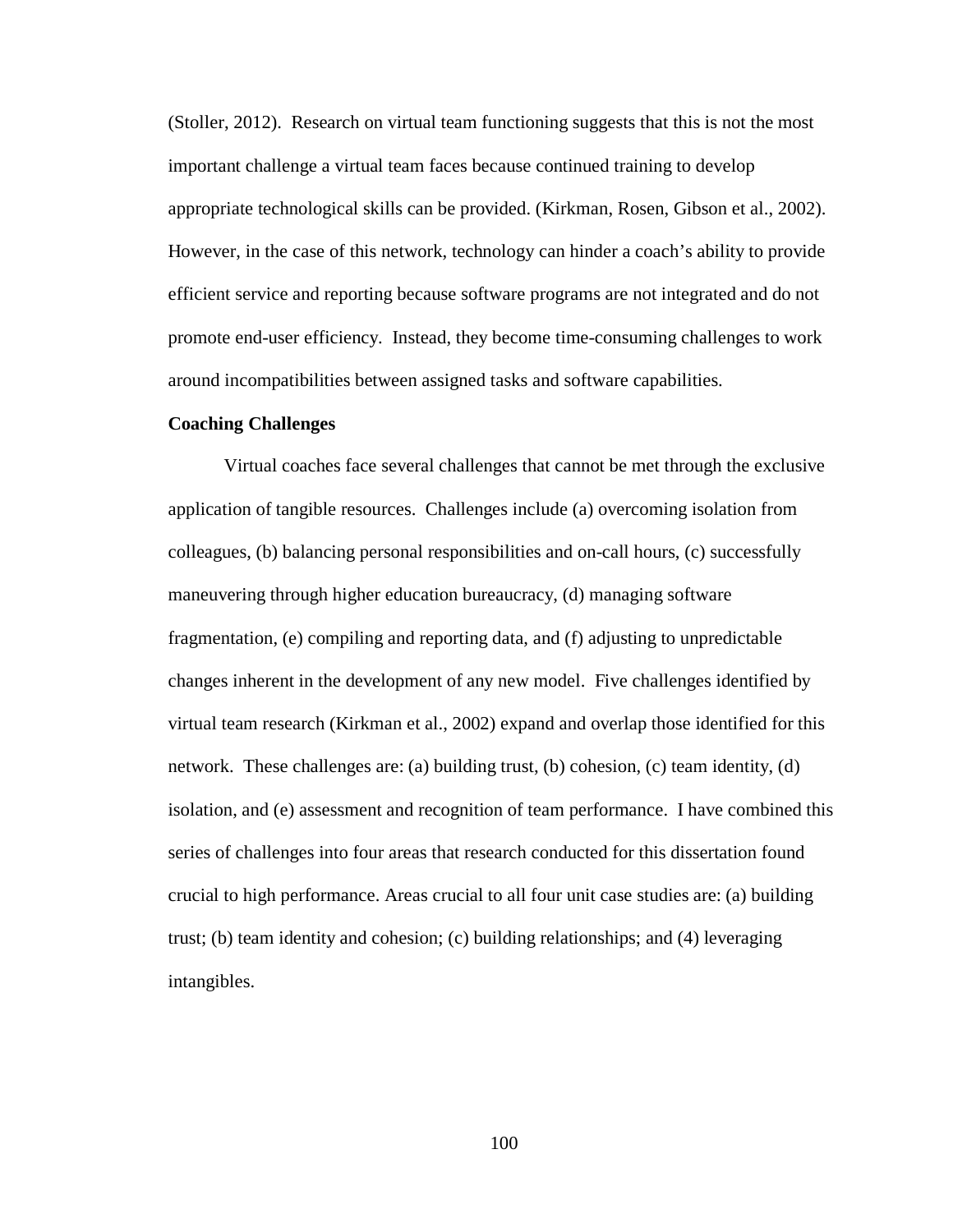(Stoller, 2012). Research on virtual team functioning suggests that this is not the most important challenge a virtual team faces because continued training to develop appropriate technological skills can be provided. (Kirkman, Rosen, Gibson et al., 2002). However, in the case of this network, technology can hinder a coach's ability to provide efficient service and reporting because software programs are not integrated and do not promote end-user efficiency. Instead, they become time-consuming challenges to work around incompatibilities between assigned tasks and software capabilities.

**Coaching Challenges**

Virtual coaches face several challenges that cannot be met through the exclusive application of tangible resources. Challenges include (a) overcoming isolation from colleagues, (b) balancing personal responsibilities and on-call hours, (c) successfully maneuvering through higher education bureaucracy, (d) managing software fragmentation, (e) compiling and reporting data, and (f) adjusting to unpredictable changes inherent in the development of any new model. Five challenges identified by virtual team research (Kirkman et al., 2002) expand and overlap those identified for this network. These challenges are: (a) building trust, (b) cohesion, (c) team identity, (d) isolation, and (e) assessment and recognition of team performance. I have combined this series of challenges into four areas that research conducted for this dissertation found crucial to high performance. Areas crucial to all four unit case studies are: (a) building trust; (b) team identity and cohesion; (c) building relationships; and (4) leveraging intangibles.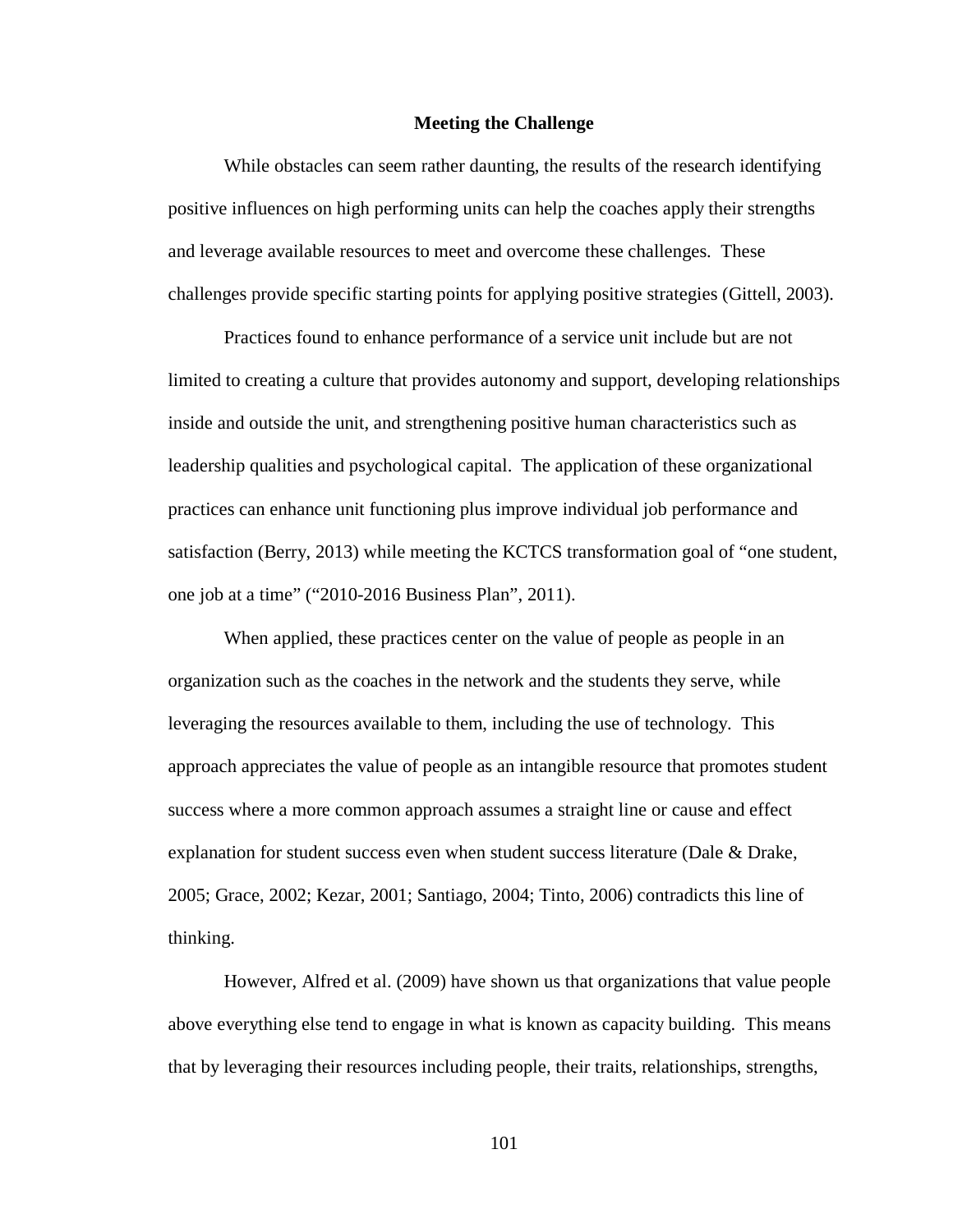## Meeting the Challenge

While obstacles can seem rather daunting, the results of the research identifying positive influences on high performing units can help the coaches apply their strengths and leverage available resources to meet and overcome these challenges. These challenges provide specific starting points for applying positive strategies (Gittell, 2003).

Practices found to enhance performance of a service unit include but are not limited to creating a culture that provides autonomy and support, developing relationships inside and outside the unit, and strengthening positive human characteristics such as leadership qualities and psychological capital. The application of these organizational practices can enhance unit functioning plus improve individual job performance and satisfaction (Berry, 2013) while meeting the KCTCS transformation goal of "one student, one job at a time" ("2010-2016 Business Plan", 2011).

When applied, these practices center on the value of people as people in an organization such as the coaches in the network and the students they serve, while leveraging the resources available to them, including the use of technology. This approach appreciates the value of people as an intangible resource that promotes student success where a more common approach assumes a straight line or cause and effect explanation for student success even when student success literature (Dale & Drake, 2005; Grace, 2002; Kezar, 2001; Santiago, 2004; Tinto, 2006) contradicts this line of thinking.

However, Alfred et al. (2009) have shown us that organizations that value people above everything else tend to engage in what is known as capacity building. This means that by leveraging their resources including people, their traits, relationships, strengths,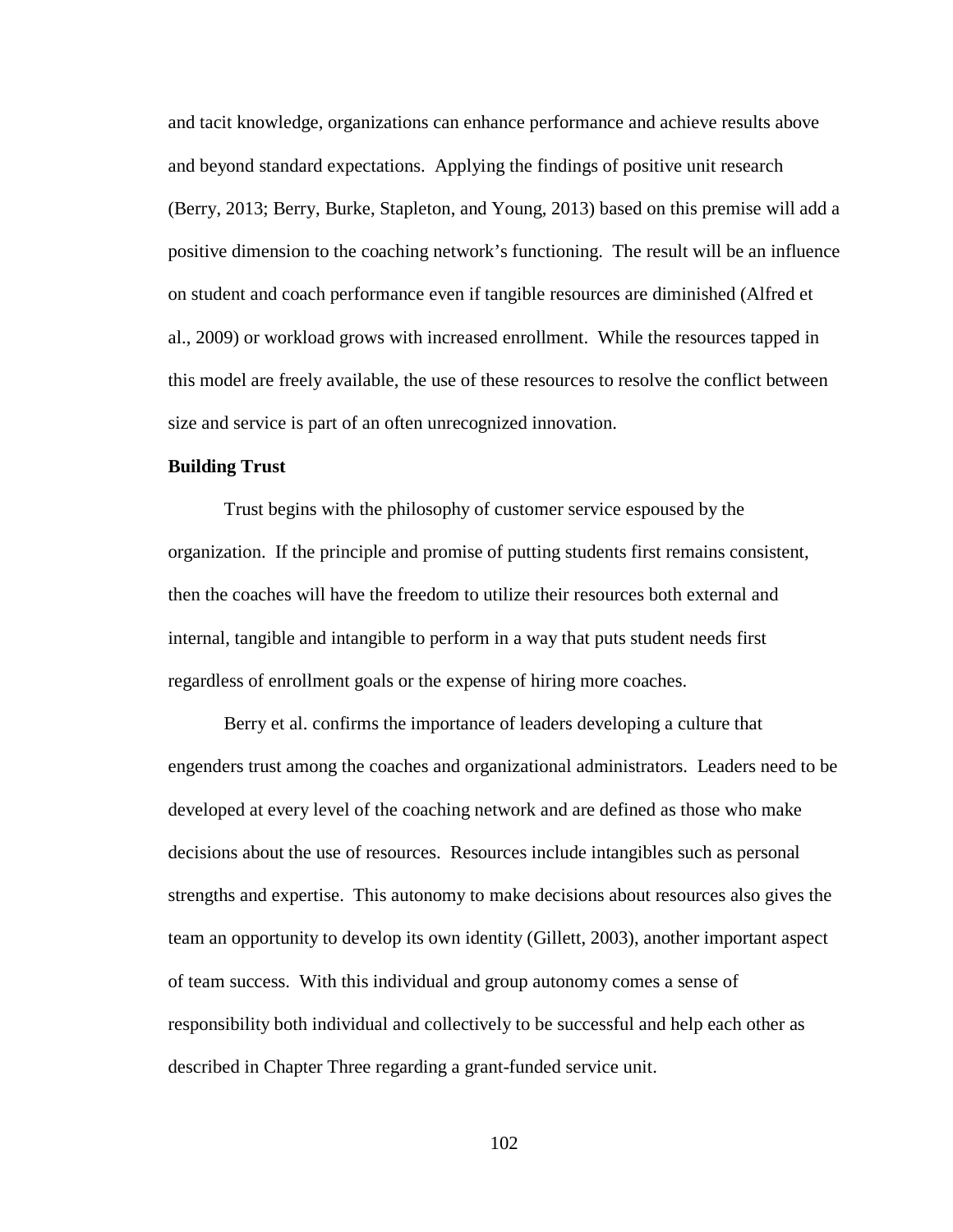and tacit knowledge, organizations can enhance performance and achieve results above and beyond standard expectations. Applying the findings of positive unit research (Berry, 2013; Berry, Burke, Stapleton, and Young, 2013) based on this premise will add a positive dimension to the coaching network's functioning. The result will be an influence on student and coach performance even if tangible resources are diminished (Alfred et al., 2009) or workload grows with increased enrollment. While the resources tapped in this model are freely available, the use of these resources to resolve the conflict between size and service is part of an often unrecognized innovation.

**Building Trust**

Trust begins with the philosophy of customer service espoused by the organization. If the principle and promise of putting students first remains consistent, then the coaches will have the freedom to utilize their resources both external and internal, tangible and intangible to perform in a way that puts student needs first regardless of enrollment goals or the expense of hiring more coaches.

Berry et al. confirms the importance of leaders developing a culture that engenders trust among the coaches and organizational administrators. Leaders need to be developed at every level of the coaching network and are defined as those who make decisions about the use of resources. Resources include intangibles such as personal strengths and expertise. This autonomy to make decisions about resources also gives the team an opportunity to develop its own identity (Gillett, 2003), another important aspect of team success. With this individual and group autonomy comes a sense of responsibility both individual and collectively to be successful and help each other as described in Chapter Three regarding a grant-funded service unit.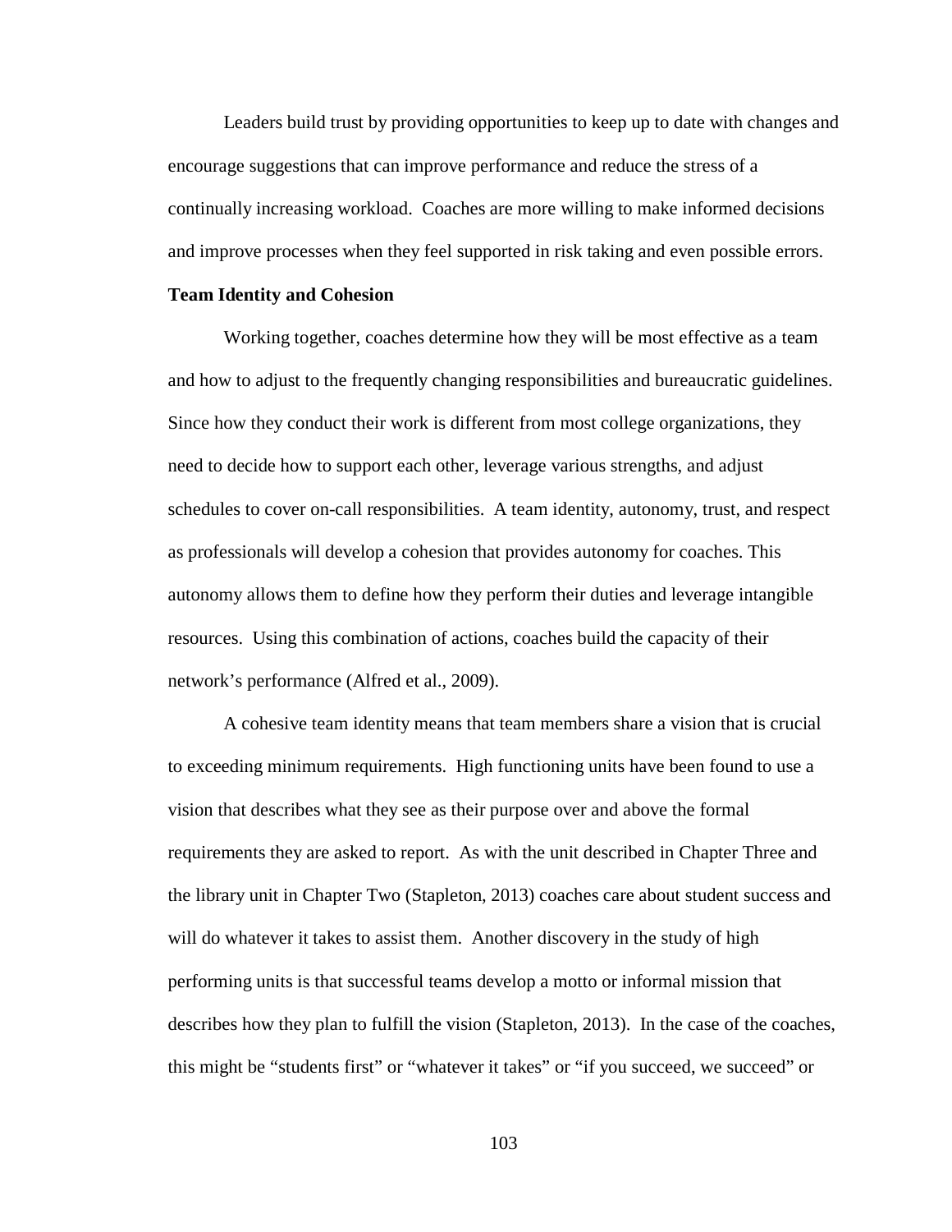Leaders build trust by providing opportunities to keep up to date with changes and encourage suggestions that can improve performance and reduce the stress of a continually increasing workload. Coaches are more willing to make informed decisions and improve processes when they feel supported in risk taking and even possible errors.

**Team Identity and Cohesion**

Working together, coaches determine how they will be most effective as a team and how to adjust to the frequently changing responsibilities and bureaucratic guidelines. Since how they conduct their work is different from most college organizations, they need to decide how to support each other, leverage various strengths, and adjust schedules to cover on-call responsibilities. A team identity, autonomy, trust, and respect as professionals will develop a cohesion that provides autonomy for coaches. This autonomy allows them to define how they perform their duties and leverage intangible resources. Using this combination of actions, coaches build the capacity of their network's performance (Alfred et al., 2009).

A cohesive team identity means that team members share a vision that is crucial to exceeding minimum requirements. High functioning units have been found to use a vision that describes what they see as their purpose over and above the formal requirements they are asked to report. As with the unit described in Chapter Three and the library unit in Chapter Two (Stapleton, 2013) coaches care about student success and will do whatever it takes to assist them. Another discovery in the study of high performing units is that successful teams develop a motto or informal mission that describes how they plan to fulfill the vision (Stapleton, 2013). In the case of the coaches, this might be "students first" or "whatever it takes" or "if you succeed, we succeed" or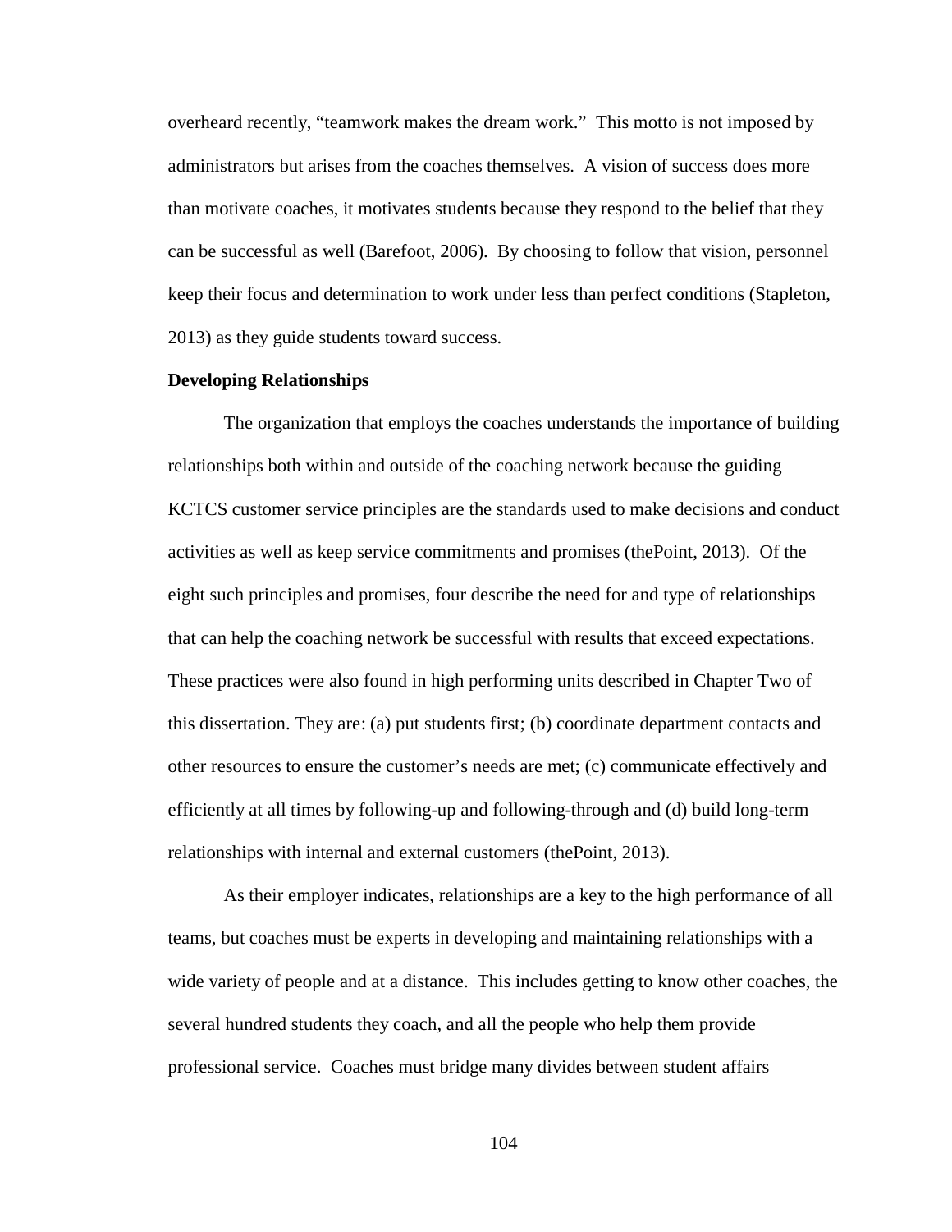overheard recently, "teamwork makes the dream work." This motto is not imposed by administrators but arises from the coaches themselves. A vision of success does more than motivate coaches, it motivates students because they respond to the belief that they can be successful as well (Barefoot, 2006). By choosing to follow that vision, personnel keep their focus and determination to work under less than perfect conditions (Stapleton, 2013) as they guide students toward success.

**Developing Relationships**

The organization that employs the coaches understands the importance of building relationships both within and outside of the coaching network because the guiding KCTCS customer service principles are the standards used to make decisions and conduct activities as well as keep service commitments and promises (thePoint, 2013). Of the eight such principles and promises, four describe the need for and type of relationships that can help the coaching network be successful with results that exceed expectations. These practices were also found in high performing units described in Chapter Two of this dissertation. They are: (a) put students first; (b) coordinate department contacts and other resources to ensure the customer's needs are met; (c) communicate effectively and efficiently at all times by following-up and following-through and (d) build long-term relationships with internal and external customers (thePoint, 2013).

As their employer indicates, relationships are a key to the high performance of all teams, but coaches must be experts in developing and maintaining relationships with a wide variety of people and at a distance. This includes getting to know other coaches, the several hundred students they coach, and all the people who help them provide professional service. Coaches must bridge many divides between student affairs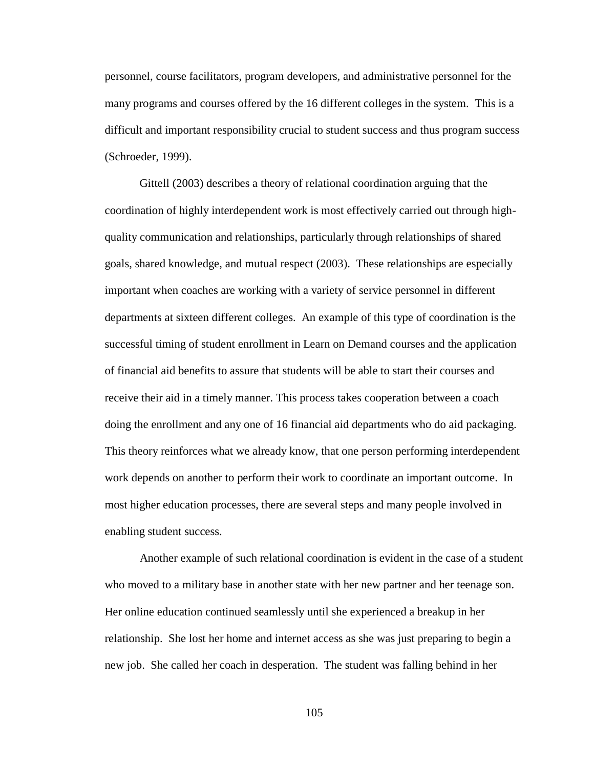personnel, course facilitators, program developers, and administrative personnel for the many programs and courses offered by the 16 different colleges in the system. This is a difficult and important responsibility crucial to student success and thus program success (Schroeder, 1999).

Gittell (2003) describes a theory of relational coordination arguing that the coordination of highly interdependent work is most effectively carried out through high-quality communication and relationships, particularly through relationships of shared goals, shared knowledge, and mutual respect (2003). These relationships are especially important when coaches are working with a variety of service personnel in different departments at sixteen different colleges. An example of this type of coordination is the successful timing of student enrollment in Learn on Demand courses and the application of financial aid benefits to assure that students will be able to start their courses and receive their aid in a timely manner. This process takes cooperation between a coach doing the enrollment and any one of 16 financial aid departments who do aid packaging. This theory reinforces what we already know, that one person performing interdependent work depends on another to perform their work to coordinate an important outcome. In most higher education processes, there are several steps and many people involved in enabling student success.

Another example of such relational coordination is evident in the case of a student who moved to a military base in another state with her new partner and her teenage son. Her online education continued seamlessly until she experienced a breakup in her relationship. She lost her home and internet access as she was just preparing to begin a new job. She called her coach in desperation. The student was falling behind in her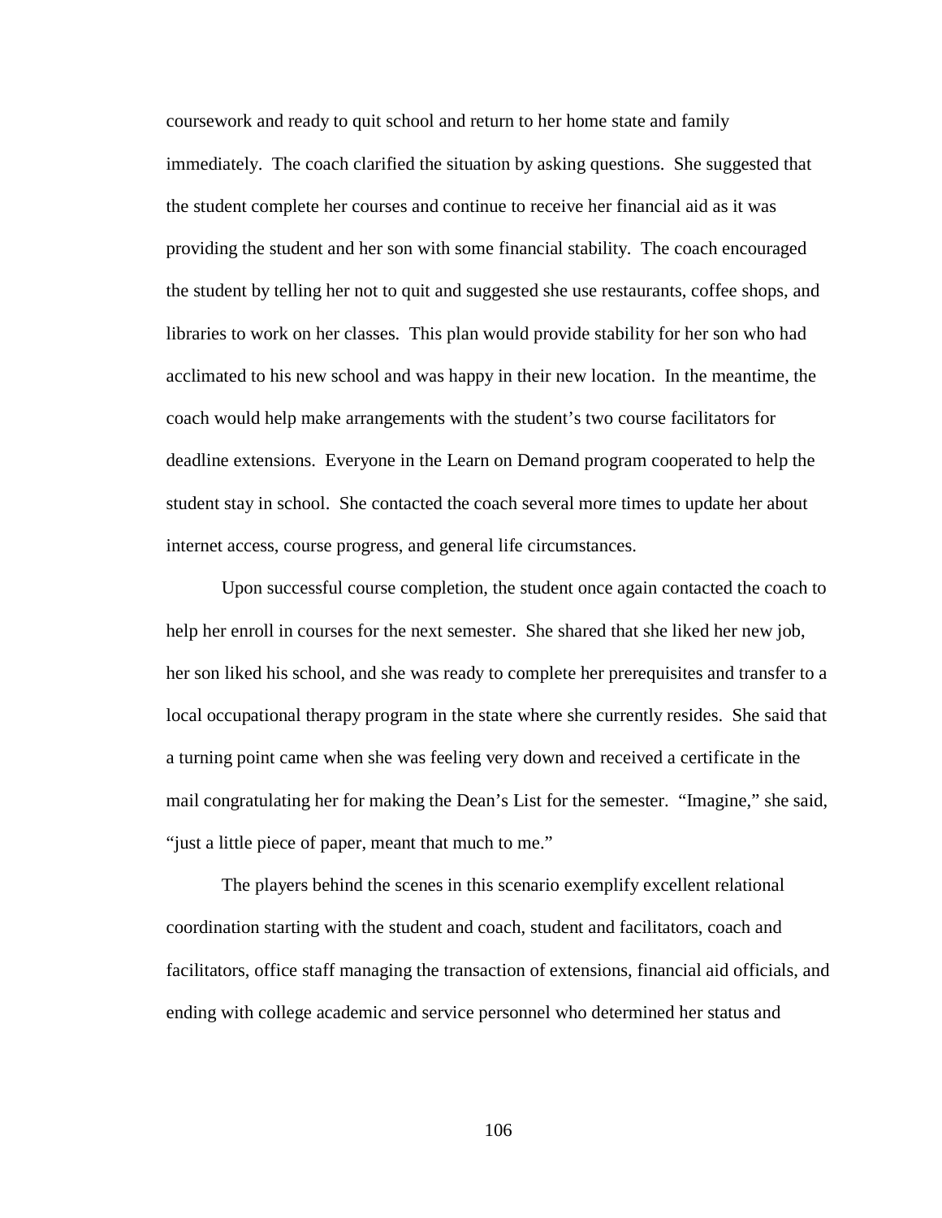coursework and ready to quit school and return to her home state and family immediately. The coach clarified the situation by asking questions. She suggested that the student complete her courses and continue to receive her financial aid as it was providing the student and her son with some financial stability. The coach encouraged the student by telling her not to quit and suggested she use restaurants, coffee shops, and libraries to work on her classes. This plan would provide stability for her son who had acclimated to his new school and was happy in their new location. In the meantime, the coach would help make arrangements with the student's two course facilitators for deadline extensions. Everyone in the Learn on Demand program cooperated to help the student stay in school. She contacted the coach several more times to update her about internet access, course progress, and general life circumstances.

Upon successful course completion, the student once again contacted the coach to help her enroll in courses for the next semester. She shared that she liked her new job, her son liked his school, and she was ready to complete her prerequisites and transfer to a local occupational therapy program in the state where she currently resides. She said that a turning point came when she was feeling very down and received a certificate in the mail congratulating her for making the Dean's List for the semester. "Imagine," she said, "just a little piece of paper, meant that much to me."

The players behind the scenes in this scenario exemplify excellent relational coordination starting with the student and coach, student and facilitators, coach and facilitators, office staff managing the transaction of extensions, financial aid officials, and ending with college academic and service personnel who determined her status and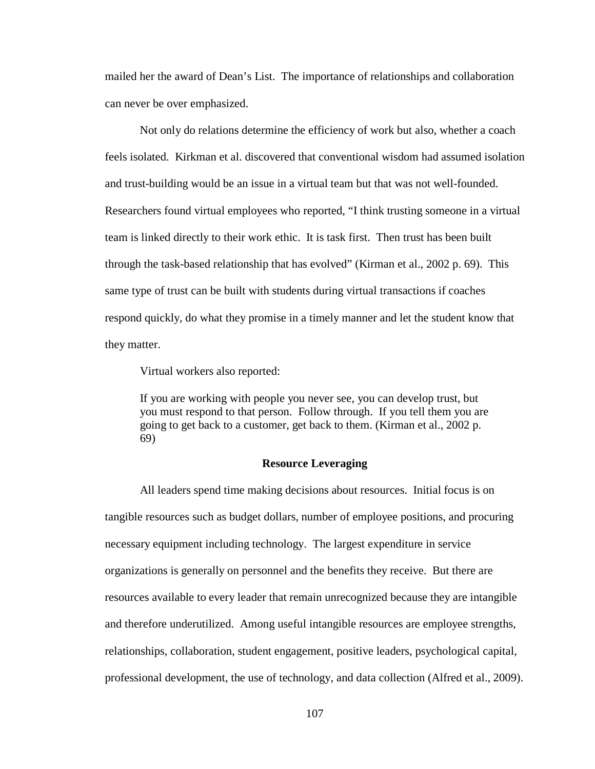mailed her the award of Dean's List. The importance of relationships and collaboration can never be over emphasized.

Not only do relations determine the efficiency of work but also, whether a coach feels isolated. Kirkman et al. discovered that conventional wisdom had assumed isolation and trust-building would be an issue in a virtual team but that was not well-founded. Researchers found virtual employees who reported, "I think trusting someone in a virtual team is linked directly to their work ethic. It is task first. Then trust has been built through the task-based relationship that has evolved" (Kirman et al., 2002 p. 69). This same type of trust can be built with students during virtual transactions if coaches respond quickly, do what they promise in a timely manner and let the student know that they matter.

Virtual workers also reported:

> If you are working with people you never see, you can develop trust, but you must respond to that person. Follow through. If you tell them you are going to get back to a customer, get back to them. (Kirman et al., 2002 p. 69)

## Resource Leveraging

All leaders spend time making decisions about resources. Initial focus is on tangible resources such as budget dollars, number of employee positions, and procuring necessary equipment including technology. The largest expenditure in service organizations is generally on personnel and the benefits they receive. But there are resources available to every leader that remain unrecognized because they are intangible and therefore underutilized. Among useful intangible resources are employee strengths, relationships, collaboration, student engagement, positive leaders, psychological capital, professional development, the use of technology, and data collection (Alfred et al., 2009).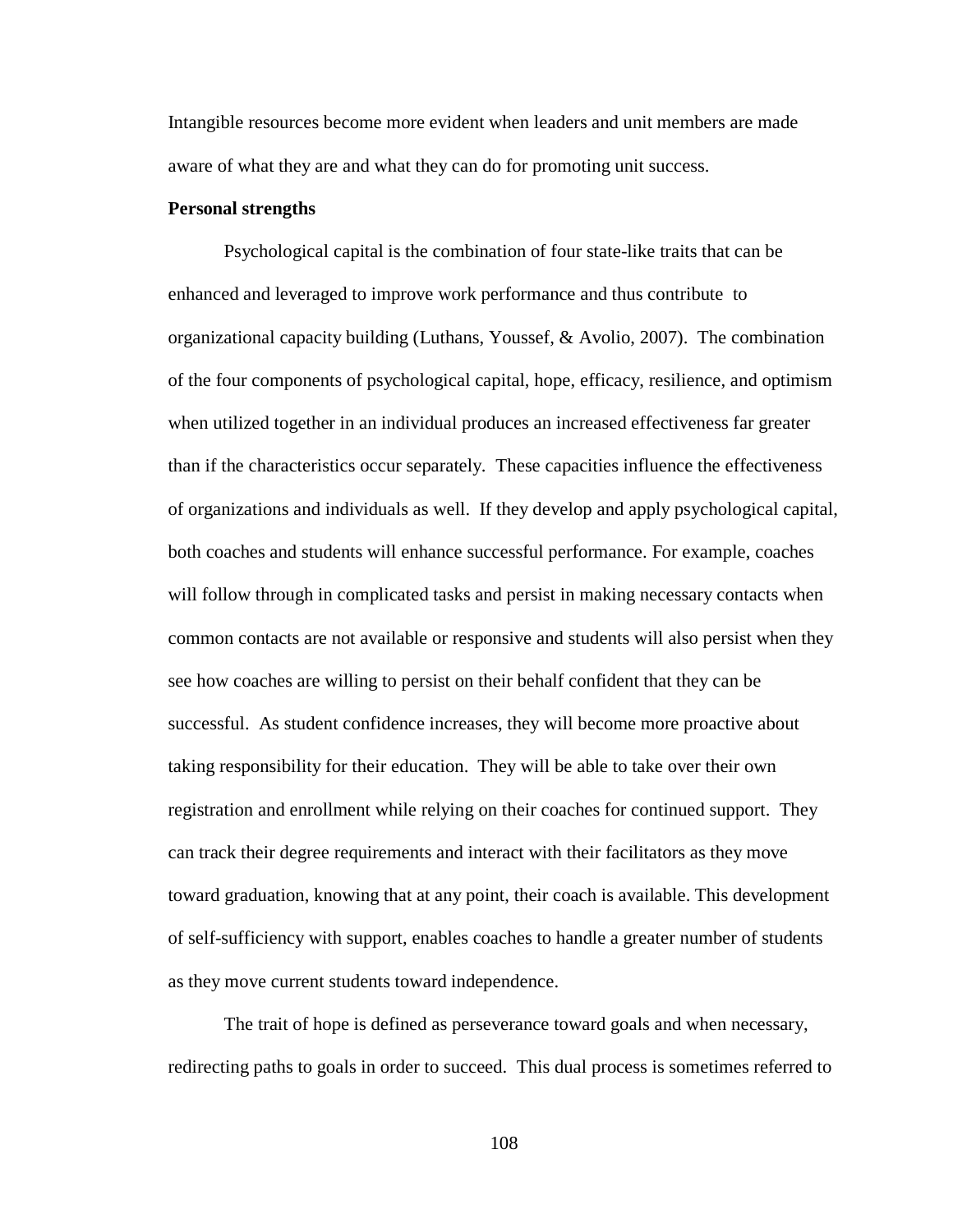Intangible resources become more evident when leaders and unit members are made aware of what they are and what they can do for promoting unit success.

**Personal strengths**

Psychological capital is the combination of four state-like traits that can be enhanced and leveraged to improve work performance and thus contribute to organizational capacity building (Luthans, Youssef, & Avolio, 2007). The combination of the four components of psychological capital, hope, efficacy, resilience, and optimism when utilized together in an individual produces an increased effectiveness far greater than if the characteristics occur separately. These capacities influence the effectiveness of organizations and individuals as well. If they develop and apply psychological capital, both coaches and students will enhance successful performance. For example, coaches will follow through in complicated tasks and persist in making necessary contacts when common contacts are not available or responsive and students will also persist when they see how coaches are willing to persist on their behalf confident that they can be successful. As student confidence increases, they will become more proactive about taking responsibility for their education. They will be able to take over their own registration and enrollment while relying on their coaches for continued support. They can track their degree requirements and interact with their facilitators as they move toward graduation, knowing that at any point, their coach is available. This development of self-sufficiency with support, enables coaches to handle a greater number of students as they move current students toward independence.

The trait of hope is defined as perseverance toward goals and when necessary, redirecting paths to goals in order to succeed. This dual process is sometimes referred to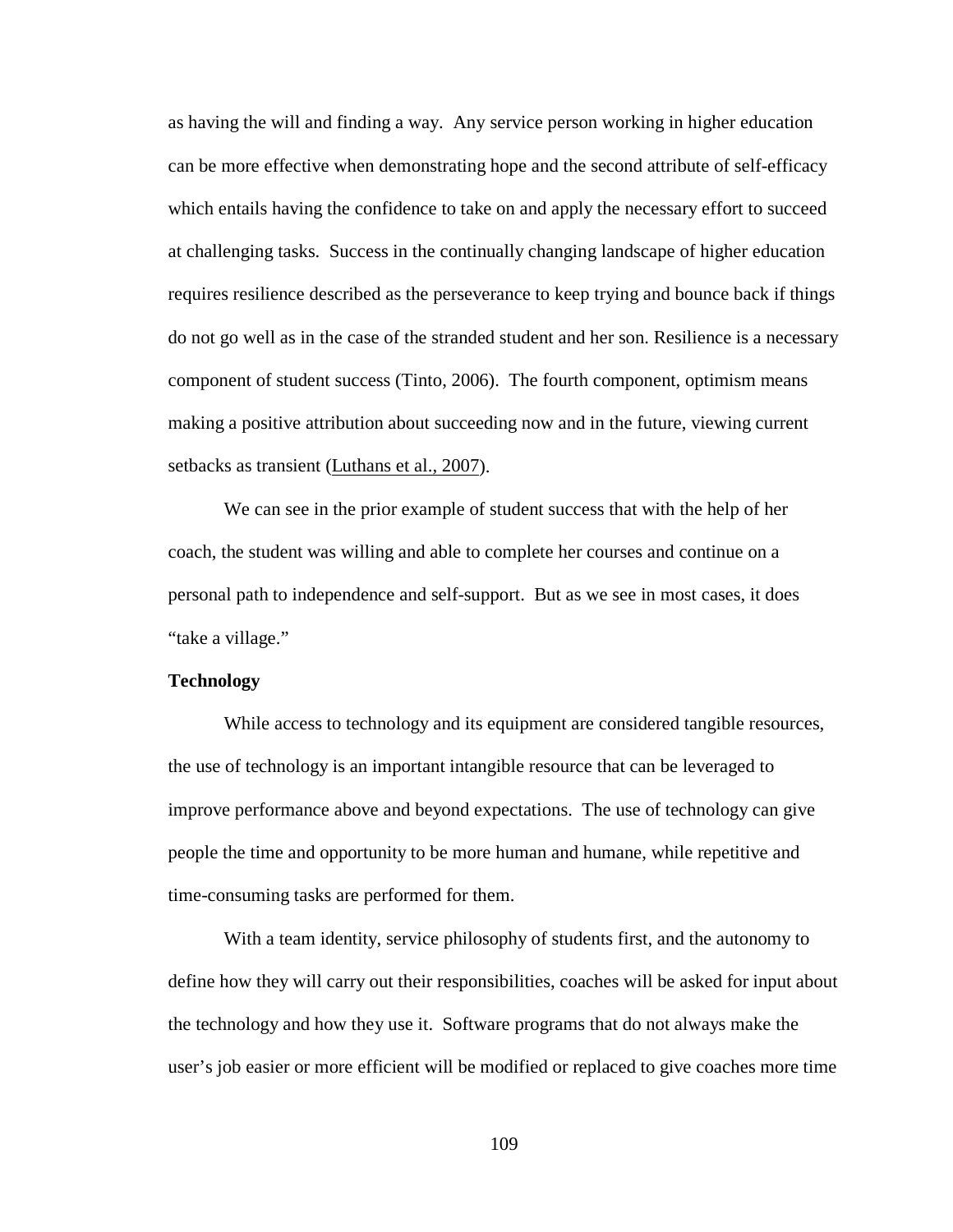as having the will and finding a way. Any service person working in higher education can be more effective when demonstrating hope and the second attribute of self-efficacy which entails having the confidence to take on and apply the necessary effort to succeed at challenging tasks. Success in the continually changing landscape of higher education requires resilience described as the perseverance to keep trying and bounce back if things do not go well as in the case of the stranded student and her son. Resilience is a necessary component of student success (Tinto, 2006). The fourth component, optimism means making a positive attribution about succeeding now and in the future, viewing current setbacks as transient (Luthans et al., 2007).

We can see in the prior example of student success that with the help of her coach, the student was willing and able to complete her courses and continue on a personal path to independence and self-support. But as we see in most cases, it does "take a village."

**Technology**

While access to technology and its equipment are considered tangible resources, the use of technology is an important intangible resource that can be leveraged to improve performance above and beyond expectations. The use of technology can give people the time and opportunity to be more human and humane, while repetitive and time-consuming tasks are performed for them.

With a team identity, service philosophy of students first, and the autonomy to define how they will carry out their responsibilities, coaches will be asked for input about the technology and how they use it. Software programs that do not always make the user's job easier or more efficient will be modified or replaced to give coaches more time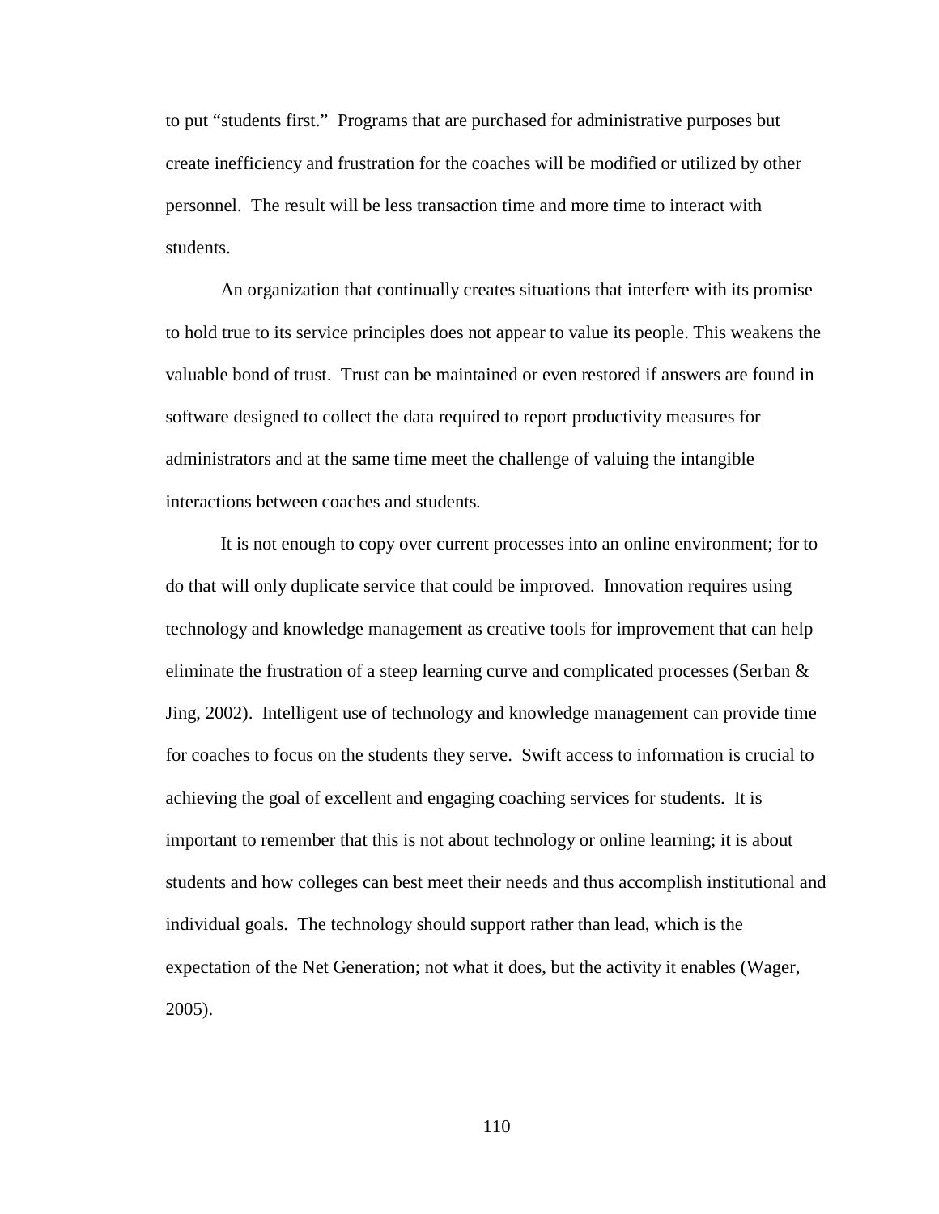to put "students first." Programs that are purchased for administrative purposes but create inefficiency and frustration for the coaches will be modified or utilized by other personnel. The result will be less transaction time and more time to interact with students.

An organization that continually creates situations that interfere with its promise to hold true to its service principles does not appear to value its people. This weakens the valuable bond of trust. Trust can be maintained or even restored if answers are found in software designed to collect the data required to report productivity measures for administrators and at the same time meet the challenge of valuing the intangible interactions between coaches and students.

It is not enough to copy over current processes into an online environment; for to do that will only duplicate service that could be improved. Innovation requires using technology and knowledge management as creative tools for improvement that can help eliminate the frustration of a steep learning curve and complicated processes (Serban & Jing, 2002). Intelligent use of technology and knowledge management can provide time for coaches to focus on the students they serve. Swift access to information is crucial to achieving the goal of excellent and engaging coaching services for students. It is important to remember that this is not about technology or online learning; it is about students and how colleges can best meet their needs and thus accomplish institutional and individual goals. The technology should support rather than lead, which is the expectation of the Net Generation; not what it does, but the activity it enables (Wager, 2005).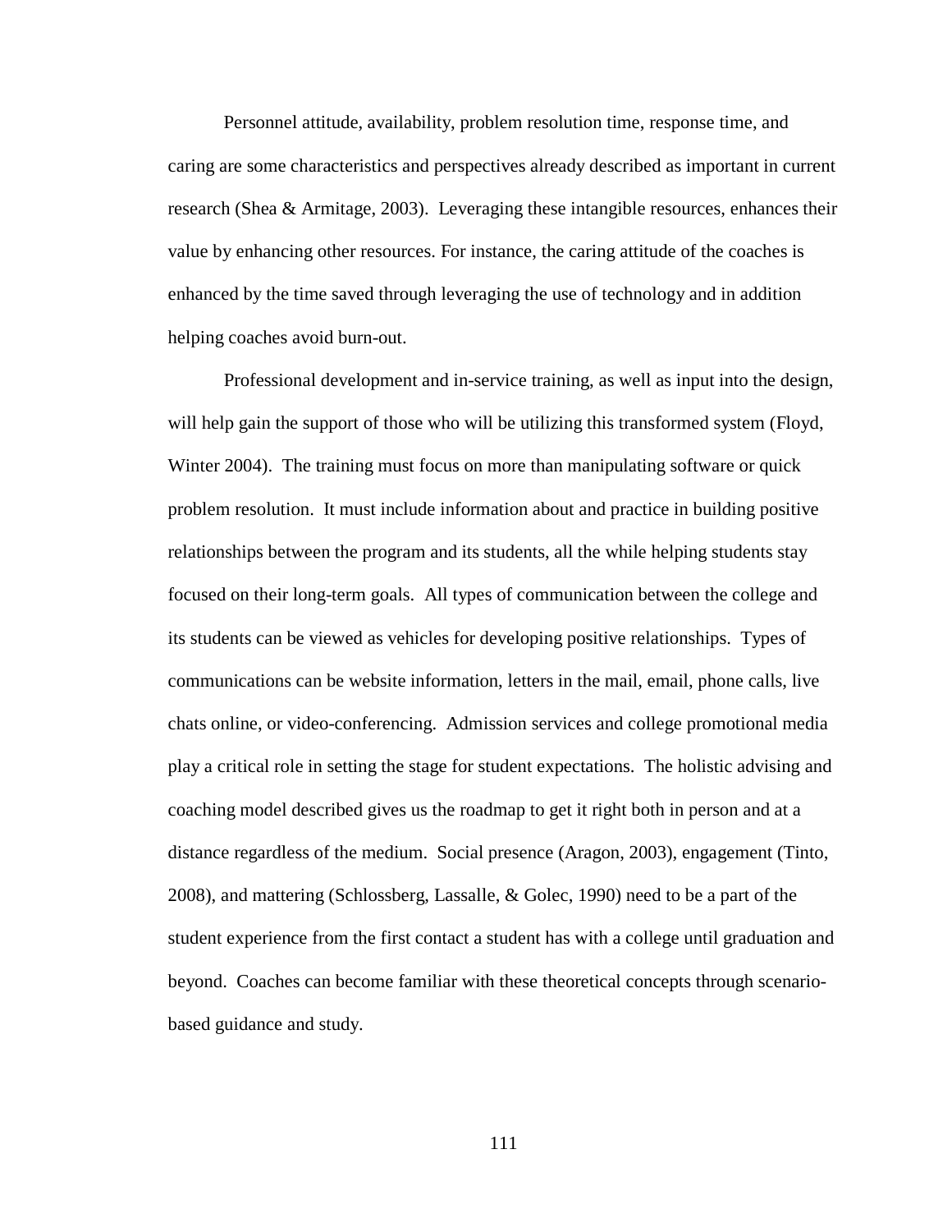Personnel attitude, availability, problem resolution time, response time, and caring are some characteristics and perspectives already described as important in current research (Shea & Armitage, 2003). Leveraging these intangible resources, enhances their value by enhancing other resources. For instance, the caring attitude of the coaches is enhanced by the time saved through leveraging the use of technology and in addition helping coaches avoid burn-out.

Professional development and in-service training, as well as input into the design, will help gain the support of those who will be utilizing this transformed system (Floyd, Winter 2004). The training must focus on more than manipulating software or quick problem resolution. It must include information about and practice in building positive relationships between the program and its students, all the while helping students stay focused on their long-term goals. All types of communication between the college and its students can be viewed as vehicles for developing positive relationships. Types of communications can be website information, letters in the mail, email, phone calls, live chats online, or video-conferencing. Admission services and college promotional media play a critical role in setting the stage for student expectations. The holistic advising and coaching model described gives us the roadmap to get it right both in person and at a distance regardless of the medium. Social presence (Aragon, 2003), engagement (Tinto, 2008), and mattering (Schlossberg, Lassalle, & Golec, 1990) need to be a part of the student experience from the first contact a student has with a college until graduation and beyond. Coaches can become familiar with these theoretical concepts through scenario-based guidance and study.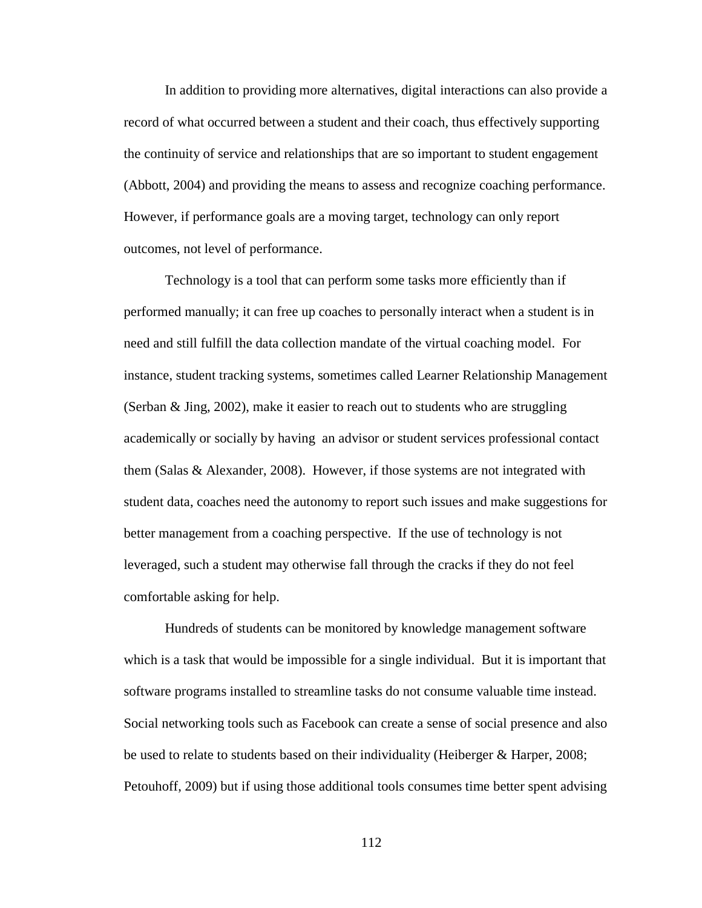In addition to providing more alternatives, digital interactions can also provide a record of what occurred between a student and their coach, thus effectively supporting the continuity of service and relationships that are so important to student engagement (Abbott, 2004) and providing the means to assess and recognize coaching performance. However, if performance goals are a moving target, technology can only report outcomes, not level of performance.

Technology is a tool that can perform some tasks more efficiently than if performed manually; it can free up coaches to personally interact when a student is in need and still fulfill the data collection mandate of the virtual coaching model. For instance, student tracking systems, sometimes called Learner Relationship Management (Serban & Jing, 2002), make it easier to reach out to students who are struggling academically or socially by having an advisor or student services professional contact them (Salas & Alexander, 2008). However, if those systems are not integrated with student data, coaches need the autonomy to report such issues and make suggestions for better management from a coaching perspective. If the use of technology is not leveraged, such a student may otherwise fall through the cracks if they do not feel comfortable asking for help.

Hundreds of students can be monitored by knowledge management software which is a task that would be impossible for a single individual. But it is important that software programs installed to streamline tasks do not consume valuable time instead. Social networking tools such as Facebook can create a sense of social presence and also be used to relate to students based on their individuality (Heiberger & Harper, 2008; Petouhoff, 2009) but if using those additional tools consumes time better spent advising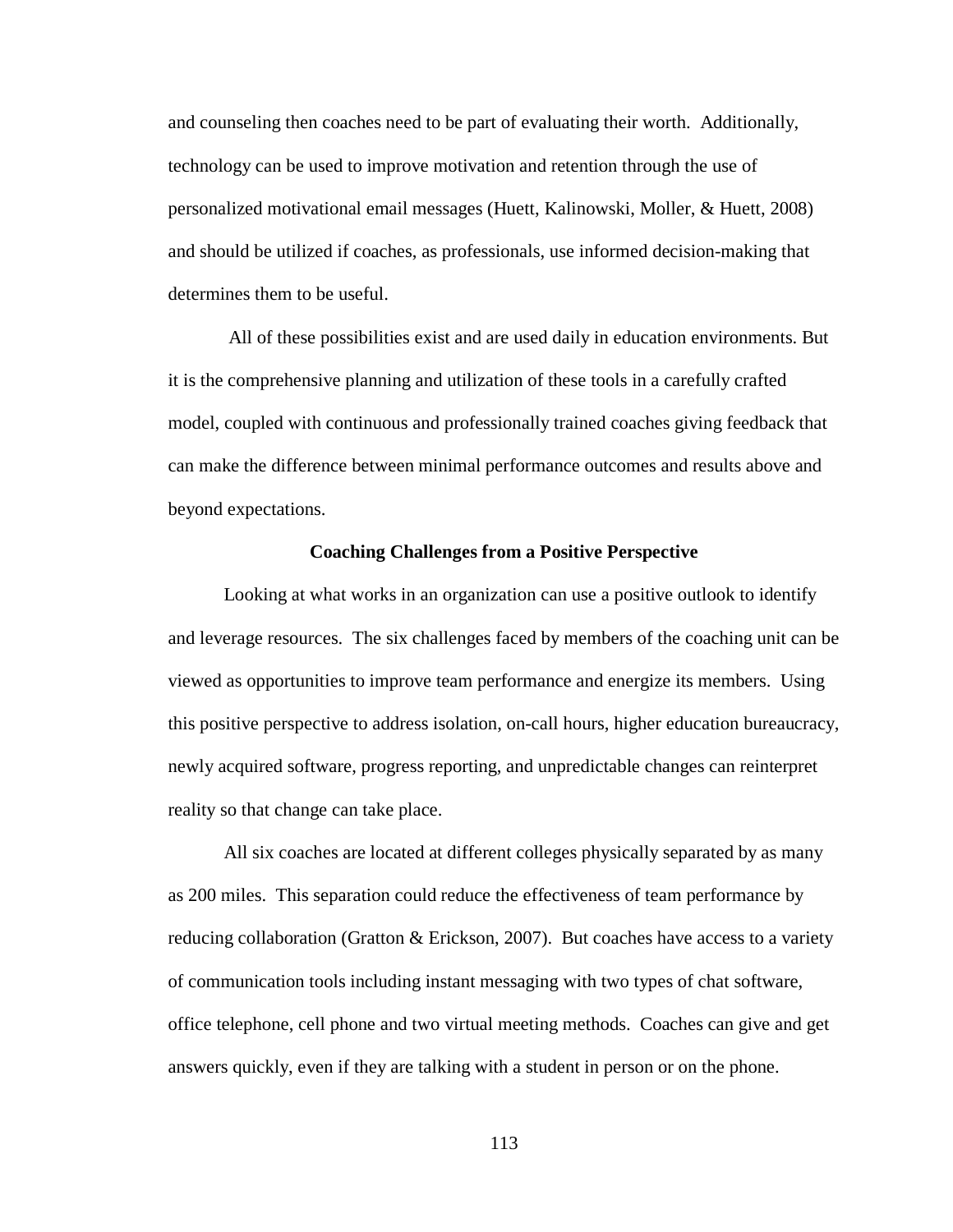and counseling then coaches need to be part of evaluating their worth. Additionally, technology can be used to improve motivation and retention through the use of personalized motivational email messages (Huett, Kalinowski, Moller, & Huett, 2008) and should be utilized if coaches, as professionals, use informed decision-making that determines them to be useful.

All of these possibilities exist and are used daily in education environments. But it is the comprehensive planning and utilization of these tools in a carefully crafted model, coupled with continuous and professionally trained coaches giving feedback that can make the difference between minimal performance outcomes and results above and beyond expectations.

## Coaching Challenges from a Positive Perspective

Looking at what works in an organization can use a positive outlook to identify and leverage resources. The six challenges faced by members of the coaching unit can be viewed as opportunities to improve team performance and energize its members. Using this positive perspective to address isolation, on-call hours, higher education bureaucracy, newly acquired software, progress reporting, and unpredictable changes can reinterpret reality so that change can take place.

All six coaches are located at different colleges physically separated by as many as 200 miles. This separation could reduce the effectiveness of team performance by reducing collaboration (Gratton & Erickson, 2007). But coaches have access to a variety of communication tools including instant messaging with two types of chat software, office telephone, cell phone and two virtual meeting methods. Coaches can give and get answers quickly, even if they are talking with a student in person or on the phone.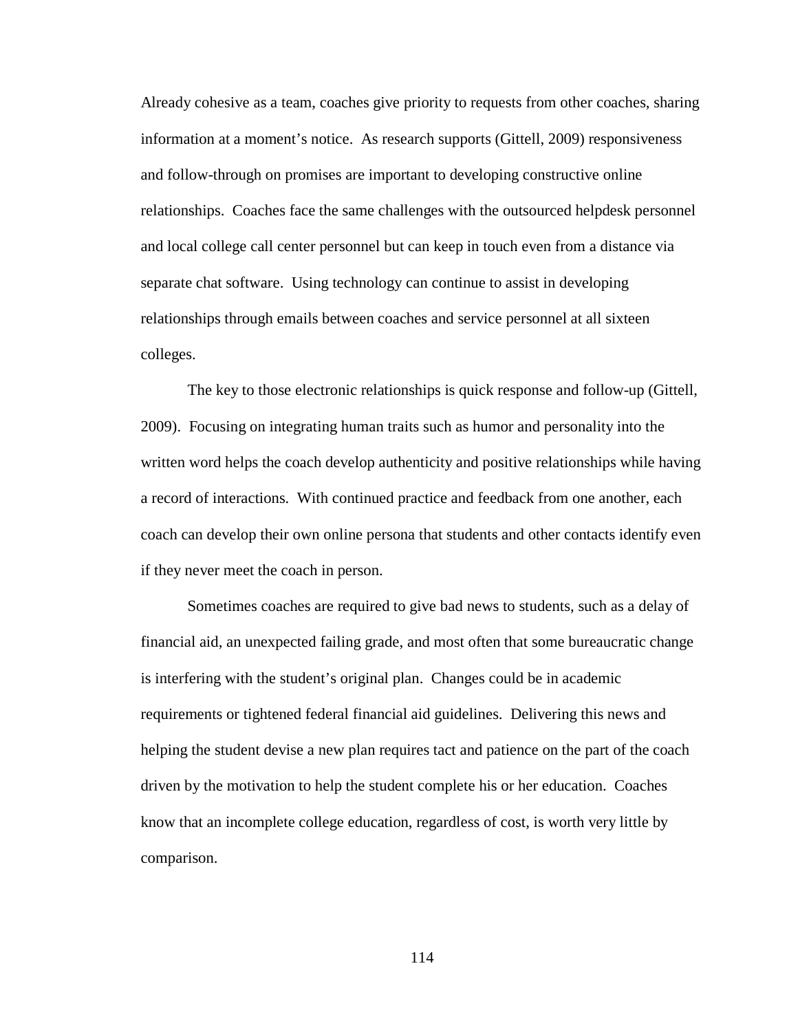Already cohesive as a team, coaches give priority to requests from other coaches, sharing information at a moment's notice. As research supports (Gittell, 2009) responsiveness and follow-through on promises are important to developing constructive online relationships. Coaches face the same challenges with the outsourced helpdesk personnel and local college call center personnel but can keep in touch even from a distance via separate chat software. Using technology can continue to assist in developing relationships through emails between coaches and service personnel at all sixteen colleges.

The key to those electronic relationships is quick response and follow-up (Gittell, 2009). Focusing on integrating human traits such as humor and personality into the written word helps the coach develop authenticity and positive relationships while having a record of interactions. With continued practice and feedback from one another, each coach can develop their own online persona that students and other contacts identify even if they never meet the coach in person.

Sometimes coaches are required to give bad news to students, such as a delay of financial aid, an unexpected failing grade, and most often that some bureaucratic change is interfering with the student's original plan. Changes could be in academic requirements or tightened federal financial aid guidelines. Delivering this news and helping the student devise a new plan requires tact and patience on the part of the coach driven by the motivation to help the student complete his or her education. Coaches know that an incomplete college education, regardless of cost, is worth very little by comparison.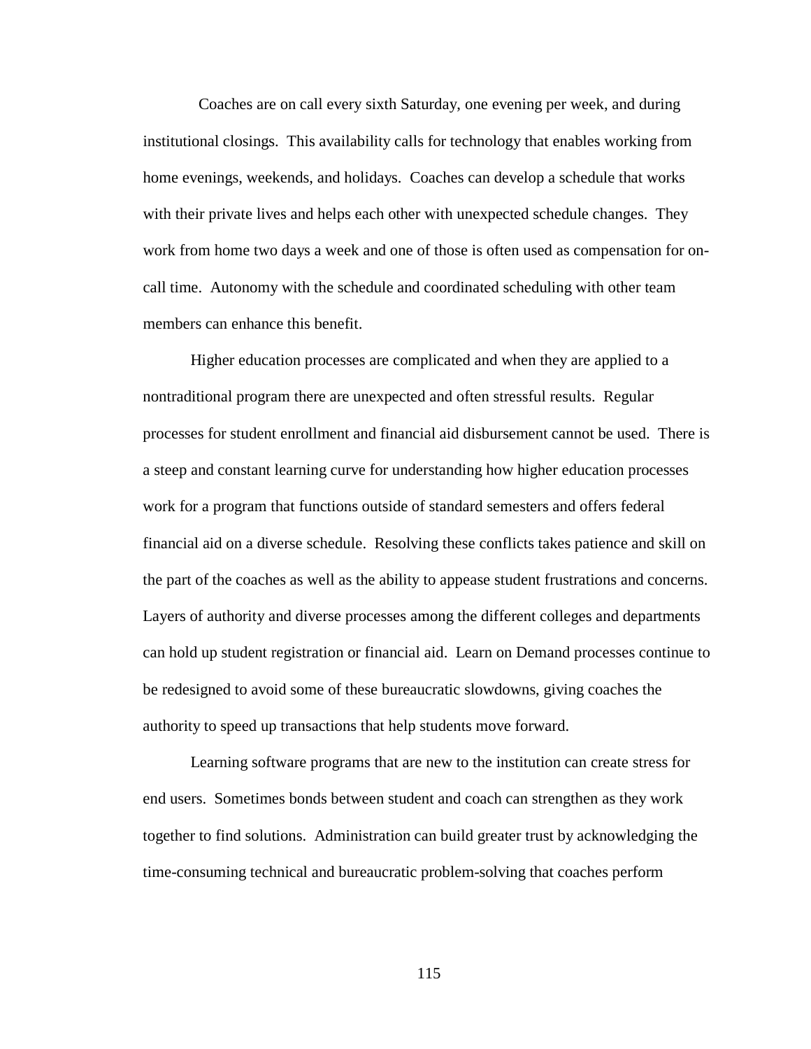Coaches are on call every sixth Saturday, one evening per week, and during institutional closings. This availability calls for technology that enables working from home evenings, weekends, and holidays. Coaches can develop a schedule that works with their private lives and helps each other with unexpected schedule changes. They work from home two days a week and one of those is often used as compensation for on-call time. Autonomy with the schedule and coordinated scheduling with other team members can enhance this benefit.

Higher education processes are complicated and when they are applied to a nontraditional program there are unexpected and often stressful results. Regular processes for student enrollment and financial aid disbursement cannot be used. There is a steep and constant learning curve for understanding how higher education processes work for a program that functions outside of standard semesters and offers federal financial aid on a diverse schedule. Resolving these conflicts takes patience and skill on the part of the coaches as well as the ability to appease student frustrations and concerns. Layers of authority and diverse processes among the different colleges and departments can hold up student registration or financial aid. Learn on Demand processes continue to be redesigned to avoid some of these bureaucratic slowdowns, giving coaches the authority to speed up transactions that help students move forward.

Learning software programs that are new to the institution can create stress for end users. Sometimes bonds between student and coach can strengthen as they work together to find solutions. Administration can build greater trust by acknowledging the time-consuming technical and bureaucratic problem-solving that coaches perform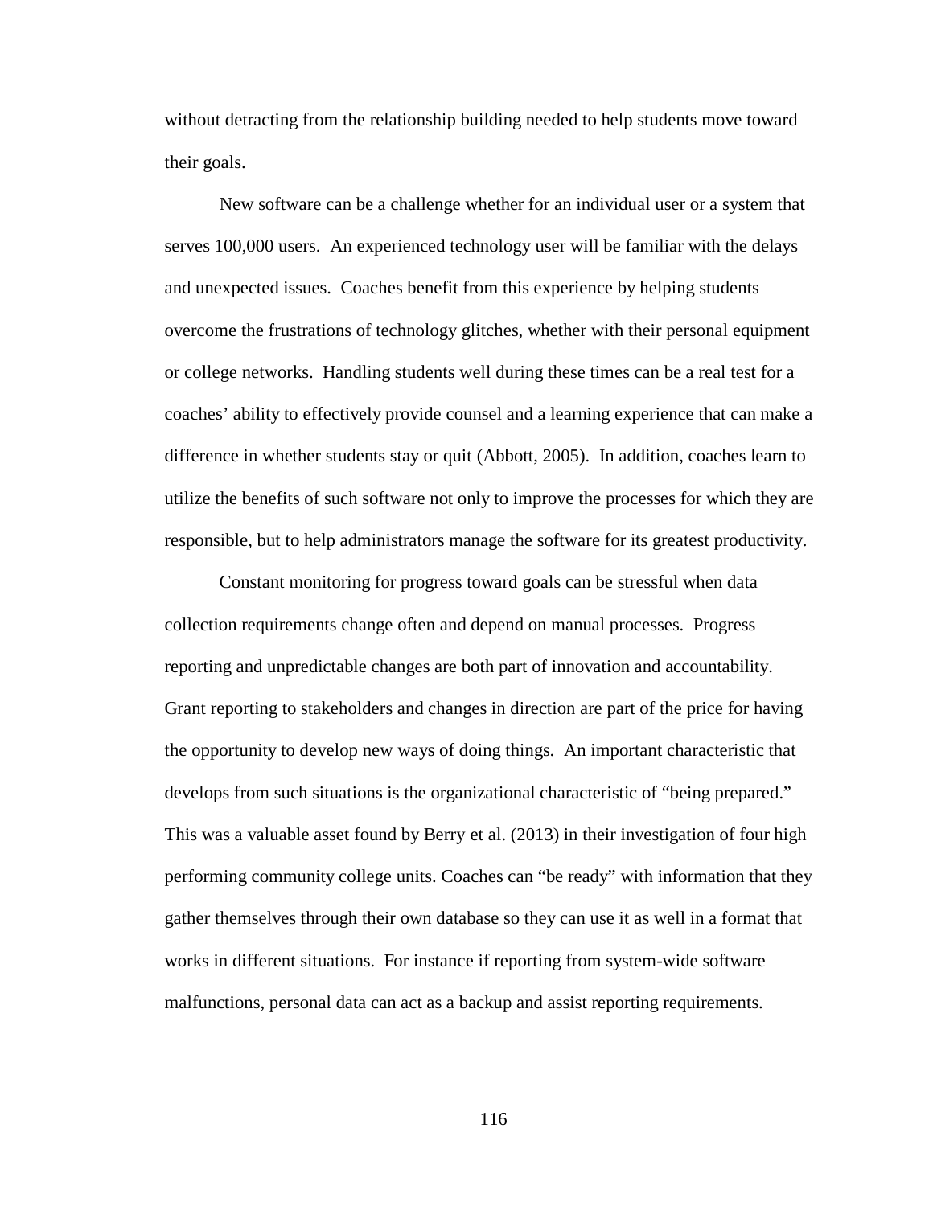without detracting from the relationship building needed to help students move toward their goals.

New software can be a challenge whether for an individual user or a system that serves 100,000 users. An experienced technology user will be familiar with the delays and unexpected issues. Coaches benefit from this experience by helping students overcome the frustrations of technology glitches, whether with their personal equipment or college networks. Handling students well during these times can be a real test for a coaches' ability to effectively provide counsel and a learning experience that can make a difference in whether students stay or quit (Abbott, 2005). In addition, coaches learn to utilize the benefits of such software not only to improve the processes for which they are responsible, but to help administrators manage the software for its greatest productivity.

Constant monitoring for progress toward goals can be stressful when data collection requirements change often and depend on manual processes. Progress reporting and unpredictable changes are both part of innovation and accountability. Grant reporting to stakeholders and changes in direction are part of the price for having the opportunity to develop new ways of doing things. An important characteristic that develops from such situations is the organizational characteristic of "being prepared." This was a valuable asset found by Berry et al. (2013) in their investigation of four high performing community college units. Coaches can "be ready" with information that they gather themselves through their own database so they can use it as well in a format that works in different situations. For instance if reporting from system-wide software malfunctions, personal data can act as a backup and assist reporting requirements.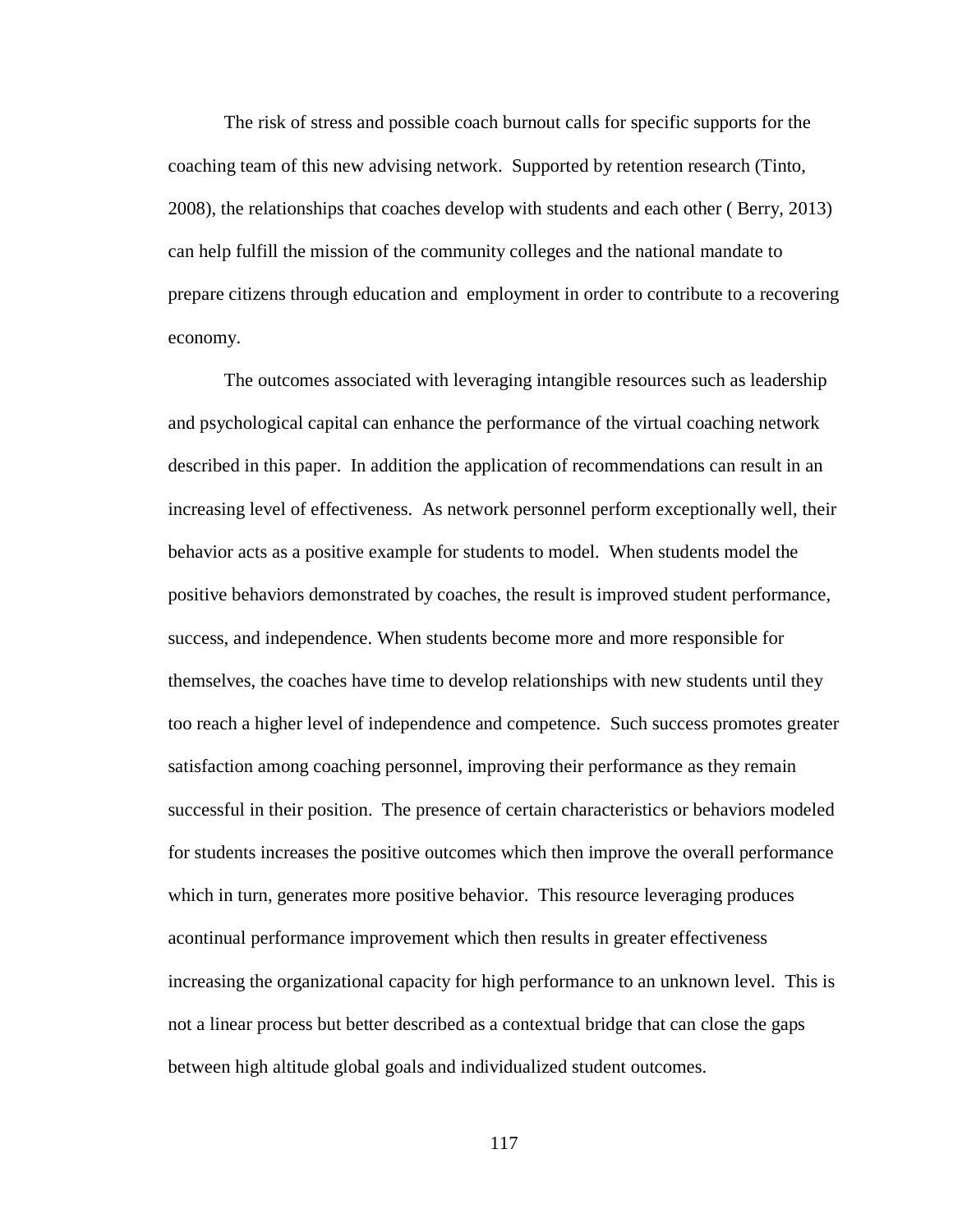The risk of stress and possible coach burnout calls for specific supports for the coaching team of this new advising network. Supported by retention research (Tinto, 2008), the relationships that coaches develop with students and each other ( Berry, 2013) can help fulfill the mission of the community colleges and the national mandate to prepare citizens through education and employment in order to contribute to a recovering economy.

The outcomes associated with leveraging intangible resources such as leadership and psychological capital can enhance the performance of the virtual coaching network described in this paper. In addition the application of recommendations can result in an increasing level of effectiveness. As network personnel perform exceptionally well, their behavior acts as a positive example for students to model. When students model the positive behaviors demonstrated by coaches, the result is improved student performance, success, and independence. When students become more and more responsible for themselves, the coaches have time to develop relationships with new students until they too reach a higher level of independence and competence. Such success promotes greater satisfaction among coaching personnel, improving their performance as they remain successful in their position. The presence of certain characteristics or behaviors modeled for students increases the positive outcomes which then improve the overall performance which in turn, generates more positive behavior. This resource leveraging produces acontinual performance improvement which then results in greater effectiveness increasing the organizational capacity for high performance to an unknown level. This is not a linear process but better described as a contextual bridge that can close the gaps between high altitude global goals and individualized student outcomes.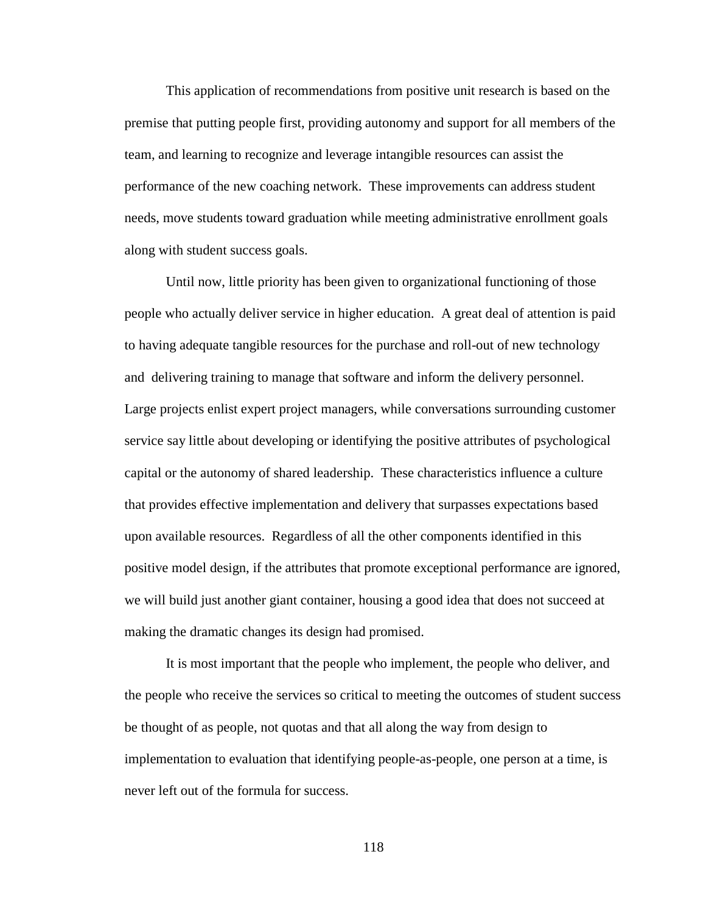This application of recommendations from positive unit research is based on the premise that putting people first, providing autonomy and support for all members of the team, and learning to recognize and leverage intangible resources can assist the performance of the new coaching network. These improvements can address student needs, move students toward graduation while meeting administrative enrollment goals along with student success goals.

Until now, little priority has been given to organizational functioning of those people who actually deliver service in higher education. A great deal of attention is paid to having adequate tangible resources for the purchase and roll-out of new technology and delivering training to manage that software and inform the delivery personnel. Large projects enlist expert project managers, while conversations surrounding customer service say little about developing or identifying the positive attributes of psychological capital or the autonomy of shared leadership. These characteristics influence a culture that provides effective implementation and delivery that surpasses expectations based upon available resources. Regardless of all the other components identified in this positive model design, if the attributes that promote exceptional performance are ignored, we will build just another giant container, housing a good idea that does not succeed at making the dramatic changes its design had promised.

It is most important that the people who implement, the people who deliver, and the people who receive the services so critical to meeting the outcomes of student success be thought of as people, not quotas and that all along the way from design to implementation to evaluation that identifying people-as-people, one person at a time, is never left out of the formula for success.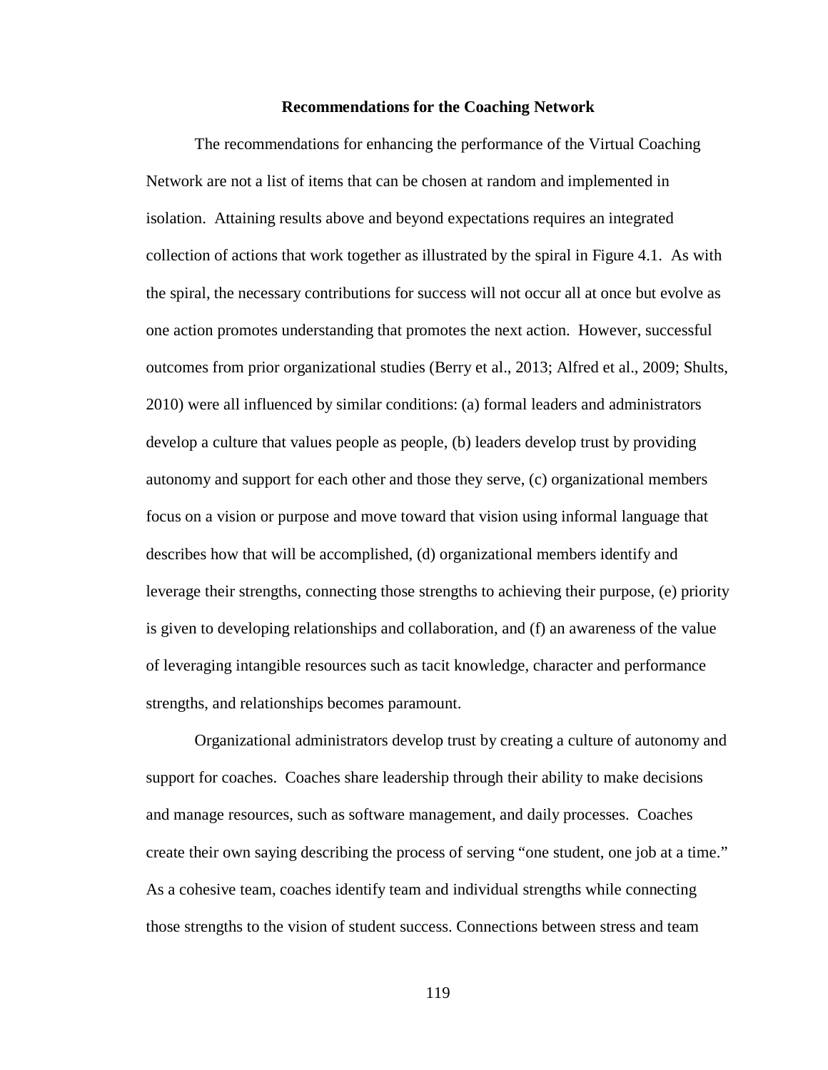## Recommendations for the Coaching Network

The recommendations for enhancing the performance of the Virtual Coaching Network are not a list of items that can be chosen at random and implemented in isolation. Attaining results above and beyond expectations requires an integrated collection of actions that work together as illustrated by the spiral in Figure 4.1. As with the spiral, the necessary contributions for success will not occur all at once but evolve as one action promotes understanding that promotes the next action. However, successful outcomes from prior organizational studies (Berry et al., 2013; Alfred et al., 2009; Shults, 2010) were all influenced by similar conditions: (a) formal leaders and administrators develop a culture that values people as people, (b) leaders develop trust by providing autonomy and support for each other and those they serve, (c) organizational members focus on a vision or purpose and move toward that vision using informal language that describes how that will be accomplished, (d) organizational members identify and leverage their strengths, connecting those strengths to achieving their purpose, (e) priority is given to developing relationships and collaboration, and (f) an awareness of the value of leveraging intangible resources such as tacit knowledge, character and performance strengths, and relationships becomes paramount.

Organizational administrators develop trust by creating a culture of autonomy and support for coaches. Coaches share leadership through their ability to make decisions and manage resources, such as software management, and daily processes. Coaches create their own saying describing the process of serving "one student, one job at a time." As a cohesive team, coaches identify team and individual strengths while connecting those strengths to the vision of student success. Connections between stress and team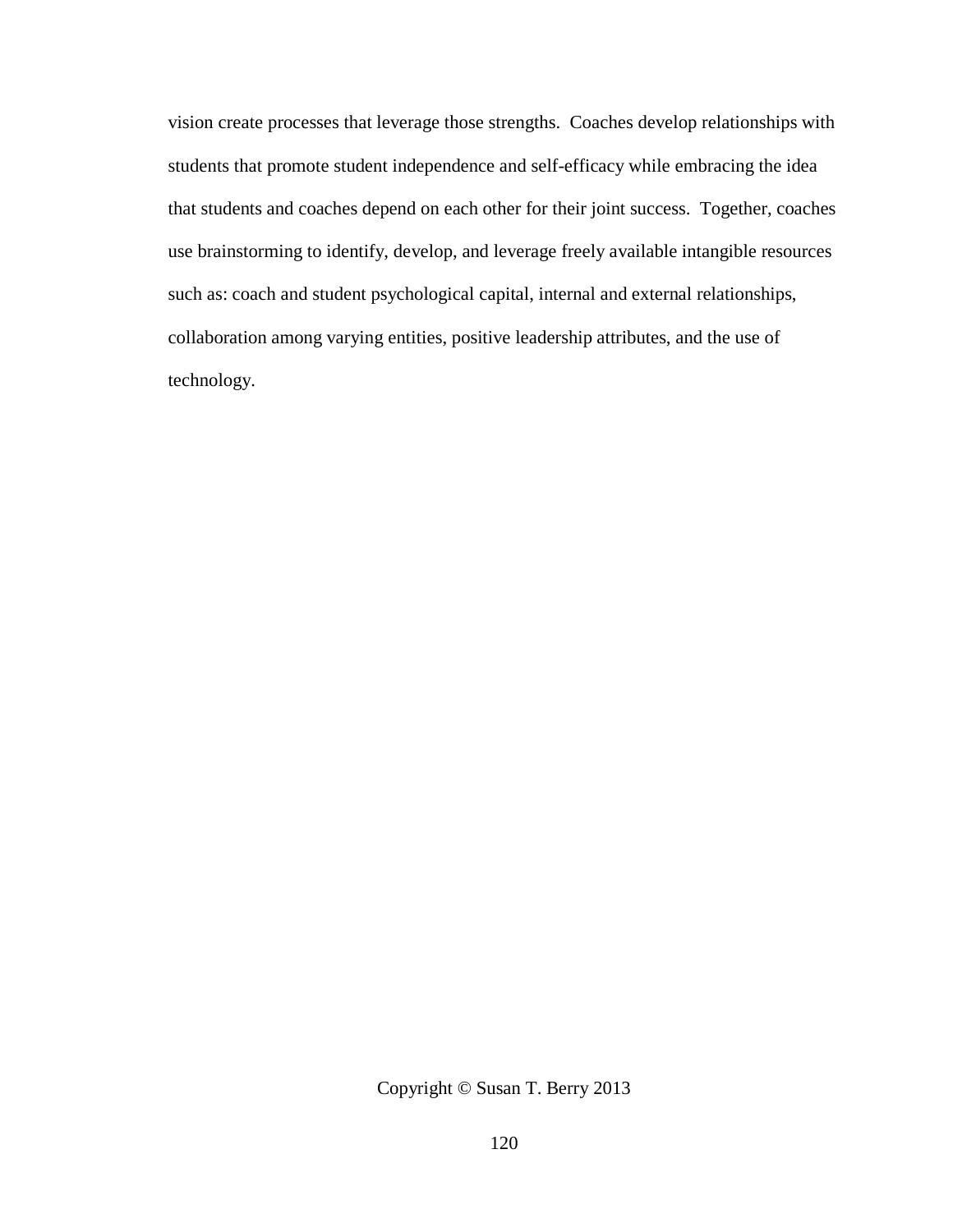vision create processes that leverage those strengths. Coaches develop relationships with students that promote student independence and self-efficacy while embracing the idea that students and coaches depend on each other for their joint success. Together, coaches use brainstorming to identify, develop, and leverage freely available intangible resources such as: coach and student psychological capital, internal and external relationships, collaboration among varying entities, positive leadership attributes, and the use of technology.

Copyright © Susan T. Berry 2013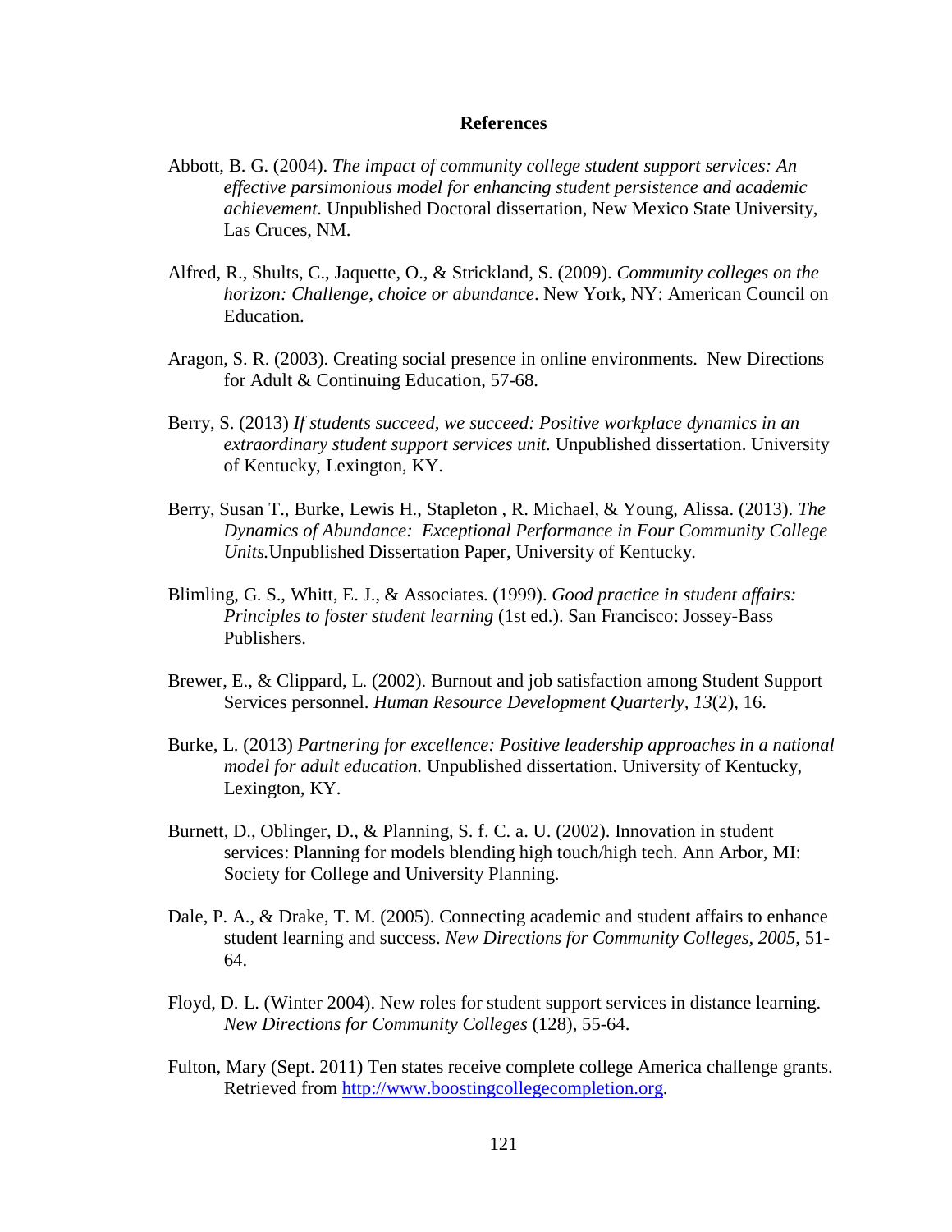# References

Abbott, B. G. (2004). *The impact of community college student support services: An effective parsimonious model for enhancing student persistence and academic achievement.* Unpublished Doctoral dissertation, New Mexico State University, Las Cruces, NM.

Alfred, R., Shults, C., Jaquette, O., & Strickland, S. (2009). *Community colleges on the horizon: Challenge, choice or abundance*. New York, NY: American Council on Education.

Aragon, S. R. (2003). Creating social presence in online environments. New Directions for Adult & Continuing Education, 57-68.

Berry, S. (2013) *If students succeed, we succeed: Positive workplace dynamics in an extraordinary student support services unit.* Unpublished dissertation. University of Kentucky, Lexington, KY.

Berry, Susan T., Burke, Lewis H., Stapleton , R. Michael, & Young, Alissa. (2013). *The Dynamics of Abundance: Exceptional Performance in Four Community College Units.*Unpublished Dissertation Paper, University of Kentucky.

Blimling, G. S., Whitt, E. J., & Associates. (1999). *Good practice in student affairs: Principles to foster student learning* (1st ed.). San Francisco: Jossey-Bass Publishers.

Brewer, E., & Clippard, L. (2002). Burnout and job satisfaction among Student Support Services personnel. *Human Resource Development Quarterly, 13*(2), 16.

Burke, L. (2013) *Partnering for excellence: Positive leadership approaches in a national model for adult education.* Unpublished dissertation. University of Kentucky, Lexington, KY.

Burnett, D., Oblinger, D., & Planning, S. f. C. a. U. (2002). Innovation in student services: Planning for models blending high touch/high tech. Ann Arbor, MI: Society for College and University Planning.

Dale, P. A., & Drake, T. M. (2005). Connecting academic and student affairs to enhance student learning and success. *New Directions for Community Colleges, 2005,* 51-64.

Floyd, D. L. (Winter 2004). New roles for student support services in distance learning. *New Directions for Community Colleges* (128), 55-64.

Fulton, Mary (Sept. 2011) Ten states receive complete college America challenge grants. Retrieved from http://www.boostingcollegecompletion.org.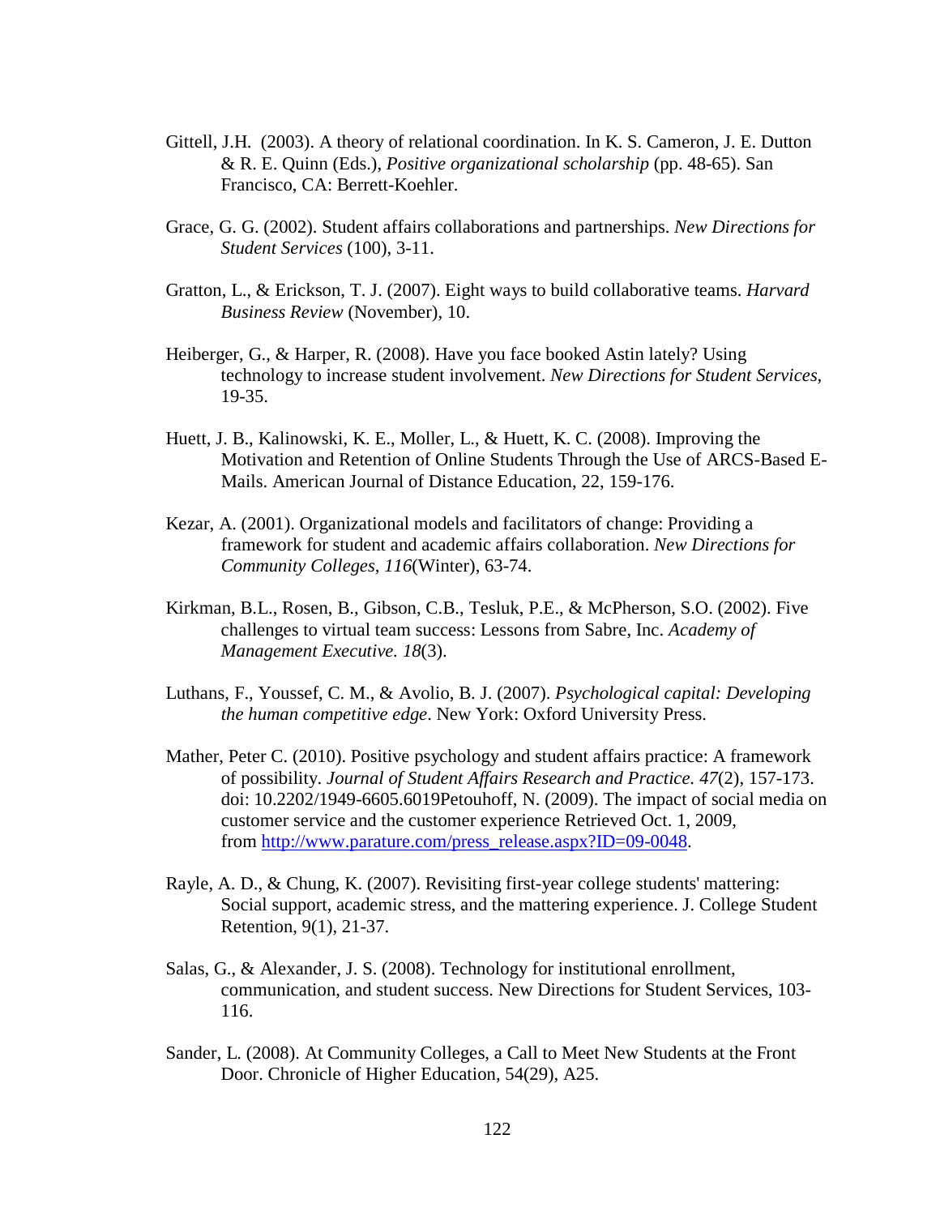Gittell, J.H. (2003). A theory of relational coordination. In K. S. Cameron, J. E. Dutton & R. E. Quinn (Eds.), *Positive organizational scholarship* (pp. 48-65). San Francisco, CA: Berrett-Koehler.

Grace, G. G. (2002). Student affairs collaborations and partnerships. *New Directions for Student Services* (100), 3-11.

Gratton, L., & Erickson, T. J. (2007). Eight ways to build collaborative teams. *Harvard Business Review* (November), 10.

Heiberger, G., & Harper, R. (2008). Have you face booked Astin lately? Using technology to increase student involvement. *New Directions for Student Services*, 19-35.

Huett, J. B., Kalinowski, K. E., Moller, L., & Huett, K. C. (2008). Improving the Motivation and Retention of Online Students Through the Use of ARCS-Based E-Mails. American Journal of Distance Education, 22, 159-176.

Kezar, A. (2001). Organizational models and facilitators of change: Providing a framework for student and academic affairs collaboration. *New Directions for Community Colleges, 116*(Winter), 63-74.

Kirkman, B.L., Rosen, B., Gibson, C.B., Tesluk, P.E., & McPherson, S.O. (2002). Five challenges to virtual team success: Lessons from Sabre, Inc. *Academy of Management Executive. 18*(3).

Luthans, F., Youssef, C. M., & Avolio, B. J. (2007). *Psychological capital: Developing the human competitive edge*. New York: Oxford University Press.

Mather, Peter C. (2010). Positive psychology and student affairs practice: A framework of possibility. *Journal of Student Affairs Research and Practice. 47*(2), 157-173. doi: 10.2202/1949-6605.6019Petouhoff, N. (2009). The impact of social media on customer service and the customer experience Retrieved Oct. 1, 2009, from http://www.parature.com/press_release.aspx?ID=09-0048.

Rayle, A. D., & Chung, K. (2007). Revisiting first-year college students' mattering: Social support, academic stress, and the mattering experience. J. College Student Retention, 9(1), 21-37.

Salas, G., & Alexander, J. S. (2008). Technology for institutional enrollment, communication, and student success. New Directions for Student Services, 103-116.

Sander, L. (2008). At Community Colleges, a Call to Meet New Students at the Front Door. Chronicle of Higher Education, 54(29), A25.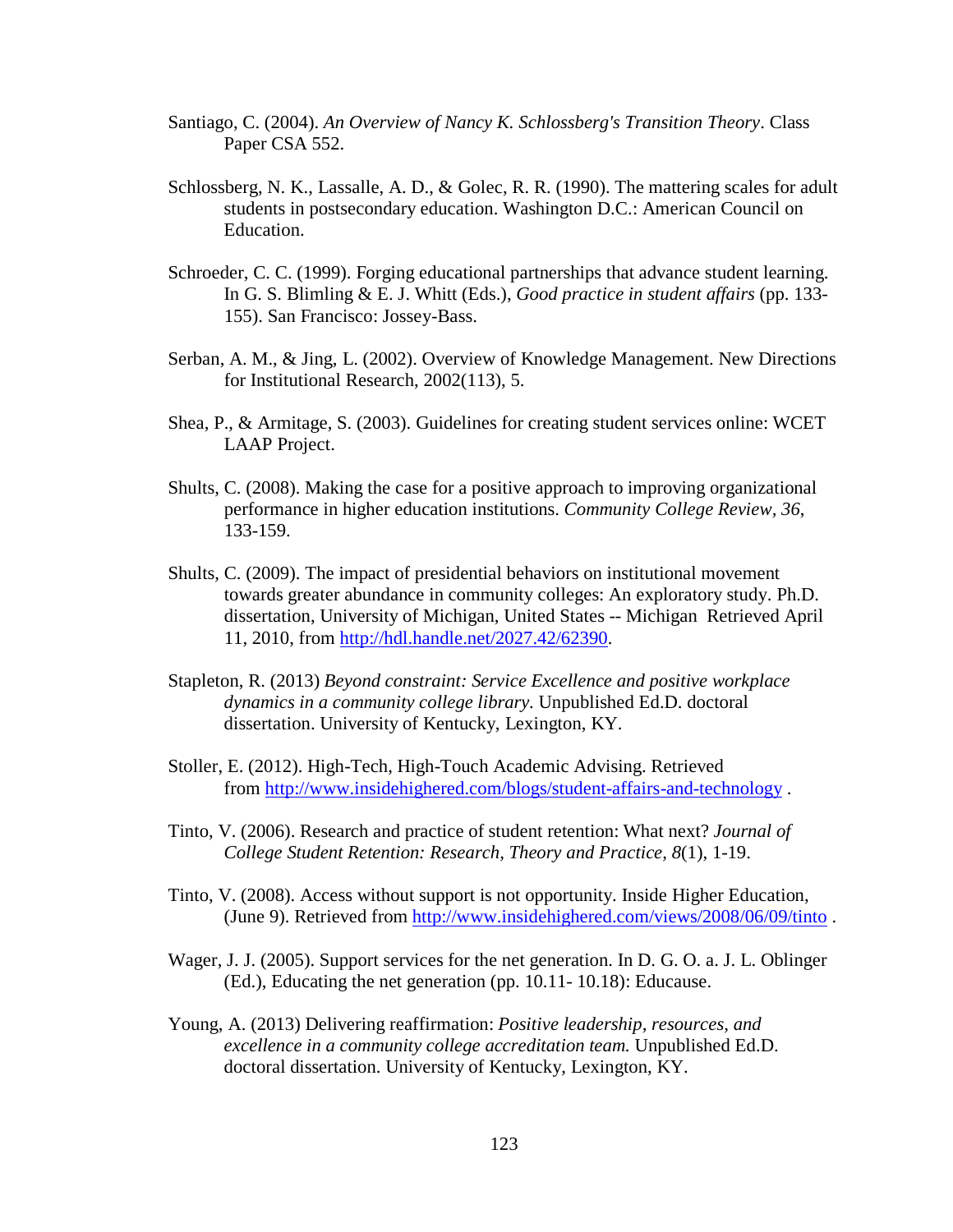Santiago, C. (2004). *An Overview of Nancy K. Schlossberg's Transition Theory*. Class Paper CSA 552.

Schlossberg, N. K., Lassalle, A. D., & Golec, R. R. (1990). The mattering scales for adult students in postsecondary education. Washington D.C.: American Council on Education.

Schroeder, C. C. (1999). Forging educational partnerships that advance student learning. In G. S. Blimling & E. J. Whitt (Eds.), *Good practice in student affairs* (pp. 133-155). San Francisco: Jossey-Bass.

Serban, A. M., & Jing, L. (2002). Overview of Knowledge Management. New Directions for Institutional Research, 2002(113), 5.

Shea, P., & Armitage, S. (2003). Guidelines for creating student services online: WCET LAAP Project.

Shults, C. (2008). Making the case for a positive approach to improving organizational performance in higher education institutions. *Community College Review*, *36*, 133-159.

Shults, C. (2009). The impact of presidential behaviors on institutional movement towards greater abundance in community colleges: An exploratory study. Ph.D. dissertation, University of Michigan, United States -- Michigan Retrieved April 11, 2010, from http://hdl.handle.net/2027.42/62390.

Stapleton, R. (2013) *Beyond constraint: Service Excellence and positive workplace dynamics in a community college library.* Unpublished Ed.D. doctoral dissertation. University of Kentucky, Lexington, KY.

Stoller, E. (2012). High-Tech, High-Touch Academic Advising. Retrieved from http://www.insidehighered.com/blogs/student-affairs-and-technology .

Tinto, V. (2006). Research and practice of student retention: What next? *Journal of College Student Retention: Research, Theory and Practice, 8*(1), 1-19.

Tinto, V. (2008). Access without support is not opportunity. Inside Higher Education, (June 9). Retrieved from http://www.insidehighered.com/views/2008/06/09/tinto .

Wager, J. J. (2005). Support services for the net generation. In D. G. O. a. J. L. Oblinger (Ed.), Educating the net generation (pp. 10.11- 10.18): Educause.

Young, A. (2013) Delivering reaffirmation: *Positive leadership, resources, and excellence in a community college accreditation team.* Unpublished Ed.D. doctoral dissertation. University of Kentucky, Lexington, KY.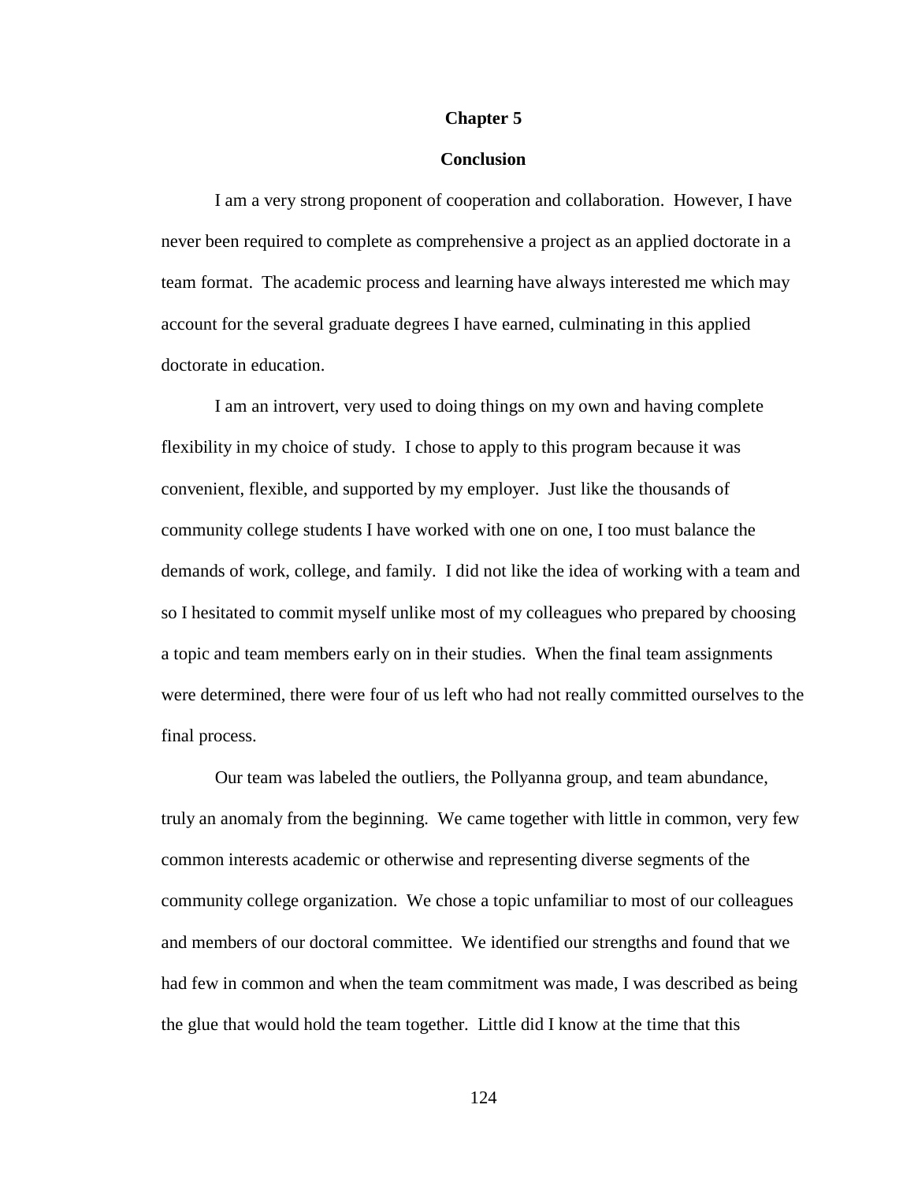# Chapter 5

## Conclusion

I am a very strong proponent of cooperation and collaboration. However, I have never been required to complete as comprehensive a project as an applied doctorate in a team format. The academic process and learning have always interested me which may account for the several graduate degrees I have earned, culminating in this applied doctorate in education.

I am an introvert, very used to doing things on my own and having complete flexibility in my choice of study. I chose to apply to this program because it was convenient, flexible, and supported by my employer. Just like the thousands of community college students I have worked with one on one, I too must balance the demands of work, college, and family. I did not like the idea of working with a team and so I hesitated to commit myself unlike most of my colleagues who prepared by choosing a topic and team members early on in their studies. When the final team assignments were determined, there were four of us left who had not really committed ourselves to the final process.

Our team was labeled the outliers, the Pollyanna group, and team abundance, truly an anomaly from the beginning. We came together with little in common, very few common interests academic or otherwise and representing diverse segments of the community college organization. We chose a topic unfamiliar to most of our colleagues and members of our doctoral committee. We identified our strengths and found that we had few in common and when the team commitment was made, I was described as being the glue that would hold the team together. Little did I know at the time that this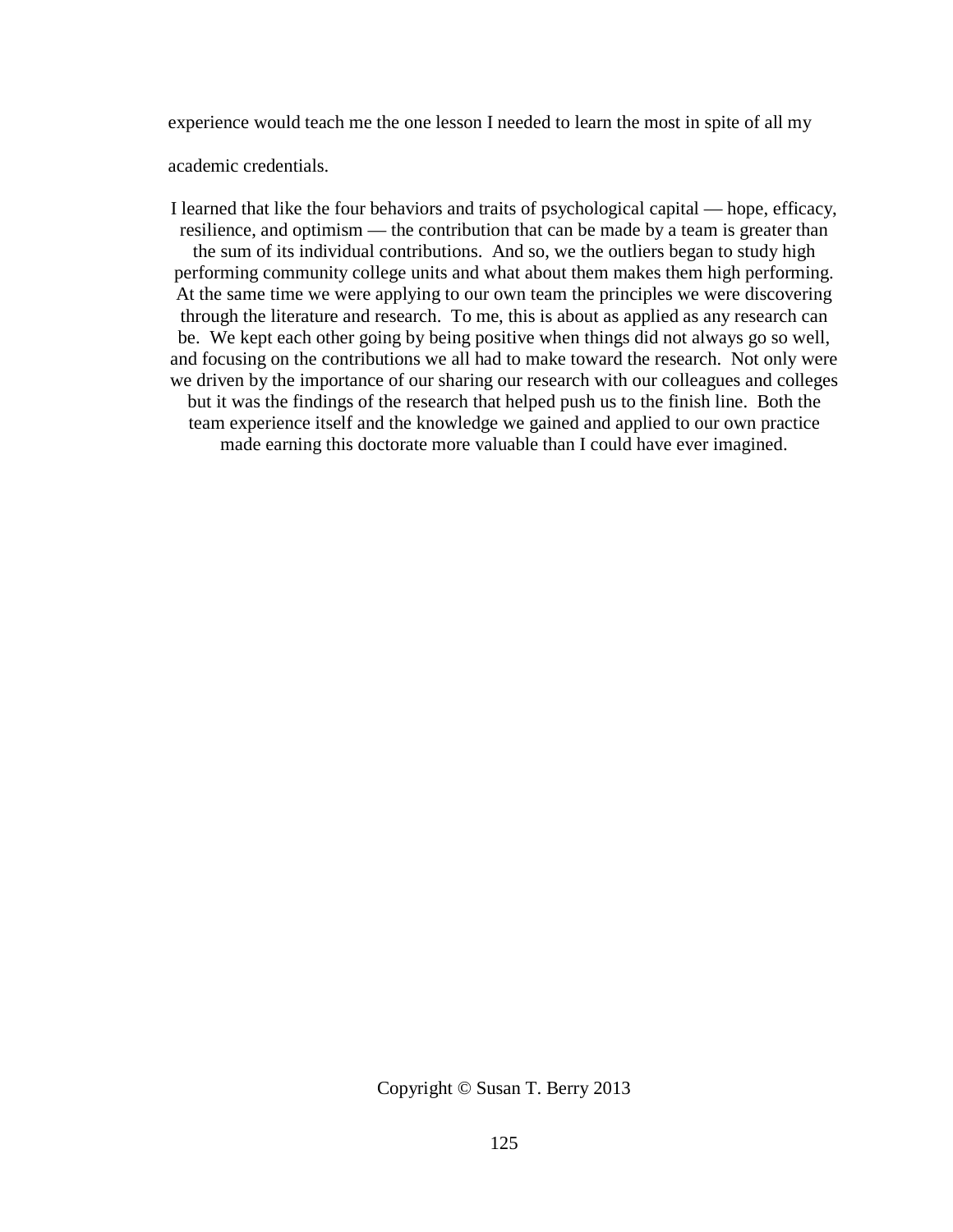experience would teach me the one lesson I needed to learn the most in spite of all my academic credentials.

I learned that like the four behaviors and traits of psychological capital — hope, efficacy, resilience, and optimism — the contribution that can be made by a team is greater than the sum of its individual contributions. And so, we the outliers began to study high performing community college units and what about them makes them high performing. At the same time we were applying to our own team the principles we were discovering through the literature and research. To me, this is about as applied as any research can be. We kept each other going by being positive when things did not always go so well, and focusing on the contributions we all had to make toward the research. Not only were we driven by the importance of our sharing our research with our colleagues and colleges but it was the findings of the research that helped push us to the finish line. Both the team experience itself and the knowledge we gained and applied to our own practice made earning this doctorate more valuable than I could have ever imagined.

Copyright © Susan T. Berry 2013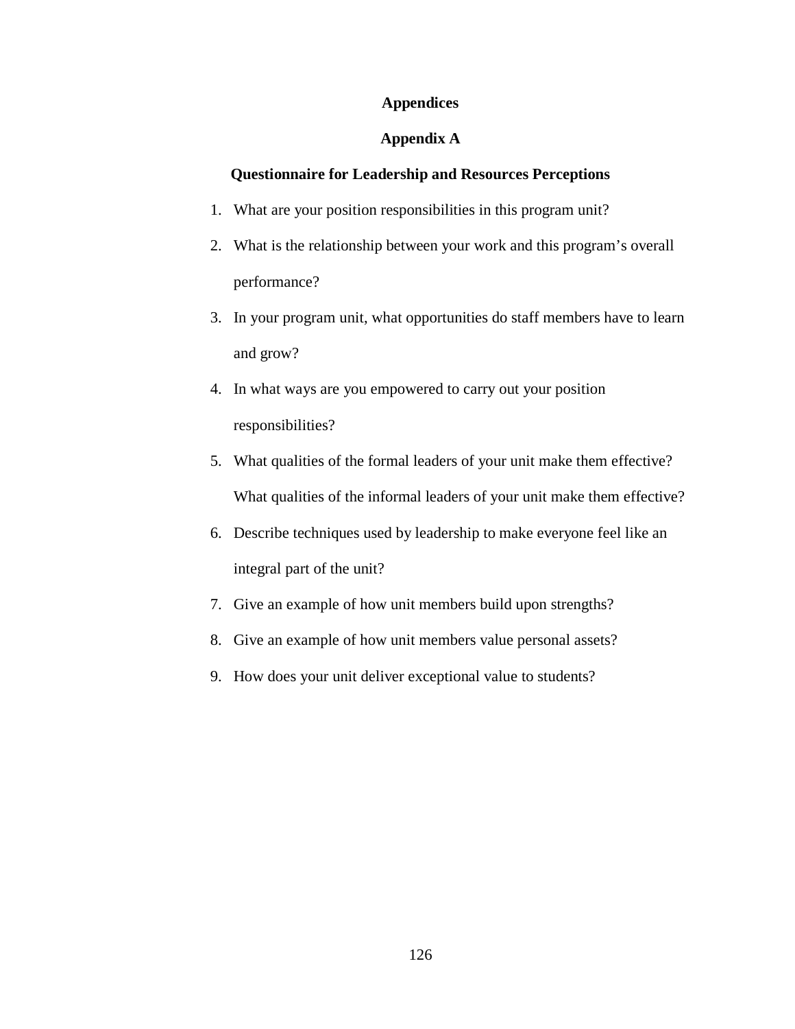# Appendices

## Appendix A

### Questionnaire for Leadership and Resources Perceptions

1. What are your position responsibilities in this program unit?
2. What is the relationship between your work and this program's overall performance?
3. In your program unit, what opportunities do staff members have to learn and grow?
4. In what ways are you empowered to carry out your position responsibilities?
5. What qualities of the formal leaders of your unit make them effective? What qualities of the informal leaders of your unit make them effective?
6. Describe techniques used by leadership to make everyone feel like an integral part of the unit?
7. Give an example of how unit members build upon strengths?
8. Give an example of how unit members value personal assets?
9. How does your unit deliver exceptional value to students?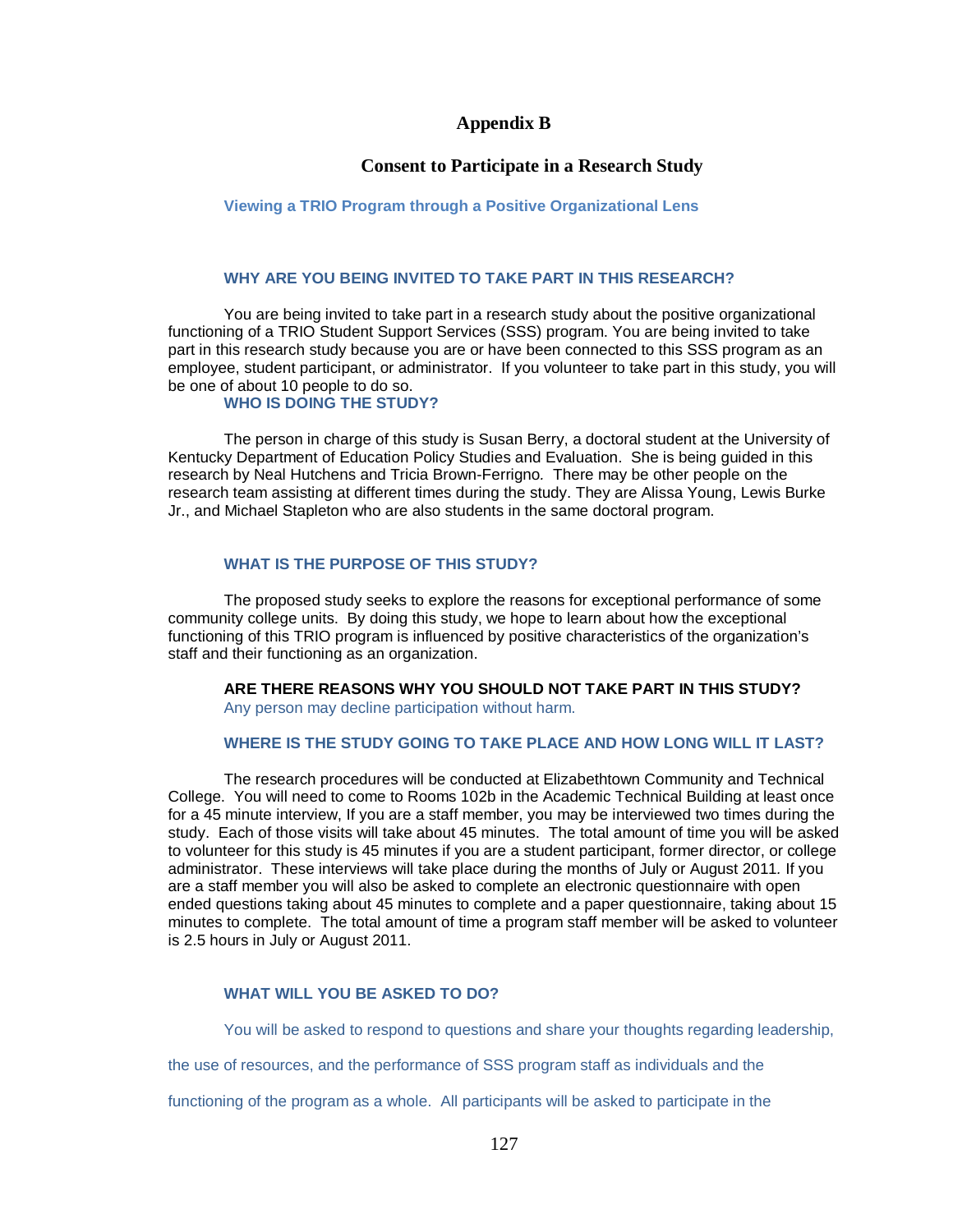# Appendix B

## Consent to Participate in a Research Study

### Viewing a TRIO Program through a Positive Organizational Lens

### WHY ARE YOU BEING INVITED TO TAKE PART IN THIS RESEARCH?

You are being invited to take part in a research study about the positive organizational functioning of a TRIO Student Support Services (SSS) program. You are being invited to take part in this research study because you are or have been connected to this SSS program as an employee, student participant, or administrator. If you volunteer to take part in this study, you will be one of about 10 people to do so.

### WHO IS DOING THE STUDY?

The person in charge of this study is Susan Berry, a doctoral student at the University of Kentucky Department of Education Policy Studies and Evaluation. She is being guided in this research by Neal Hutchens and Tricia Brown-Ferrigno. There may be other people on the research team assisting at different times during the study. They are Alissa Young, Lewis Burke Jr., and Michael Stapleton who are also students in the same doctoral program.

### WHAT IS THE PURPOSE OF THIS STUDY?

The proposed study seeks to explore the reasons for exceptional performance of some community college units. By doing this study, we hope to learn about how the exceptional functioning of this TRIO program is influenced by positive characteristics of the organization's staff and their functioning as an organization.

### ARE THERE REASONS WHY YOU SHOULD NOT TAKE PART IN THIS STUDY?

Any person may decline participation without harm.

### WHERE IS THE STUDY GOING TO TAKE PLACE AND HOW LONG WILL IT LAST?

The research procedures will be conducted at Elizabethtown Community and Technical College. You will need to come to Rooms 102b in the Academic Technical Building at least once for a 45 minute interview, If you are a staff member, you may be interviewed two times during the study. Each of those visits will take about 45 minutes. The total amount of time you will be asked to volunteer for this study is 45 minutes if you are a student participant, former director, or college administrator. These interviews will take place during the months of July or August 2011. If you are a staff member you will also be asked to complete an electronic questionnaire with open ended questions taking about 45 minutes to complete and a paper questionnaire, taking about 15 minutes to complete. The total amount of time a program staff member will be asked to volunteer is 2.5 hours in July or August 2011.

### WHAT WILL YOU BE ASKED TO DO?

You will be asked to respond to questions and share your thoughts regarding leadership, the use of resources, and the performance of SSS program staff as individuals and the functioning of the program as a whole. All participants will be asked to participate in the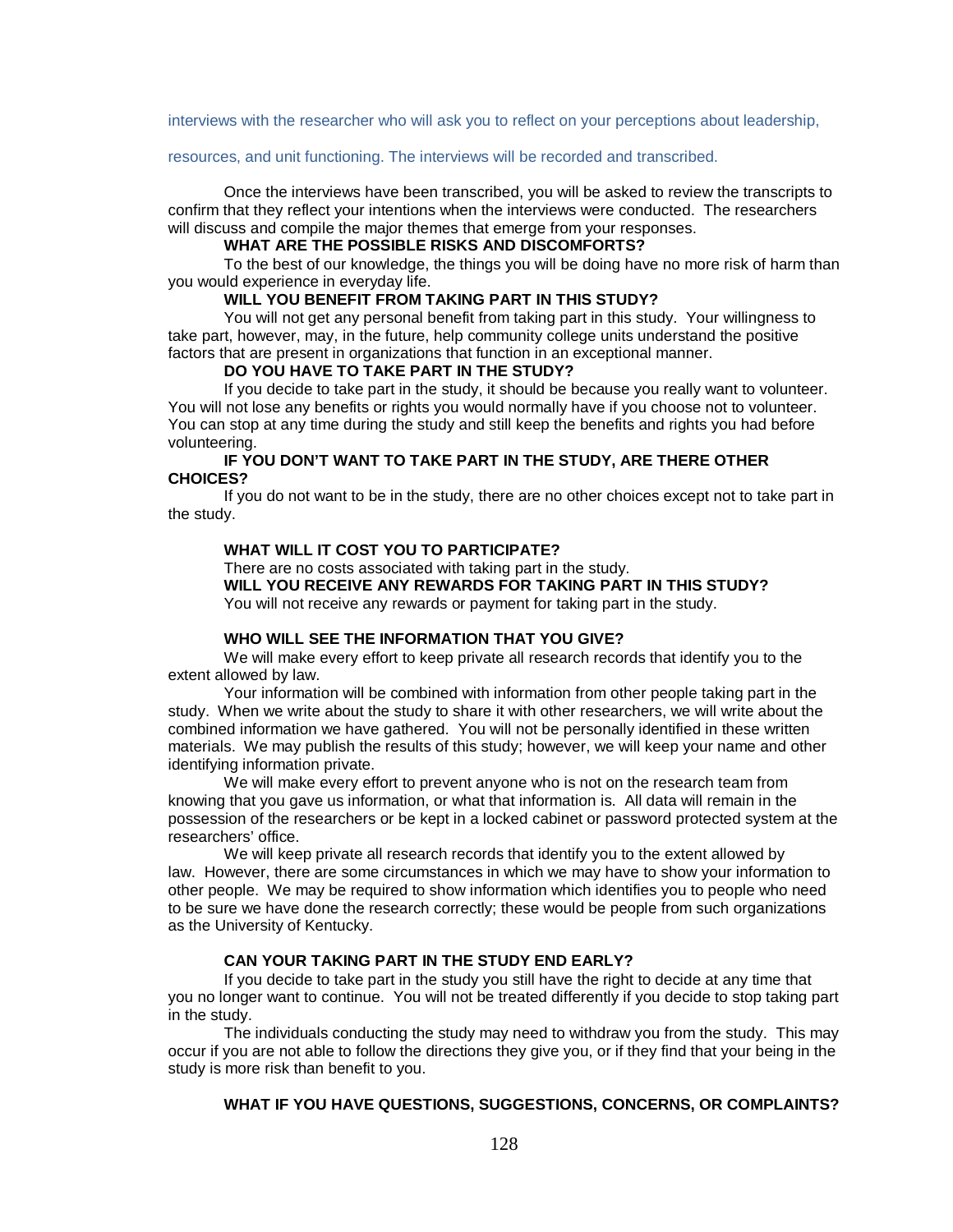interviews with the researcher who will ask you to reflect on your perceptions about leadership, resources, and unit functioning. The interviews will be recorded and transcribed.

Once the interviews have been transcribed, you will be asked to review the transcripts to confirm that they reflect your intentions when the interviews were conducted. The researchers will discuss and compile the major themes that emerge from your responses.

**WHAT ARE THE POSSIBLE RISKS AND DISCOMFORTS?**

To the best of our knowledge, the things you will be doing have no more risk of harm than you would experience in everyday life.

**WILL YOU BENEFIT FROM TAKING PART IN THIS STUDY?**

You will not get any personal benefit from taking part in this study. Your willingness to take part, however, may, in the future, help community college units understand the positive factors that are present in organizations that function in an exceptional manner.

**DO YOU HAVE TO TAKE PART IN THE STUDY?**

If you decide to take part in the study, it should be because you really want to volunteer. You will not lose any benefits or rights you would normally have if you choose not to volunteer. You can stop at any time during the study and still keep the benefits and rights you had before volunteering.

**IF YOU DON'T WANT TO TAKE PART IN THE STUDY, ARE THERE OTHER CHOICES?**

If you do not want to be in the study, there are no other choices except not to take part in the study.

**WHAT WILL IT COST YOU TO PARTICIPATE?**

There are no costs associated with taking part in the study.

**WILL YOU RECEIVE ANY REWARDS FOR TAKING PART IN THIS STUDY?**

You will not receive any rewards or payment for taking part in the study.

**WHO WILL SEE THE INFORMATION THAT YOU GIVE?**

We will make every effort to keep private all research records that identify you to the extent allowed by law.

Your information will be combined with information from other people taking part in the study. When we write about the study to share it with other researchers, we will write about the combined information we have gathered. You will not be personally identified in these written materials. We may publish the results of this study; however, we will keep your name and other identifying information private.

We will make every effort to prevent anyone who is not on the research team from knowing that you gave us information, or what that information is. All data will remain in the possession of the researchers or be kept in a locked cabinet or password protected system at the researchers' office.

We will keep private all research records that identify you to the extent allowed by law. However, there are some circumstances in which we may have to show your information to other people. We may be required to show information which identifies you to people who need to be sure we have done the research correctly; these would be people from such organizations as the University of Kentucky.

**CAN YOUR TAKING PART IN THE STUDY END EARLY?**

If you decide to take part in the study you still have the right to decide at any time that you no longer want to continue. You will not be treated differently if you decide to stop taking part in the study.

The individuals conducting the study may need to withdraw you from the study. This may occur if you are not able to follow the directions they give you, or if they find that your being in the study is more risk than benefit to you.

**WHAT IF YOU HAVE QUESTIONS, SUGGESTIONS, CONCERNS, OR COMPLAINTS?**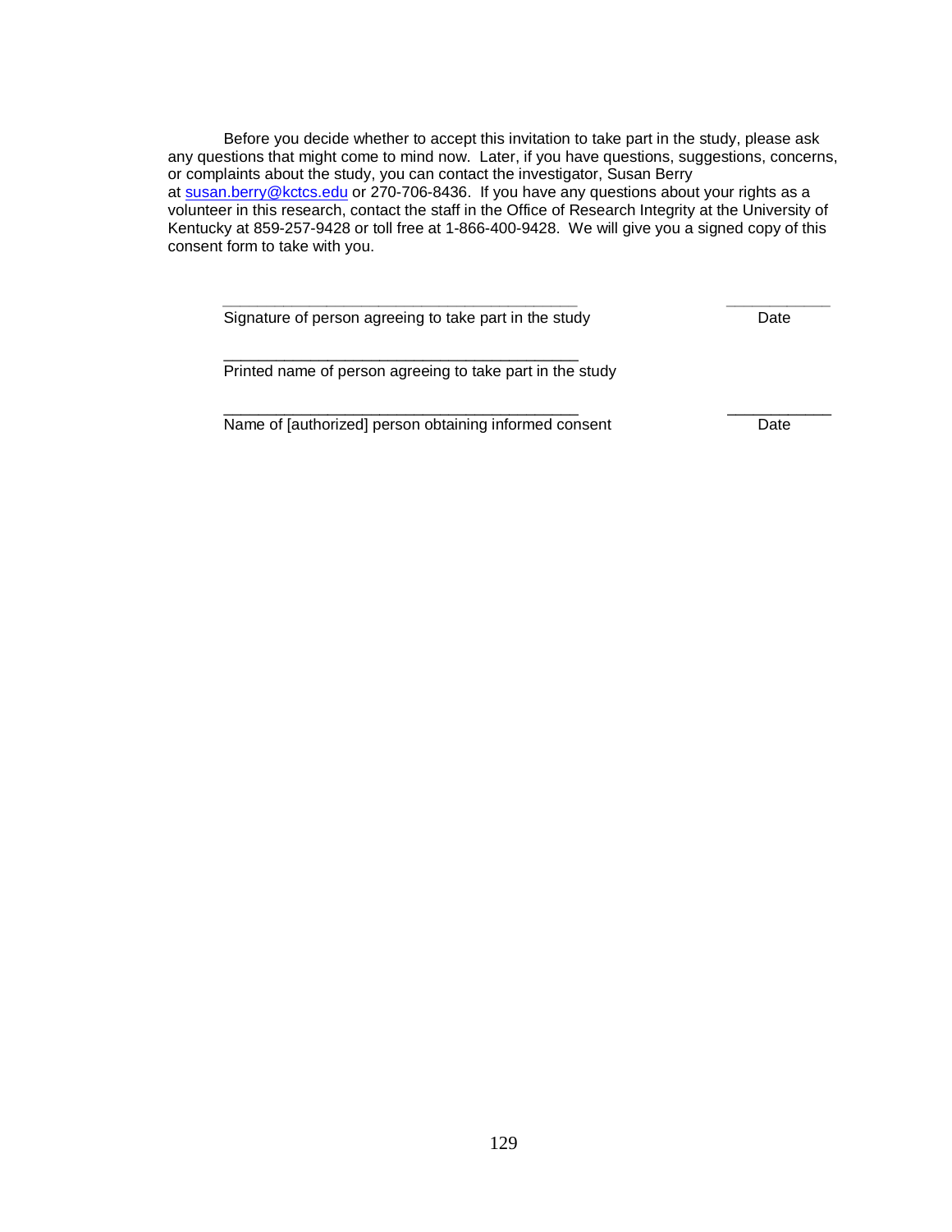Before you decide whether to accept this invitation to take part in the study, please ask any questions that might come to mind now. Later, if you have questions, suggestions, concerns, or complaints about the study, you can contact the investigator, Susan Berry at susan.berry@kctcs.edu or 270-706-8436. If you have any questions about your rights as a volunteer in this research, contact the staff in the Office of Research Integrity at the University of Kentucky at 859-257-9428 or toll free at 1-866-400-9428. We will give you a signed copy of this consent form to take with you.

\_\_\_\_\_\_\_\_\_\_\_\_\_\_\_\_\_\_\_\_\_\_\_\_\_\_\_\_\_\_\_\_\_\_\_\_\_\_\_\_\_\_ \_\_\_\_\_\_\_\_\_\_\_\_

Signature of person agreeing to take part in the study Date

\_\_\_\_\_\_\_\_\_\_\_\_\_\_\_\_\_\_\_\_\_\_\_\_\_\_\_\_\_\_\_\_\_\_\_\_\_\_\_\_\_\_

Printed name of person agreeing to take part in the study

\_\_\_\_\_\_\_\_\_\_\_\_\_\_\_\_\_\_\_\_\_\_\_\_\_\_\_\_\_\_\_\_\_\_\_\_\_\_\_\_\_\_ \_\_\_\_\_\_\_\_\_\_\_\_

Name of [authorized] person obtaining informed consent Date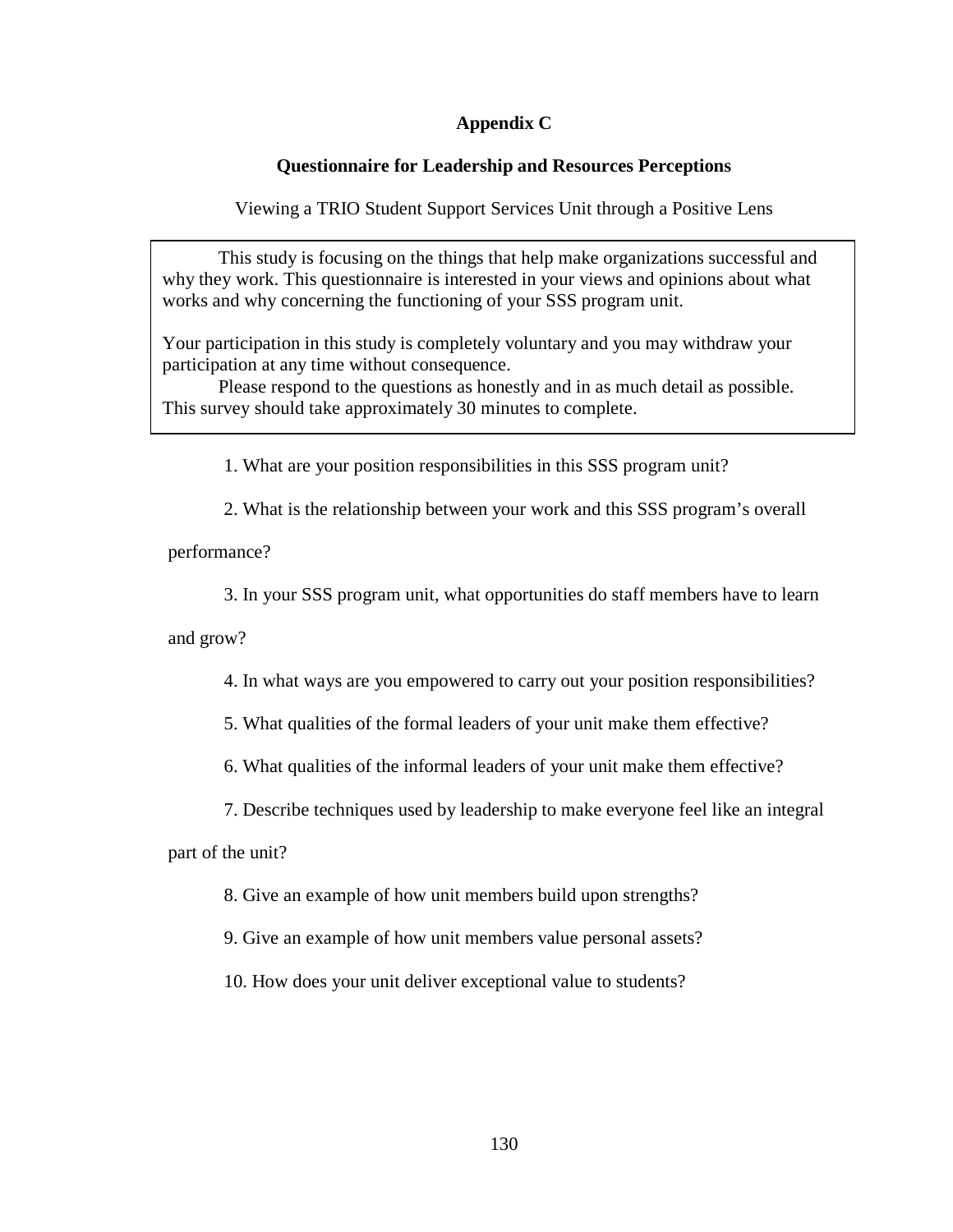# Appendix C

## Questionnaire for Leadership and Resources Perceptions

Viewing a TRIO Student Support Services Unit through a Positive Lens

This study is focusing on the things that help make organizations successful and why they work. This questionnaire is interested in your views and opinions about what works and why concerning the functioning of your SSS program unit.

Your participation in this study is completely voluntary and you may withdraw your participation at any time without consequence.

Please respond to the questions as honestly and in as much detail as possible. This survey should take approximately 30 minutes to complete.

1. What are your position responsibilities in this SSS program unit?

2. What is the relationship between your work and this SSS program's overall performance?

3. In your SSS program unit, what opportunities do staff members have to learn and grow?

4. In what ways are you empowered to carry out your position responsibilities?

5. What qualities of the formal leaders of your unit make them effective?

6. What qualities of the informal leaders of your unit make them effective?

7. Describe techniques used by leadership to make everyone feel like an integral part of the unit?

8. Give an example of how unit members build upon strengths?

9. Give an example of how unit members value personal assets?

10. How does your unit deliver exceptional value to students?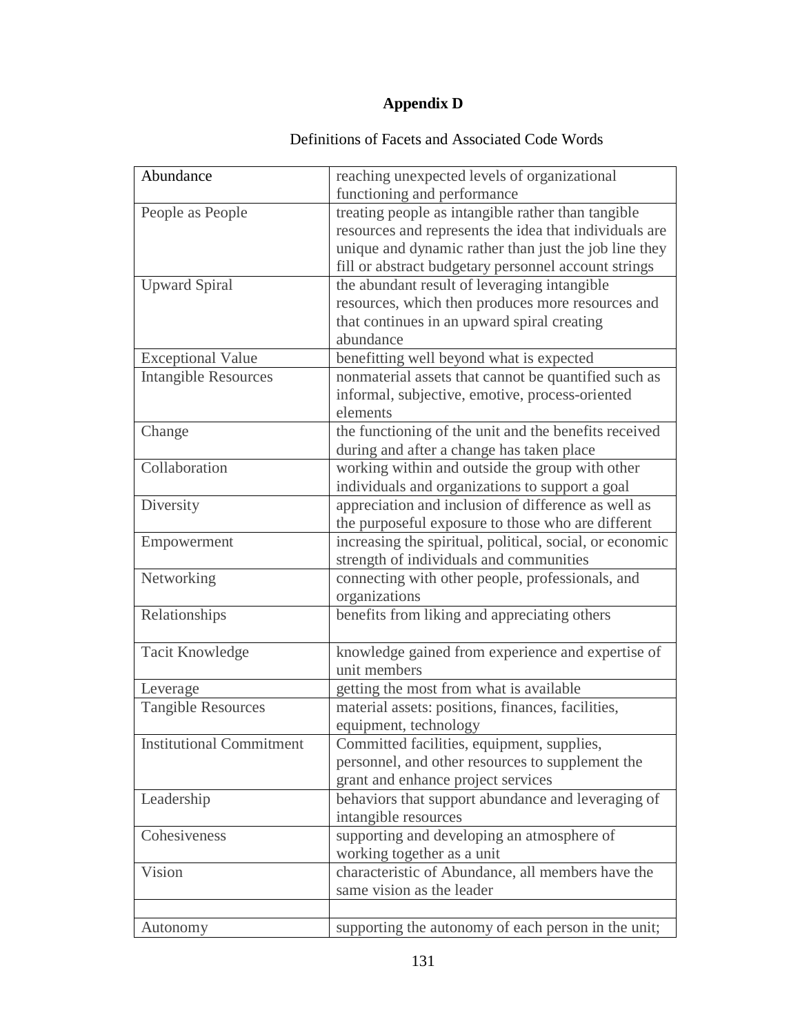# Appendix D

Definitions of Facets and Associated Code Words

| | |
|---|---|
| Abundance | reaching unexpected levels of organizational functioning and performance |
| People as People | treating people as intangible rather than tangible resources and represents the idea that individuals are unique and dynamic rather than just the job line they fill or abstract budgetary personnel account strings |
| Upward Spiral | the abundant result of leveraging intangible resources, which then produces more resources and that continues in an upward spiral creating abundance |
| Exceptional Value | benefitting well beyond what is expected |
| Intangible Resources | nonmaterial assets that cannot be quantified such as informal, subjective, emotive, process-oriented elements |
| Change | the functioning of the unit and the benefits received during and after a change has taken place |
| Collaboration | working within and outside the group with other individuals and organizations to support a goal |
| Diversity | appreciation and inclusion of difference as well as the purposeful exposure to those who are different |
| Empowerment | increasing the spiritual, political, social, or economic strength of individuals and communities |
| Networking | connecting with other people, professionals, and organizations |
| Relationships | benefits from liking and appreciating others |
| Tacit Knowledge | knowledge gained from experience and expertise of unit members |
| Leverage | getting the most from what is available |
| Tangible Resources | material assets: positions, finances, facilities, equipment, technology |
| Institutional Commitment | Committed facilities, equipment, supplies, personnel, and other resources to supplement the grant and enhance project services |
| Leadership | behaviors that support abundance and leveraging of intangible resources |
| Cohesiveness | supporting and developing an atmosphere of working together as a unit |
| Vision | characteristic of Abundance, all members have the same vision as the leader |
| | |
| Autonomy | supporting the autonomy of each person in the unit; |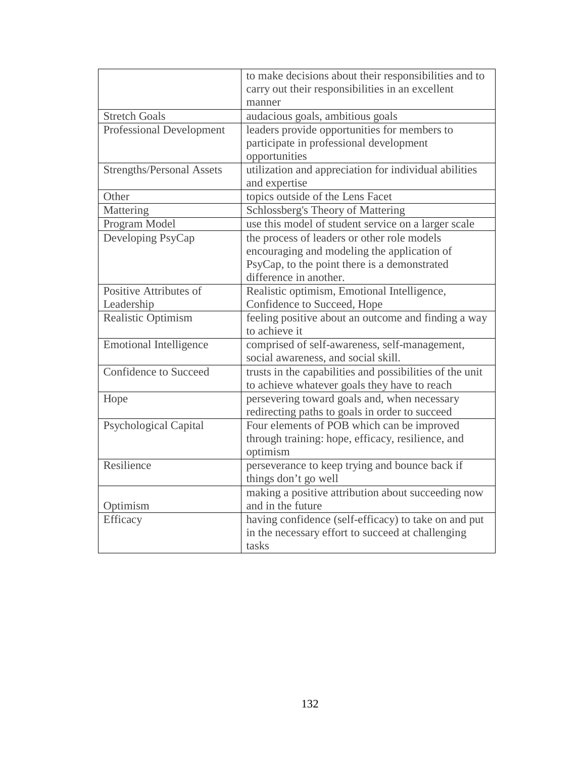| | |
|---|---|
| | to make decisions about their responsibilities and to carry out their responsibilities in an excellent manner |
| Stretch Goals | audacious goals, ambitious goals |
| Professional Development | leaders provide opportunities for members to participate in professional development opportunities |
| Strengths/Personal Assets | utilization and appreciation for individual abilities and expertise |
| Other | topics outside of the Lens Facet |
| Mattering | Schlossberg's Theory of Mattering |
| Program Model | use this model of student service on a larger scale |
| Developing PsyCap | the process of leaders or other role models encouraging and modeling the application of PsyCap, to the point there is a demonstrated difference in another. |
| Positive Attributes of Leadership | Realistic optimism, Emotional Intelligence, Confidence to Succeed, Hope |
| Realistic Optimism | feeling positive about an outcome and finding a way to achieve it |
| Emotional Intelligence | comprised of self-awareness, self-management, social awareness, and social skill. |
| Confidence to Succeed | trusts in the capabilities and possibilities of the unit to achieve whatever goals they have to reach |
| Hope | persevering toward goals and, when necessary redirecting paths to goals in order to succeed |
| Psychological Capital | Four elements of POB which can be improved through training: hope, efficacy, resilience, and optimism |
| Resilience | perseverance to keep trying and bounce back if things don't go well |
| Optimism | making a positive attribution about succeeding now and in the future |
| Efficacy | having confidence (self-efficacy) to take on and put in the necessary effort to succeed at challenging tasks |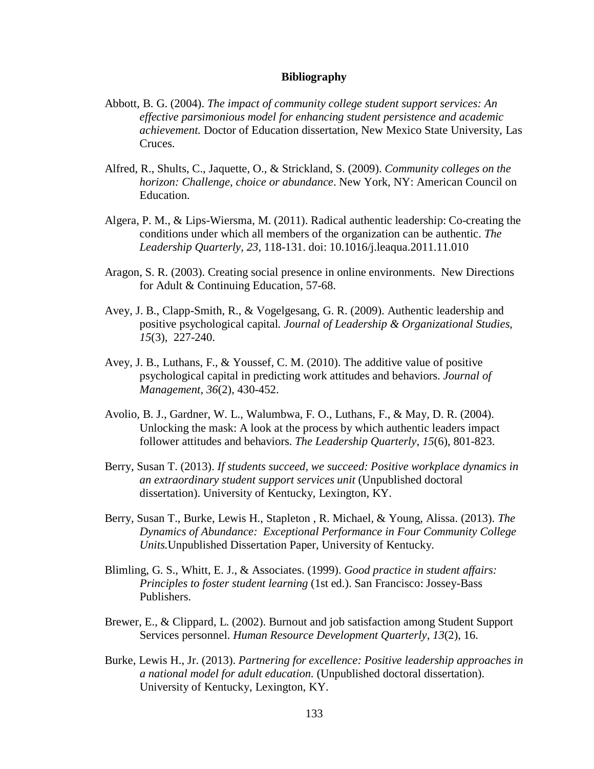## Bibliography

Abbott, B. G. (2004). *The impact of community college student support services: An effective parsimonious model for enhancing student persistence and academic achievement.* Doctor of Education dissertation, New Mexico State University, Las Cruces.

Alfred, R., Shults, C., Jaquette, O., & Strickland, S. (2009). *Community colleges on the horizon: Challenge, choice or abundance*. New York, NY: American Council on Education.

Algera, P. M., & Lips-Wiersma, M. (2011). Radical authentic leadership: Co-creating the conditions under which all members of the organization can be authentic. *The Leadership Quarterly, 23*, 118-131. doi: 10.1016/j.leaqua.2011.11.010

Aragon, S. R. (2003). Creating social presence in online environments. New Directions for Adult & Continuing Education, 57-68.

Avey, J. B., Clapp-Smith, R., & Vogelgesang, G. R. (2009). Authentic leadership and positive psychological capital*. Journal of Leadership & Organizational Studies, 15*(3), 227-240.

Avey, J. B., Luthans, F., & Youssef, C. M. (2010). The additive value of positive psychological capital in predicting work attitudes and behaviors. *Journal of Management, 36*(2), 430-452.

Avolio, B. J., Gardner, W. L., Walumbwa, F. O., Luthans, F., & May, D. R. (2004). Unlocking the mask: A look at the process by which authentic leaders impact follower attitudes and behaviors. *The Leadership Quarterly, 15*(6), 801-823.

Berry, Susan T. (2013). *If students succeed, we succeed: Positive workplace dynamics in an extraordinary student support services unit* (Unpublished doctoral dissertation). University of Kentucky, Lexington, KY.

Berry, Susan T., Burke, Lewis H., Stapleton , R. Michael, & Young, Alissa. (2013). *The Dynamics of Abundance: Exceptional Performance in Four Community College Units.*Unpublished Dissertation Paper, University of Kentucky.

Blimling, G. S., Whitt, E. J., & Associates. (1999). *Good practice in student affairs: Principles to foster student learning* (1st ed.). San Francisco: Jossey-Bass Publishers.

Brewer, E., & Clippard, L. (2002). Burnout and job satisfaction among Student Support Services personnel. *Human Resource Development Quarterly, 13*(2), 16.

Burke, Lewis H., Jr. (2013). *Partnering for excellence: Positive leadership approaches in a national model for adult education.* (Unpublished doctoral dissertation). University of Kentucky, Lexington, KY.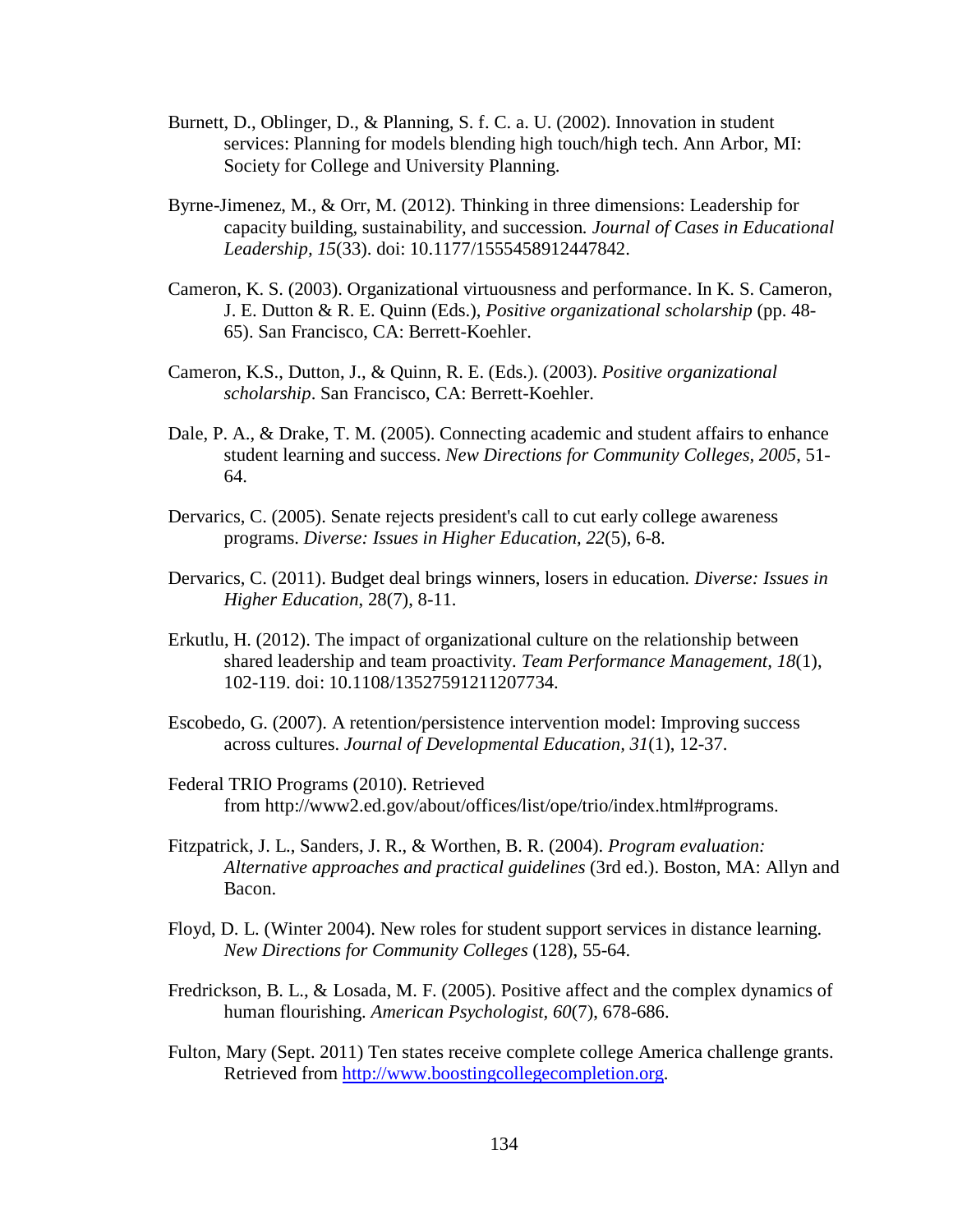Burnett, D., Oblinger, D., & Planning, S. f. C. a. U. (2002). Innovation in student services: Planning for models blending high touch/high tech. Ann Arbor, MI: Society for College and University Planning.

Byrne-Jimenez, M., & Orr, M. (2012). Thinking in three dimensions: Leadership for capacity building, sustainability, and succession. *Journal of Cases in Educational Leadership, 15*(33). doi: 10.1177/1555458912447842.

Cameron, K. S. (2003). Organizational virtuousness and performance. In K. S. Cameron, J. E. Dutton & R. E. Quinn (Eds.), *Positive organizational scholarship* (pp. 48-65). San Francisco, CA: Berrett-Koehler.

Cameron, K.S., Dutton, J., & Quinn, R. E. (Eds.). (2003). *Positive organizational scholarship*. San Francisco, CA: Berrett-Koehler.

Dale, P. A., & Drake, T. M. (2005). Connecting academic and student affairs to enhance student learning and success. *New Directions for Community Colleges, 2005*, 51-64.

Dervarics, C. (2005). Senate rejects president's call to cut early college awareness programs. *Diverse: Issues in Higher Education, 22*(5), 6-8.

Dervarics, C. (2011). Budget deal brings winners, losers in education. *Diverse: Issues in Higher Education*, 28(7), 8-11.

Erkutlu, H. (2012). The impact of organizational culture on the relationship between shared leadership and team proactivity. *Team Performance Management, 18*(1), 102-119. doi: 10.1108/13527591211207734.

Escobedo, G. (2007). A retention/persistence intervention model: Improving success across cultures. *Journal of Developmental Education, 31*(1), 12-37.

Federal TRIO Programs (2010). Retrieved from http://www2.ed.gov/about/offices/list/ope/trio/index.html#programs.

Fitzpatrick, J. L., Sanders, J. R., & Worthen, B. R. (2004). *Program evaluation: Alternative approaches and practical guidelines* (3rd ed.). Boston, MA: Allyn and Bacon.

Floyd, D. L. (Winter 2004). New roles for student support services in distance learning. *New Directions for Community Colleges* (128), 55-64.

Fredrickson, B. L., & Losada, M. F. (2005). Positive affect and the complex dynamics of human flourishing. *American Psychologist, 60*(7), 678-686.

Fulton, Mary (Sept. 2011) Ten states receive complete college America challenge grants. Retrieved from http://www.boostingcollegecompletion.org.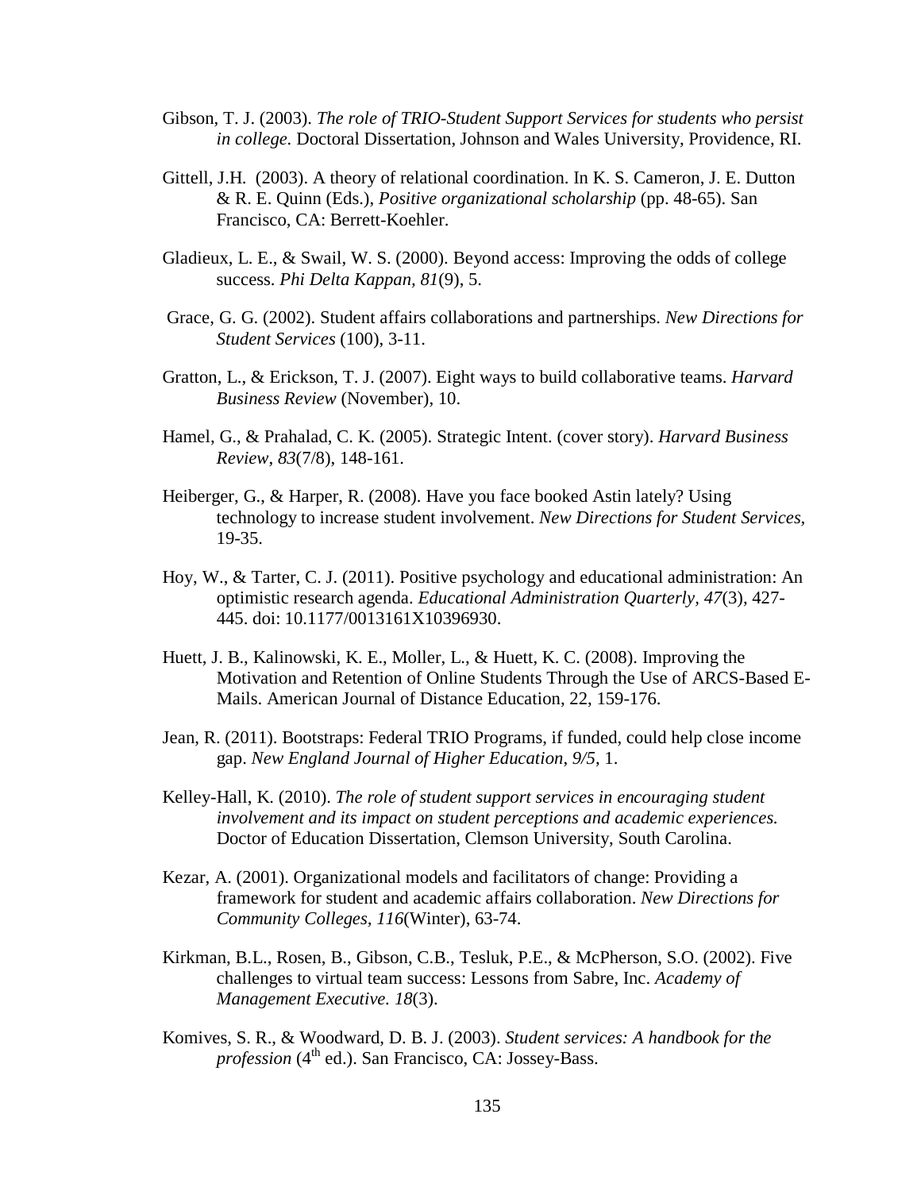Gibson, T. J. (2003). *The role of TRIO-Student Support Services for students who persist in college.* Doctoral Dissertation, Johnson and Wales University, Providence, RI.

Gittell, J.H. (2003). A theory of relational coordination. In K. S. Cameron, J. E. Dutton & R. E. Quinn (Eds.), *Positive organizational scholarship* (pp. 48-65). San Francisco, CA: Berrett-Koehler.

Gladieux, L. E., & Swail, W. S. (2000). Beyond access: Improving the odds of college success. *Phi Delta Kappan, 81*(9), 5.

Grace, G. G. (2002). Student affairs collaborations and partnerships. *New Directions for Student Services* (100), 3-11.

Gratton, L., & Erickson, T. J. (2007). Eight ways to build collaborative teams. *Harvard Business Review* (November), 10.

Hamel, G., & Prahalad, C. K. (2005). Strategic Intent. (cover story). *Harvard Business Review*, *83*(7/8), 148-161.

Heiberger, G., & Harper, R. (2008). Have you face booked Astin lately? Using technology to increase student involvement. *New Directions for Student Services,* 19-35.

Hoy, W., & Tarter, C. J. (2011). Positive psychology and educational administration: An optimistic research agenda. *Educational Administration Quarterly, 47*(3), 427-445. doi: 10.1177/0013161X10396930.

Huett, J. B., Kalinowski, K. E., Moller, L., & Huett, K. C. (2008). Improving the Motivation and Retention of Online Students Through the Use of ARCS-Based E-Mails. American Journal of Distance Education, 22, 159-176.

Jean, R. (2011). Bootstraps: Federal TRIO Programs, if funded, could help close income gap. *New England Journal of Higher Education, 9/5*, 1.

Kelley-Hall, K. (2010). *The role of student support services in encouraging student involvement and its impact on student perceptions and academic experiences.* Doctor of Education Dissertation, Clemson University, South Carolina.

Kezar, A. (2001). Organizational models and facilitators of change: Providing a framework for student and academic affairs collaboration. *New Directions for Community Colleges, 116*(Winter), 63-74.

Kirkman, B.L., Rosen, B., Gibson, C.B., Tesluk, P.E., & McPherson, S.O. (2002). Five challenges to virtual team success: Lessons from Sabre, Inc. *Academy of Management Executive. 18*(3).

Komives, S. R., & Woodward, D. B. J. (2003). *Student services: A handbook for the profession* (4th ed.). San Francisco, CA: Jossey-Bass.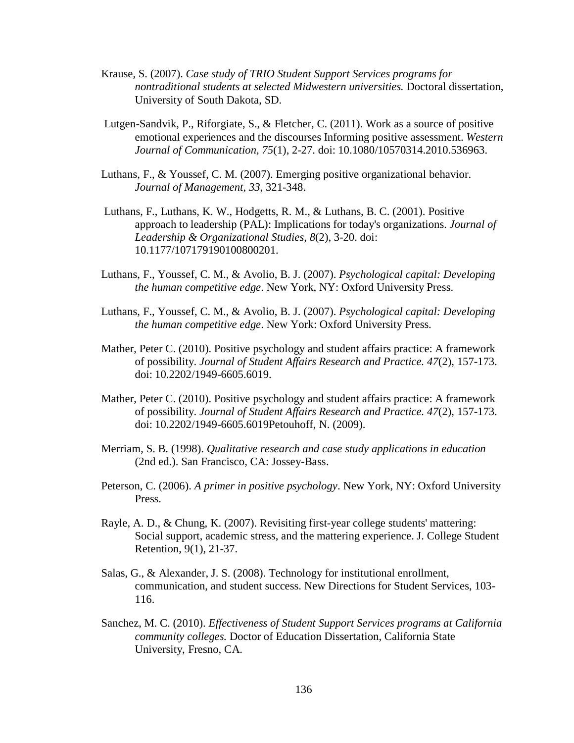Krause, S. (2007). *Case study of TRIO Student Support Services programs for nontraditional students at selected Midwestern universities.* Doctoral dissertation, University of South Dakota, SD.

Lutgen-Sandvik, P., Riforgiate, S., & Fletcher, C. (2011). Work as a source of positive emotional experiences and the discourses Informing positive assessment. *Western Journal of Communication, 75*(1), 2-27. doi: 10.1080/10570314.2010.536963.

Luthans, F., & Youssef, C. M. (2007). Emerging positive organizational behavior. *Journal of Management, 33*, 321-348.

Luthans, F., Luthans, K. W., Hodgetts, R. M., & Luthans, B. C. (2001). Positive approach to leadership (PAL): Implications for today's organizations. *Journal of Leadership & Organizational Studies, 8*(2), 3-20. doi: 10.1177/107179190100800201.

Luthans, F., Youssef, C. M., & Avolio, B. J. (2007). *Psychological capital: Developing the human competitive edge*. New York, NY: Oxford University Press.

Luthans, F., Youssef, C. M., & Avolio, B. J. (2007). *Psychological capital: Developing the human competitive edge*. New York: Oxford University Press.

Mather, Peter C. (2010). Positive psychology and student affairs practice: A framework of possibility. *Journal of Student Affairs Research and Practice. 47*(2), 157-173. doi: 10.2202/1949-6605.6019.

Mather, Peter C. (2010). Positive psychology and student affairs practice: A framework of possibility. *Journal of Student Affairs Research and Practice. 47*(2), 157-173. doi: 10.2202/1949-6605.6019Petouhoff, N. (2009).

Merriam, S. B. (1998). *Qualitative research and case study applications in education* (2nd ed.). San Francisco, CA: Jossey-Bass.

Peterson, C. (2006). *A primer in positive psychology*. New York, NY: Oxford University Press.

Rayle, A. D., & Chung, K. (2007). Revisiting first-year college students' mattering: Social support, academic stress, and the mattering experience. J. College Student Retention, 9(1), 21-37.

Salas, G., & Alexander, J. S. (2008). Technology for institutional enrollment, communication, and student success. New Directions for Student Services, 103-116.

Sanchez, M. C. (2010). *Effectiveness of Student Support Services programs at California community colleges.* Doctor of Education Dissertation, California State University, Fresno, CA.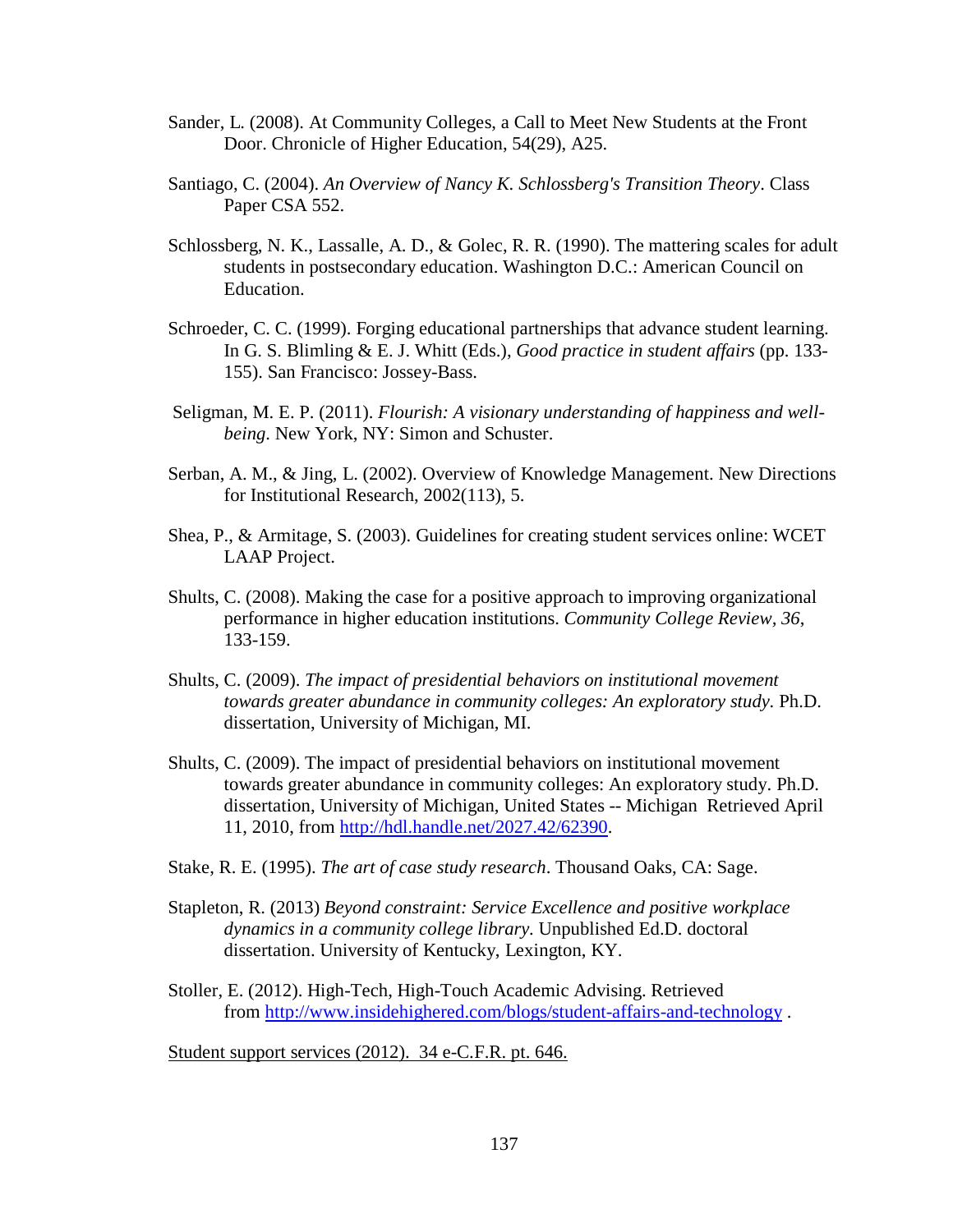Sander, L. (2008). At Community Colleges, a Call to Meet New Students at the Front Door. Chronicle of Higher Education, 54(29), A25.

Santiago, C. (2004). *An Overview of Nancy K. Schlossberg's Transition Theory*. Class Paper CSA 552.

Schlossberg, N. K., Lassalle, A. D., & Golec, R. R. (1990). The mattering scales for adult students in postsecondary education. Washington D.C.: American Council on Education.

Schroeder, C. C. (1999). Forging educational partnerships that advance student learning. In G. S. Blimling & E. J. Whitt (Eds.), *Good practice in student affairs* (pp. 133-155). San Francisco: Jossey-Bass.

Seligman, M. E. P. (2011). *Flourish: A visionary understanding of happiness and well-being*. New York, NY: Simon and Schuster.

Serban, A. M., & Jing, L. (2002). Overview of Knowledge Management. New Directions for Institutional Research, 2002(113), 5.

Shea, P., & Armitage, S. (2003). Guidelines for creating student services online: WCET LAAP Project.

Shults, C. (2008). Making the case for a positive approach to improving organizational performance in higher education institutions. *Community College Review*, *36*, 133-159.

Shults, C. (2009). *The impact of presidential behaviors on institutional movement towards greater abundance in community colleges: An exploratory study.* Ph.D. dissertation, University of Michigan, MI.

Shults, C. (2009). The impact of presidential behaviors on institutional movement towards greater abundance in community colleges: An exploratory study. Ph.D. dissertation, University of Michigan, United States -- Michigan Retrieved April 11, 2010, from http://hdl.handle.net/2027.42/62390.

Stake, R. E. (1995). *The art of case study research*. Thousand Oaks, CA: Sage.

Stapleton, R. (2013) *Beyond constraint: Service Excellence and positive workplace dynamics in a community college library*. Unpublished Ed.D. doctoral dissertation. University of Kentucky, Lexington, KY.

Stoller, E. (2012). High-Tech, High-Touch Academic Advising. Retrieved from http://www.insidehighered.com/blogs/student-affairs-and-technology .

Student support services (2012). 34 e-C.F.R. pt. 646.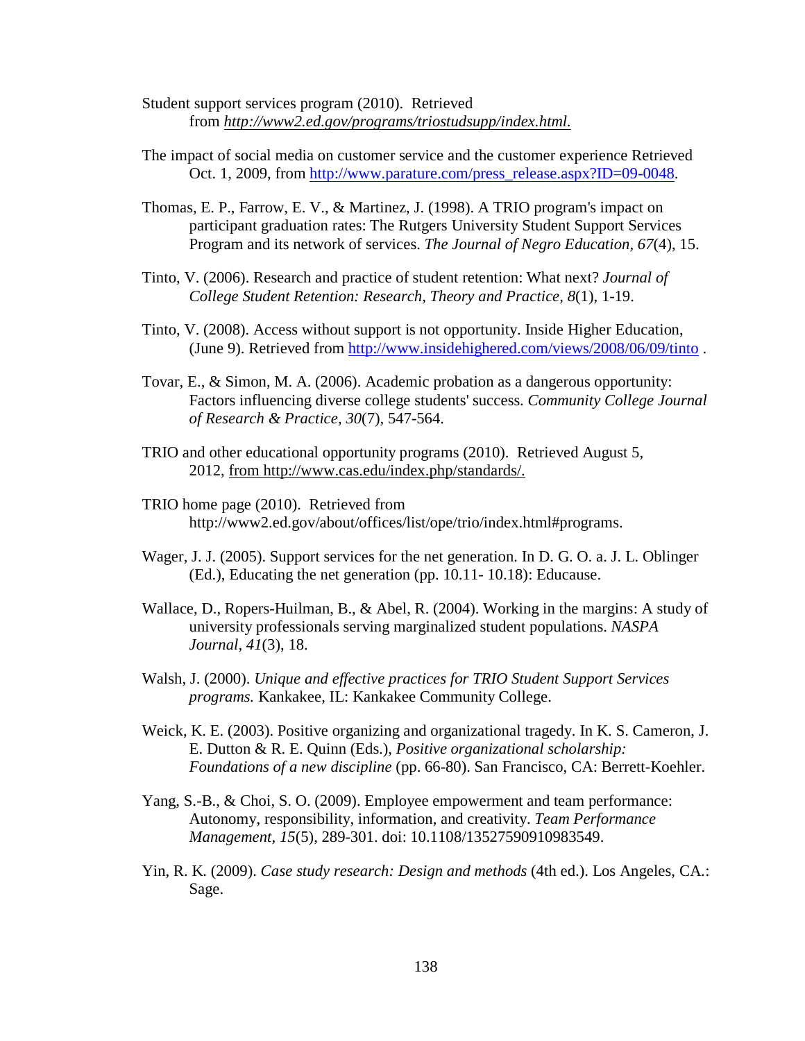Student support services program (2010). Retrieved from *http://www2.ed.gov/programs/triostudsupp/index.html.*

The impact of social media on customer service and the customer experience Retrieved Oct. 1, 2009, from http://www.parature.com/press_release.aspx?ID=09-0048.

Thomas, E. P., Farrow, E. V., & Martinez, J. (1998). A TRIO program's impact on participant graduation rates: The Rutgers University Student Support Services Program and its network of services. *The Journal of Negro Education, 67*(4), 15.

Tinto, V. (2006). Research and practice of student retention: What next? *Journal of College Student Retention: Research, Theory and Practice, 8*(1), 1-19.

Tinto, V. (2008). Access without support is not opportunity. Inside Higher Education, (June 9). Retrieved from http://www.insidehighered.com/views/2008/06/09/tinto .

Tovar, E., & Simon, M. A. (2006). Academic probation as a dangerous opportunity: Factors influencing diverse college students' success. *Community College Journal of Research & Practice, 30*(7), 547-564.

TRIO and other educational opportunity programs (2010). Retrieved August 5, 2012, from http://www.cas.edu/index.php/standards/.

TRIO home page (2010). Retrieved from http://www2.ed.gov/about/offices/list/ope/trio/index.html#programs.

Wager, J. J. (2005). Support services for the net generation. In D. G. O. a. J. L. Oblinger (Ed.), Educating the net generation (pp. 10.11- 10.18): Educause.

Wallace, D., Ropers-Huilman, B., & Abel, R. (2004). Working in the margins: A study of university professionals serving marginalized student populations. *NASPA Journal, 41*(3), 18.

Walsh, J. (2000). *Unique and effective practices for TRIO Student Support Services programs.* Kankakee, IL: Kankakee Community College.

Weick, K. E. (2003). Positive organizing and organizational tragedy. In K. S. Cameron, J. E. Dutton & R. E. Quinn (Eds.), *Positive organizational scholarship: Foundations of a new discipline* (pp. 66-80). San Francisco, CA: Berrett-Koehler.

Yang, S.-B., & Choi, S. O. (2009). Employee empowerment and team performance: Autonomy, responsibility, information, and creativity. *Team Performance Management, 15*(5), 289-301. doi: 10.1108/13527590910983549.

Yin, R. K. (2009). *Case study research: Design and methods* (4th ed.). Los Angeles, CA.: Sage.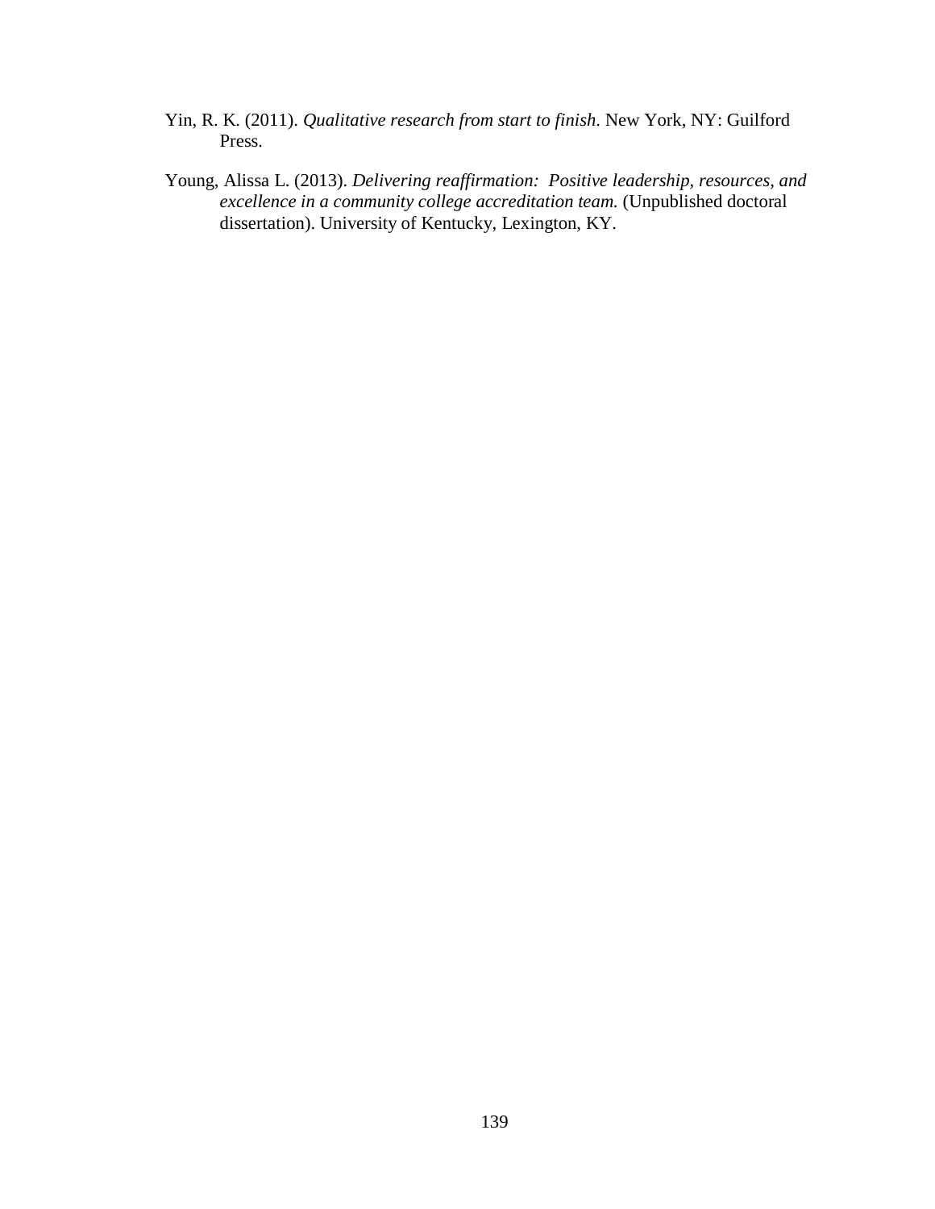Yin, R. K. (2011). *Qualitative research from start to finish.* New York, NY: Guilford Press.

Young, Alissa L. (2013). *Delivering reaffirmation: Positive leadership, resources, and excellence in a community college accreditation team.* (Unpublished doctoral dissertation). University of Kentucky, Lexington, KY.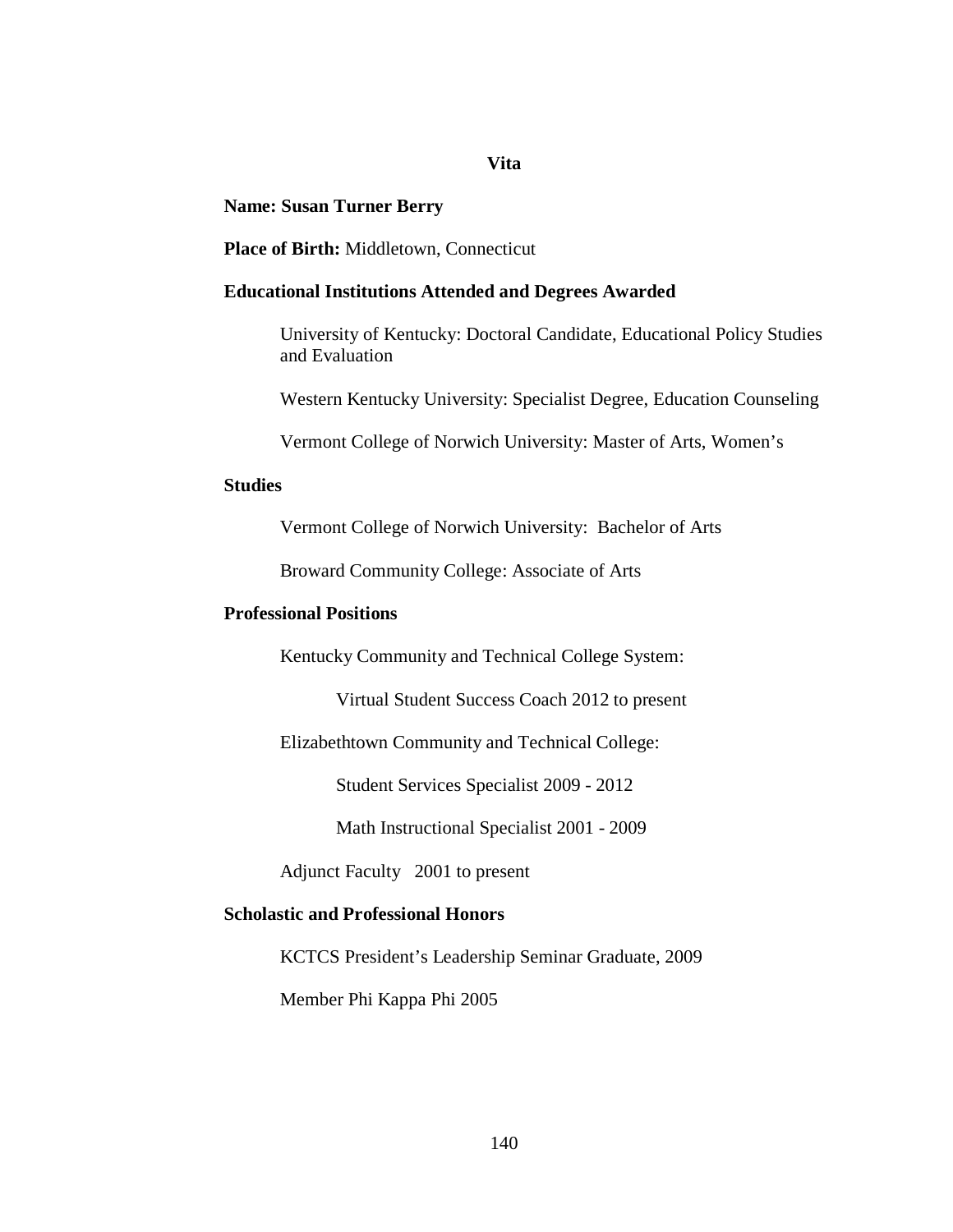# Vita

**Name: Susan Turner Berry**

**Place of Birth:** Middletown, Connecticut

**Educational Institutions Attended and Degrees Awarded**

University of Kentucky: Doctoral Candidate, Educational Policy Studies and Evaluation

Western Kentucky University: Specialist Degree, Education Counseling

Vermont College of Norwich University: Master of Arts, Women's

**Studies**

Vermont College of Norwich University: Bachelor of Arts

Broward Community College: Associate of Arts

**Professional Positions**

Kentucky Community and Technical College System:

Virtual Student Success Coach 2012 to present

Elizabethtown Community and Technical College:

Student Services Specialist 2009 - 2012

Math Instructional Specialist 2001 - 2009

Adjunct Faculty 2001 to present

**Scholastic and Professional Honors**

KCTCS President's Leadership Seminar Graduate, 2009

Member Phi Kappa Phi 2005